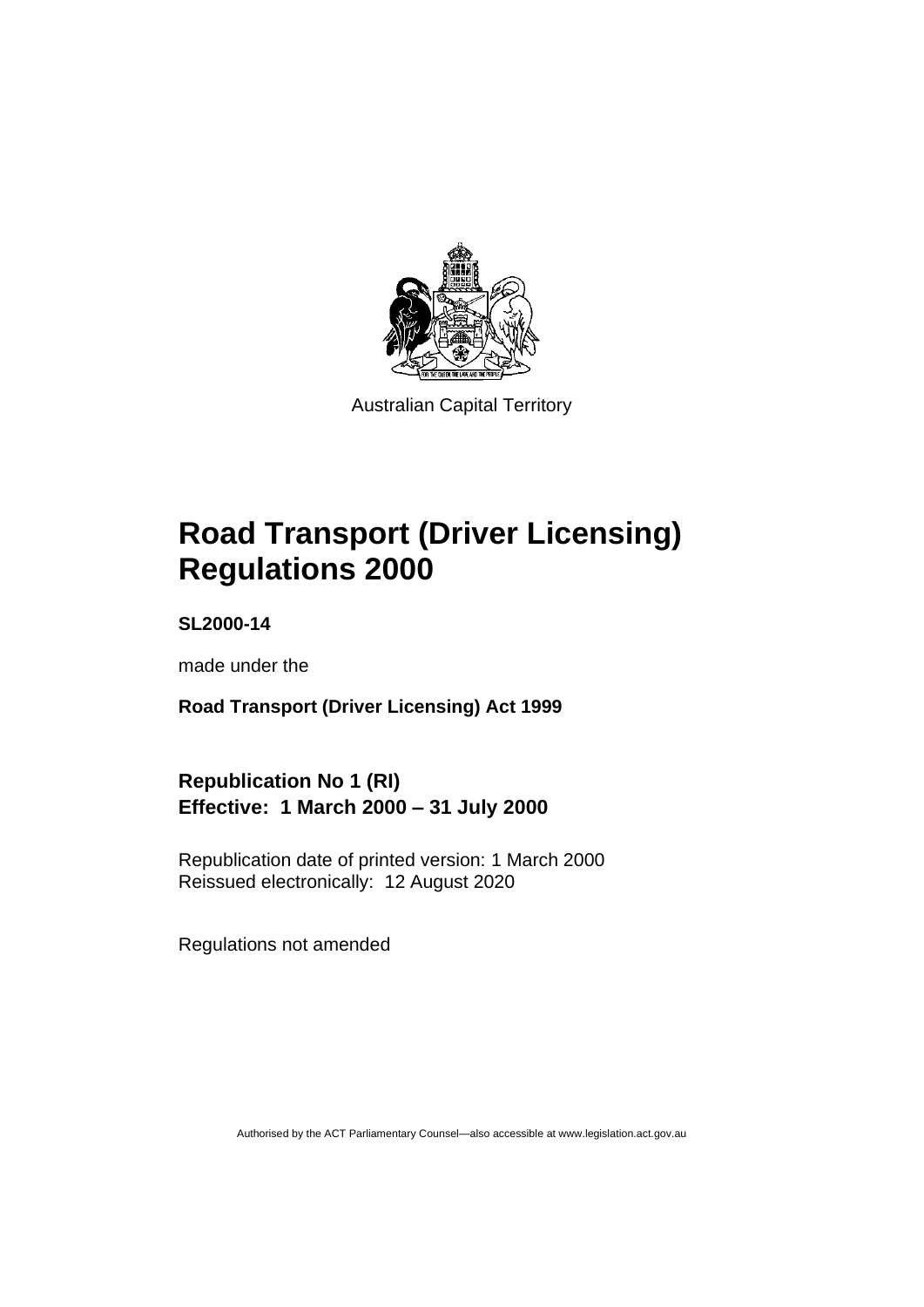Australian Capital Territory

# Road Transport (Driver Licensing) Regulations 2000

**SL2000-14**

made under the

**Road Transport (Driver Licensing) Act 1999**

## Republication No 1 (RI)
## Effective: 1 March 2000 – 31 July 2000

Republication date of printed version: 1 March 2000
Reissued electronically: 12 August 2020

Regulations not amended

Authorised by the ACT Parliamentary Counsel—also accessible at www.legislation.act.gov.au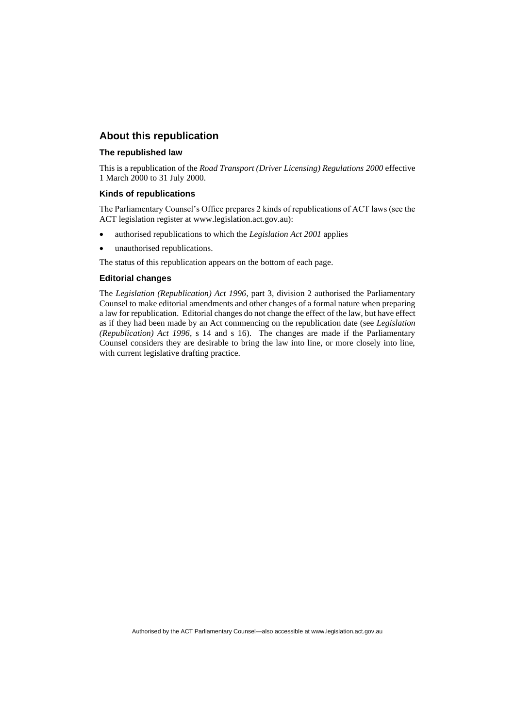## About this republication

### The republished law

This is a republication of the *Road Transport (Driver Licensing) Regulations 2000* effective 1 March 2000 to 31 July 2000.

### Kinds of republications

The Parliamentary Counsel's Office prepares 2 kinds of republications of ACT laws (see the ACT legislation register at www.legislation.act.gov.au):

- authorised republications to which the *Legislation Act 2001* applies
- unauthorised republications.

The status of this republication appears on the bottom of each page.

### Editorial changes

The *Legislation (Republication) Act 1996*, part 3, division 2 authorised the Parliamentary Counsel to make editorial amendments and other changes of a formal nature when preparing a law for republication. Editorial changes do not change the effect of the law, but have effect as if they had been made by an Act commencing on the republication date (see *Legislation (Republication) Act 1996*, s 14 and s 16). The changes are made if the Parliamentary Counsel considers they are desirable to bring the law into line, or more closely into line, with current legislative drafting practice.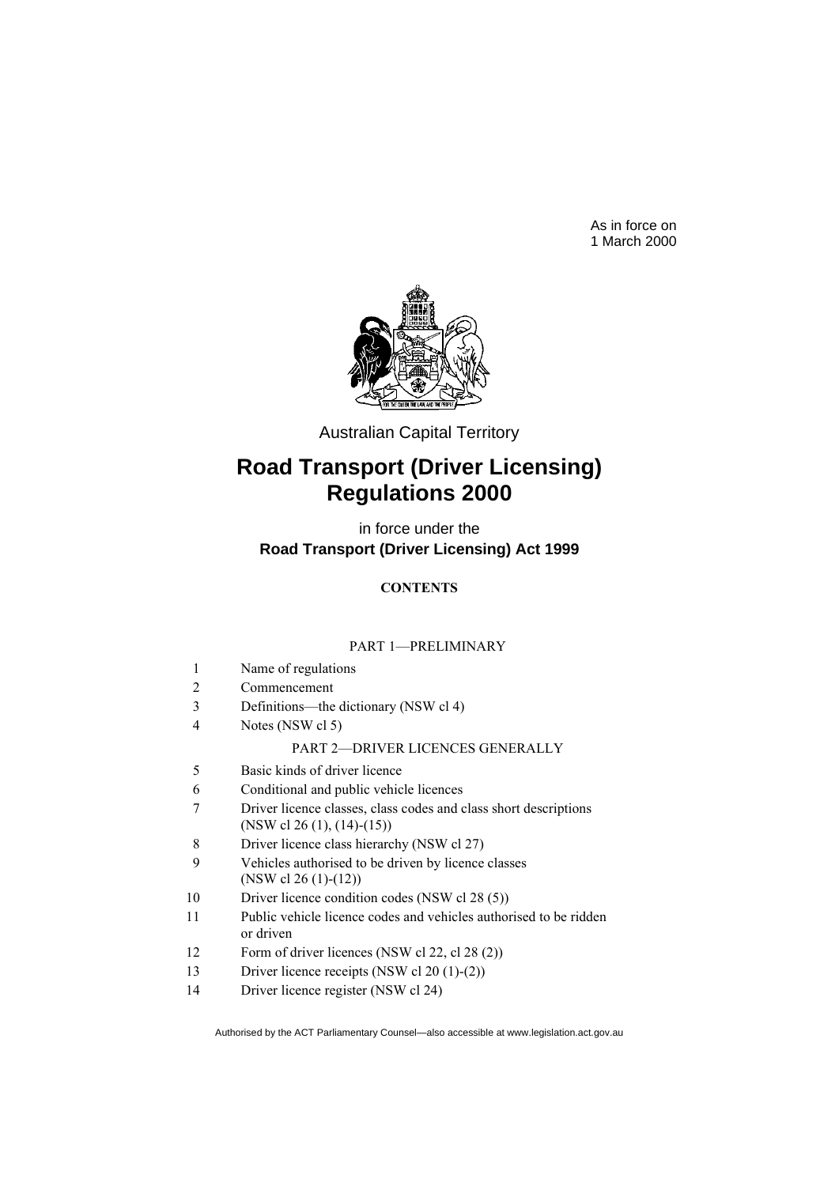As in force on
1 March 2000

Australian Capital Territory

# Road Transport (Driver Licensing) Regulations 2000

in force under the
**Road Transport (Driver Licensing) Act 1999**

**CONTENTS**

PART 1—PRELIMINARY

1 Name of regulations
2 Commencement
3 Definitions—the dictionary (NSW cl 4)
4 Notes (NSW cl 5)

PART 2—DRIVER LICENCES GENERALLY

5 Basic kinds of driver licence
6 Conditional and public vehicle licences
7 Driver licence classes, class codes and class short descriptions (NSW cl 26 (1), (14)-(15))
8 Driver licence class hierarchy (NSW cl 27)
9 Vehicles authorised to be driven by licence classes (NSW cl 26 (1)-(12))
10 Driver licence condition codes (NSW cl 28 (5))
11 Public vehicle licence codes and vehicles authorised to be ridden or driven
12 Form of driver licences (NSW cl 22, cl 28 (2))
13 Driver licence receipts (NSW cl 20 (1)-(2))
14 Driver licence register (NSW cl 24)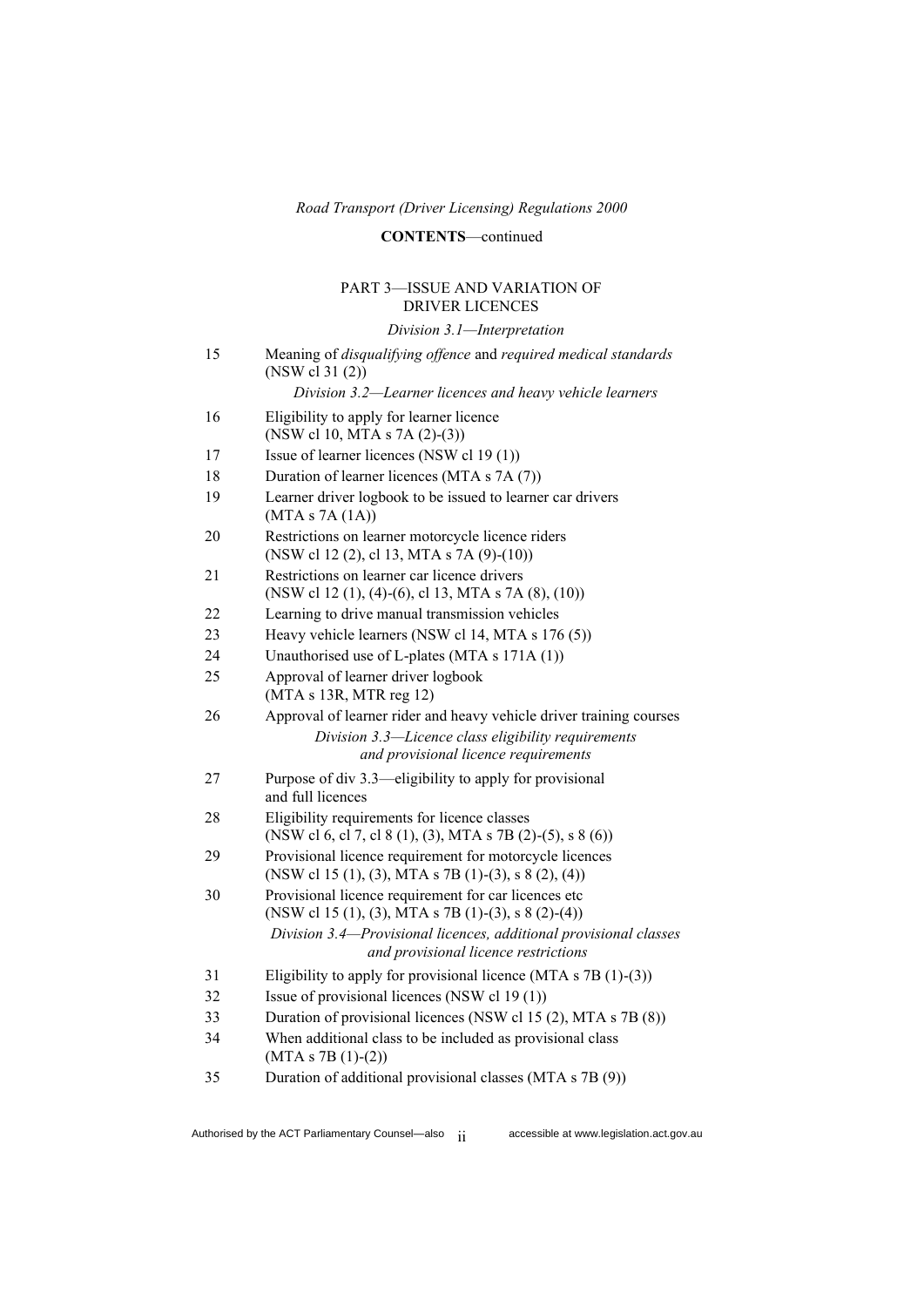**CONTENTS**—continued

## PART 3—ISSUE AND VARIATION OF DRIVER LICENCES

*Division 3.1—Interpretation*

15 Meaning of *disqualifying offence* and *required medical standards* (NSW cl 31 (2))

*Division 3.2—Learner licences and heavy vehicle learners*

16 Eligibility to apply for learner licence (NSW cl 10, MTA s 7A (2)-(3))

17 Issue of learner licences (NSW cl 19 (1))

18 Duration of learner licences (MTA s 7A (7))

19 Learner driver logbook to be issued to learner car drivers (MTA s 7A (1A))

20 Restrictions on learner motorcycle licence riders (NSW cl 12 (2), cl 13, MTA s 7A (9)-(10))

21 Restrictions on learner car licence drivers (NSW cl 12 (1), (4)-(6), cl 13, MTA s 7A (8), (10))

22 Learning to drive manual transmission vehicles

23 Heavy vehicle learners (NSW cl 14, MTA s 176 (5))

24 Unauthorised use of L-plates (MTA s 171A (1))

25 Approval of learner driver logbook (MTA s 13R, MTR reg 12)

26 Approval of learner rider and heavy vehicle driver training courses

*Division 3.3—Licence class eligibility requirements and provisional licence requirements*

27 Purpose of div 3.3—eligibility to apply for provisional and full licences

28 Eligibility requirements for licence classes (NSW cl 6, cl 7, cl 8 (1), (3), MTA s 7B (2)-(5), s 8 (6))

29 Provisional licence requirement for motorcycle licences (NSW cl 15 (1), (3), MTA s 7B (1)-(3), s 8 (2), (4))

30 Provisional licence requirement for car licences etc (NSW cl 15 (1), (3), MTA s 7B (1)-(3), s 8 (2)-(4))

*Division 3.4—Provisional licences, additional provisional classes and provisional licence restrictions*

31 Eligibility to apply for provisional licence (MTA s 7B (1)-(3))

32 Issue of provisional licences (NSW cl 19 (1))

33 Duration of provisional licences (NSW cl 15 (2), MTA s 7B (8))

34 When additional class to be included as provisional class (MTA s 7B (1)-(2))

35 Duration of additional provisional classes (MTA s 7B (9))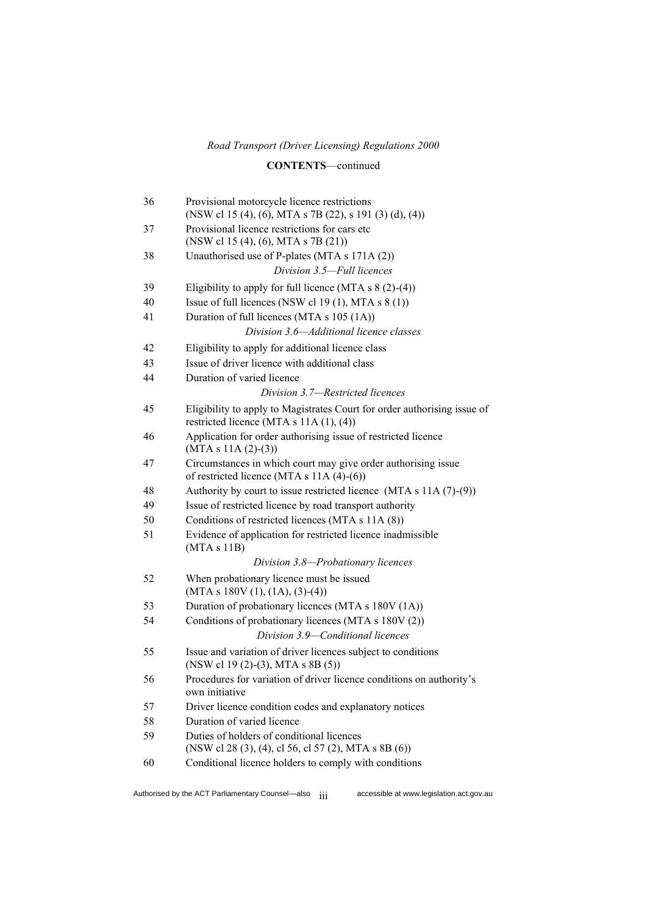**CONTENTS**—continued

| | |
|---|---|
| 36 | Provisional motorcycle licence restrictions (NSW cl 15 (4), (6), MTA s 7B (22), s 191 (3) (d), (4)) |
| 37 | Provisional licence restrictions for cars etc (NSW cl 15 (4), (6), MTA s 7B (21)) |
| 38 | Unauthorised use of P-plates (MTA s 171A (2)) |
| | *Division 3.5—Full licences* |
| 39 | Eligibility to apply for full licence (MTA s 8 (2)-(4)) |
| 40 | Issue of full licences (NSW cl 19 (1), MTA s 8 (1)) |
| 41 | Duration of full licences (MTA s 105 (1A)) |
| | *Division 3.6—Additional licence classes* |
| 42 | Eligibility to apply for additional licence class |
| 43 | Issue of driver licence with additional class |
| 44 | Duration of varied licence |
| | *Division 3.7—Restricted licences* |
| 45 | Eligibility to apply to Magistrates Court for order authorising issue of restricted licence (MTA s 11A (1), (4)) |
| 46 | Application for order authorising issue of restricted licence (MTA s 11A (2)-(3)) |
| 47 | Circumstances in which court may give order authorising issue of restricted licence (MTA s 11A (4)-(6)) |
| 48 | Authority by court to issue restricted licence (MTA s 11A (7)-(9)) |
| 49 | Issue of restricted licence by road transport authority |
| 50 | Conditions of restricted licences (MTA s 11A (8)) |
| 51 | Evidence of application for restricted licence inadmissible (MTA s 11B) |
| | *Division 3.8—Probationary licences* |
| 52 | When probationary licence must be issued (MTA s 180V (1), (1A), (3)-(4)) |
| 53 | Duration of probationary licences (MTA s 180V (1A)) |
| 54 | Conditions of probationary licences (MTA s 180V (2)) |
| | *Division 3.9—Conditional licences* |
| 55 | Issue and variation of driver licences subject to conditions (NSW cl 19 (2)-(3), MTA s 8B (5)) |
| 56 | Procedures for variation of driver licence conditions on authority's own initiative |
| 57 | Driver licence condition codes and explanatory notices |
| 58 | Duration of varied licence |
| 59 | Duties of holders of conditional licences (NSW cl 28 (3), (4), cl 56, cl 57 (2), MTA s 8B (6)) |
| 60 | Conditional licence holders to comply with conditions |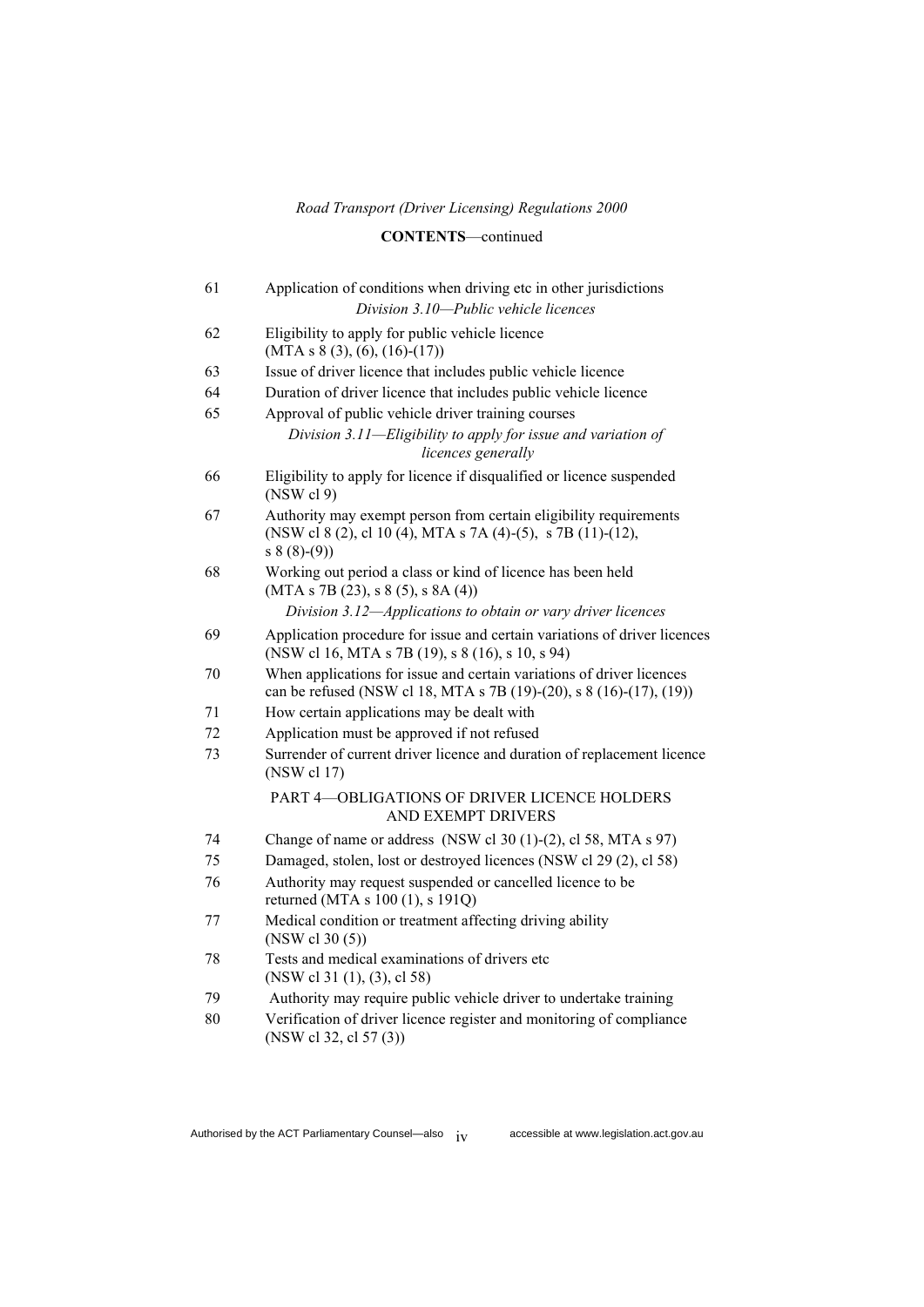CONTENTS—continued

61 Application of conditions when driving etc in other jurisdictions

*Division 3.10—Public vehicle licences*

62 Eligibility to apply for public vehicle licence (MTA s 8 (3), (6), (16)-(17))

63 Issue of driver licence that includes public vehicle licence

64 Duration of driver licence that includes public vehicle licence

65 Approval of public vehicle driver training courses

*Division 3.11—Eligibility to apply for issue and variation of licences generally*

66 Eligibility to apply for licence if disqualified or licence suspended (NSW cl 9)

67 Authority may exempt person from certain eligibility requirements (NSW cl 8 (2), cl 10 (4), MTA s 7A (4)-(5), s 7B (11)-(12), s 8 (8)-(9))

68 Working out period a class or kind of licence has been held (MTA s 7B (23), s 8 (5), s 8A (4))

*Division 3.12—Applications to obtain or vary driver licences*

69 Application procedure for issue and certain variations of driver licences (NSW cl 16, MTA s 7B (19), s 8 (16), s 10, s 94)

70 When applications for issue and certain variations of driver licences can be refused (NSW cl 18, MTA s 7B (19)-(20), s 8 (16)-(17), (19))

71 How certain applications may be dealt with

72 Application must be approved if not refused

73 Surrender of current driver licence and duration of replacement licence (NSW cl 17)

PART 4—OBLIGATIONS OF DRIVER LICENCE HOLDERS AND EXEMPT DRIVERS

74 Change of name or address (NSW cl 30 (1)-(2), cl 58, MTA s 97)

75 Damaged, stolen, lost or destroyed licences (NSW cl 29 (2), cl 58)

76 Authority may request suspended or cancelled licence to be returned (MTA s 100 (1), s 191Q)

77 Medical condition or treatment affecting driving ability (NSW cl 30 (5))

78 Tests and medical examinations of drivers etc (NSW cl 31 (1), (3), cl 58)

79 Authority may require public vehicle driver to undertake training

80 Verification of driver licence register and monitoring of compliance (NSW cl 32, cl 57 (3))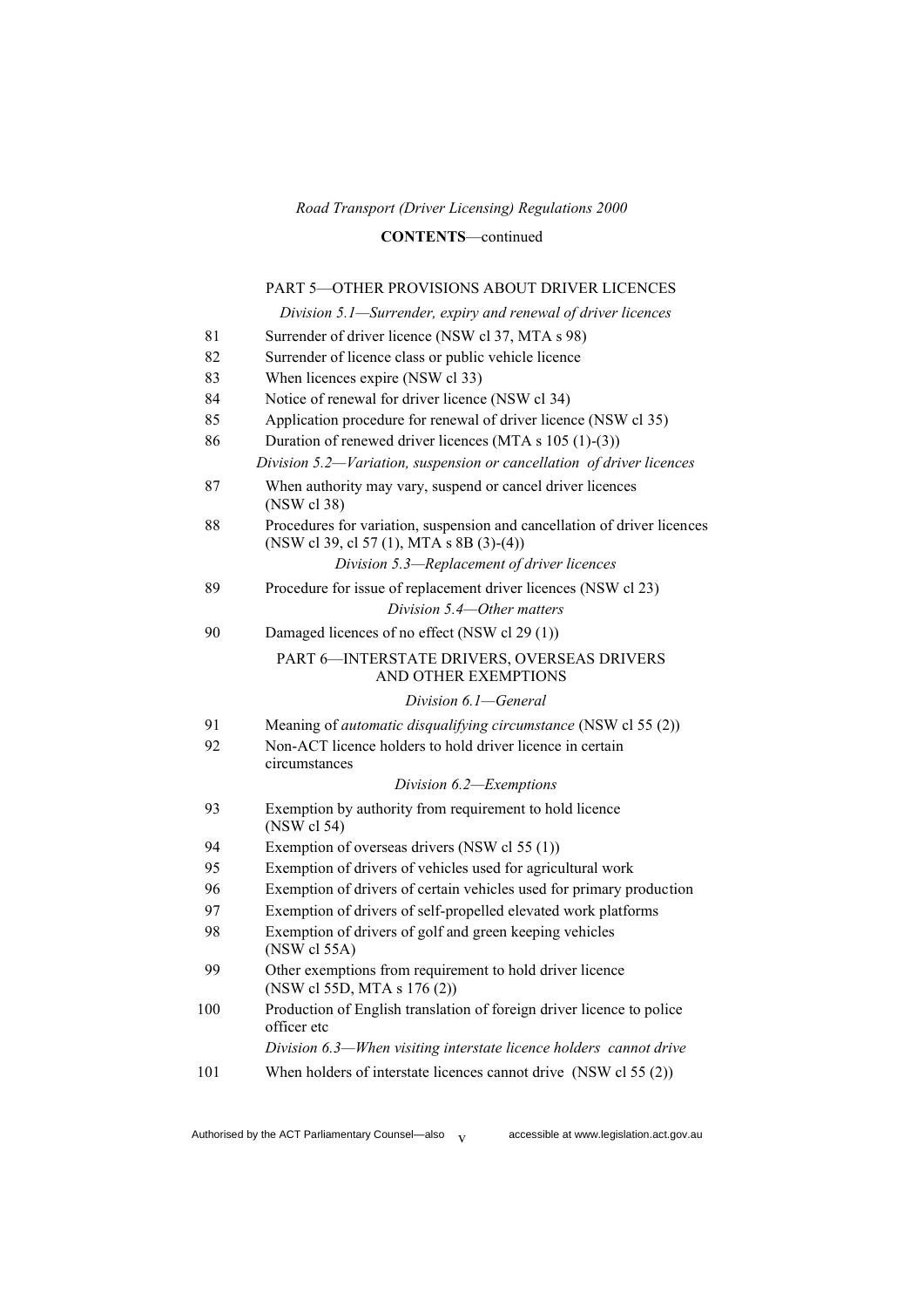**CONTENTS**—continued

PART 5—OTHER PROVISIONS ABOUT DRIVER LICENCES

*Division 5.1—Surrender, expiry and renewal of driver licences*

81 Surrender of driver licence (NSW cl 37, MTA s 98)

82 Surrender of licence class or public vehicle licence

83 When licences expire (NSW cl 33)

84 Notice of renewal for driver licence (NSW cl 34)

85 Application procedure for renewal of driver licence (NSW cl 35)

86 Duration of renewed driver licences (MTA s 105 (1)-(3))

*Division 5.2—Variation, suspension or cancellation of driver licences*

87 When authority may vary, suspend or cancel driver licences (NSW cl 38)

88 Procedures for variation, suspension and cancellation of driver licences (NSW cl 39, cl 57 (1), MTA s 8B (3)-(4))

*Division 5.3—Replacement of driver licences*

89 Procedure for issue of replacement driver licences (NSW cl 23)

*Division 5.4—Other matters*

90 Damaged licences of no effect (NSW cl 29 (1))

PART 6—INTERSTATE DRIVERS, OVERSEAS DRIVERS AND OTHER EXEMPTIONS

*Division 6.1—General*

91 Meaning of *automatic disqualifying circumstance* (NSW cl 55 (2))

92 Non-ACT licence holders to hold driver licence in certain circumstances

*Division 6.2—Exemptions*

93 Exemption by authority from requirement to hold licence (NSW cl 54)

94 Exemption of overseas drivers (NSW cl 55 (1))

95 Exemption of drivers of vehicles used for agricultural work

96 Exemption of drivers of certain vehicles used for primary production

97 Exemption of drivers of self-propelled elevated work platforms

98 Exemption of drivers of golf and green keeping vehicles (NSW cl 55A)

99 Other exemptions from requirement to hold driver licence (NSW cl 55D, MTA s 176 (2))

100 Production of English translation of foreign driver licence to police officer etc

*Division 6.3—When visiting interstate licence holders cannot drive*

101 When holders of interstate licences cannot drive (NSW cl 55 (2))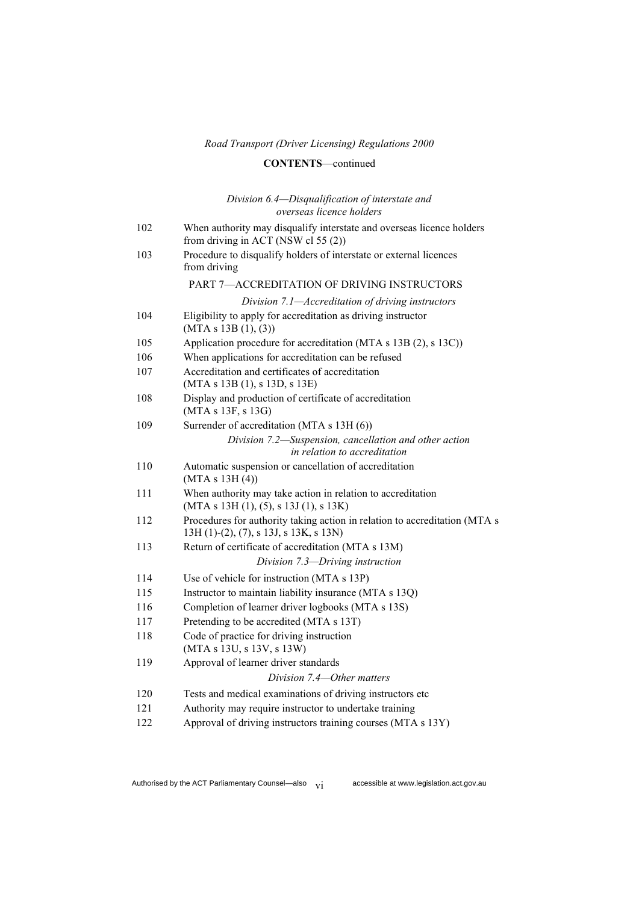**CONTENTS**—continued

*Division 6.4—Disqualification of interstate and overseas licence holders*

102 When authority may disqualify interstate and overseas licence holders from driving in ACT (NSW cl 55 (2))

103 Procedure to disqualify holders of interstate or external licences from driving

PART 7—ACCREDITATION OF DRIVING INSTRUCTORS

*Division 7.1—Accreditation of driving instructors*

104 Eligibility to apply for accreditation as driving instructor (MTA s 13B (1), (3))

105 Application procedure for accreditation (MTA s 13B (2), s 13C))

106 When applications for accreditation can be refused

107 Accreditation and certificates of accreditation (MTA s 13B (1), s 13D, s 13E)

108 Display and production of certificate of accreditation (MTA s 13F, s 13G)

109 Surrender of accreditation (MTA s 13H (6))

*Division 7.2—Suspension, cancellation and other action in relation to accreditation*

110 Automatic suspension or cancellation of accreditation (MTA s 13H (4))

111 When authority may take action in relation to accreditation (MTA s 13H (1), (5), s 13J (1), s 13K)

112 Procedures for authority taking action in relation to accreditation (MTA s 13H (1)-(2), (7), s 13J, s 13K, s 13N)

113 Return of certificate of accreditation (MTA s 13M)

*Division 7.3—Driving instruction*

114 Use of vehicle for instruction (MTA s 13P)

115 Instructor to maintain liability insurance (MTA s 13Q)

116 Completion of learner driver logbooks (MTA s 13S)

117 Pretending to be accredited (MTA s 13T)

118 Code of practice for driving instruction (MTA s 13U, s 13V, s 13W)

119 Approval of learner driver standards

*Division 7.4—Other matters*

120 Tests and medical examinations of driving instructors etc

121 Authority may require instructor to undertake training

122 Approval of driving instructors training courses (MTA s 13Y)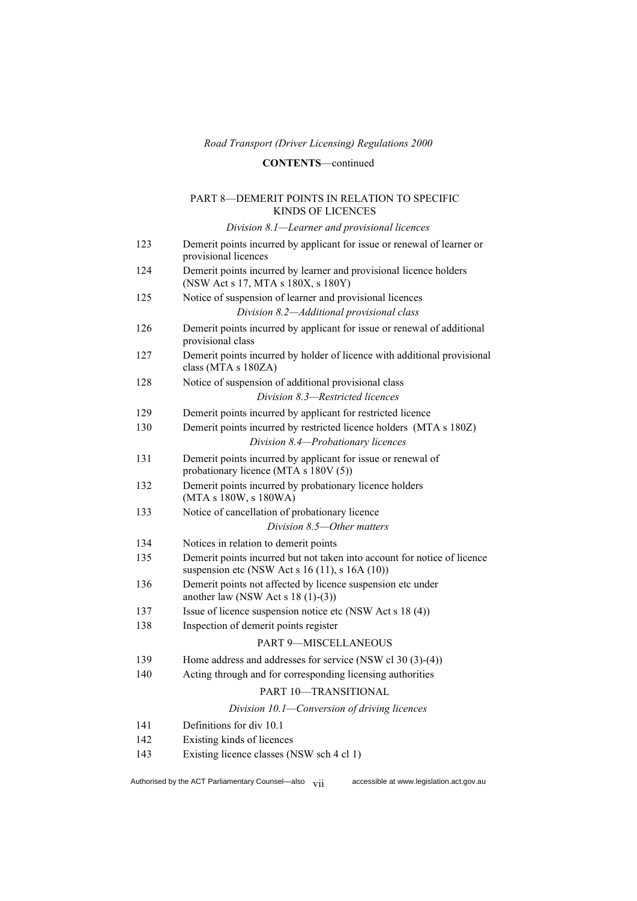**CONTENTS**—continued

PART 8—DEMERIT POINTS IN RELATION TO SPECIFIC KINDS OF LICENCES

*Division 8.1—Learner and provisional licences*

| | |
|---|---|
| 123 | Demerit points incurred by applicant for issue or renewal of learner or provisional licences |
| 124 | Demerit points incurred by learner and provisional licence holders (NSW Act s 17, MTA s 180X, s 180Y) |
| 125 | Notice of suspension of learner and provisional licences |

*Division 8.2—Additional provisional class*

| | |
|---|---|
| 126 | Demerit points incurred by applicant for issue or renewal of additional provisional class |
| 127 | Demerit points incurred by holder of licence with additional provisional class (MTA s 180ZA) |
| 128 | Notice of suspension of additional provisional class |

*Division 8.3—Restricted licences*

| | |
|---|---|
| 129 | Demerit points incurred by applicant for restricted licence |
| 130 | Demerit points incurred by restricted licence holders (MTA s 180Z) |

*Division 8.4—Probationary licences*

| | |
|---|---|
| 131 | Demerit points incurred by applicant for issue or renewal of probationary licence (MTA s 180V (5)) |
| 132 | Demerit points incurred by probationary licence holders (MTA s 180W, s 180WA) |
| 133 | Notice of cancellation of probationary licence |

*Division 8.5—Other matters*

| | |
|---|---|
| 134 | Notices in relation to demerit points |
| 135 | Demerit points incurred but not taken into account for notice of licence suspension etc (NSW Act s 16 (11), s 16A (10)) |
| 136 | Demerit points not affected by licence suspension etc under another law (NSW Act s 18 (1)-(3)) |
| 137 | Issue of licence suspension notice etc (NSW Act s 18 (4)) |
| 138 | Inspection of demerit points register |

PART 9—MISCELLANEOUS

| | |
|---|---|
| 139 | Home address and addresses for service (NSW cl 30 (3)-(4)) |
| 140 | Acting through and for corresponding licensing authorities |

PART 10—TRANSITIONAL

*Division 10.1—Conversion of driving licences*

| | |
|---|---|
| 141 | Definitions for div 10.1 |
| 142 | Existing kinds of licences |
| 143 | Existing licence classes (NSW sch 4 cl 1) |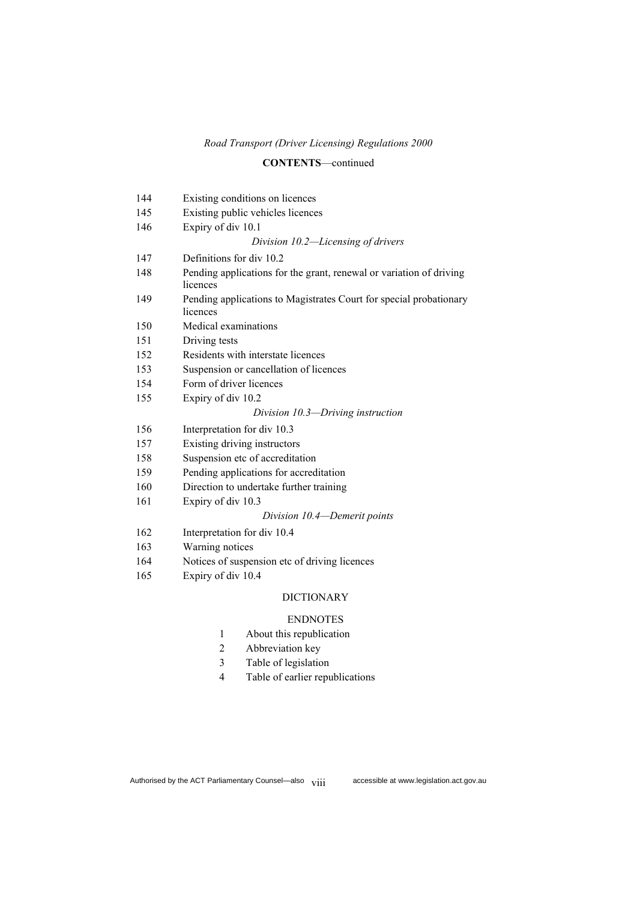*Road Transport (Driver Licensing) Regulations 2000*

**CONTENTS**—continued

144 Existing conditions on licences

145 Existing public vehicles licences

146 Expiry of div 10.1

*Division 10.2—Licensing of drivers*

147 Definitions for div 10.2

148 Pending applications for the grant, renewal or variation of driving licences

149 Pending applications to Magistrates Court for special probationary licences

150 Medical examinations

151 Driving tests

152 Residents with interstate licences

153 Suspension or cancellation of licences

154 Form of driver licences

155 Expiry of div 10.2

*Division 10.3—Driving instruction*

156 Interpretation for div 10.3

157 Existing driving instructors

158 Suspension etc of accreditation

159 Pending applications for accreditation

160 Direction to undertake further training

161 Expiry of div 10.3

*Division 10.4—Demerit points*

162 Interpretation for div 10.4

163 Warning notices

164 Notices of suspension etc of driving licences

165 Expiry of div 10.4

DICTIONARY

ENDNOTES

1 About this republication

2 Abbreviation key

3 Table of legislation

4 Table of earlier republications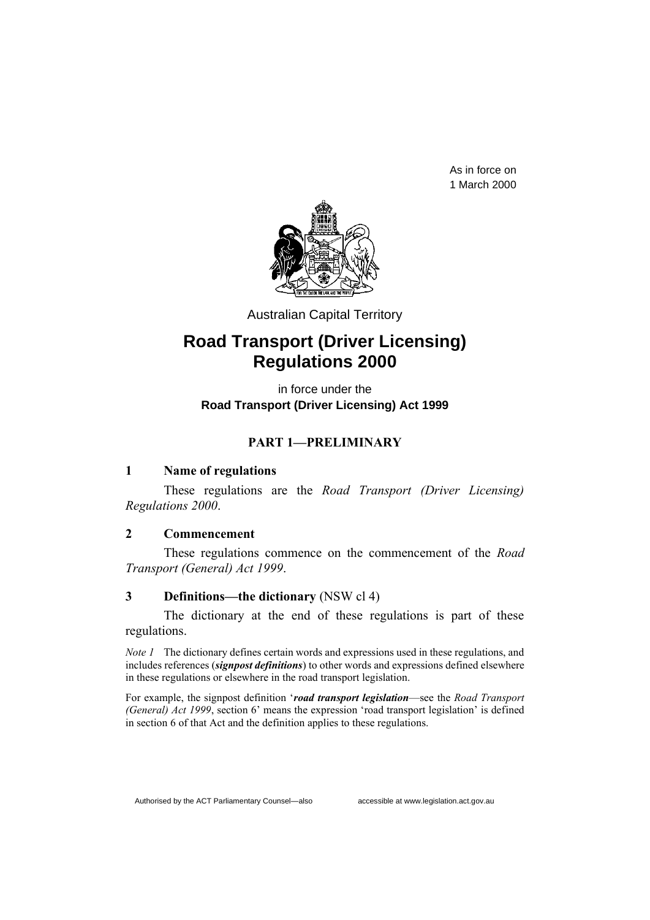As in force on
1 March 2000

Australian Capital Territory

# Road Transport (Driver Licensing) Regulations 2000

in force under the
**Road Transport (Driver Licensing) Act 1999**

## PART 1—PRELIMINARY

### 1 Name of regulations

These regulations are the *Road Transport (Driver Licensing) Regulations 2000*.

### 2 Commencement

These regulations commence on the commencement of the *Road Transport (General) Act 1999*.

### 3 Definitions—the dictionary (NSW cl 4)

The dictionary at the end of these regulations is part of these regulations.

*Note 1* The dictionary defines certain words and expressions used in these regulations, and includes references (***signpost definitions***) to other words and expressions defined elsewhere in these regulations or elsewhere in the road transport legislation.

For example, the signpost definition '***road transport legislation***—see the *Road Transport (General) Act 1999*, section 6' means the expression 'road transport legislation' is defined in section 6 of that Act and the definition applies to these regulations.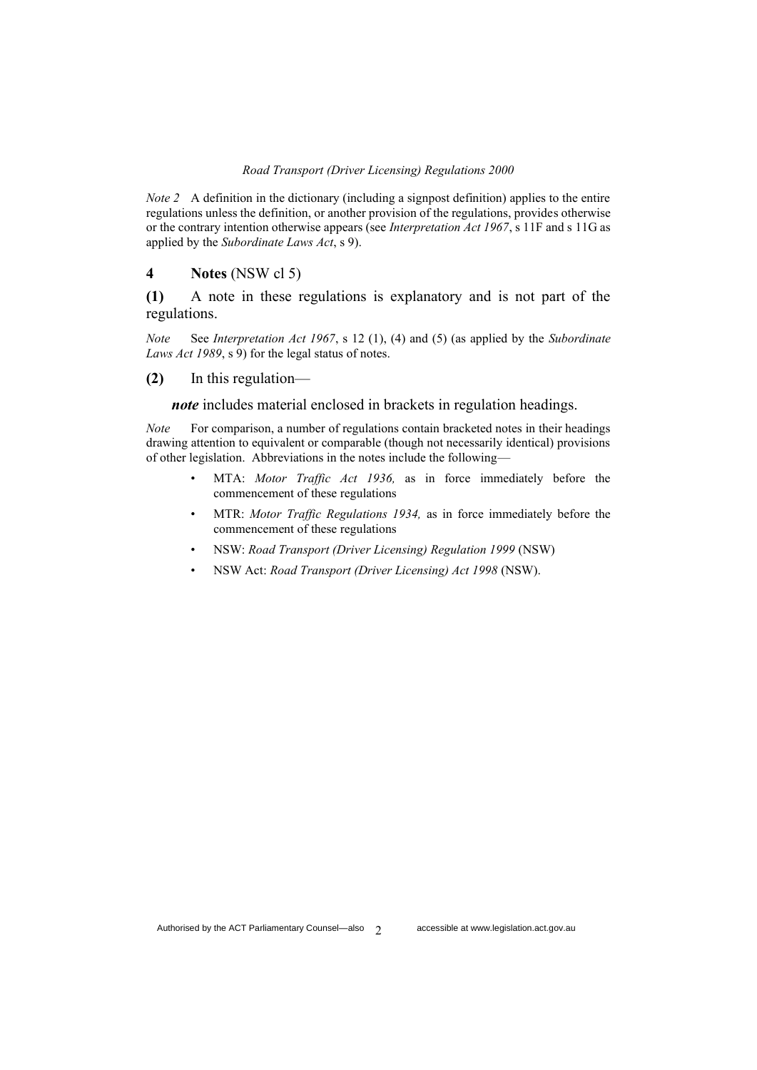*Note 2* A definition in the dictionary (including a signpost definition) applies to the entire regulations unless the definition, or another provision of the regulations, provides otherwise or the contrary intention otherwise appears (see *Interpretation Act 1967*, s 11F and s 11G as applied by the *Subordinate Laws Act*, s 9).

## 4 Notes (NSW cl 5)

**(1)** A note in these regulations is explanatory and is not part of the regulations.

*Note* See *Interpretation Act 1967*, s 12 (1), (4) and (5) (as applied by the *Subordinate Laws Act 1989*, s 9) for the legal status of notes.

**(2)** In this regulation—

***note*** includes material enclosed in brackets in regulation headings.

*Note* For comparison, a number of regulations contain bracketed notes in their headings drawing attention to equivalent or comparable (though not necessarily identical) provisions of other legislation. Abbreviations in the notes include the following—

- MTA: *Motor Traffic Act 1936,* as in force immediately before the commencement of these regulations
- MTR: *Motor Traffic Regulations 1934,* as in force immediately before the commencement of these regulations
- NSW: *Road Transport (Driver Licensing) Regulation 1999* (NSW)
- NSW Act: *Road Transport (Driver Licensing) Act 1998* (NSW).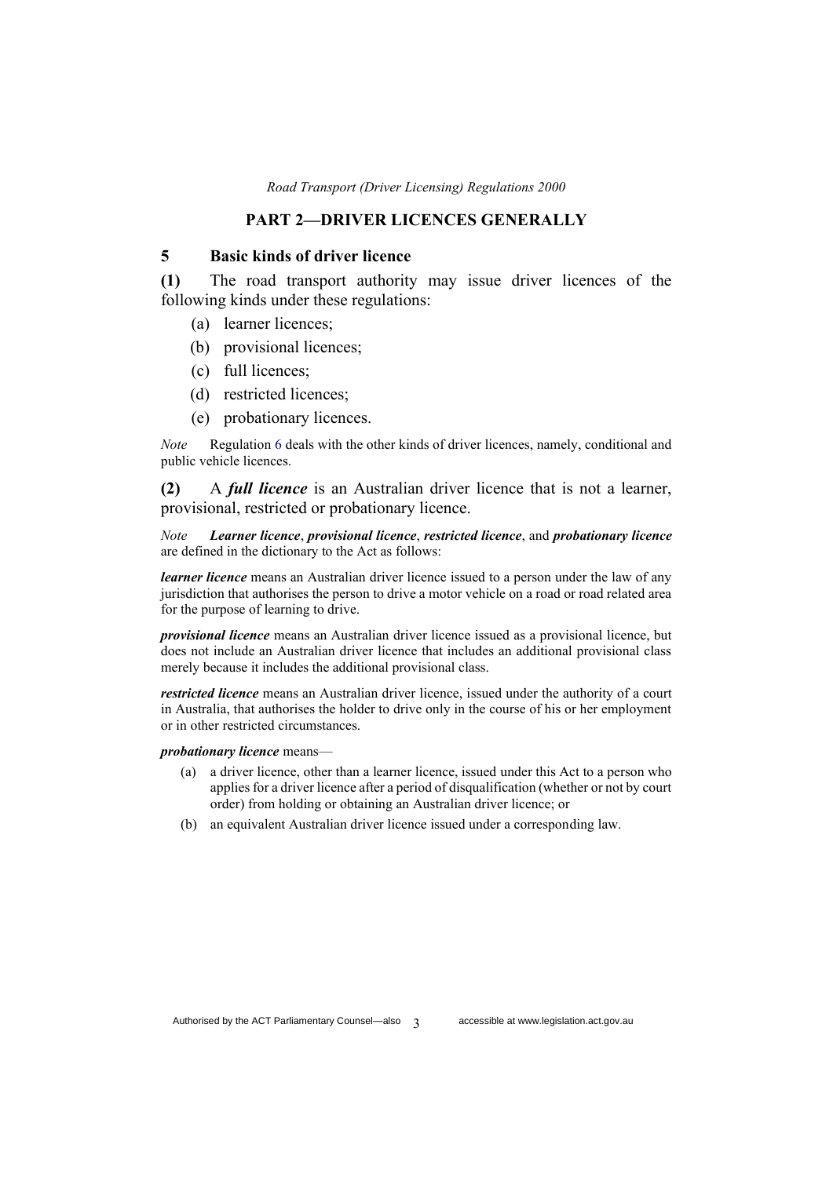## PART 2—DRIVER LICENCES GENERALLY

### 5 Basic kinds of driver licence

**(1)** The road transport authority may issue driver licences of the following kinds under these regulations:

(a) learner licences;

(b) provisional licences;

(c) full licences;

(d) restricted licences;

(e) probationary licences.

*Note* Regulation 6 deals with the other kinds of driver licences, namely, conditional and public vehicle licences.

**(2)** A ***full licence*** is an Australian driver licence that is not a learner, provisional, restricted or probationary licence.

*Note* ***Learner licence***, ***provisional licence***, ***restricted licence***, and ***probationary licence*** are defined in the dictionary to the Act as follows:

***learner licence*** means an Australian driver licence issued to a person under the law of any jurisdiction that authorises the person to drive a motor vehicle on a road or road related area for the purpose of learning to drive.

***provisional licence*** means an Australian driver licence issued as a provisional licence, but does not include an Australian driver licence that includes an additional provisional class merely because it includes the additional provisional class.

***restricted licence*** means an Australian driver licence, issued under the authority of a court in Australia, that authorises the holder to drive only in the course of his or her employment or in other restricted circumstances.

***probationary licence*** means—

(a) a driver licence, other than a learner licence, issued under this Act to a person who applies for a driver licence after a period of disqualification (whether or not by court order) from holding or obtaining an Australian driver licence; or

(b) an equivalent Australian driver licence issued under a corresponding law.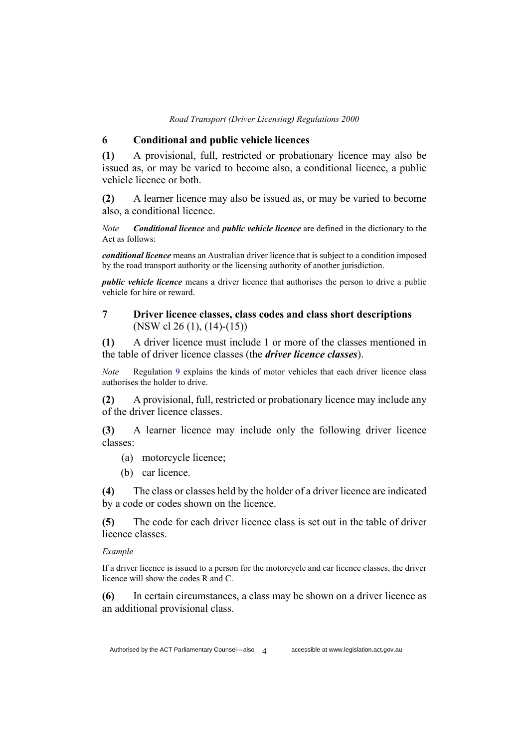## 6 Conditional and public vehicle licences

**(1)** A provisional, full, restricted or probationary licence may also be issued as, or may be varied to become also, a conditional licence, a public vehicle licence or both.

**(2)** A learner licence may also be issued as, or may be varied to become also, a conditional licence.

*Note* ***Conditional licence*** and ***public vehicle licence*** are defined in the dictionary to the Act as follows:

***conditional licence*** means an Australian driver licence that is subject to a condition imposed by the road transport authority or the licensing authority of another jurisdiction.

***public vehicle licence*** means a driver licence that authorises the person to drive a public vehicle for hire or reward.

## 7 Driver licence classes, class codes and class short descriptions (NSW cl 26 (1), (14)-(15))

**(1)** A driver licence must include 1 or more of the classes mentioned in the table of driver licence classes (the ***driver licence classes***).

*Note* Regulation 9 explains the kinds of motor vehicles that each driver licence class authorises the holder to drive.

**(2)** A provisional, full, restricted or probationary licence may include any of the driver licence classes.

**(3)** A learner licence may include only the following driver licence classes:

(a) motorcycle licence;

(b) car licence.

**(4)** The class or classes held by the holder of a driver licence are indicated by a code or codes shown on the licence.

**(5)** The code for each driver licence class is set out in the table of driver licence classes.

*Example*

If a driver licence is issued to a person for the motorcycle and car licence classes, the driver licence will show the codes R and C.

**(6)** In certain circumstances, a class may be shown on a driver licence as an additional provisional class.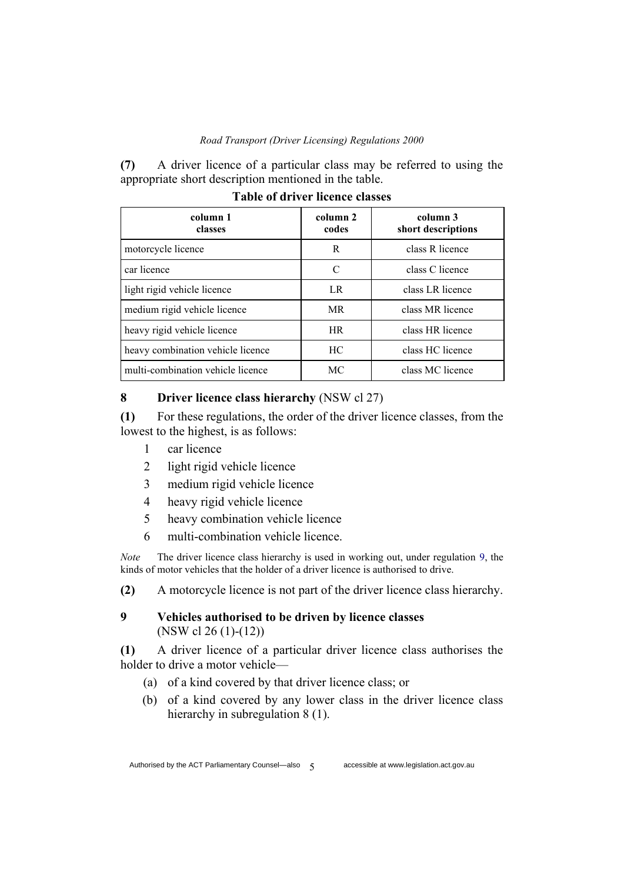**(7)** A driver licence of a particular class may be referred to using the appropriate short description mentioned in the table.

**Table of driver licence classes**

| column 1 classes | column 2 codes | column 3 short descriptions |
|---|---|---|
| motorcycle licence | R | class R licence |
| car licence | C | class C licence |
| light rigid vehicle licence | LR | class LR licence |
| medium rigid vehicle licence | MR | class MR licence |
| heavy rigid vehicle licence | HR | class HR licence |
| heavy combination vehicle licence | HC | class HC licence |
| multi-combination vehicle licence | MC | class MC licence |

## 8 Driver licence class hierarchy (NSW cl 27)

**(1)** For these regulations, the order of the driver licence classes, from the lowest to the highest, is as follows:

1 car licence

2 light rigid vehicle licence

3 medium rigid vehicle licence

4 heavy rigid vehicle licence

5 heavy combination vehicle licence

6 multi-combination vehicle licence.

*Note* The driver licence class hierarchy is used in working out, under regulation 9, the kinds of motor vehicles that the holder of a driver licence is authorised to drive.

**(2)** A motorcycle licence is not part of the driver licence class hierarchy.

## 9 Vehicles authorised to be driven by licence classes (NSW cl 26 (1)-(12))

**(1)** A driver licence of a particular driver licence class authorises the holder to drive a motor vehicle—

(a) of a kind covered by that driver licence class; or

(b) of a kind covered by any lower class in the driver licence class hierarchy in subregulation 8 (1).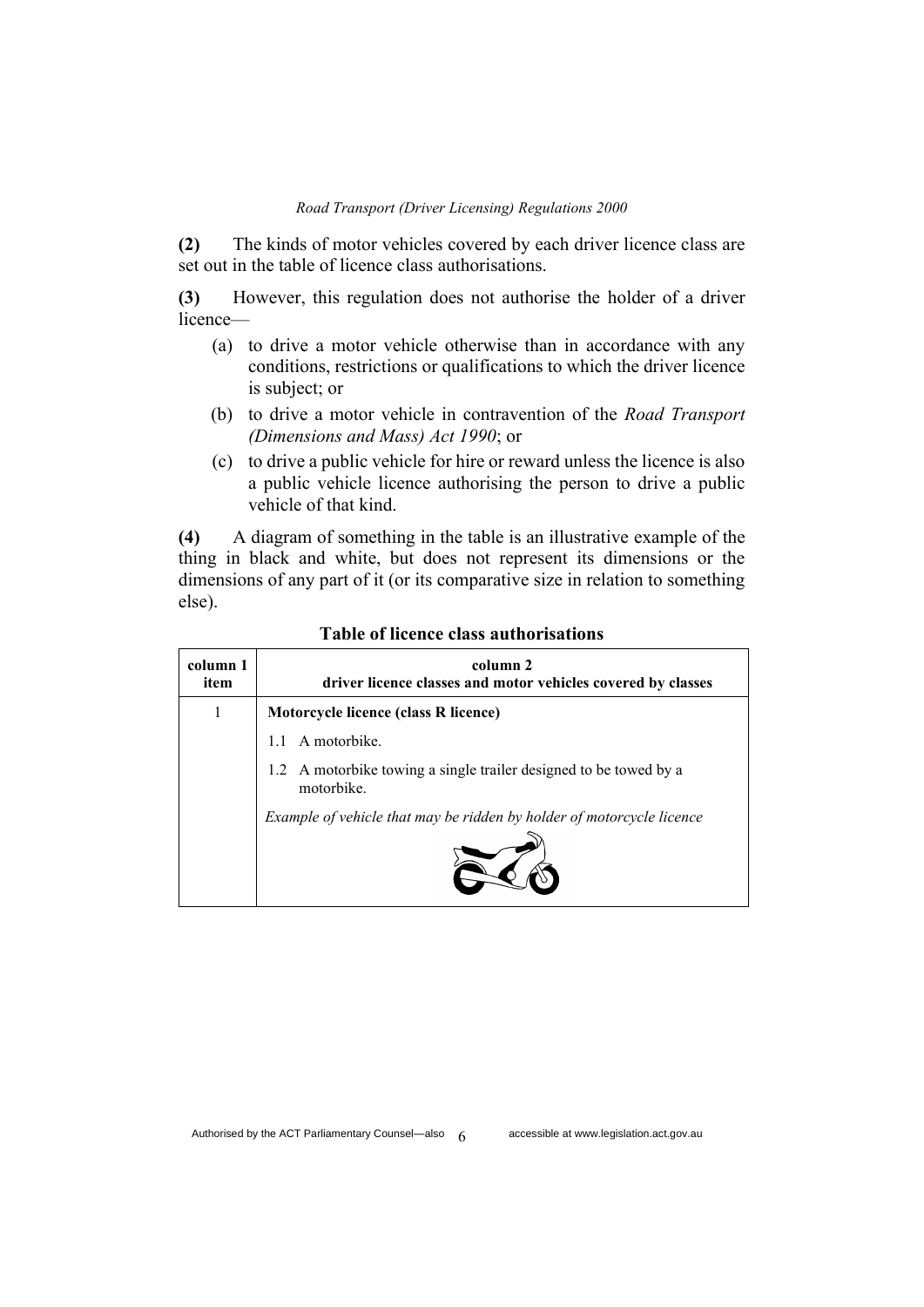**(2)** The kinds of motor vehicles covered by each driver licence class are set out in the table of licence class authorisations.

**(3)** However, this regulation does not authorise the holder of a driver licence—

(a) to drive a motor vehicle otherwise than in accordance with any conditions, restrictions or qualifications to which the driver licence is subject; or

(b) to drive a motor vehicle in contravention of the *Road Transport (Dimensions and Mass) Act 1990*; or

(c) to drive a public vehicle for hire or reward unless the licence is also a public vehicle licence authorising the person to drive a public vehicle of that kind.

**(4)** A diagram of something in the table is an illustrative example of the thing in black and white, but does not represent its dimensions or the dimensions of any part of it (or its comparative size in relation to something else).

**Table of licence class authorisations**

| column 1 item | column 2 driver licence classes and motor vehicles covered by classes |
|---|---|
| 1 | **Motorcycle licence (class R licence)** |
| | 1.1 A motorbike. |
| | 1.2 A motorbike towing a single trailer designed to be towed by a motorbike. |
| | *Example of vehicle that may be ridden by holder of motorcycle licence* |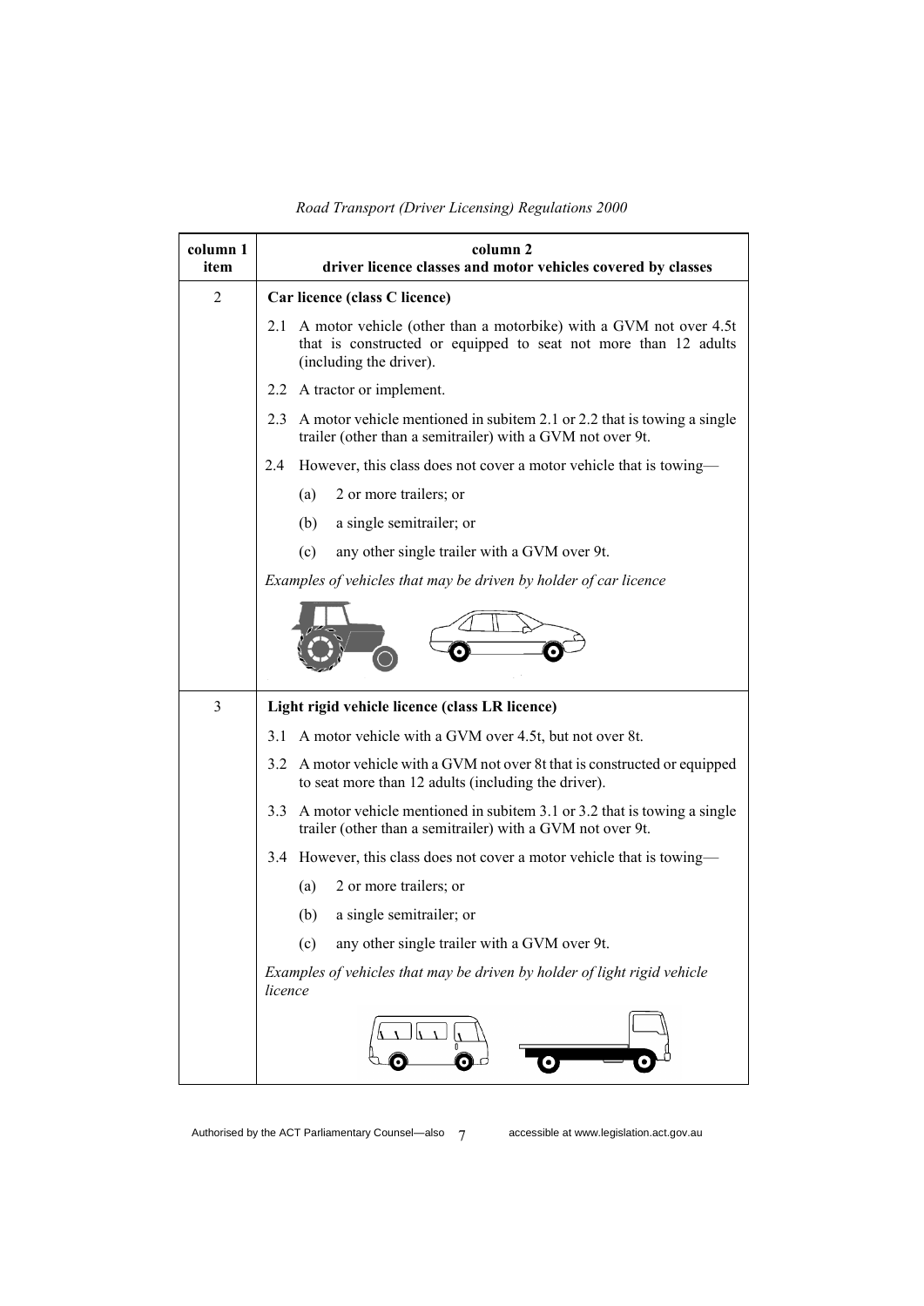| column 1 item | column 2 driver licence classes and motor vehicles covered by classes |
|---|---|
| 2 | **Car licence (class C licence)** |
| | 2.1 A motor vehicle (other than a motorbike) with a GVM not over 4.5t that is constructed or equipped to seat not more than 12 adults (including the driver). |
| | 2.2 A tractor or implement. |
| | 2.3 A motor vehicle mentioned in subitem 2.1 or 2.2 that is towing a single trailer (other than a semitrailer) with a GVM not over 9t. |
| | 2.4 However, this class does not cover a motor vehicle that is towing— |
| | (a) 2 or more trailers; or |
| | (b) a single semitrailer; or |
| | (c) any other single trailer with a GVM over 9t. |
| | *Examples of vehicles that may be driven by holder of car licence* |
| 3 | **Light rigid vehicle licence (class LR licence)** |
| | 3.1 A motor vehicle with a GVM over 4.5t, but not over 8t. |
| | 3.2 A motor vehicle with a GVM not over 8t that is constructed or equipped to seat more than 12 adults (including the driver). |
| | 3.3 A motor vehicle mentioned in subitem 3.1 or 3.2 that is towing a single trailer (other than a semitrailer) with a GVM not over 9t. |
| | 3.4 However, this class does not cover a motor vehicle that is towing— |
| | (a) 2 or more trailers; or |
| | (b) a single semitrailer; or |
| | (c) any other single trailer with a GVM over 9t. |
| | *Examples of vehicles that may be driven by holder of light rigid vehicle licence* |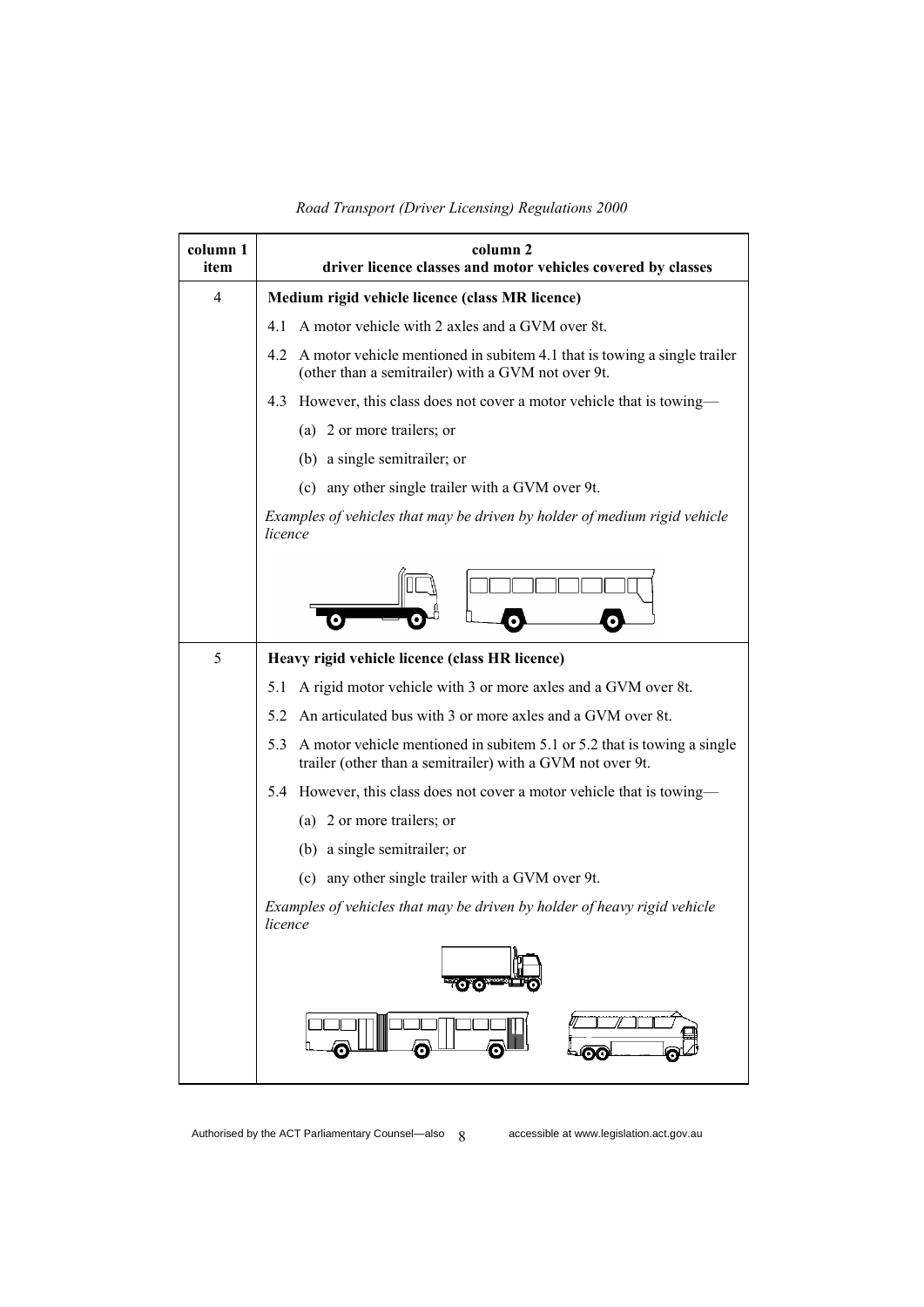| column 1 item | column 2 driver licence classes and motor vehicles covered by classes |
|---|---|
| 4 | **Medium rigid vehicle licence (class MR licence)** |
| | 4.1 A motor vehicle with 2 axles and a GVM over 8t. |
| | 4.2 A motor vehicle mentioned in subitem 4.1 that is towing a single trailer (other than a semitrailer) with a GVM not over 9t. |
| | 4.3 However, this class does not cover a motor vehicle that is towing— |
| | (a) 2 or more trailers; or |
| | (b) a single semitrailer; or |
| | (c) any other single trailer with a GVM over 9t. |
| | *Examples of vehicles that may be driven by holder of medium rigid vehicle licence* |
| 5 | **Heavy rigid vehicle licence (class HR licence)** |
| | 5.1 A rigid motor vehicle with 3 or more axles and a GVM over 8t. |
| | 5.2 An articulated bus with 3 or more axles and a GVM over 8t. |
| | 5.3 A motor vehicle mentioned in subitem 5.1 or 5.2 that is towing a single trailer (other than a semitrailer) with a GVM not over 9t. |
| | 5.4 However, this class does not cover a motor vehicle that is towing— |
| | (a) 2 or more trailers; or |
| | (b) a single semitrailer; or |
| | (c) any other single trailer with a GVM over 9t. |
| | *Examples of vehicles that may be driven by holder of heavy rigid vehicle licence* |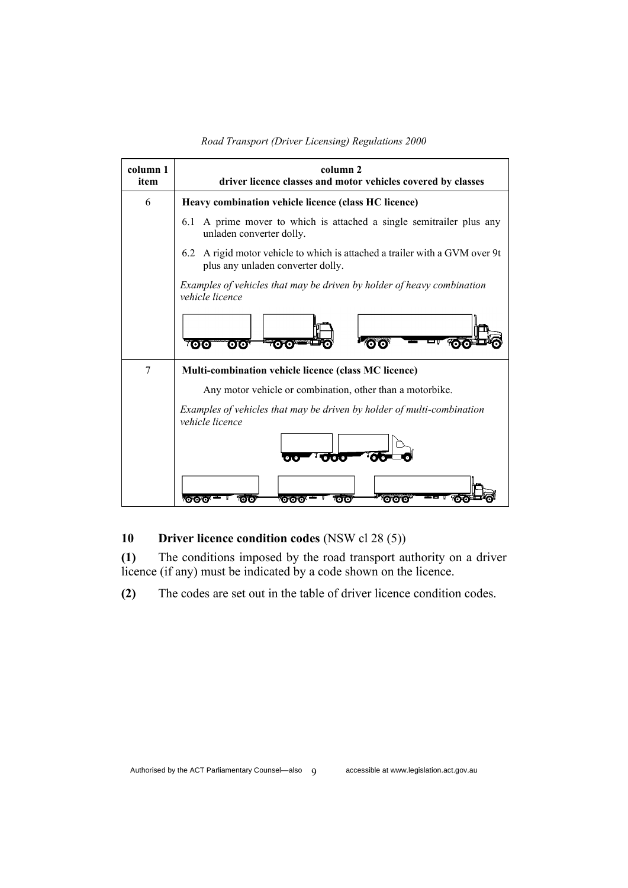| column 1 item | column 2 driver licence classes and motor vehicles covered by classes |
|---|---|
| 6 | **Heavy combination vehicle licence (class HC licence)** |
| | 6.1 A prime mover to which is attached a single semitrailer plus any unladen converter dolly. |
| | 6.2 A rigid motor vehicle to which is attached a trailer with a GVM over 9t plus any unladen converter dolly. |
| | *Examples of vehicles that may be driven by holder of heavy combination vehicle licence* |
| 7 | **Multi-combination vehicle licence (class MC licence)** |
| | Any motor vehicle or combination, other than a motorbike. |
| | *Examples of vehicles that may be driven by holder of multi-combination vehicle licence* |

## 10 Driver licence condition codes (NSW cl 28 (5))

**(1)** The conditions imposed by the road transport authority on a driver licence (if any) must be indicated by a code shown on the licence.

**(2)** The codes are set out in the table of driver licence condition codes.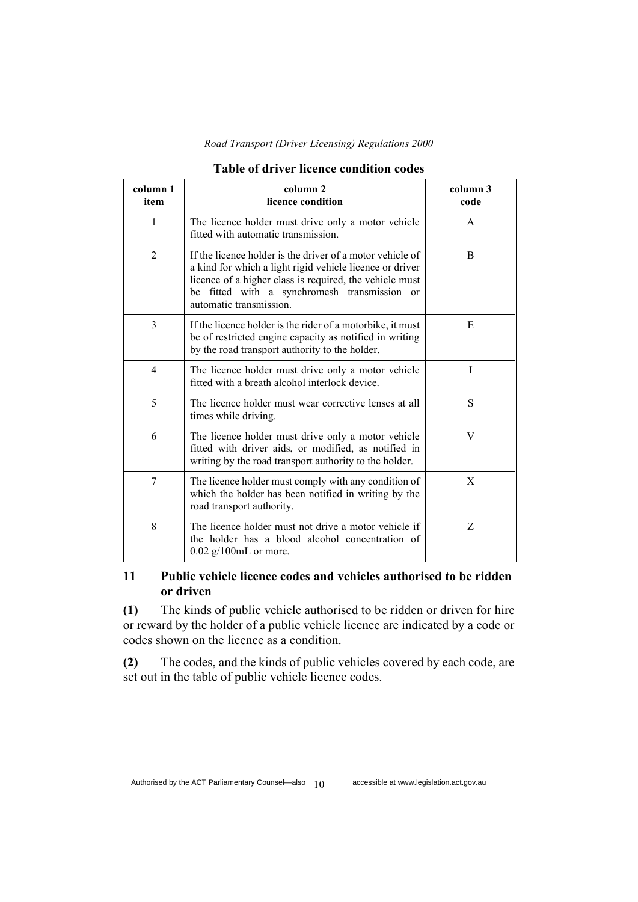**Table of driver licence condition codes**

| column 1<br>item | column 2<br>licence condition | column 3<br>code |
|---|---|---|
| 1 | The licence holder must drive only a motor vehicle fitted with automatic transmission. | A |
| 2 | If the licence holder is the driver of a motor vehicle of a kind for which a light rigid vehicle licence or driver licence of a higher class is required, the vehicle must be fitted with a synchromesh transmission or automatic transmission. | B |
| 3 | If the licence holder is the rider of a motorbike, it must be of restricted engine capacity as notified in writing by the road transport authority to the holder. | E |
| 4 | The licence holder must drive only a motor vehicle fitted with a breath alcohol interlock device. | I |
| 5 | The licence holder must wear corrective lenses at all times while driving. | S |
| 6 | The licence holder must drive only a motor vehicle fitted with driver aids, or modified, as notified in writing by the road transport authority to the holder. | V |
| 7 | The licence holder must comply with any condition of which the holder has been notified in writing by the road transport authority. | X |
| 8 | The licence holder must not drive a motor vehicle if the holder has a blood alcohol concentration of 0.02 g/100mL or more. | Z |

### 11 Public vehicle licence codes and vehicles authorised to be ridden or driven

**(1)** The kinds of public vehicle authorised to be ridden or driven for hire or reward by the holder of a public vehicle licence are indicated by a code or codes shown on the licence as a condition.

**(2)** The codes, and the kinds of public vehicles covered by each code, are set out in the table of public vehicle licence codes.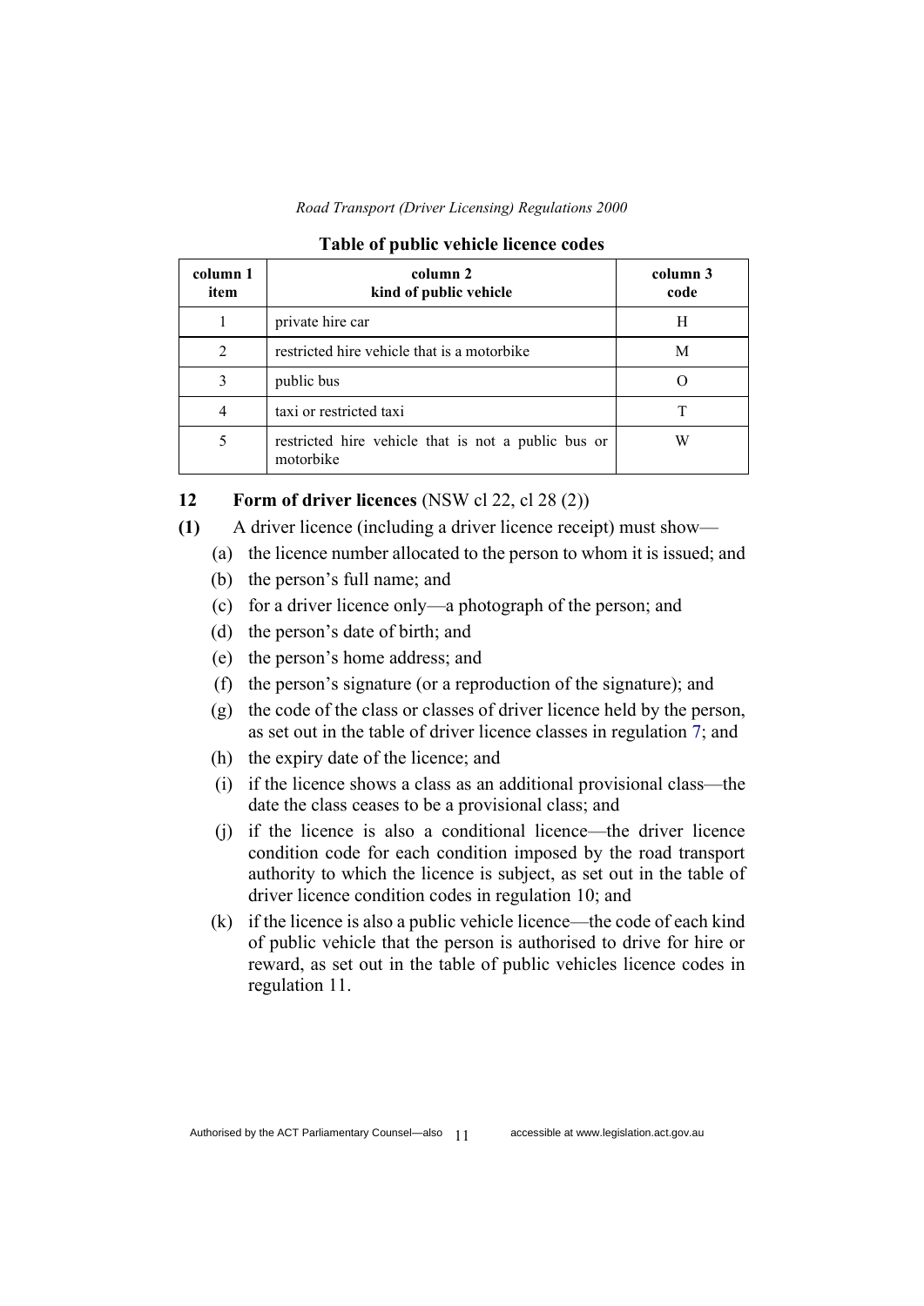**Table of public vehicle licence codes**

| column 1 item | column 2 kind of public vehicle | column 3 code |
|---|---|---|
| 1 | private hire car | H |
| 2 | restricted hire vehicle that is a motorbike | M |
| 3 | public bus | O |
| 4 | taxi or restricted taxi | T |
| 5 | restricted hire vehicle that is not a public bus or motorbike | W |

## 12 Form of driver licences (NSW cl 22, cl 28 (2))

**(1)** A driver licence (including a driver licence receipt) must show—

(a) the licence number allocated to the person to whom it is issued; and

(b) the person's full name; and

(c) for a driver licence only—a photograph of the person; and

(d) the person's date of birth; and

(e) the person's home address; and

(f) the person's signature (or a reproduction of the signature); and

(g) the code of the class or classes of driver licence held by the person, as set out in the table of driver licence classes in regulation 7; and

(h) the expiry date of the licence; and

(i) if the licence shows a class as an additional provisional class—the date the class ceases to be a provisional class; and

(j) if the licence is also a conditional licence—the driver licence condition code for each condition imposed by the road transport authority to which the licence is subject, as set out in the table of driver licence condition codes in regulation 10; and

(k) if the licence is also a public vehicle licence—the code of each kind of public vehicle that the person is authorised to drive for hire or reward, as set out in the table of public vehicles licence codes in regulation 11.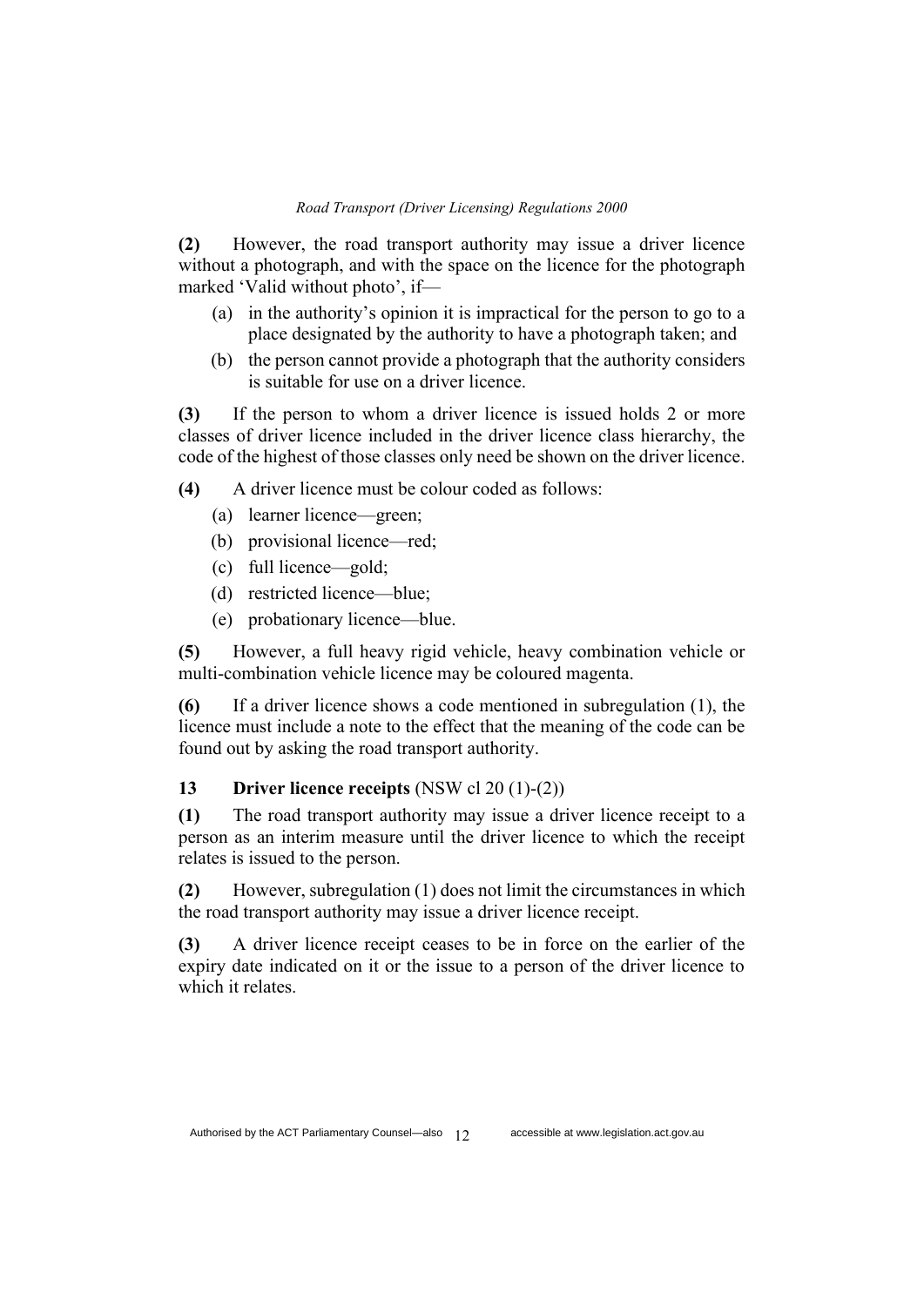**(2)** However, the road transport authority may issue a driver licence without a photograph, and with the space on the licence for the photograph marked 'Valid without photo', if—

- (a) in the authority's opinion it is impractical for the person to go to a place designated by the authority to have a photograph taken; and
- (b) the person cannot provide a photograph that the authority considers is suitable for use on a driver licence.

**(3)** If the person to whom a driver licence is issued holds 2 or more classes of driver licence included in the driver licence class hierarchy, the code of the highest of those classes only need be shown on the driver licence.

**(4)** A driver licence must be colour coded as follows:

- (a) learner licence—green;
- (b) provisional licence—red;
- (c) full licence—gold;
- (d) restricted licence—blue;
- (e) probationary licence—blue.

**(5)** However, a full heavy rigid vehicle, heavy combination vehicle or multi-combination vehicle licence may be coloured magenta.

**(6)** If a driver licence shows a code mentioned in subregulation (1), the licence must include a note to the effect that the meaning of the code can be found out by asking the road transport authority.

### 13 Driver licence receipts (NSW cl 20 (1)-(2))

**(1)** The road transport authority may issue a driver licence receipt to a person as an interim measure until the driver licence to which the receipt relates is issued to the person.

**(2)** However, subregulation (1) does not limit the circumstances in which the road transport authority may issue a driver licence receipt.

**(3)** A driver licence receipt ceases to be in force on the earlier of the expiry date indicated on it or the issue to a person of the driver licence to which it relates.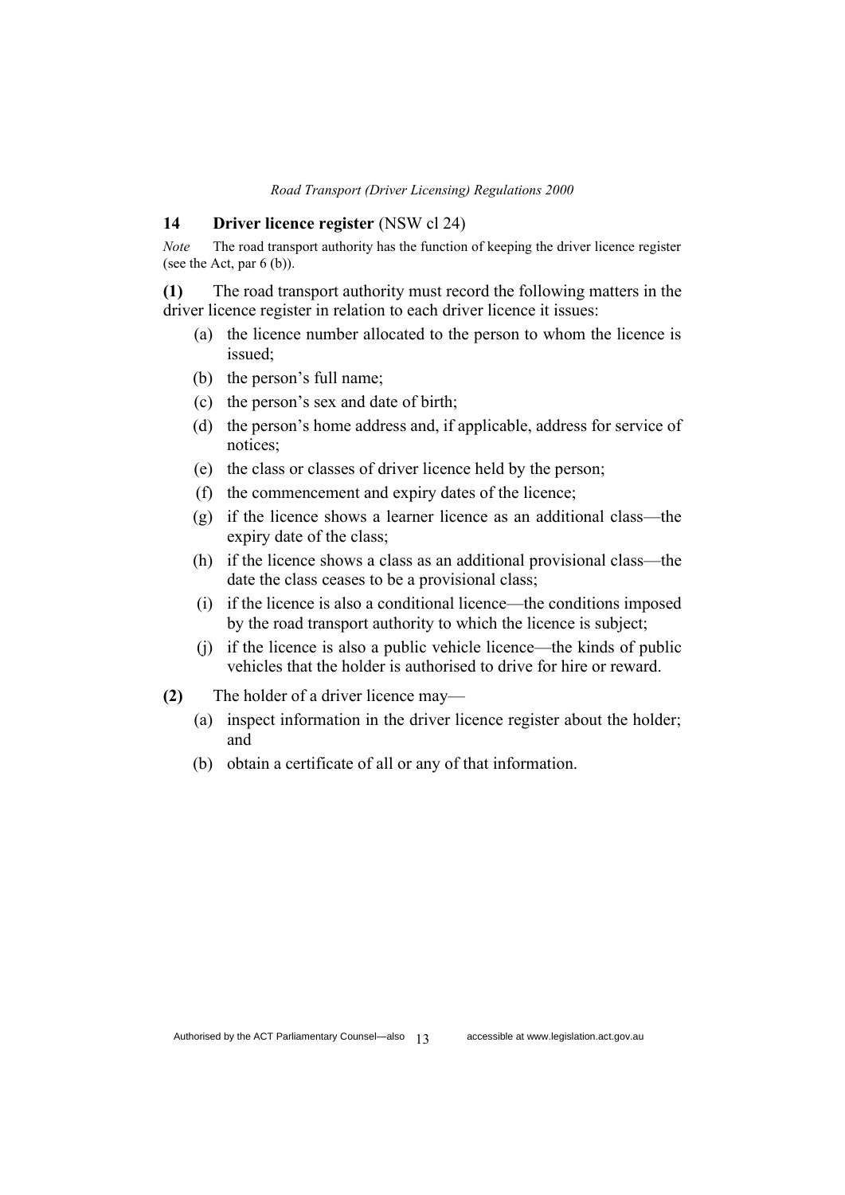## 14 Driver licence register (NSW cl 24)

*Note* The road transport authority has the function of keeping the driver licence register (see the Act, par 6 (b)).

**(1)** The road transport authority must record the following matters in the driver licence register in relation to each driver licence it issues:

(a) the licence number allocated to the person to whom the licence is issued;

(b) the person's full name;

(c) the person's sex and date of birth;

(d) the person's home address and, if applicable, address for service of notices;

(e) the class or classes of driver licence held by the person;

(f) the commencement and expiry dates of the licence;

(g) if the licence shows a learner licence as an additional class—the expiry date of the class;

(h) if the licence shows a class as an additional provisional class—the date the class ceases to be a provisional class;

(i) if the licence is also a conditional licence—the conditions imposed by the road transport authority to which the licence is subject;

(j) if the licence is also a public vehicle licence—the kinds of public vehicles that the holder is authorised to drive for hire or reward.

**(2)** The holder of a driver licence may—

(a) inspect information in the driver licence register about the holder; and

(b) obtain a certificate of all or any of that information.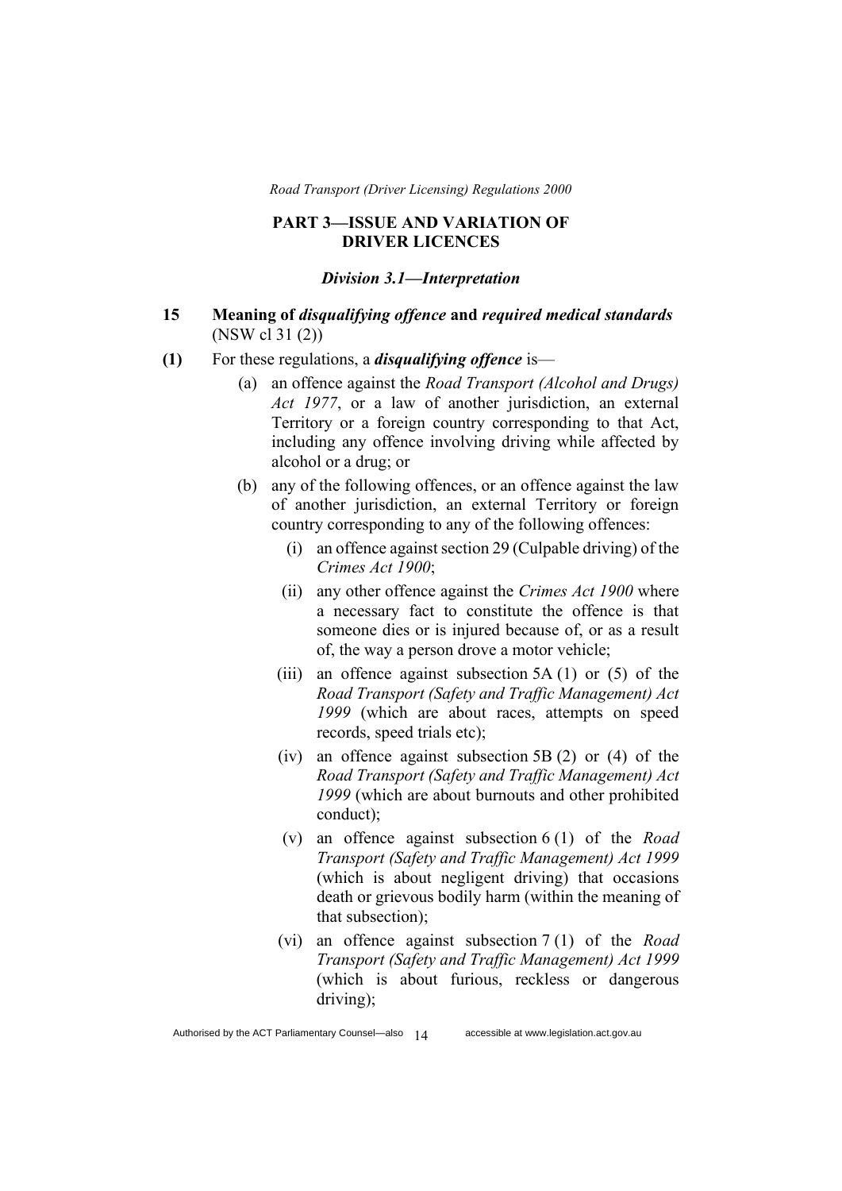## PART 3—ISSUE AND VARIATION OF DRIVER LICENCES

### *Division 3.1—Interpretation*

**15 Meaning of *disqualifying offence* and *required medical standards*** (NSW cl 31 (2))

**(1)** For these regulations, a ***disqualifying offence*** is—

(a) an offence against the *Road Transport (Alcohol and Drugs) Act 1977*, or a law of another jurisdiction, an external Territory or a foreign country corresponding to that Act, including any offence involving driving while affected by alcohol or a drug; or

(b) any of the following offences, or an offence against the law of another jurisdiction, an external Territory or foreign country corresponding to any of the following offences:

(i) an offence against section 29 (Culpable driving) of the *Crimes Act 1900*;

(ii) any other offence against the *Crimes Act 1900* where a necessary fact to constitute the offence is that someone dies or is injured because of, or as a result of, the way a person drove a motor vehicle;

(iii) an offence against subsection 5A (1) or (5) of the *Road Transport (Safety and Traffic Management) Act 1999* (which are about races, attempts on speed records, speed trials etc);

(iv) an offence against subsection 5B (2) or (4) of the *Road Transport (Safety and Traffic Management) Act 1999* (which are about burnouts and other prohibited conduct);

(v) an offence against subsection 6 (1) of the *Road Transport (Safety and Traffic Management) Act 1999* (which is about negligent driving) that occasions death or grievous bodily harm (within the meaning of that subsection);

(vi) an offence against subsection 7 (1) of the *Road Transport (Safety and Traffic Management) Act 1999* (which is about furious, reckless or dangerous driving);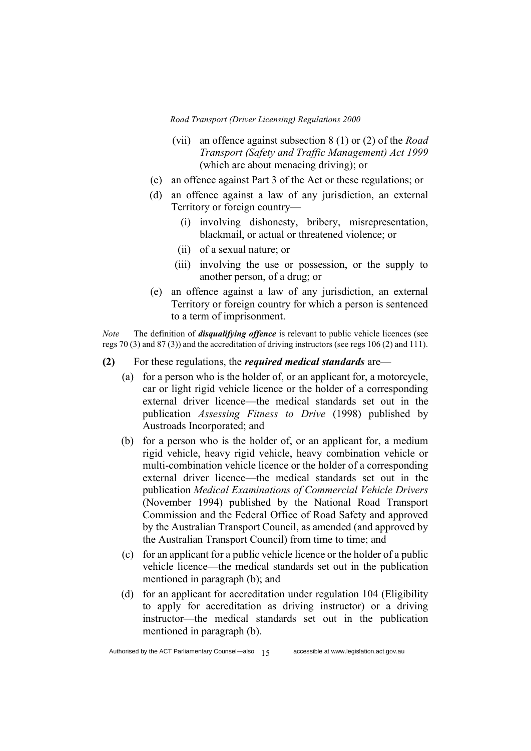- (vii) an offence against subsection 8 (1) or (2) of the *Road Transport (Safety and Traffic Management) Act 1999* (which are about menacing driving); or
- (c) an offence against Part 3 of the Act or these regulations; or
- (d) an offence against a law of any jurisdiction, an external Territory or foreign country—
  - (i) involving dishonesty, bribery, misrepresentation, blackmail, or actual or threatened violence; or
  - (ii) of a sexual nature; or
  - (iii) involving the use or possession, or the supply to another person, of a drug; or
- (e) an offence against a law of any jurisdiction, an external Territory or foreign country for which a person is sentenced to a term of imprisonment.

*Note* The definition of ***disqualifying offence*** is relevant to public vehicle licences (see regs 70 (3) and 87 (3)) and the accreditation of driving instructors (see regs 106 (2) and 111).

**(2)** For these regulations, the ***required medical standards*** are—

- (a) for a person who is the holder of, or an applicant for, a motorcycle, car or light rigid vehicle licence or the holder of a corresponding external driver licence—the medical standards set out in the publication *Assessing Fitness to Drive* (1998) published by Austroads Incorporated; and
- (b) for a person who is the holder of, or an applicant for, a medium rigid vehicle, heavy rigid vehicle, heavy combination vehicle or multi-combination vehicle licence or the holder of a corresponding external driver licence—the medical standards set out in the publication *Medical Examinations of Commercial Vehicle Drivers* (November 1994) published by the National Road Transport Commission and the Federal Office of Road Safety and approved by the Australian Transport Council, as amended (and approved by the Australian Transport Council) from time to time; and
- (c) for an applicant for a public vehicle licence or the holder of a public vehicle licence—the medical standards set out in the publication mentioned in paragraph (b); and
- (d) for an applicant for accreditation under regulation 104 (Eligibility to apply for accreditation as driving instructor) or a driving instructor—the medical standards set out in the publication mentioned in paragraph (b).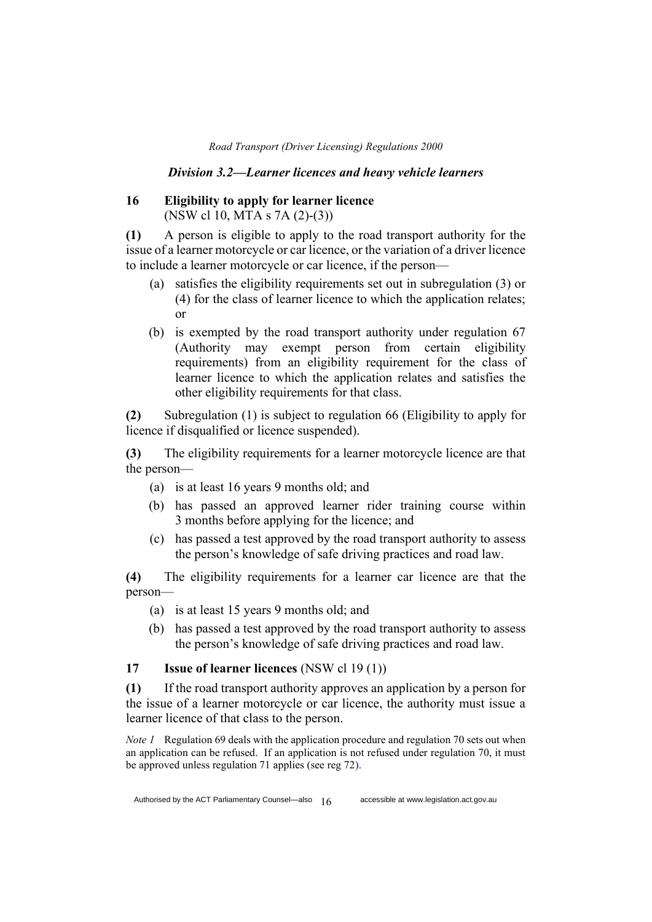### *Division 3.2—Learner licences and heavy vehicle learners*

**16 Eligibility to apply for learner licence**
(NSW cl 10, MTA s 7A (2)-(3))

**(1)** A person is eligible to apply to the road transport authority for the issue of a learner motorcycle or car licence, or the variation of a driver licence to include a learner motorcycle or car licence, if the person—

(a) satisfies the eligibility requirements set out in subregulation (3) or (4) for the class of learner licence to which the application relates; or

(b) is exempted by the road transport authority under regulation 67 (Authority may exempt person from certain eligibility requirements) from an eligibility requirement for the class of learner licence to which the application relates and satisfies the other eligibility requirements for that class.

**(2)** Subregulation (1) is subject to regulation 66 (Eligibility to apply for licence if disqualified or licence suspended).

**(3)** The eligibility requirements for a learner motorcycle licence are that the person—

(a) is at least 16 years 9 months old; and

(b) has passed an approved learner rider training course within 3 months before applying for the licence; and

(c) has passed a test approved by the road transport authority to assess the person's knowledge of safe driving practices and road law.

**(4)** The eligibility requirements for a learner car licence are that the person—

(a) is at least 15 years 9 months old; and

(b) has passed a test approved by the road transport authority to assess the person's knowledge of safe driving practices and road law.

**17 Issue of learner licences** (NSW cl 19 (1))

**(1)** If the road transport authority approves an application by a person for the issue of a learner motorcycle or car licence, the authority must issue a learner licence of that class to the person.

*Note 1* Regulation 69 deals with the application procedure and regulation 70 sets out when an application can be refused. If an application is not refused under regulation 70, it must be approved unless regulation 71 applies (see reg 72).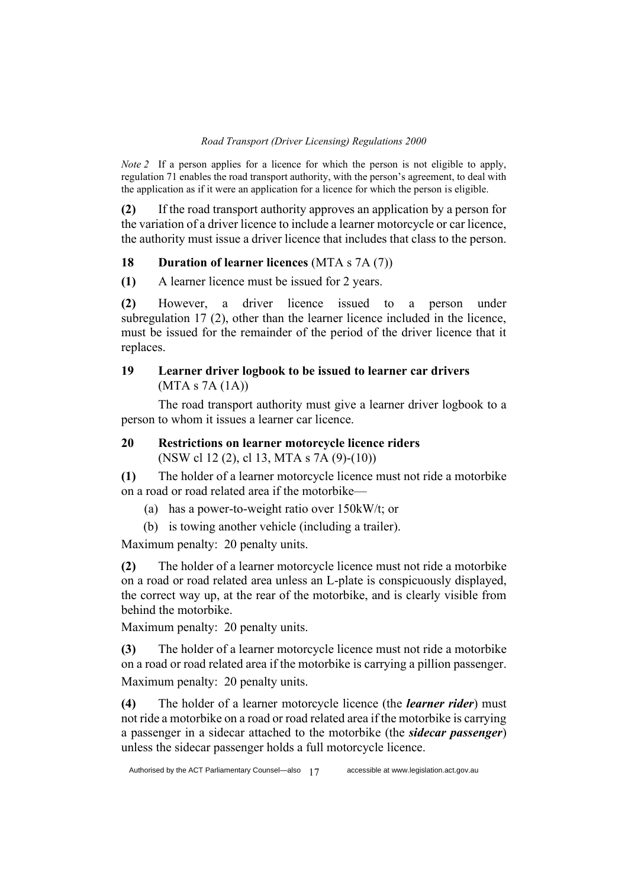*Note 2* If a person applies for a licence for which the person is not eligible to apply, regulation 71 enables the road transport authority, with the person's agreement, to deal with the application as if it were an application for a licence for which the person is eligible.

**(2)** If the road transport authority approves an application by a person for the variation of a driver licence to include a learner motorcycle or car licence, the authority must issue a driver licence that includes that class to the person.

### 18 Duration of learner licences (MTA s 7A (7))

**(1)** A learner licence must be issued for 2 years.

**(2)** However, a driver licence issued to a person under subregulation 17 (2), other than the learner licence included in the licence, must be issued for the remainder of the period of the driver licence that it replaces.

### 19 Learner driver logbook to be issued to learner car drivers (MTA s 7A (1A))

The road transport authority must give a learner driver logbook to a person to whom it issues a learner car licence.

### 20 Restrictions on learner motorcycle licence riders (NSW cl 12 (2), cl 13, MTA s 7A (9)-(10))

**(1)** The holder of a learner motorcycle licence must not ride a motorbike on a road or road related area if the motorbike—

(a) has a power-to-weight ratio over 150kW/t; or

(b) is towing another vehicle (including a trailer).

Maximum penalty: 20 penalty units.

**(2)** The holder of a learner motorcycle licence must not ride a motorbike on a road or road related area unless an L-plate is conspicuously displayed, the correct way up, at the rear of the motorbike, and is clearly visible from behind the motorbike.

Maximum penalty: 20 penalty units.

**(3)** The holder of a learner motorcycle licence must not ride a motorbike on a road or road related area if the motorbike is carrying a pillion passenger.

Maximum penalty: 20 penalty units.

**(4)** The holder of a learner motorcycle licence (the ***learner rider***) must not ride a motorbike on a road or road related area if the motorbike is carrying a passenger in a sidecar attached to the motorbike (the ***sidecar passenger***) unless the sidecar passenger holds a full motorcycle licence.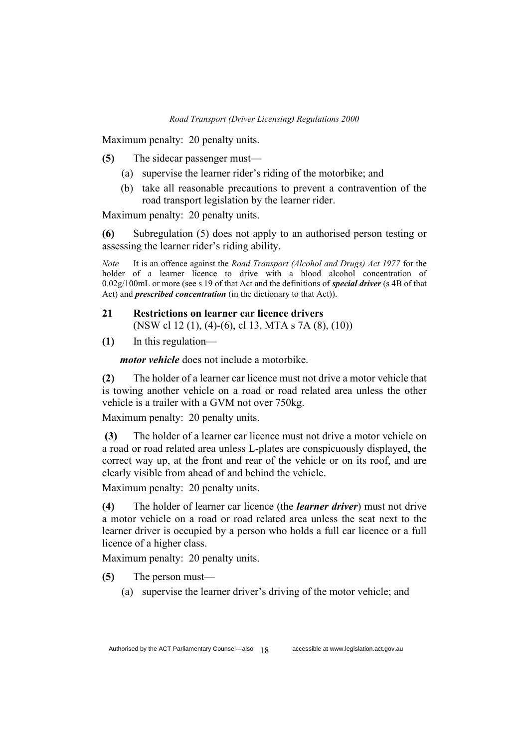Maximum penalty: 20 penalty units.

**(5)** The sidecar passenger must—

(a) supervise the learner rider's riding of the motorbike; and

(b) take all reasonable precautions to prevent a contravention of the road transport legislation by the learner rider.

Maximum penalty: 20 penalty units.

**(6)** Subregulation (5) does not apply to an authorised person testing or assessing the learner rider's riding ability.

*Note* It is an offence against the *Road Transport (Alcohol and Drugs) Act 1977* for the holder of a learner licence to drive with a blood alcohol concentration of 0.02g/100mL or more (see s 19 of that Act and the definitions of ***special driver*** (s 4B of that Act) and ***prescribed concentration*** (in the dictionary to that Act)).

### 21 Restrictions on learner car licence drivers

(NSW cl 12 (1), (4)-(6), cl 13, MTA s 7A (8), (10))

**(1)** In this regulation—

***motor vehicle*** does not include a motorbike.

**(2)** The holder of a learner car licence must not drive a motor vehicle that is towing another vehicle on a road or road related area unless the other vehicle is a trailer with a GVM not over 750kg.

Maximum penalty: 20 penalty units.

**(3)** The holder of a learner car licence must not drive a motor vehicle on a road or road related area unless L-plates are conspicuously displayed, the correct way up, at the front and rear of the vehicle or on its roof, and are clearly visible from ahead of and behind the vehicle.

Maximum penalty: 20 penalty units.

**(4)** The holder of learner car licence (the ***learner driver***) must not drive a motor vehicle on a road or road related area unless the seat next to the learner driver is occupied by a person who holds a full car licence or a full licence of a higher class.

Maximum penalty: 20 penalty units.

**(5)** The person must—

(a) supervise the learner driver's driving of the motor vehicle; and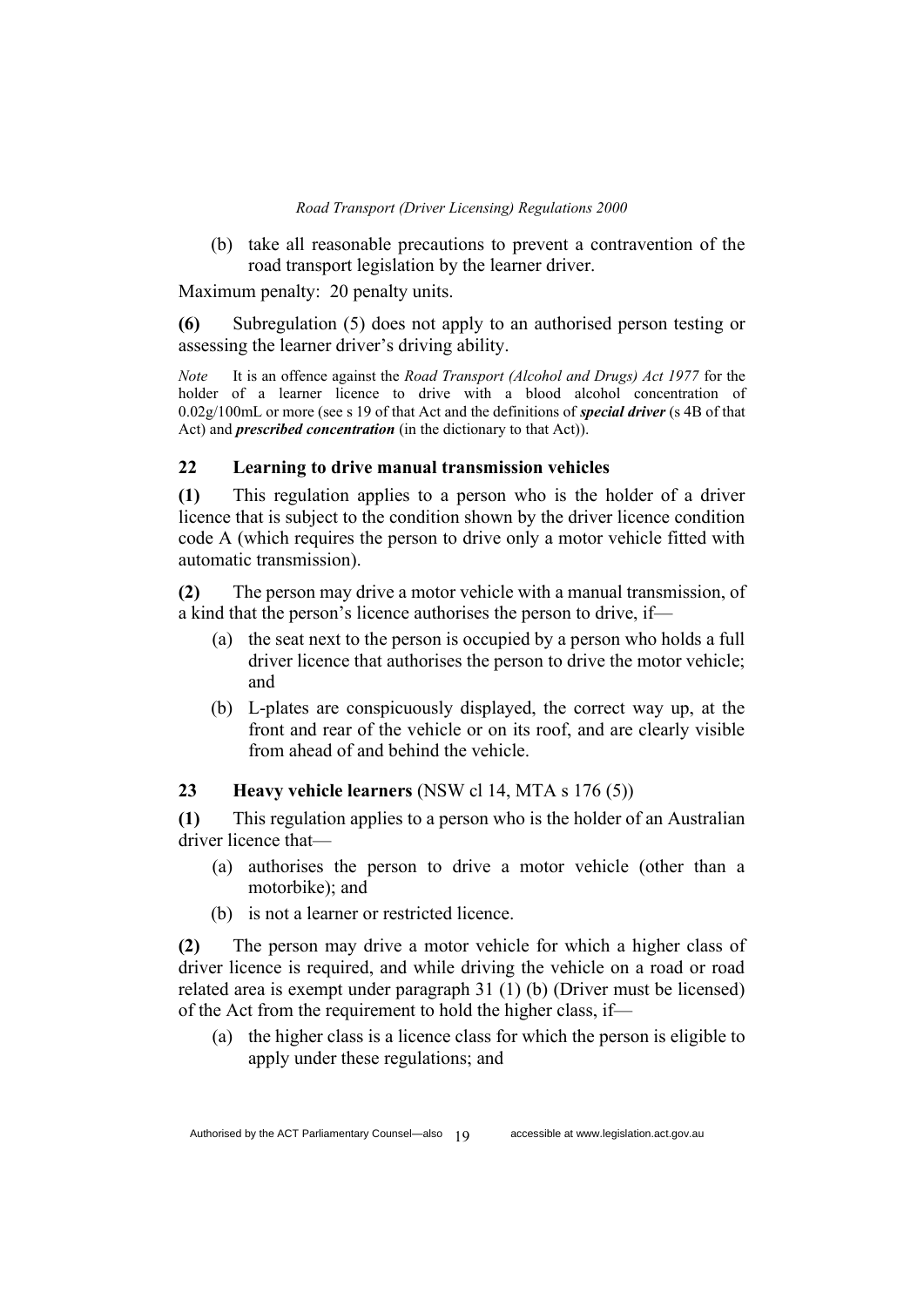(b) take all reasonable precautions to prevent a contravention of the road transport legislation by the learner driver.

Maximum penalty: 20 penalty units.

**(6)** Subregulation (5) does not apply to an authorised person testing or assessing the learner driver's driving ability.

*Note* It is an offence against the *Road Transport (Alcohol and Drugs) Act 1977* for the holder of a learner licence to drive with a blood alcohol concentration of 0.02g/100mL or more (see s 19 of that Act and the definitions of ***special driver*** (s 4B of that Act) and ***prescribed concentration*** (in the dictionary to that Act)).

### 22 Learning to drive manual transmission vehicles

**(1)** This regulation applies to a person who is the holder of a driver licence that is subject to the condition shown by the driver licence condition code A (which requires the person to drive only a motor vehicle fitted with automatic transmission).

**(2)** The person may drive a motor vehicle with a manual transmission, of a kind that the person's licence authorises the person to drive, if—

(a) the seat next to the person is occupied by a person who holds a full driver licence that authorises the person to drive the motor vehicle; and

(b) L-plates are conspicuously displayed, the correct way up, at the front and rear of the vehicle or on its roof, and are clearly visible from ahead of and behind the vehicle.

### 23 Heavy vehicle learners (NSW cl 14, MTA s 176 (5))

**(1)** This regulation applies to a person who is the holder of an Australian driver licence that—

(a) authorises the person to drive a motor vehicle (other than a motorbike); and

(b) is not a learner or restricted licence.

**(2)** The person may drive a motor vehicle for which a higher class of driver licence is required, and while driving the vehicle on a road or road related area is exempt under paragraph 31 (1) (b) (Driver must be licensed) of the Act from the requirement to hold the higher class, if—

(a) the higher class is a licence class for which the person is eligible to apply under these regulations; and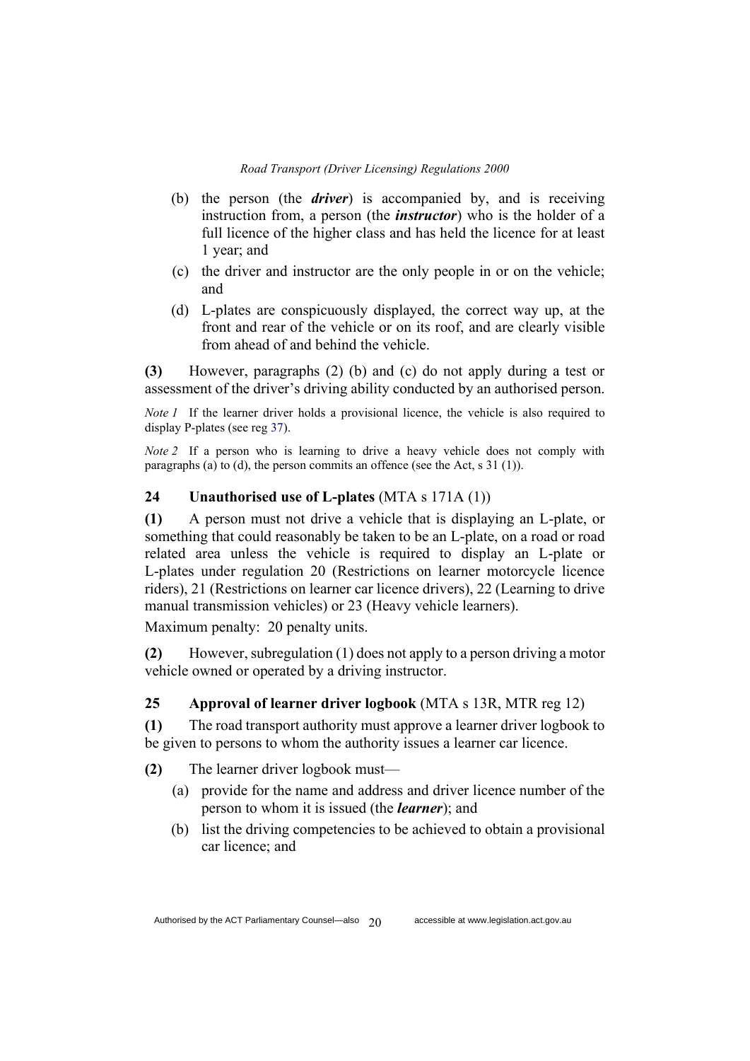(b) the person (the ***driver***) is accompanied by, and is receiving instruction from, a person (the ***instructor***) who is the holder of a full licence of the higher class and has held the licence for at least 1 year; and

(c) the driver and instructor are the only people in or on the vehicle; and

(d) L-plates are conspicuously displayed, the correct way up, at the front and rear of the vehicle or on its roof, and are clearly visible from ahead of and behind the vehicle.

**(3)** However, paragraphs (2) (b) and (c) do not apply during a test or assessment of the driver's driving ability conducted by an authorised person.

*Note 1* If the learner driver holds a provisional licence, the vehicle is also required to display P-plates (see reg 37).

*Note 2* If a person who is learning to drive a heavy vehicle does not comply with paragraphs (a) to (d), the person commits an offence (see the Act, s 31 (1)).

### 24 Unauthorised use of L-plates (MTA s 171A (1))

**(1)** A person must not drive a vehicle that is displaying an L-plate, or something that could reasonably be taken to be an L-plate, on a road or road related area unless the vehicle is required to display an L-plate or L-plates under regulation 20 (Restrictions on learner motorcycle licence riders), 21 (Restrictions on learner car licence drivers), 22 (Learning to drive manual transmission vehicles) or 23 (Heavy vehicle learners).

Maximum penalty: 20 penalty units.

**(2)** However, subregulation (1) does not apply to a person driving a motor vehicle owned or operated by a driving instructor.

### 25 Approval of learner driver logbook (MTA s 13R, MTR reg 12)

**(1)** The road transport authority must approve a learner driver logbook to be given to persons to whom the authority issues a learner car licence.

**(2)** The learner driver logbook must—

(a) provide for the name and address and driver licence number of the person to whom it is issued (the ***learner***); and

(b) list the driving competencies to be achieved to obtain a provisional car licence; and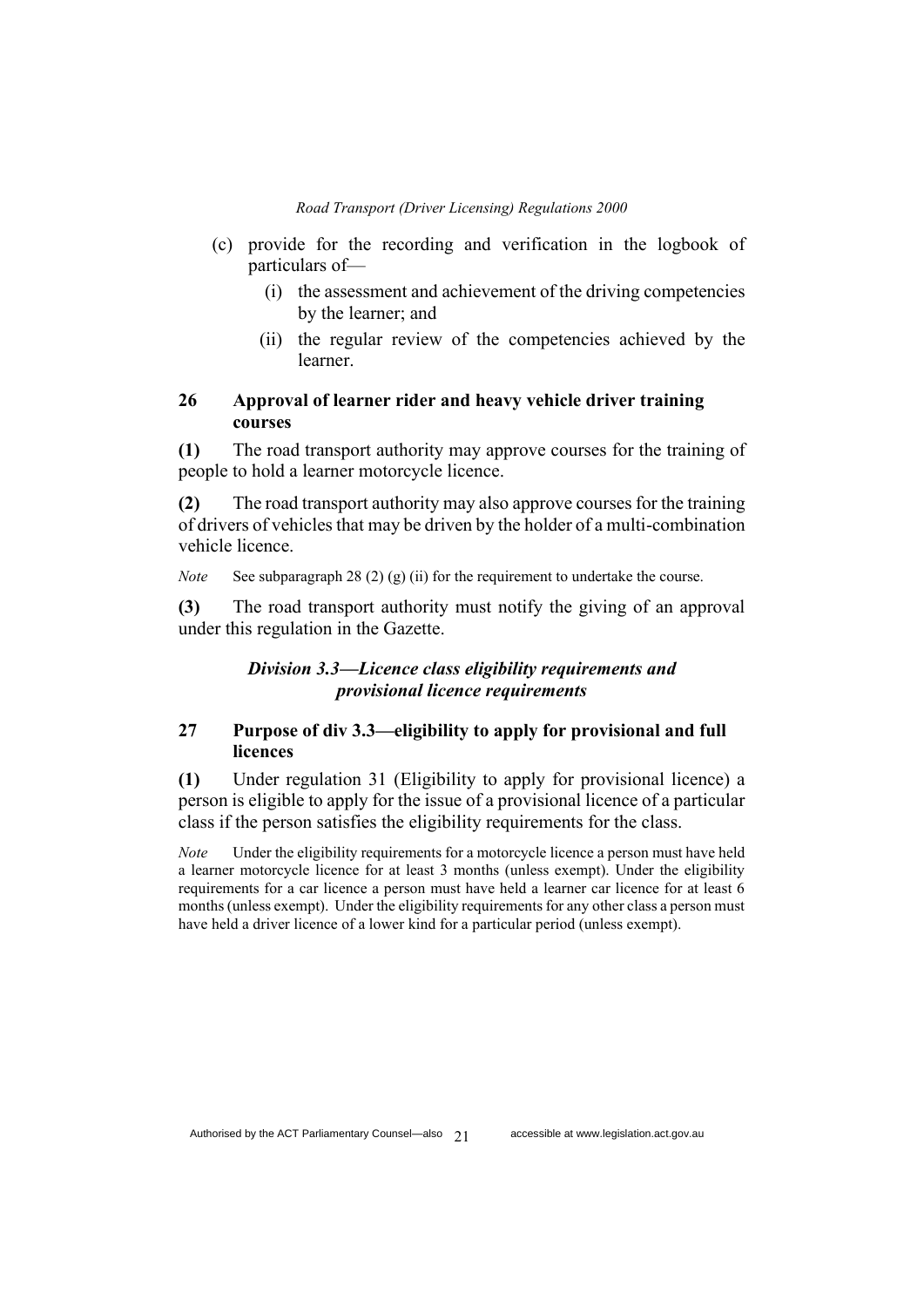(c) provide for the recording and verification in the logbook of particulars of—

   (i) the assessment and achievement of the driving competencies by the learner; and

   (ii) the regular review of the competencies achieved by the learner.

### 26 Approval of learner rider and heavy vehicle driver training courses

**(1)** The road transport authority may approve courses for the training of people to hold a learner motorcycle licence.

**(2)** The road transport authority may also approve courses for the training of drivers of vehicles that may be driven by the holder of a multi-combination vehicle licence.

*Note* See subparagraph 28 (2) (g) (ii) for the requirement to undertake the course.

**(3)** The road transport authority must notify the giving of an approval under this regulation in the Gazette.

## *Division 3.3—Licence class eligibility requirements and provisional licence requirements*

### 27 Purpose of div 3.3—eligibility to apply for provisional and full licences

**(1)** Under regulation 31 (Eligibility to apply for provisional licence) a person is eligible to apply for the issue of a provisional licence of a particular class if the person satisfies the eligibility requirements for the class.

*Note* Under the eligibility requirements for a motorcycle licence a person must have held a learner motorcycle licence for at least 3 months (unless exempt). Under the eligibility requirements for a car licence a person must have held a learner car licence for at least 6 months (unless exempt). Under the eligibility requirements for any other class a person must have held a driver licence of a lower kind for a particular period (unless exempt).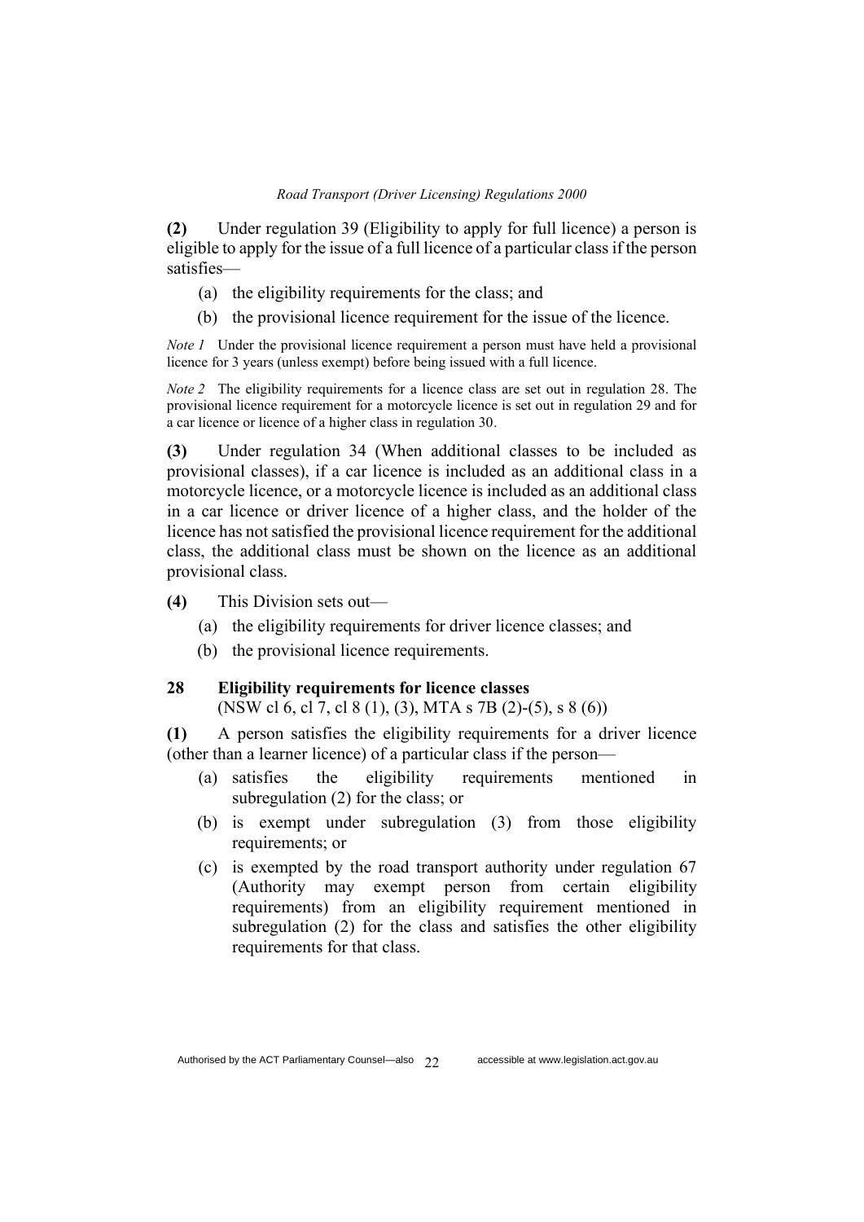**(2)** Under regulation 39 (Eligibility to apply for full licence) a person is eligible to apply for the issue of a full licence of a particular class if the person satisfies—

(a) the eligibility requirements for the class; and

(b) the provisional licence requirement for the issue of the licence.

*Note 1* Under the provisional licence requirement a person must have held a provisional licence for 3 years (unless exempt) before being issued with a full licence.

*Note 2* The eligibility requirements for a licence class are set out in regulation 28. The provisional licence requirement for a motorcycle licence is set out in regulation 29 and for a car licence or licence of a higher class in regulation 30.

**(3)** Under regulation 34 (When additional classes to be included as provisional classes), if a car licence is included as an additional class in a motorcycle licence, or a motorcycle licence is included as an additional class in a car licence or driver licence of a higher class, and the holder of the licence has not satisfied the provisional licence requirement for the additional class, the additional class must be shown on the licence as an additional provisional class.

**(4)** This Division sets out—

(a) the eligibility requirements for driver licence classes; and

(b) the provisional licence requirements.

### 28 Eligibility requirements for licence classes

(NSW cl 6, cl 7, cl 8 (1), (3), MTA s 7B (2)-(5), s 8 (6))

**(1)** A person satisfies the eligibility requirements for a driver licence (other than a learner licence) of a particular class if the person—

(a) satisfies the eligibility requirements mentioned in subregulation (2) for the class; or

(b) is exempt under subregulation (3) from those eligibility requirements; or

(c) is exempted by the road transport authority under regulation 67 (Authority may exempt person from certain eligibility requirements) from an eligibility requirement mentioned in subregulation (2) for the class and satisfies the other eligibility requirements for that class.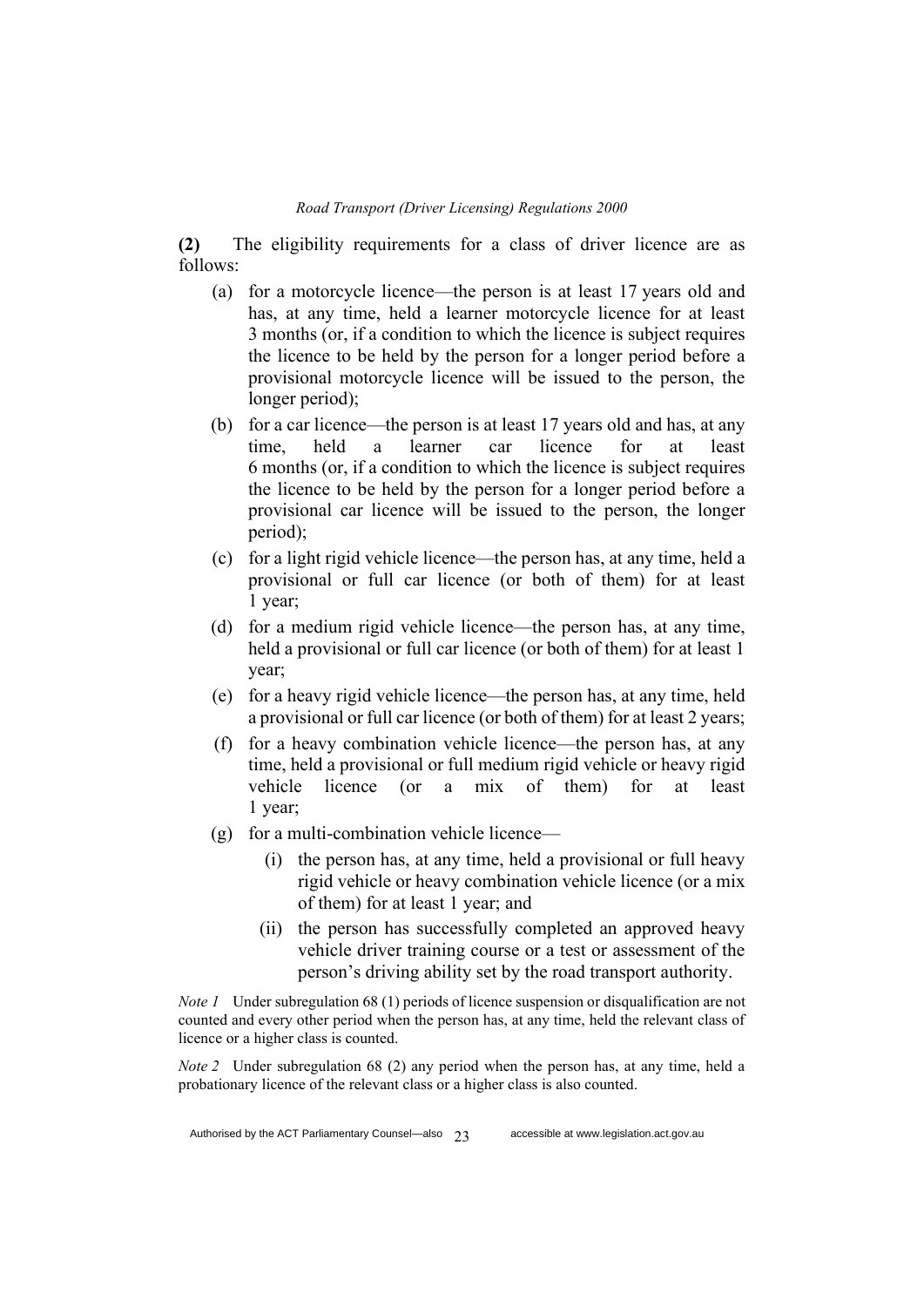**(2)** The eligibility requirements for a class of driver licence are as follows:

(a) for a motorcycle licence—the person is at least 17 years old and has, at any time, held a learner motorcycle licence for at least 3 months (or, if a condition to which the licence is subject requires the licence to be held by the person for a longer period before a provisional motorcycle licence will be issued to the person, the longer period);

(b) for a car licence—the person is at least 17 years old and has, at any time, held a learner car licence for at least 6 months (or, if a condition to which the licence is subject requires the licence to be held by the person for a longer period before a provisional car licence will be issued to the person, the longer period);

(c) for a light rigid vehicle licence—the person has, at any time, held a provisional or full car licence (or both of them) for at least 1 year;

(d) for a medium rigid vehicle licence—the person has, at any time, held a provisional or full car licence (or both of them) for at least 1 year;

(e) for a heavy rigid vehicle licence—the person has, at any time, held a provisional or full car licence (or both of them) for at least 2 years;

(f) for a heavy combination vehicle licence—the person has, at any time, held a provisional or full medium rigid vehicle or heavy rigid vehicle licence (or a mix of them) for at least 1 year;

(g) for a multi-combination vehicle licence—

(i) the person has, at any time, held a provisional or full heavy rigid vehicle or heavy combination vehicle licence (or a mix of them) for at least 1 year; and

(ii) the person has successfully completed an approved heavy vehicle driver training course or a test or assessment of the person's driving ability set by the road transport authority.

*Note 1* Under subregulation 68 (1) periods of licence suspension or disqualification are not counted and every other period when the person has, at any time, held the relevant class of licence or a higher class is counted.

*Note 2* Under subregulation 68 (2) any period when the person has, at any time, held a probationary licence of the relevant class or a higher class is also counted.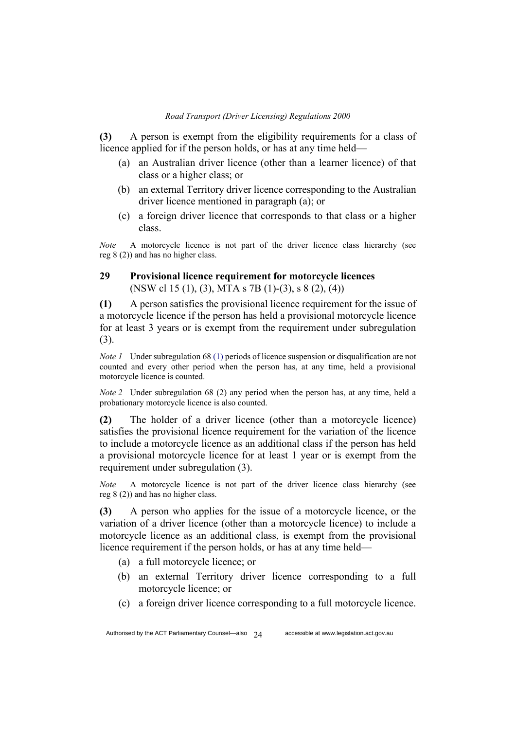**(3)** A person is exempt from the eligibility requirements for a class of licence applied for if the person holds, or has at any time held—

(a) an Australian driver licence (other than a learner licence) of that class or a higher class; or

(b) an external Territory driver licence corresponding to the Australian driver licence mentioned in paragraph (a); or

(c) a foreign driver licence that corresponds to that class or a higher class.

*Note* A motorcycle licence is not part of the driver licence class hierarchy (see reg 8 (2)) and has no higher class.

### 29 Provisional licence requirement for motorcycle licences

(NSW cl 15 (1), (3), MTA s 7B (1)-(3), s 8 (2), (4))

**(1)** A person satisfies the provisional licence requirement for the issue of a motorcycle licence if the person has held a provisional motorcycle licence for at least 3 years or is exempt from the requirement under subregulation (3).

*Note 1* Under subregulation 68 (1) periods of licence suspension or disqualification are not counted and every other period when the person has, at any time, held a provisional motorcycle licence is counted.

*Note 2* Under subregulation 68 (2) any period when the person has, at any time, held a probationary motorcycle licence is also counted.

**(2)** The holder of a driver licence (other than a motorcycle licence) satisfies the provisional licence requirement for the variation of the licence to include a motorcycle licence as an additional class if the person has held a provisional motorcycle licence for at least 1 year or is exempt from the requirement under subregulation (3).

*Note* A motorcycle licence is not part of the driver licence class hierarchy (see reg 8 (2)) and has no higher class.

**(3)** A person who applies for the issue of a motorcycle licence, or the variation of a driver licence (other than a motorcycle licence) to include a motorcycle licence as an additional class, is exempt from the provisional licence requirement if the person holds, or has at any time held—

(a) a full motorcycle licence; or

(b) an external Territory driver licence corresponding to a full motorcycle licence; or

(c) a foreign driver licence corresponding to a full motorcycle licence.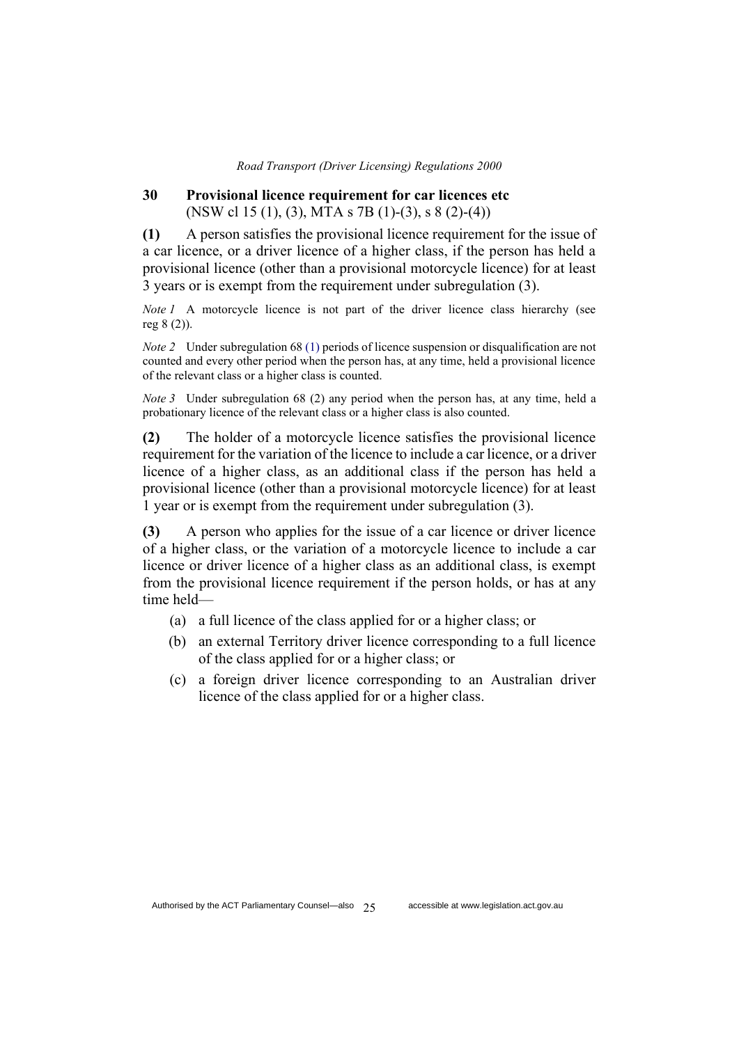## 30 Provisional licence requirement for car licences etc
(NSW cl 15 (1), (3), MTA s 7B (1)-(3), s 8 (2)-(4))

**(1)** A person satisfies the provisional licence requirement for the issue of a car licence, or a driver licence of a higher class, if the person has held a provisional licence (other than a provisional motorcycle licence) for at least 3 years or is exempt from the requirement under subregulation (3).

*Note 1* A motorcycle licence is not part of the driver licence class hierarchy (see reg 8 (2)).

*Note 2* Under subregulation 68 (1) periods of licence suspension or disqualification are not counted and every other period when the person has, at any time, held a provisional licence of the relevant class or a higher class is counted.

*Note 3* Under subregulation 68 (2) any period when the person has, at any time, held a probationary licence of the relevant class or a higher class is also counted.

**(2)** The holder of a motorcycle licence satisfies the provisional licence requirement for the variation of the licence to include a car licence, or a driver licence of a higher class, as an additional class if the person has held a provisional licence (other than a provisional motorcycle licence) for at least 1 year or is exempt from the requirement under subregulation (3).

**(3)** A person who applies for the issue of a car licence or driver licence of a higher class, or the variation of a motorcycle licence to include a car licence or driver licence of a higher class as an additional class, is exempt from the provisional licence requirement if the person holds, or has at any time held—

(a) a full licence of the class applied for or a higher class; or

(b) an external Territory driver licence corresponding to a full licence of the class applied for or a higher class; or

(c) a foreign driver licence corresponding to an Australian driver licence of the class applied for or a higher class.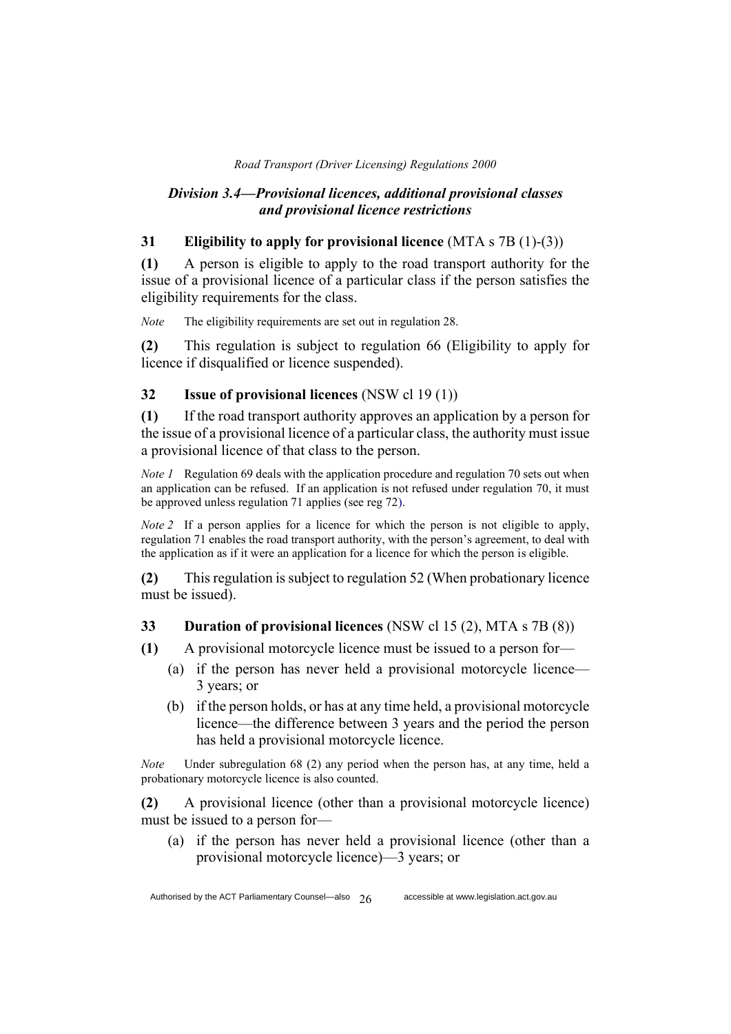## *Division 3.4—Provisional licences, additional provisional classes and provisional licence restrictions*

### 31 Eligibility to apply for provisional licence (MTA s 7B (1)-(3))

**(1)** A person is eligible to apply to the road transport authority for the issue of a provisional licence of a particular class if the person satisfies the eligibility requirements for the class.

*Note* The eligibility requirements are set out in regulation 28.

**(2)** This regulation is subject to regulation 66 (Eligibility to apply for licence if disqualified or licence suspended).

### 32 Issue of provisional licences (NSW cl 19 (1))

**(1)** If the road transport authority approves an application by a person for the issue of a provisional licence of a particular class, the authority must issue a provisional licence of that class to the person.

*Note 1* Regulation 69 deals with the application procedure and regulation 70 sets out when an application can be refused. If an application is not refused under regulation 70, it must be approved unless regulation 71 applies (see reg 72).

*Note 2* If a person applies for a licence for which the person is not eligible to apply, regulation 71 enables the road transport authority, with the person's agreement, to deal with the application as if it were an application for a licence for which the person is eligible.

**(2)** This regulation is subject to regulation 52 (When probationary licence must be issued).

### 33 Duration of provisional licences (NSW cl 15 (2), MTA s 7B (8))

**(1)** A provisional motorcycle licence must be issued to a person for—

(a) if the person has never held a provisional motorcycle licence—3 years; or

(b) if the person holds, or has at any time held, a provisional motorcycle licence—the difference between 3 years and the period the person has held a provisional motorcycle licence.

*Note* Under subregulation 68 (2) any period when the person has, at any time, held a probationary motorcycle licence is also counted.

**(2)** A provisional licence (other than a provisional motorcycle licence) must be issued to a person for—

(a) if the person has never held a provisional licence (other than a provisional motorcycle licence)—3 years; or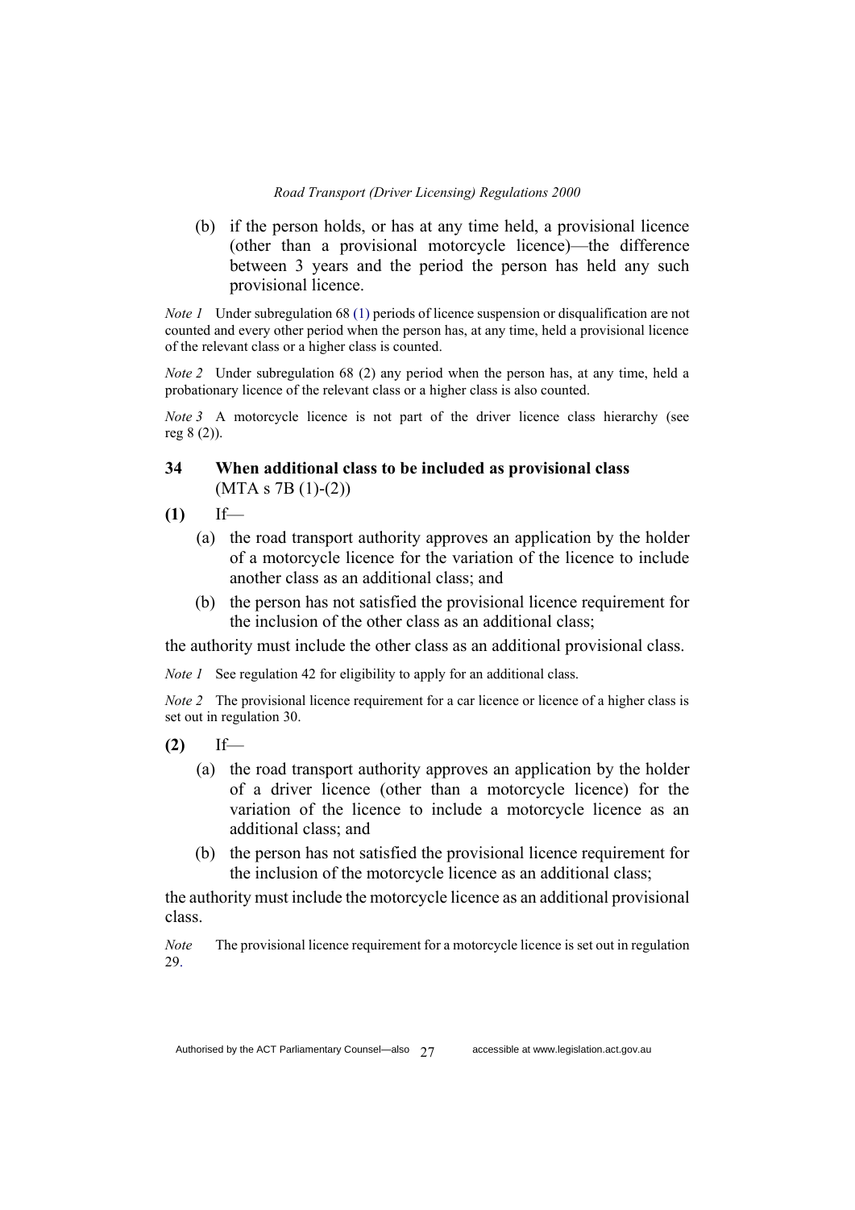(b) if the person holds, or has at any time held, a provisional licence (other than a provisional motorcycle licence)—the difference between 3 years and the period the person has held any such provisional licence.

*Note 1* Under subregulation 68 (1) periods of licence suspension or disqualification are not counted and every other period when the person has, at any time, held a provisional licence of the relevant class or a higher class is counted.

*Note 2* Under subregulation 68 (2) any period when the person has, at any time, held a probationary licence of the relevant class or a higher class is also counted.

*Note 3* A motorcycle licence is not part of the driver licence class hierarchy (see reg 8 (2)).

## 34 When additional class to be included as provisional class (MTA s 7B (1)-(2))

**(1)** If—

(a) the road transport authority approves an application by the holder of a motorcycle licence for the variation of the licence to include another class as an additional class; and

(b) the person has not satisfied the provisional licence requirement for the inclusion of the other class as an additional class;

the authority must include the other class as an additional provisional class.

*Note 1* See regulation 42 for eligibility to apply for an additional class.

*Note 2* The provisional licence requirement for a car licence or licence of a higher class is set out in regulation 30.

**(2)** If—

(a) the road transport authority approves an application by the holder of a driver licence (other than a motorcycle licence) for the variation of the licence to include a motorcycle licence as an additional class; and

(b) the person has not satisfied the provisional licence requirement for the inclusion of the motorcycle licence as an additional class;

the authority must include the motorcycle licence as an additional provisional class.

*Note* The provisional licence requirement for a motorcycle licence is set out in regulation 29.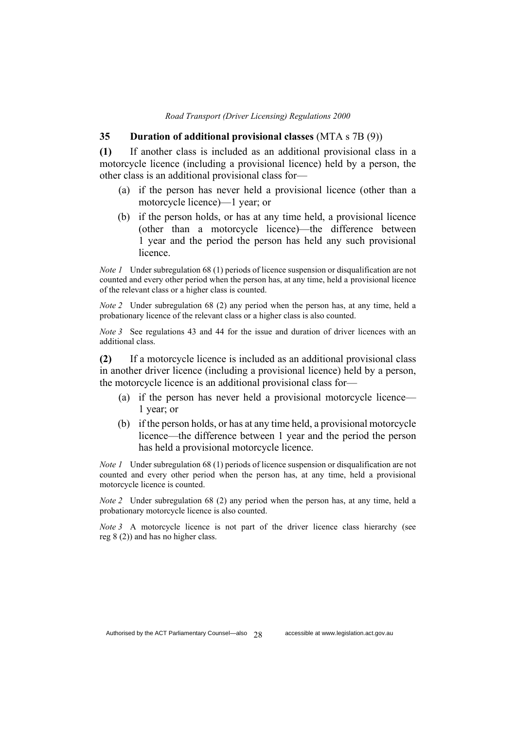### 35 Duration of additional provisional classes (MTA s 7B (9))

**(1)** If another class is included as an additional provisional class in a motorcycle licence (including a provisional licence) held by a person, the other class is an additional provisional class for—

(a) if the person has never held a provisional licence (other than a motorcycle licence)—1 year; or

(b) if the person holds, or has at any time held, a provisional licence (other than a motorcycle licence)—the difference between 1 year and the period the person has held any such provisional licence.

*Note 1* Under subregulation 68 (1) periods of licence suspension or disqualification are not counted and every other period when the person has, at any time, held a provisional licence of the relevant class or a higher class is counted.

*Note 2* Under subregulation 68 (2) any period when the person has, at any time, held a probationary licence of the relevant class or a higher class is also counted.

*Note 3* See regulations 43 and 44 for the issue and duration of driver licences with an additional class.

**(2)** If a motorcycle licence is included as an additional provisional class in another driver licence (including a provisional licence) held by a person, the motorcycle licence is an additional provisional class for—

(a) if the person has never held a provisional motorcycle licence—1 year; or

(b) if the person holds, or has at any time held, a provisional motorcycle licence—the difference between 1 year and the period the person has held a provisional motorcycle licence.

*Note 1* Under subregulation 68 (1) periods of licence suspension or disqualification are not counted and every other period when the person has, at any time, held a provisional motorcycle licence is counted.

*Note 2* Under subregulation 68 (2) any period when the person has, at any time, held a probationary motorcycle licence is also counted.

*Note 3* A motorcycle licence is not part of the driver licence class hierarchy (see reg 8 (2)) and has no higher class.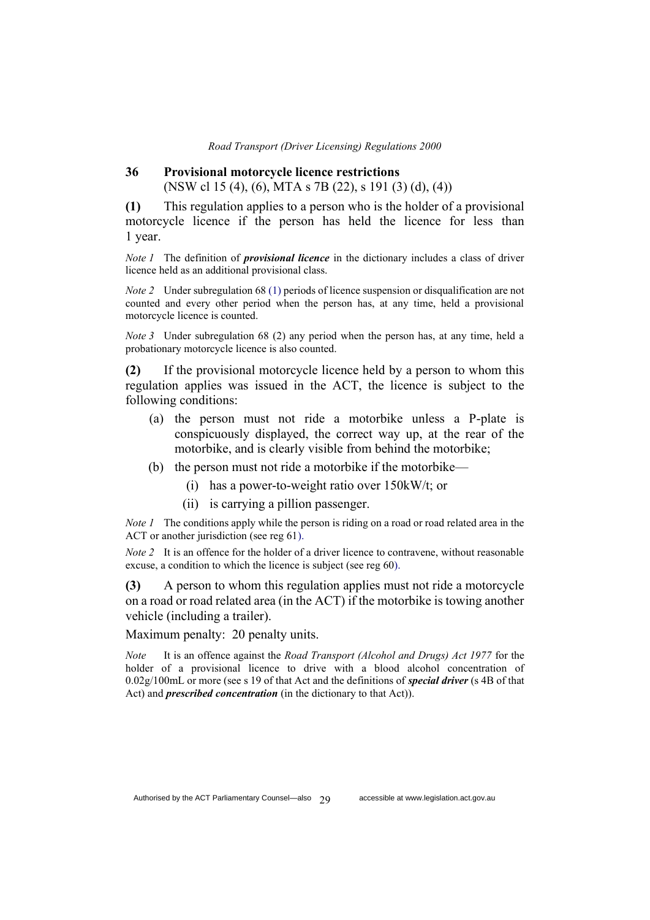## 36 Provisional motorcycle licence restrictions

(NSW cl 15 (4), (6), MTA s 7B (22), s 191 (3) (d), (4))

**(1)** This regulation applies to a person who is the holder of a provisional motorcycle licence if the person has held the licence for less than 1 year.

*Note 1* The definition of ***provisional licence*** in the dictionary includes a class of driver licence held as an additional provisional class.

*Note 2* Under subregulation 68 (1) periods of licence suspension or disqualification are not counted and every other period when the person has, at any time, held a provisional motorcycle licence is counted.

*Note 3* Under subregulation 68 (2) any period when the person has, at any time, held a probationary motorcycle licence is also counted.

**(2)** If the provisional motorcycle licence held by a person to whom this regulation applies was issued in the ACT, the licence is subject to the following conditions:

(a) the person must not ride a motorbike unless a P-plate is conspicuously displayed, the correct way up, at the rear of the motorbike, and is clearly visible from behind the motorbike;

(b) the person must not ride a motorbike if the motorbike—

(i) has a power-to-weight ratio over 150kW/t; or

(ii) is carrying a pillion passenger.

*Note 1* The conditions apply while the person is riding on a road or road related area in the ACT or another jurisdiction (see reg 61).

*Note 2* It is an offence for the holder of a driver licence to contravene, without reasonable excuse, a condition to which the licence is subject (see reg 60).

**(3)** A person to whom this regulation applies must not ride a motorcycle on a road or road related area (in the ACT) if the motorbike is towing another vehicle (including a trailer).

Maximum penalty: 20 penalty units.

*Note* It is an offence against the *Road Transport (Alcohol and Drugs) Act 1977* for the holder of a provisional licence to drive with a blood alcohol concentration of 0.02g/100mL or more (see s 19 of that Act and the definitions of ***special driver*** (s 4B of that Act) and ***prescribed concentration*** (in the dictionary to that Act)).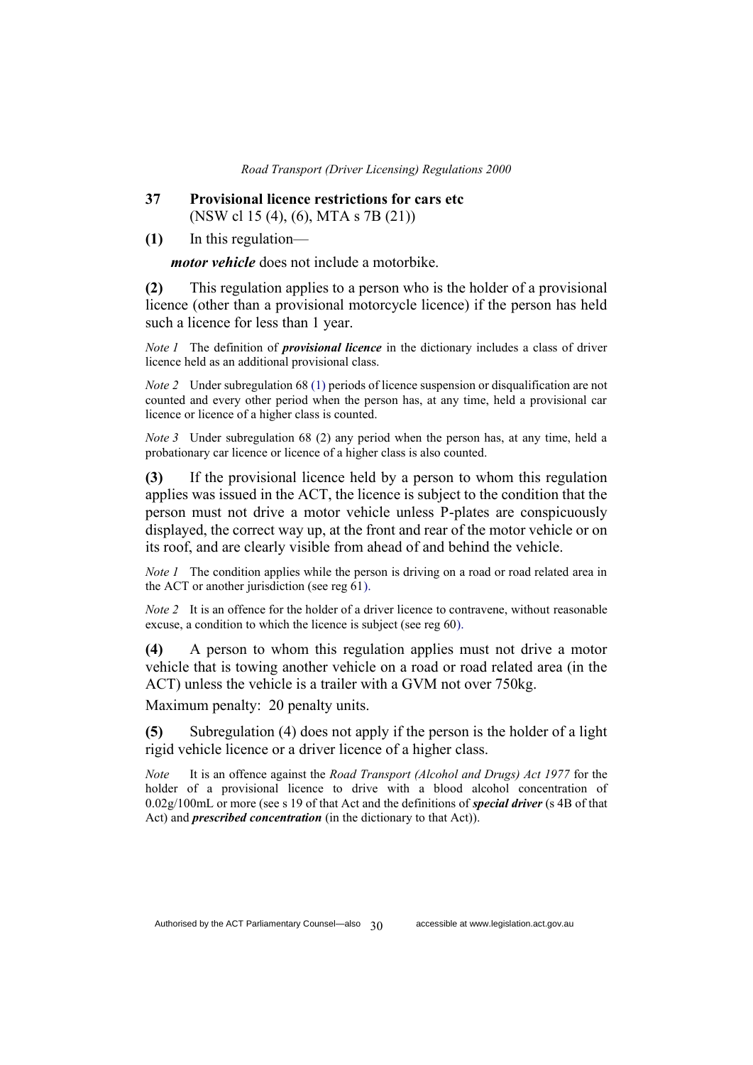### 37 Provisional licence restrictions for cars etc
(NSW cl 15 (4), (6), MTA s 7B (21))

**(1)** In this regulation—

***motor vehicle*** does not include a motorbike.

**(2)** This regulation applies to a person who is the holder of a provisional licence (other than a provisional motorcycle licence) if the person has held such a licence for less than 1 year.

*Note 1* The definition of ***provisional licence*** in the dictionary includes a class of driver licence held as an additional provisional class.

*Note 2* Under subregulation 68 (1) periods of licence suspension or disqualification are not counted and every other period when the person has, at any time, held a provisional car licence or licence of a higher class is counted.

*Note 3* Under subregulation 68 (2) any period when the person has, at any time, held a probationary car licence or licence of a higher class is also counted.

**(3)** If the provisional licence held by a person to whom this regulation applies was issued in the ACT, the licence is subject to the condition that the person must not drive a motor vehicle unless P-plates are conspicuously displayed, the correct way up, at the front and rear of the motor vehicle or on its roof, and are clearly visible from ahead of and behind the vehicle.

*Note 1* The condition applies while the person is driving on a road or road related area in the ACT or another jurisdiction (see reg 61).

*Note 2* It is an offence for the holder of a driver licence to contravene, without reasonable excuse, a condition to which the licence is subject (see reg 60).

**(4)** A person to whom this regulation applies must not drive a motor vehicle that is towing another vehicle on a road or road related area (in the ACT) unless the vehicle is a trailer with a GVM not over 750kg.

Maximum penalty: 20 penalty units.

**(5)** Subregulation (4) does not apply if the person is the holder of a light rigid vehicle licence or a driver licence of a higher class.

*Note* It is an offence against the *Road Transport (Alcohol and Drugs) Act 1977* for the holder of a provisional licence to drive with a blood alcohol concentration of 0.02g/100mL or more (see s 19 of that Act and the definitions of ***special driver*** (s 4B of that Act) and ***prescribed concentration*** (in the dictionary to that Act)).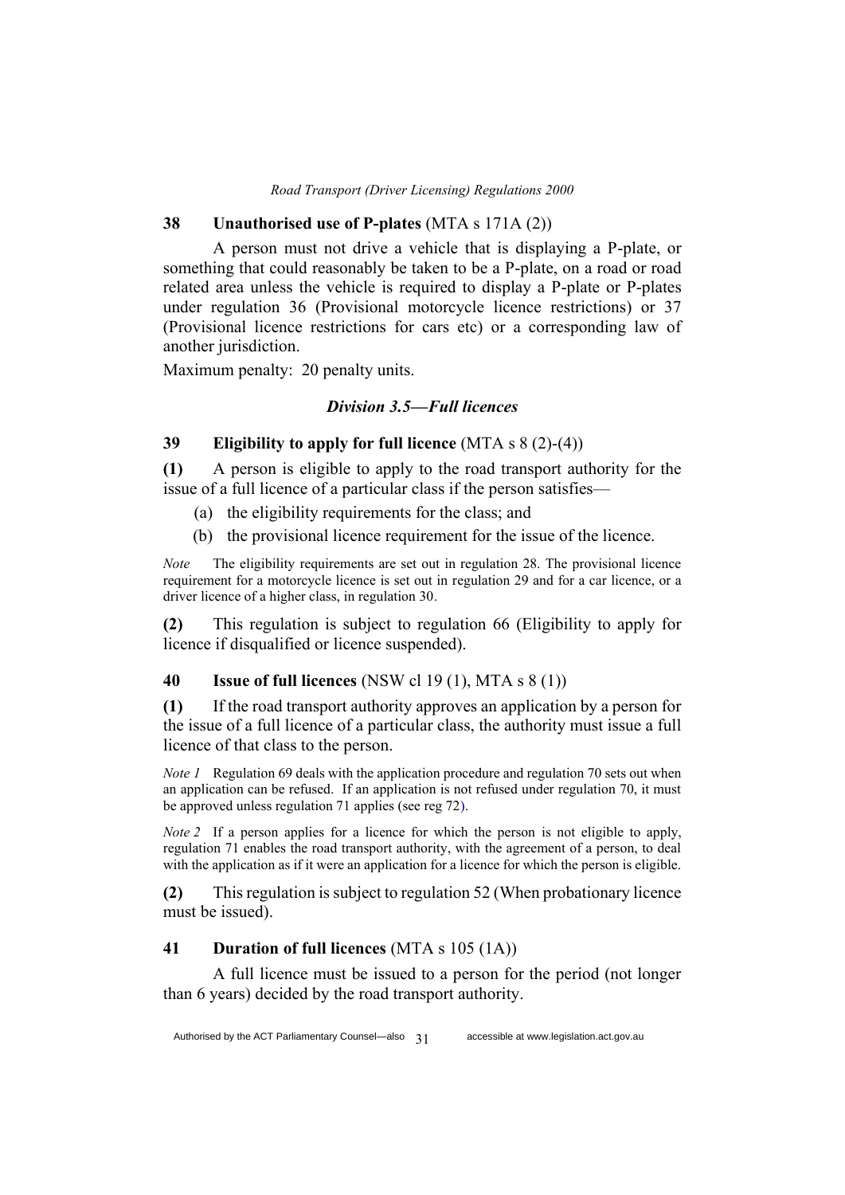### 38 Unauthorised use of P-plates (MTA s 171A (2))

A person must not drive a vehicle that is displaying a P-plate, or something that could reasonably be taken to be a P-plate, on a road or road related area unless the vehicle is required to display a P-plate or P-plates under regulation 36 (Provisional motorcycle licence restrictions) or 37 (Provisional licence restrictions for cars etc) or a corresponding law of another jurisdiction.

Maximum penalty: 20 penalty units.

## *Division 3.5—Full licences*

### 39 Eligibility to apply for full licence (MTA s 8 (2)-(4))

**(1)** A person is eligible to apply to the road transport authority for the issue of a full licence of a particular class if the person satisfies—

(a) the eligibility requirements for the class; and

(b) the provisional licence requirement for the issue of the licence.

*Note* The eligibility requirements are set out in regulation 28. The provisional licence requirement for a motorcycle licence is set out in regulation 29 and for a car licence, or a driver licence of a higher class, in regulation 30.

**(2)** This regulation is subject to regulation 66 (Eligibility to apply for licence if disqualified or licence suspended).

### 40 Issue of full licences (NSW cl 19 (1), MTA s 8 (1))

**(1)** If the road transport authority approves an application by a person for the issue of a full licence of a particular class, the authority must issue a full licence of that class to the person.

*Note 1* Regulation 69 deals with the application procedure and regulation 70 sets out when an application can be refused. If an application is not refused under regulation 70, it must be approved unless regulation 71 applies (see reg 72).

*Note 2* If a person applies for a licence for which the person is not eligible to apply, regulation 71 enables the road transport authority, with the agreement of a person, to deal with the application as if it were an application for a licence for which the person is eligible.

**(2)** This regulation is subject to regulation 52 (When probationary licence must be issued).

### 41 Duration of full licences (MTA s 105 (1A))

A full licence must be issued to a person for the period (not longer than 6 years) decided by the road transport authority.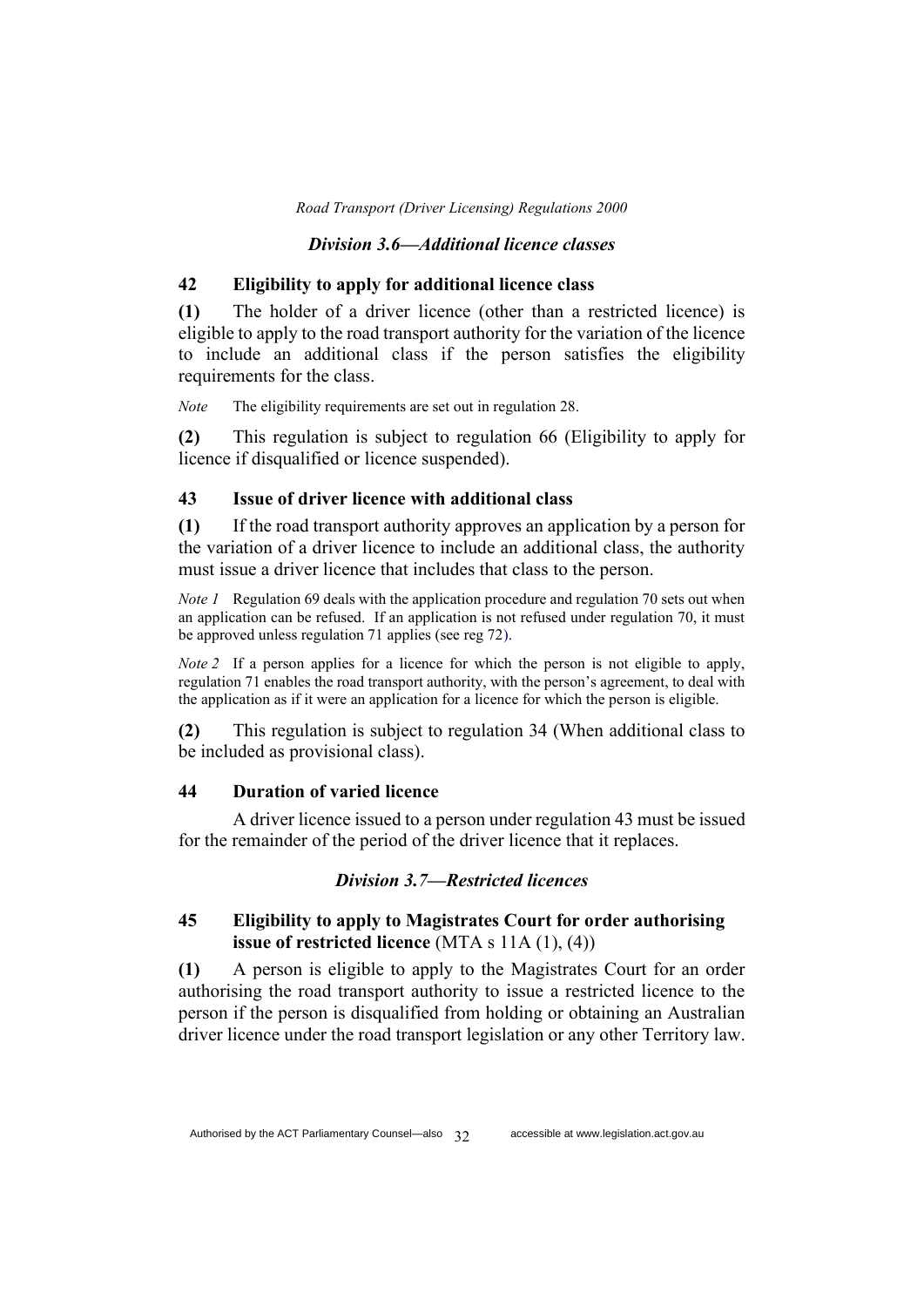### *Division 3.6—Additional licence classes*

### 42 Eligibility to apply for additional licence class

**(1)** The holder of a driver licence (other than a restricted licence) is eligible to apply to the road transport authority for the variation of the licence to include an additional class if the person satisfies the eligibility requirements for the class.

*Note* The eligibility requirements are set out in regulation 28.

**(2)** This regulation is subject to regulation 66 (Eligibility to apply for licence if disqualified or licence suspended).

### 43 Issue of driver licence with additional class

**(1)** If the road transport authority approves an application by a person for the variation of a driver licence to include an additional class, the authority must issue a driver licence that includes that class to the person.

*Note 1* Regulation 69 deals with the application procedure and regulation 70 sets out when an application can be refused. If an application is not refused under regulation 70, it must be approved unless regulation 71 applies (see reg 72).

*Note 2* If a person applies for a licence for which the person is not eligible to apply, regulation 71 enables the road transport authority, with the person's agreement, to deal with the application as if it were an application for a licence for which the person is eligible.

**(2)** This regulation is subject to regulation 34 (When additional class to be included as provisional class).

### 44 Duration of varied licence

A driver licence issued to a person under regulation 43 must be issued for the remainder of the period of the driver licence that it replaces.

### *Division 3.7—Restricted licences*

### 45 Eligibility to apply to Magistrates Court for order authorising issue of restricted licence (MTA s 11A (1), (4))

**(1)** A person is eligible to apply to the Magistrates Court for an order authorising the road transport authority to issue a restricted licence to the person if the person is disqualified from holding or obtaining an Australian driver licence under the road transport legislation or any other Territory law.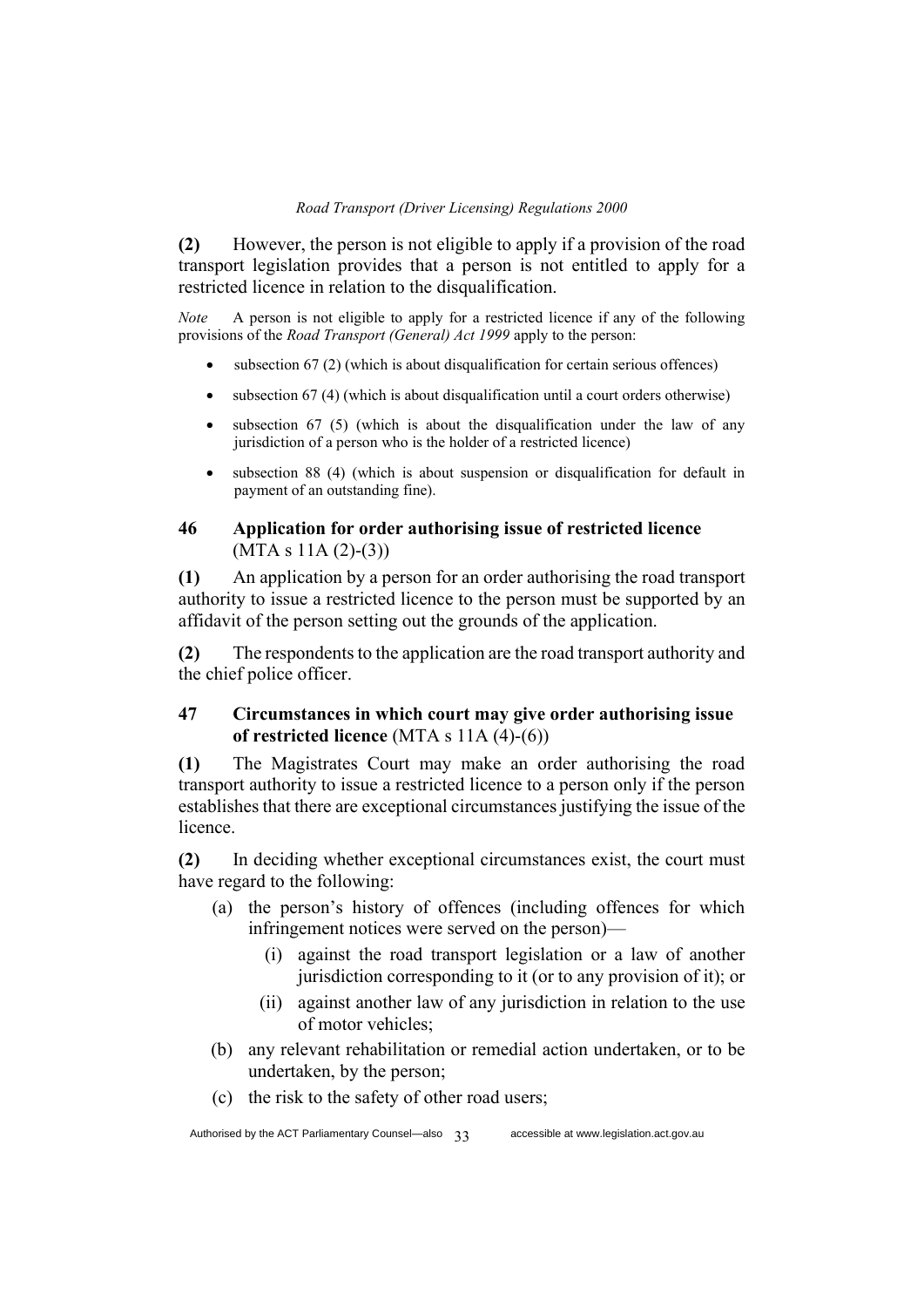**(2)** However, the person is not eligible to apply if a provision of the road transport legislation provides that a person is not entitled to apply for a restricted licence in relation to the disqualification.

*Note* A person is not eligible to apply for a restricted licence if any of the following provisions of the *Road Transport (General) Act 1999* apply to the person:

- subsection 67 (2) (which is about disqualification for certain serious offences)
- subsection 67 (4) (which is about disqualification until a court orders otherwise)
- subsection 67 (5) (which is about the disqualification under the law of any jurisdiction of a person who is the holder of a restricted licence)
- subsection 88 (4) (which is about suspension or disqualification for default in payment of an outstanding fine).

### 46 Application for order authorising issue of restricted licence (MTA s 11A (2)-(3))

**(1)** An application by a person for an order authorising the road transport authority to issue a restricted licence to the person must be supported by an affidavit of the person setting out the grounds of the application.

**(2)** The respondents to the application are the road transport authority and the chief police officer.

### 47 Circumstances in which court may give order authorising issue of restricted licence (MTA s 11A (4)-(6))

**(1)** The Magistrates Court may make an order authorising the road transport authority to issue a restricted licence to a person only if the person establishes that there are exceptional circumstances justifying the issue of the licence.

**(2)** In deciding whether exceptional circumstances exist, the court must have regard to the following:

(a) the person's history of offences (including offences for which infringement notices were served on the person)—

  (i) against the road transport legislation or a law of another jurisdiction corresponding to it (or to any provision of it); or

  (ii) against another law of any jurisdiction in relation to the use of motor vehicles;

(b) any relevant rehabilitation or remedial action undertaken, or to be undertaken, by the person;

(c) the risk to the safety of other road users;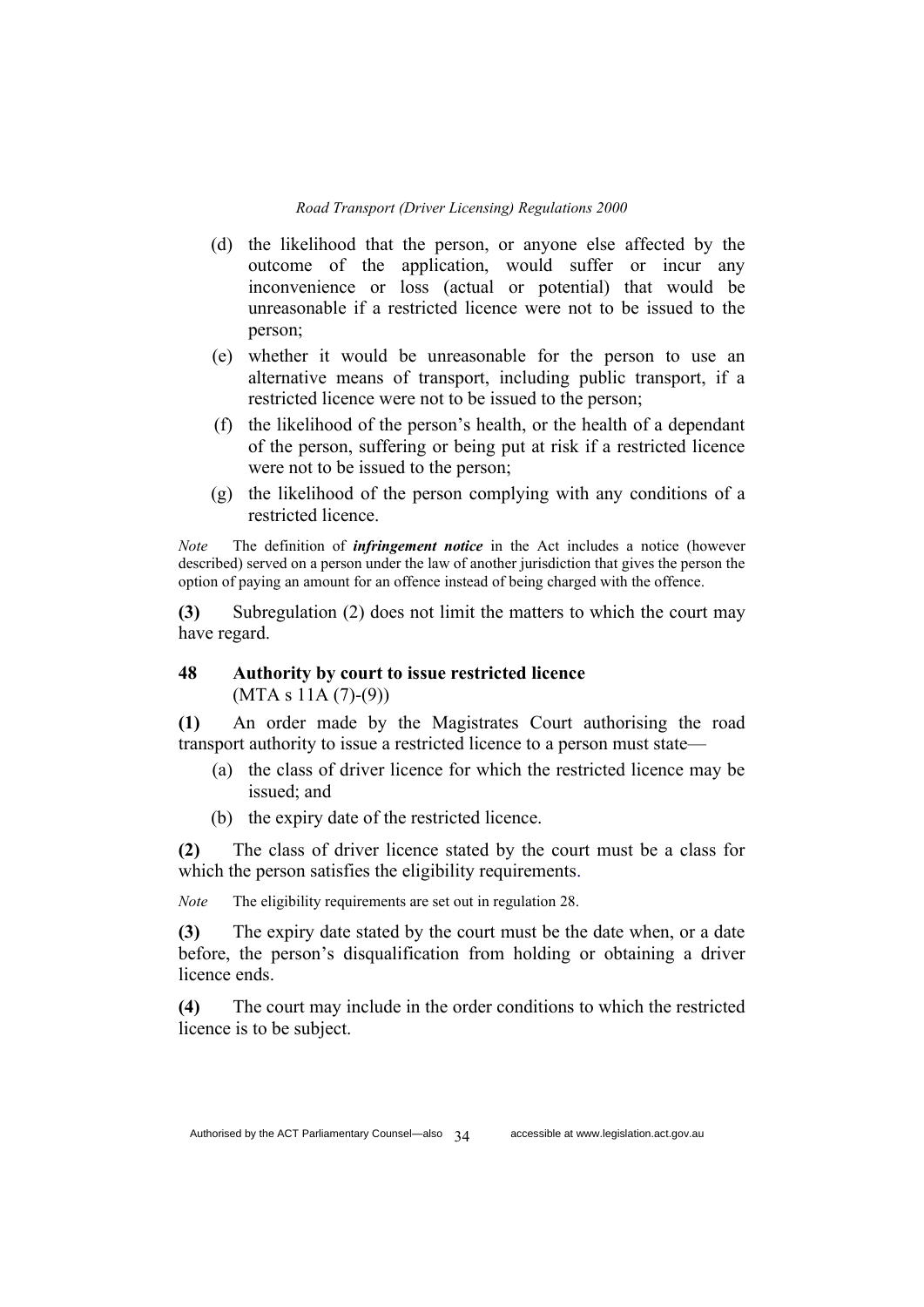(d) the likelihood that the person, or anyone else affected by the outcome of the application, would suffer or incur any inconvenience or loss (actual or potential) that would be unreasonable if a restricted licence were not to be issued to the person;

(e) whether it would be unreasonable for the person to use an alternative means of transport, including public transport, if a restricted licence were not to be issued to the person;

(f) the likelihood of the person's health, or the health of a dependant of the person, suffering or being put at risk if a restricted licence were not to be issued to the person;

(g) the likelihood of the person complying with any conditions of a restricted licence.

*Note* The definition of ***infringement notice*** in the Act includes a notice (however described) served on a person under the law of another jurisdiction that gives the person the option of paying an amount for an offence instead of being charged with the offence.

**(3)** Subregulation (2) does not limit the matters to which the court may have regard.

### 48 Authority by court to issue restricted licence
(MTA s 11A (7)-(9))

**(1)** An order made by the Magistrates Court authorising the road transport authority to issue a restricted licence to a person must state—

(a) the class of driver licence for which the restricted licence may be issued; and

(b) the expiry date of the restricted licence.

**(2)** The class of driver licence stated by the court must be a class for which the person satisfies the eligibility requirements.

*Note* The eligibility requirements are set out in regulation 28.

**(3)** The expiry date stated by the court must be the date when, or a date before, the person's disqualification from holding or obtaining a driver licence ends.

**(4)** The court may include in the order conditions to which the restricted licence is to be subject.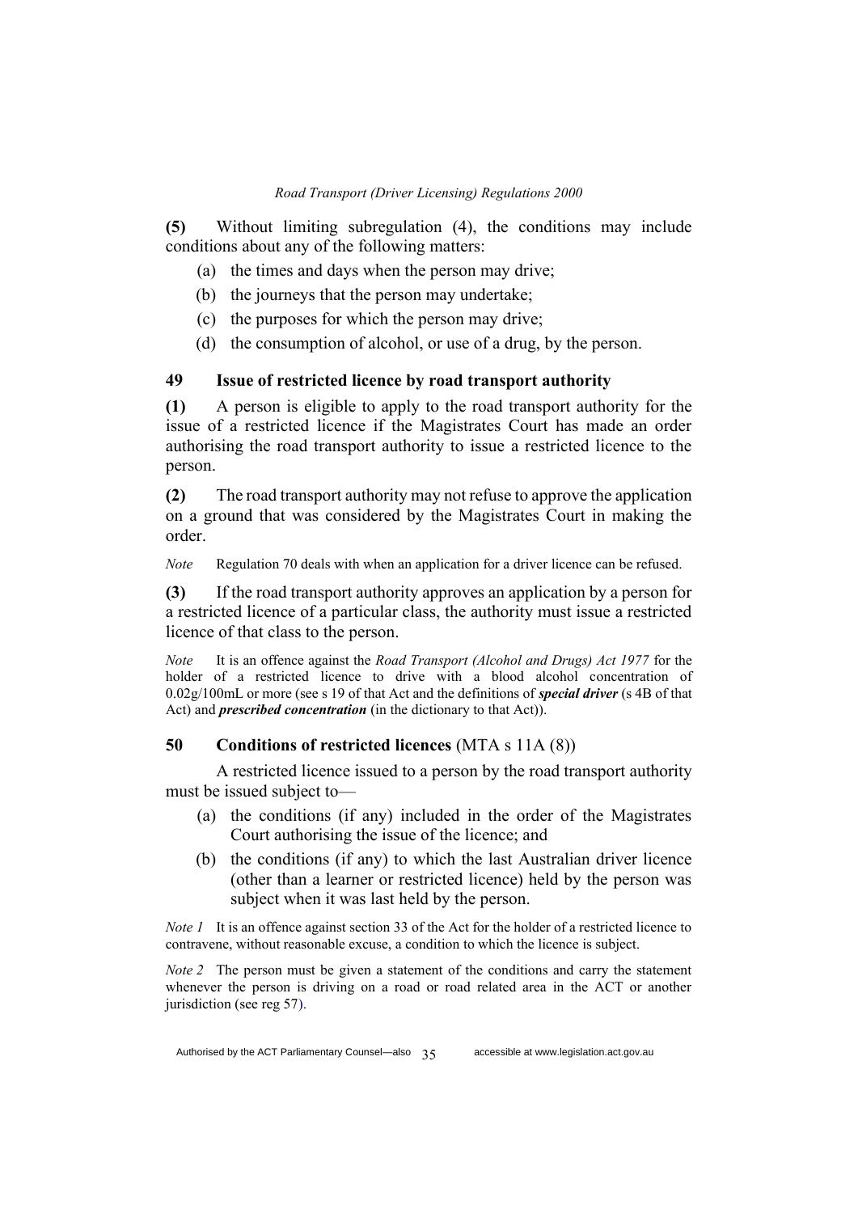**(5)** Without limiting subregulation (4), the conditions may include conditions about any of the following matters:

(a) the times and days when the person may drive;

(b) the journeys that the person may undertake;

(c) the purposes for which the person may drive;

(d) the consumption of alcohol, or use of a drug, by the person.

### 49 Issue of restricted licence by road transport authority

**(1)** A person is eligible to apply to the road transport authority for the issue of a restricted licence if the Magistrates Court has made an order authorising the road transport authority to issue a restricted licence to the person.

**(2)** The road transport authority may not refuse to approve the application on a ground that was considered by the Magistrates Court in making the order.

*Note* Regulation 70 deals with when an application for a driver licence can be refused.

**(3)** If the road transport authority approves an application by a person for a restricted licence of a particular class, the authority must issue a restricted licence of that class to the person.

*Note* It is an offence against the *Road Transport (Alcohol and Drugs) Act 1977* for the holder of a restricted licence to drive with a blood alcohol concentration of 0.02g/100mL or more (see s 19 of that Act and the definitions of ***special driver*** (s 4B of that Act) and ***prescribed concentration*** (in the dictionary to that Act)).

### 50 Conditions of restricted licences (MTA s 11A (8))

A restricted licence issued to a person by the road transport authority must be issued subject to—

(a) the conditions (if any) included in the order of the Magistrates Court authorising the issue of the licence; and

(b) the conditions (if any) to which the last Australian driver licence (other than a learner or restricted licence) held by the person was subject when it was last held by the person.

*Note 1* It is an offence against section 33 of the Act for the holder of a restricted licence to contravene, without reasonable excuse, a condition to which the licence is subject.

*Note 2* The person must be given a statement of the conditions and carry the statement whenever the person is driving on a road or road related area in the ACT or another jurisdiction (see reg 57).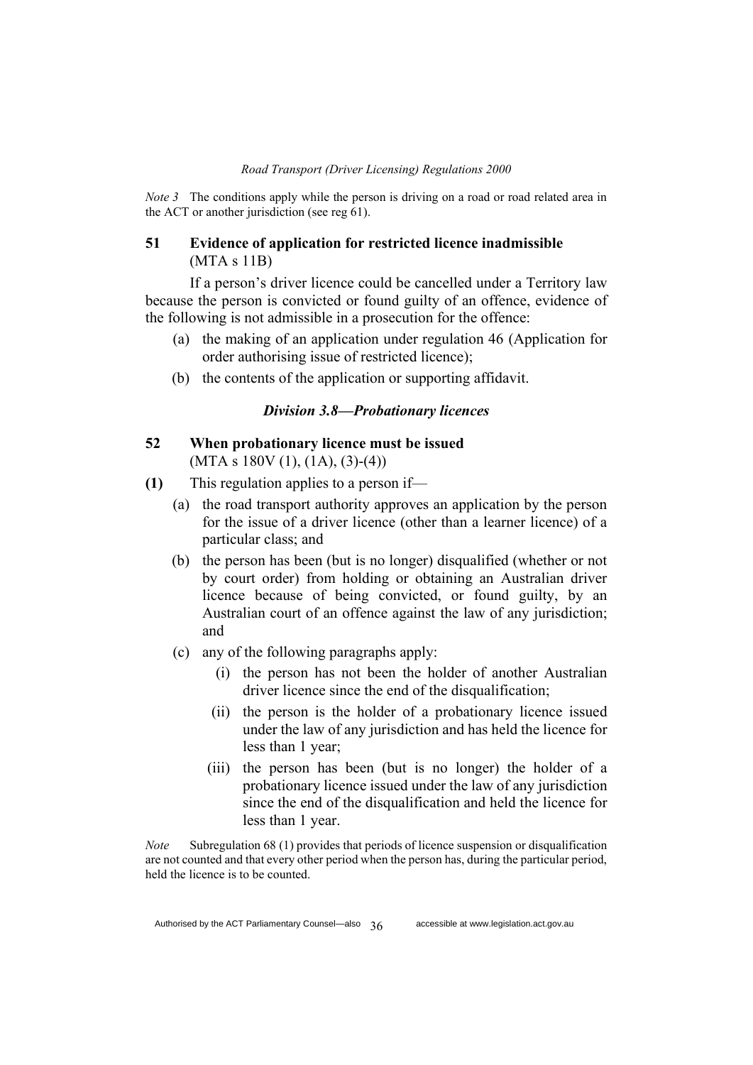*Note 3* The conditions apply while the person is driving on a road or road related area in the ACT or another jurisdiction (see reg 61).

### 51 Evidence of application for restricted licence inadmissible
(MTA s 11B)

If a person's driver licence could be cancelled under a Territory law because the person is convicted or found guilty of an offence, evidence of the following is not admissible in a prosecution for the offence:

(a) the making of an application under regulation 46 (Application for order authorising issue of restricted licence);

(b) the contents of the application or supporting affidavit.

## *Division 3.8—Probationary licences*

### 52 When probationary licence must be issued
(MTA s 180V (1), (1A), (3)-(4))

**(1)** This regulation applies to a person if—

(a) the road transport authority approves an application by the person for the issue of a driver licence (other than a learner licence) of a particular class; and

(b) the person has been (but is no longer) disqualified (whether or not by court order) from holding or obtaining an Australian driver licence because of being convicted, or found guilty, by an Australian court of an offence against the law of any jurisdiction; and

(c) any of the following paragraphs apply:

(i) the person has not been the holder of another Australian driver licence since the end of the disqualification;

(ii) the person is the holder of a probationary licence issued under the law of any jurisdiction and has held the licence for less than 1 year;

(iii) the person has been (but is no longer) the holder of a probationary licence issued under the law of any jurisdiction since the end of the disqualification and held the licence for less than 1 year.

*Note* Subregulation 68 (1) provides that periods of licence suspension or disqualification are not counted and that every other period when the person has, during the particular period, held the licence is to be counted.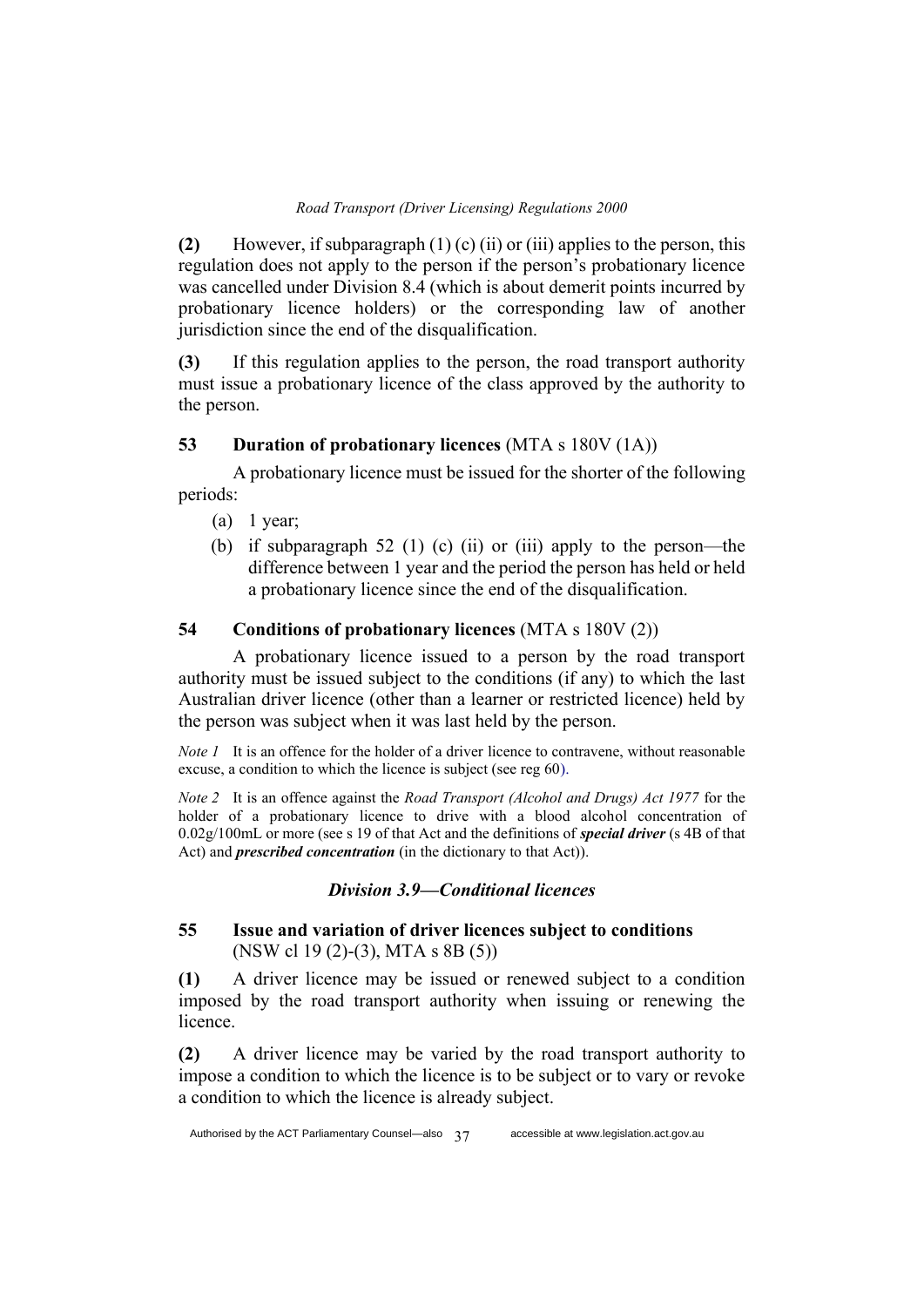**(2)** However, if subparagraph (1) (c) (ii) or (iii) applies to the person, this regulation does not apply to the person if the person's probationary licence was cancelled under Division 8.4 (which is about demerit points incurred by probationary licence holders) or the corresponding law of another jurisdiction since the end of the disqualification.

**(3)** If this regulation applies to the person, the road transport authority must issue a probationary licence of the class approved by the authority to the person.

### 53 Duration of probationary licences (MTA s 180V (1A))

A probationary licence must be issued for the shorter of the following periods:

(a) 1 year;

(b) if subparagraph 52 (1) (c) (ii) or (iii) apply to the person—the difference between 1 year and the period the person has held or held a probationary licence since the end of the disqualification.

### 54 Conditions of probationary licences (MTA s 180V (2))

A probationary licence issued to a person by the road transport authority must be issued subject to the conditions (if any) to which the last Australian driver licence (other than a learner or restricted licence) held by the person was subject when it was last held by the person.

*Note 1* It is an offence for the holder of a driver licence to contravene, without reasonable excuse, a condition to which the licence is subject (see reg 60).

*Note 2* It is an offence against the *Road Transport (Alcohol and Drugs) Act 1977* for the holder of a probationary licence to drive with a blood alcohol concentration of 0.02g/100mL or more (see s 19 of that Act and the definitions of ***special driver*** (s 4B of that Act) and ***prescribed concentration*** (in the dictionary to that Act)).

## *Division 3.9—Conditional licences*

### 55 Issue and variation of driver licences subject to conditions (NSW cl 19 (2)-(3), MTA s 8B (5))

**(1)** A driver licence may be issued or renewed subject to a condition imposed by the road transport authority when issuing or renewing the licence.

**(2)** A driver licence may be varied by the road transport authority to impose a condition to which the licence is to be subject or to vary or revoke a condition to which the licence is already subject.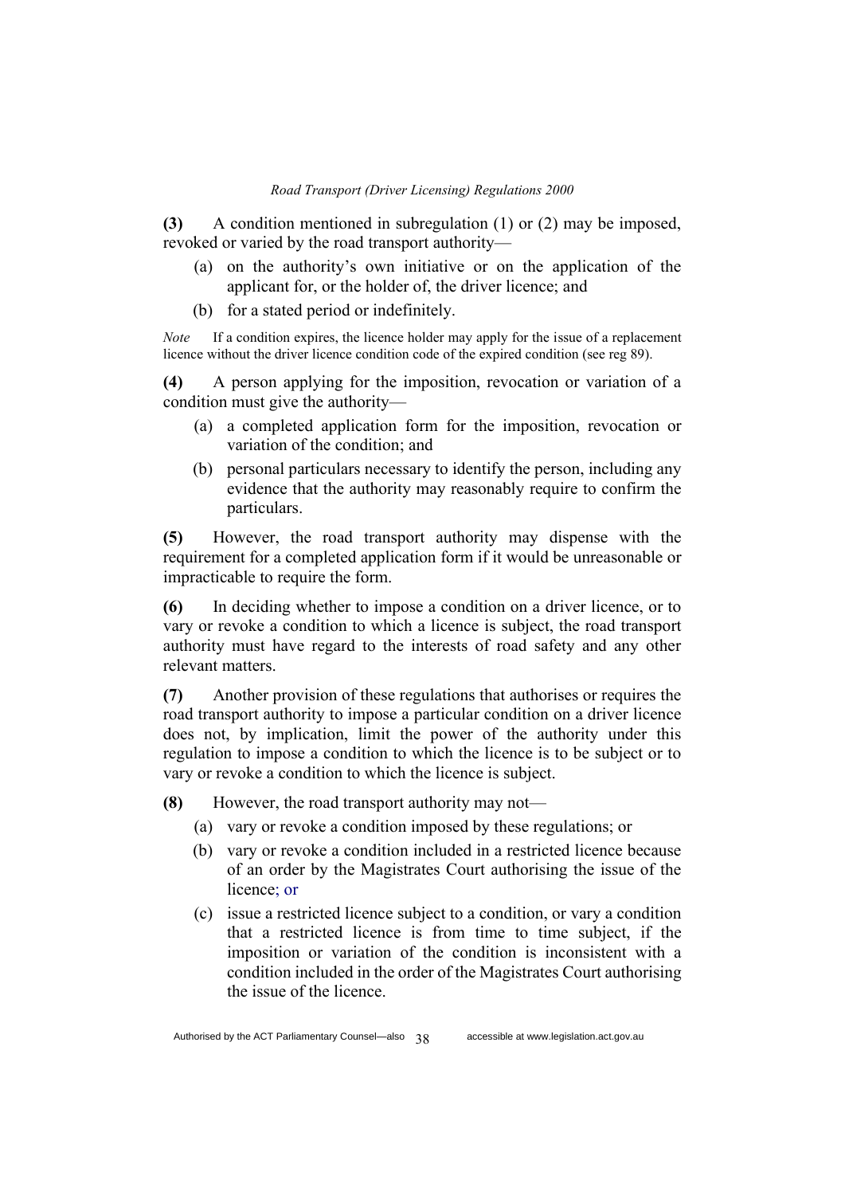**(3)** A condition mentioned in subregulation (1) or (2) may be imposed, revoked or varied by the road transport authority—

(a) on the authority's own initiative or on the application of the applicant for, or the holder of, the driver licence; and

(b) for a stated period or indefinitely.

*Note* If a condition expires, the licence holder may apply for the issue of a replacement licence without the driver licence condition code of the expired condition (see reg 89).

**(4)** A person applying for the imposition, revocation or variation of a condition must give the authority—

(a) a completed application form for the imposition, revocation or variation of the condition; and

(b) personal particulars necessary to identify the person, including any evidence that the authority may reasonably require to confirm the particulars.

**(5)** However, the road transport authority may dispense with the requirement for a completed application form if it would be unreasonable or impracticable to require the form.

**(6)** In deciding whether to impose a condition on a driver licence, or to vary or revoke a condition to which a licence is subject, the road transport authority must have regard to the interests of road safety and any other relevant matters.

**(7)** Another provision of these regulations that authorises or requires the road transport authority to impose a particular condition on a driver licence does not, by implication, limit the power of the authority under this regulation to impose a condition to which the licence is to be subject or to vary or revoke a condition to which the licence is subject.

**(8)** However, the road transport authority may not—

(a) vary or revoke a condition imposed by these regulations; or

(b) vary or revoke a condition included in a restricted licence because of an order by the Magistrates Court authorising the issue of the licence; or

(c) issue a restricted licence subject to a condition, or vary a condition that a restricted licence is from time to time subject, if the imposition or variation of the condition is inconsistent with a condition included in the order of the Magistrates Court authorising the issue of the licence.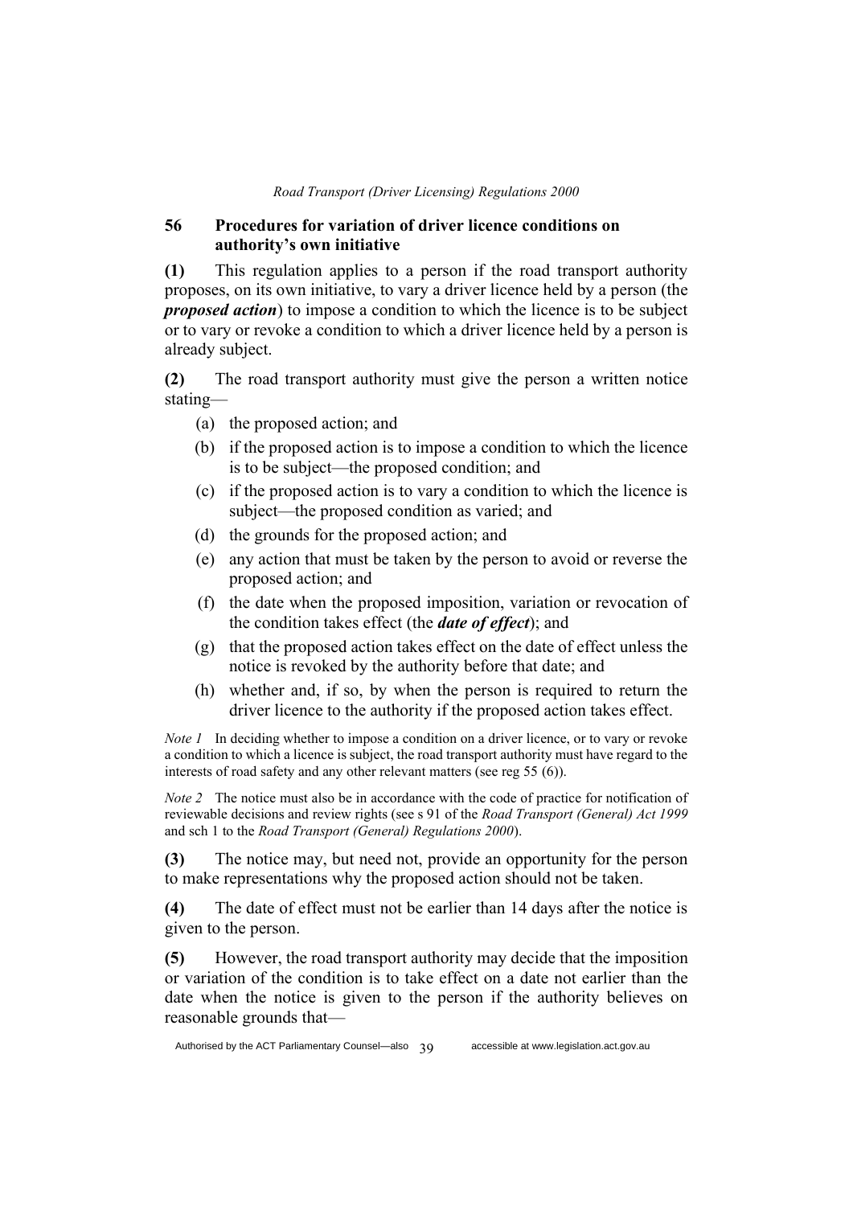## 56 Procedures for variation of driver licence conditions on authority's own initiative

**(1)** This regulation applies to a person if the road transport authority proposes, on its own initiative, to vary a driver licence held by a person (the ***proposed action***) to impose a condition to which the licence is to be subject or to vary or revoke a condition to which a driver licence held by a person is already subject.

**(2)** The road transport authority must give the person a written notice stating—

(a) the proposed action; and

(b) if the proposed action is to impose a condition to which the licence is to be subject—the proposed condition; and

(c) if the proposed action is to vary a condition to which the licence is subject—the proposed condition as varied; and

(d) the grounds for the proposed action; and

(e) any action that must be taken by the person to avoid or reverse the proposed action; and

(f) the date when the proposed imposition, variation or revocation of the condition takes effect (the ***date of effect***); and

(g) that the proposed action takes effect on the date of effect unless the notice is revoked by the authority before that date; and

(h) whether and, if so, by when the person is required to return the driver licence to the authority if the proposed action takes effect.

*Note 1* In deciding whether to impose a condition on a driver licence, or to vary or revoke a condition to which a licence is subject, the road transport authority must have regard to the interests of road safety and any other relevant matters (see reg 55 (6)).

*Note 2* The notice must also be in accordance with the code of practice for notification of reviewable decisions and review rights (see s 91 of the *Road Transport (General) Act 1999* and sch 1 to the *Road Transport (General) Regulations 2000*).

**(3)** The notice may, but need not, provide an opportunity for the person to make representations why the proposed action should not be taken.

**(4)** The date of effect must not be earlier than 14 days after the notice is given to the person.

**(5)** However, the road transport authority may decide that the imposition or variation of the condition is to take effect on a date not earlier than the date when the notice is given to the person if the authority believes on reasonable grounds that—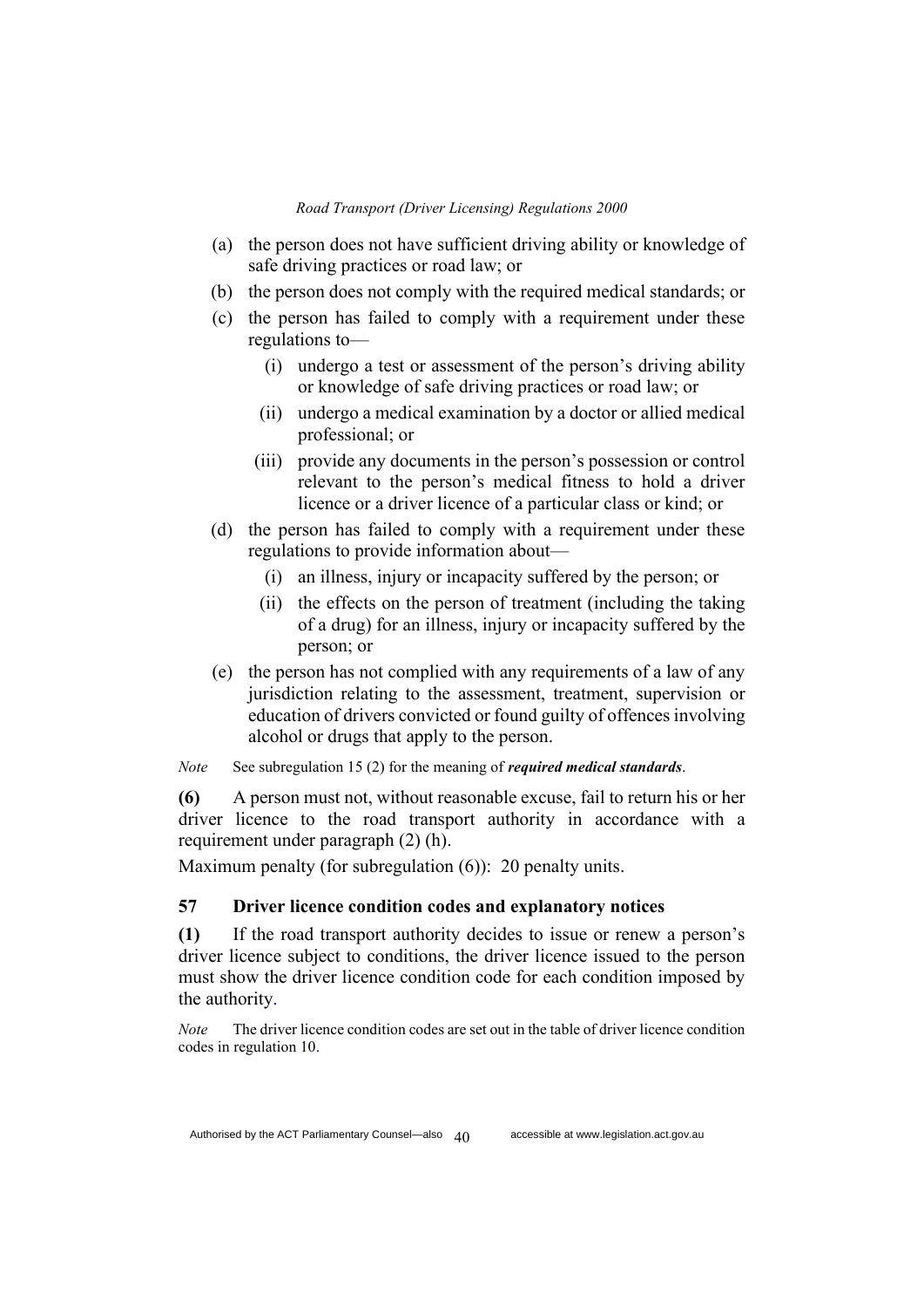(a) the person does not have sufficient driving ability or knowledge of safe driving practices or road law; or

(b) the person does not comply with the required medical standards; or

(c) the person has failed to comply with a requirement under these regulations to—

  (i) undergo a test or assessment of the person's driving ability or knowledge of safe driving practices or road law; or

  (ii) undergo a medical examination by a doctor or allied medical professional; or

  (iii) provide any documents in the person's possession or control relevant to the person's medical fitness to hold a driver licence or a driver licence of a particular class or kind; or

(d) the person has failed to comply with a requirement under these regulations to provide information about—

  (i) an illness, injury or incapacity suffered by the person; or

  (ii) the effects on the person of treatment (including the taking of a drug) for an illness, injury or incapacity suffered by the person; or

(e) the person has not complied with any requirements of a law of any jurisdiction relating to the assessment, treatment, supervision or education of drivers convicted or found guilty of offences involving alcohol or drugs that apply to the person.

*Note* See subregulation 15 (2) for the meaning of ***required medical standards***.

**(6)** A person must not, without reasonable excuse, fail to return his or her driver licence to the road transport authority in accordance with a requirement under paragraph (2) (h).

Maximum penalty (for subregulation (6)): 20 penalty units.

### 57 Driver licence condition codes and explanatory notices

**(1)** If the road transport authority decides to issue or renew a person's driver licence subject to conditions, the driver licence issued to the person must show the driver licence condition code for each condition imposed by the authority.

*Note* The driver licence condition codes are set out in the table of driver licence condition codes in regulation 10.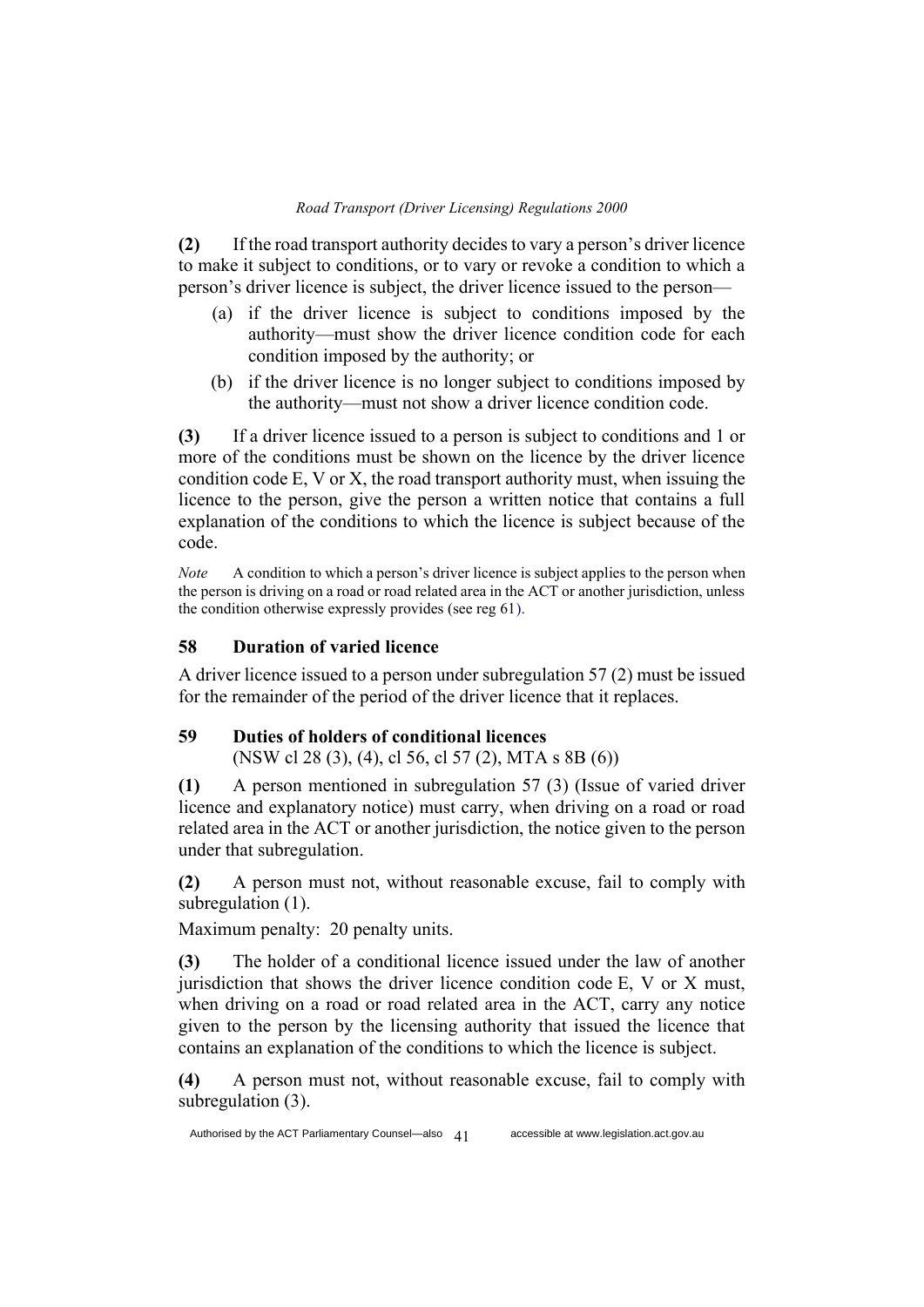**(2)** If the road transport authority decides to vary a person's driver licence to make it subject to conditions, or to vary or revoke a condition to which a person's driver licence is subject, the driver licence issued to the person—

(a) if the driver licence is subject to conditions imposed by the authority—must show the driver licence condition code for each condition imposed by the authority; or

(b) if the driver licence is no longer subject to conditions imposed by the authority—must not show a driver licence condition code.

**(3)** If a driver licence issued to a person is subject to conditions and 1 or more of the conditions must be shown on the licence by the driver licence condition code E, V or X, the road transport authority must, when issuing the licence to the person, give the person a written notice that contains a full explanation of the conditions to which the licence is subject because of the code.

*Note* A condition to which a person's driver licence is subject applies to the person when the person is driving on a road or road related area in the ACT or another jurisdiction, unless the condition otherwise expressly provides (see reg 61).

### 58 Duration of varied licence

A driver licence issued to a person under subregulation 57 (2) must be issued for the remainder of the period of the driver licence that it replaces.

### 59 Duties of holders of conditional licences

(NSW cl 28 (3), (4), cl 56, cl 57 (2), MTA s 8B (6))

**(1)** A person mentioned in subregulation 57 (3) (Issue of varied driver licence and explanatory notice) must carry, when driving on a road or road related area in the ACT or another jurisdiction, the notice given to the person under that subregulation.

**(2)** A person must not, without reasonable excuse, fail to comply with subregulation (1).

Maximum penalty: 20 penalty units.

**(3)** The holder of a conditional licence issued under the law of another jurisdiction that shows the driver licence condition code E, V or X must, when driving on a road or road related area in the ACT, carry any notice given to the person by the licensing authority that issued the licence that contains an explanation of the conditions to which the licence is subject.

**(4)** A person must not, without reasonable excuse, fail to comply with subregulation (3).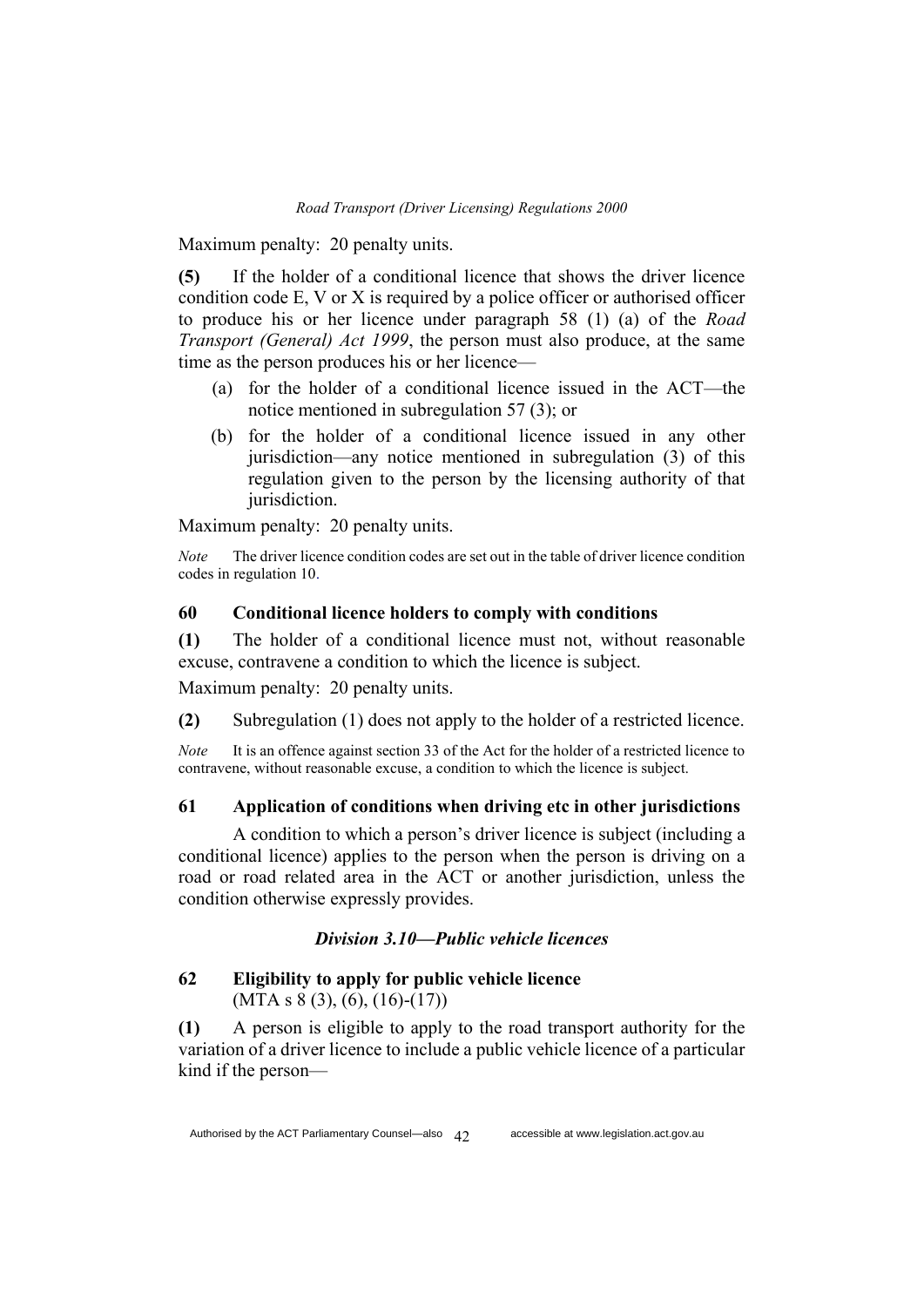Maximum penalty: 20 penalty units.

**(5)** If the holder of a conditional licence that shows the driver licence condition code E, V or X is required by a police officer or authorised officer to produce his or her licence under paragraph 58 (1) (a) of the *Road Transport (General) Act 1999*, the person must also produce, at the same time as the person produces his or her licence—

(a) for the holder of a conditional licence issued in the ACT—the notice mentioned in subregulation 57 (3); or

(b) for the holder of a conditional licence issued in any other jurisdiction—any notice mentioned in subregulation (3) of this regulation given to the person by the licensing authority of that jurisdiction.

Maximum penalty: 20 penalty units.

*Note* The driver licence condition codes are set out in the table of driver licence condition codes in regulation 10.

### 60 Conditional licence holders to comply with conditions

**(1)** The holder of a conditional licence must not, without reasonable excuse, contravene a condition to which the licence is subject.

Maximum penalty: 20 penalty units.

**(2)** Subregulation (1) does not apply to the holder of a restricted licence.

*Note* It is an offence against section 33 of the Act for the holder of a restricted licence to contravene, without reasonable excuse, a condition to which the licence is subject.

### 61 Application of conditions when driving etc in other jurisdictions

A condition to which a person's driver licence is subject (including a conditional licence) applies to the person when the person is driving on a road or road related area in the ACT or another jurisdiction, unless the condition otherwise expressly provides.

## *Division 3.10—Public vehicle licences*

### 62 Eligibility to apply for public vehicle licence

(MTA s 8 (3), (6), (16)-(17))

**(1)** A person is eligible to apply to the road transport authority for the variation of a driver licence to include a public vehicle licence of a particular kind if the person—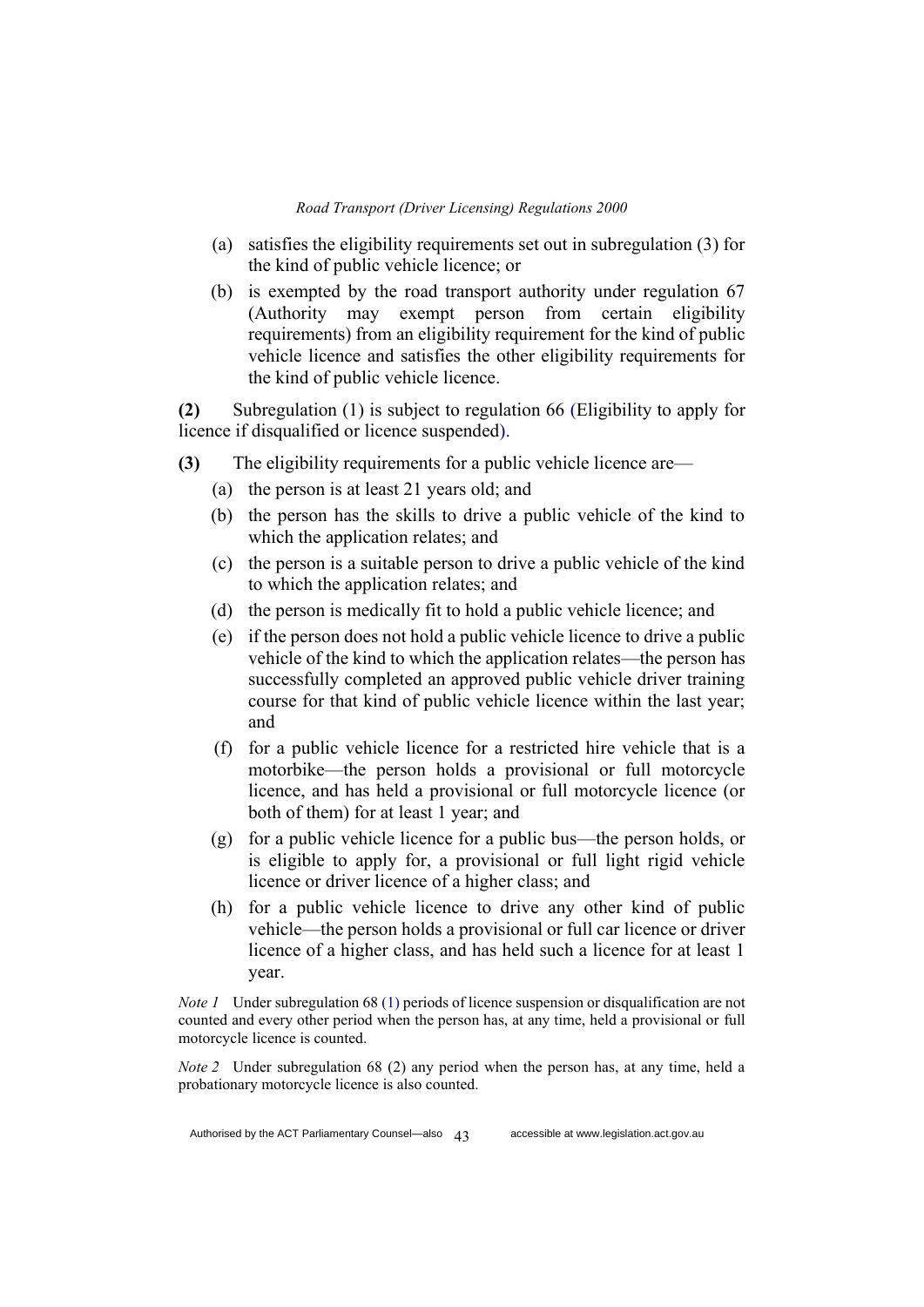(a) satisfies the eligibility requirements set out in subregulation (3) for the kind of public vehicle licence; or

(b) is exempted by the road transport authority under regulation 67 (Authority may exempt person from certain eligibility requirements) from an eligibility requirement for the kind of public vehicle licence and satisfies the other eligibility requirements for the kind of public vehicle licence.

**(2)** Subregulation (1) is subject to regulation 66 (Eligibility to apply for licence if disqualified or licence suspended).

**(3)** The eligibility requirements for a public vehicle licence are—

(a) the person is at least 21 years old; and

(b) the person has the skills to drive a public vehicle of the kind to which the application relates; and

(c) the person is a suitable person to drive a public vehicle of the kind to which the application relates; and

(d) the person is medically fit to hold a public vehicle licence; and

(e) if the person does not hold a public vehicle licence to drive a public vehicle of the kind to which the application relates—the person has successfully completed an approved public vehicle driver training course for that kind of public vehicle licence within the last year; and

(f) for a public vehicle licence for a restricted hire vehicle that is a motorbike—the person holds a provisional or full motorcycle licence, and has held a provisional or full motorcycle licence (or both of them) for at least 1 year; and

(g) for a public vehicle licence for a public bus—the person holds, or is eligible to apply for, a provisional or full light rigid vehicle licence or driver licence of a higher class; and

(h) for a public vehicle licence to drive any other kind of public vehicle—the person holds a provisional or full car licence or driver licence of a higher class, and has held such a licence for at least 1 year.

*Note 1* Under subregulation 68 (1) periods of licence suspension or disqualification are not counted and every other period when the person has, at any time, held a provisional or full motorcycle licence is counted.

*Note 2* Under subregulation 68 (2) any period when the person has, at any time, held a probationary motorcycle licence is also counted.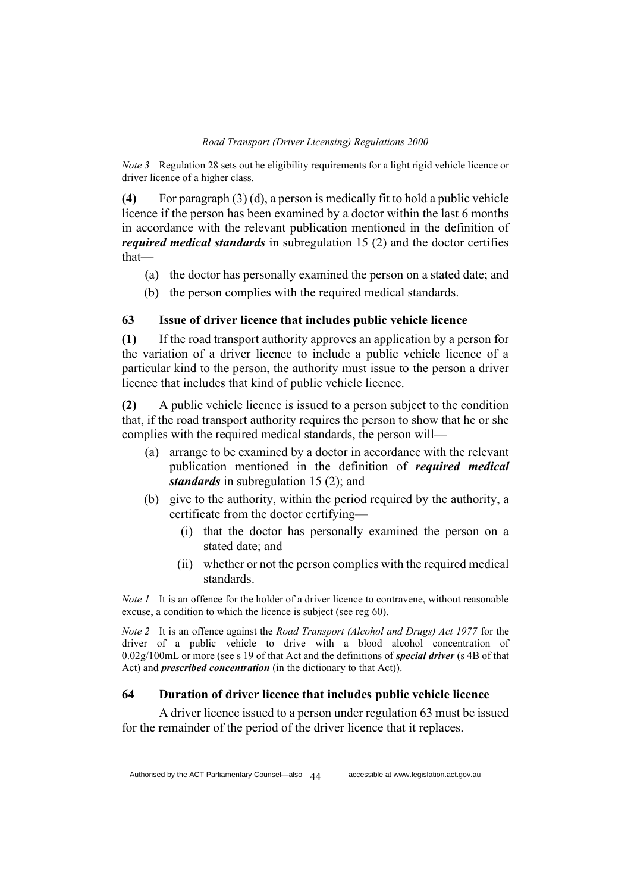*Note 3* Regulation 28 sets out he eligibility requirements for a light rigid vehicle licence or driver licence of a higher class.

**(4)** For paragraph (3) (d), a person is medically fit to hold a public vehicle licence if the person has been examined by a doctor within the last 6 months in accordance with the relevant publication mentioned in the definition of ***required medical standards*** in subregulation 15 (2) and the doctor certifies that—

- (a) the doctor has personally examined the person on a stated date; and
- (b) the person complies with the required medical standards.

### 63 Issue of driver licence that includes public vehicle licence

**(1)** If the road transport authority approves an application by a person for the variation of a driver licence to include a public vehicle licence of a particular kind to the person, the authority must issue to the person a driver licence that includes that kind of public vehicle licence.

**(2)** A public vehicle licence is issued to a person subject to the condition that, if the road transport authority requires the person to show that he or she complies with the required medical standards, the person will—

- (a) arrange to be examined by a doctor in accordance with the relevant publication mentioned in the definition of ***required medical standards*** in subregulation 15 (2); and
- (b) give to the authority, within the period required by the authority, a certificate from the doctor certifying—
  - (i) that the doctor has personally examined the person on a stated date; and
  - (ii) whether or not the person complies with the required medical standards.

*Note 1* It is an offence for the holder of a driver licence to contravene, without reasonable excuse, a condition to which the licence is subject (see reg 60).

*Note 2* It is an offence against the *Road Transport (Alcohol and Drugs) Act 1977* for the driver of a public vehicle to drive with a blood alcohol concentration of 0.02g/100mL or more (see s 19 of that Act and the definitions of ***special driver*** (s 4B of that Act) and ***prescribed concentration*** (in the dictionary to that Act)).

### 64 Duration of driver licence that includes public vehicle licence

A driver licence issued to a person under regulation 63 must be issued for the remainder of the period of the driver licence that it replaces.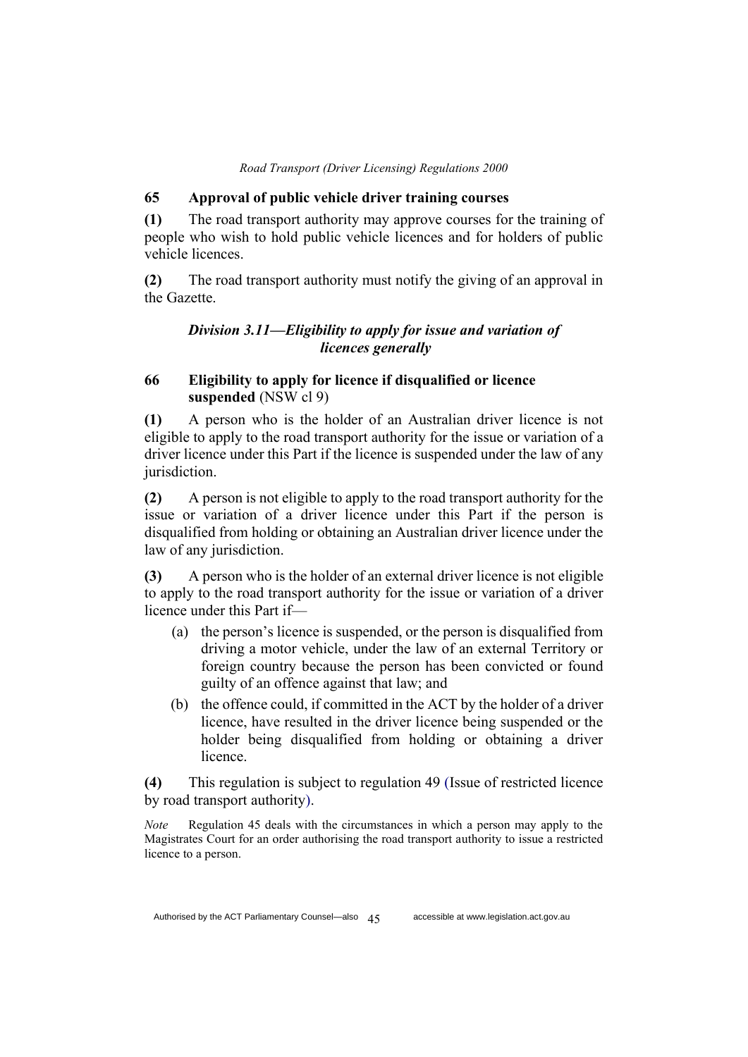### 65 Approval of public vehicle driver training courses

**(1)** The road transport authority may approve courses for the training of people who wish to hold public vehicle licences and for holders of public vehicle licences.

**(2)** The road transport authority must notify the giving of an approval in the Gazette.

## *Division 3.11—Eligibility to apply for issue and variation of licences generally*

### 66 Eligibility to apply for licence if disqualified or licence suspended (NSW cl 9)

**(1)** A person who is the holder of an Australian driver licence is not eligible to apply to the road transport authority for the issue or variation of a driver licence under this Part if the licence is suspended under the law of any jurisdiction.

**(2)** A person is not eligible to apply to the road transport authority for the issue or variation of a driver licence under this Part if the person is disqualified from holding or obtaining an Australian driver licence under the law of any jurisdiction.

**(3)** A person who is the holder of an external driver licence is not eligible to apply to the road transport authority for the issue or variation of a driver licence under this Part if—

(a) the person's licence is suspended, or the person is disqualified from driving a motor vehicle, under the law of an external Territory or foreign country because the person has been convicted or found guilty of an offence against that law; and

(b) the offence could, if committed in the ACT by the holder of a driver licence, have resulted in the driver licence being suspended or the holder being disqualified from holding or obtaining a driver licence.

**(4)** This regulation is subject to regulation 49 (Issue of restricted licence by road transport authority).

*Note* Regulation 45 deals with the circumstances in which a person may apply to the Magistrates Court for an order authorising the road transport authority to issue a restricted licence to a person.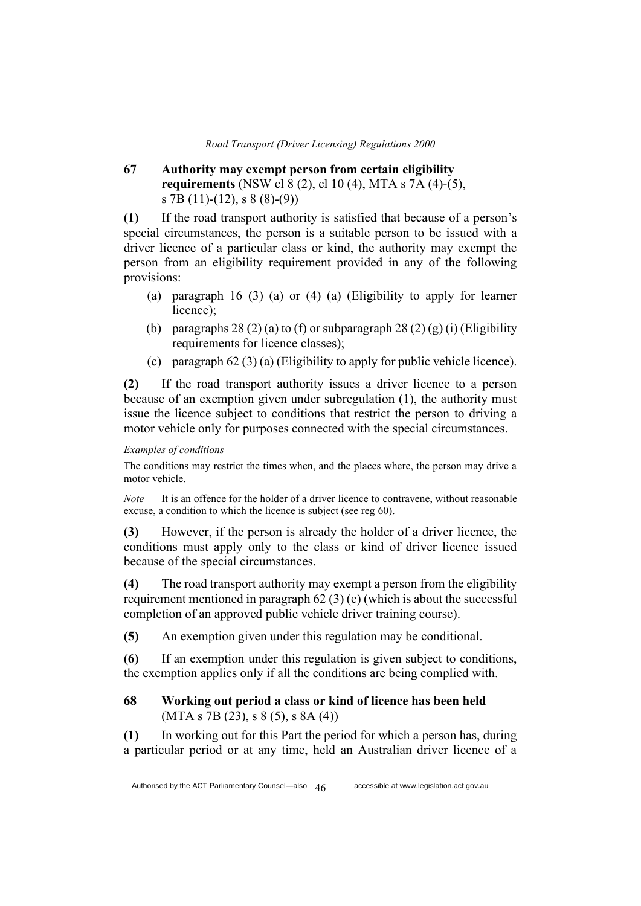## 67 Authority may exempt person from certain eligibility requirements (NSW cl 8 (2), cl 10 (4), MTA s 7A (4)-(5), s 7B (11)-(12), s 8 (8)-(9))

**(1)** If the road transport authority is satisfied that because of a person's special circumstances, the person is a suitable person to be issued with a driver licence of a particular class or kind, the authority may exempt the person from an eligibility requirement provided in any of the following provisions:

- (a) paragraph 16 (3) (a) or (4) (a) (Eligibility to apply for learner licence);
- (b) paragraphs 28 (2) (a) to (f) or subparagraph 28 (2) (g) (i) (Eligibility requirements for licence classes);
- (c) paragraph 62 (3) (a) (Eligibility to apply for public vehicle licence).

**(2)** If the road transport authority issues a driver licence to a person because of an exemption given under subregulation (1), the authority must issue the licence subject to conditions that restrict the person to driving a motor vehicle only for purposes connected with the special circumstances.

*Examples of conditions*

The conditions may restrict the times when, and the places where, the person may drive a motor vehicle.

*Note* It is an offence for the holder of a driver licence to contravene, without reasonable excuse, a condition to which the licence is subject (see reg 60).

**(3)** However, if the person is already the holder of a driver licence, the conditions must apply only to the class or kind of driver licence issued because of the special circumstances.

**(4)** The road transport authority may exempt a person from the eligibility requirement mentioned in paragraph 62 (3) (e) (which is about the successful completion of an approved public vehicle driver training course).

**(5)** An exemption given under this regulation may be conditional.

**(6)** If an exemption under this regulation is given subject to conditions, the exemption applies only if all the conditions are being complied with.

## 68 Working out period a class or kind of licence has been held (MTA s 7B (23), s 8 (5), s 8A (4))

**(1)** In working out for this Part the period for which a person has, during a particular period or at any time, held an Australian driver licence of a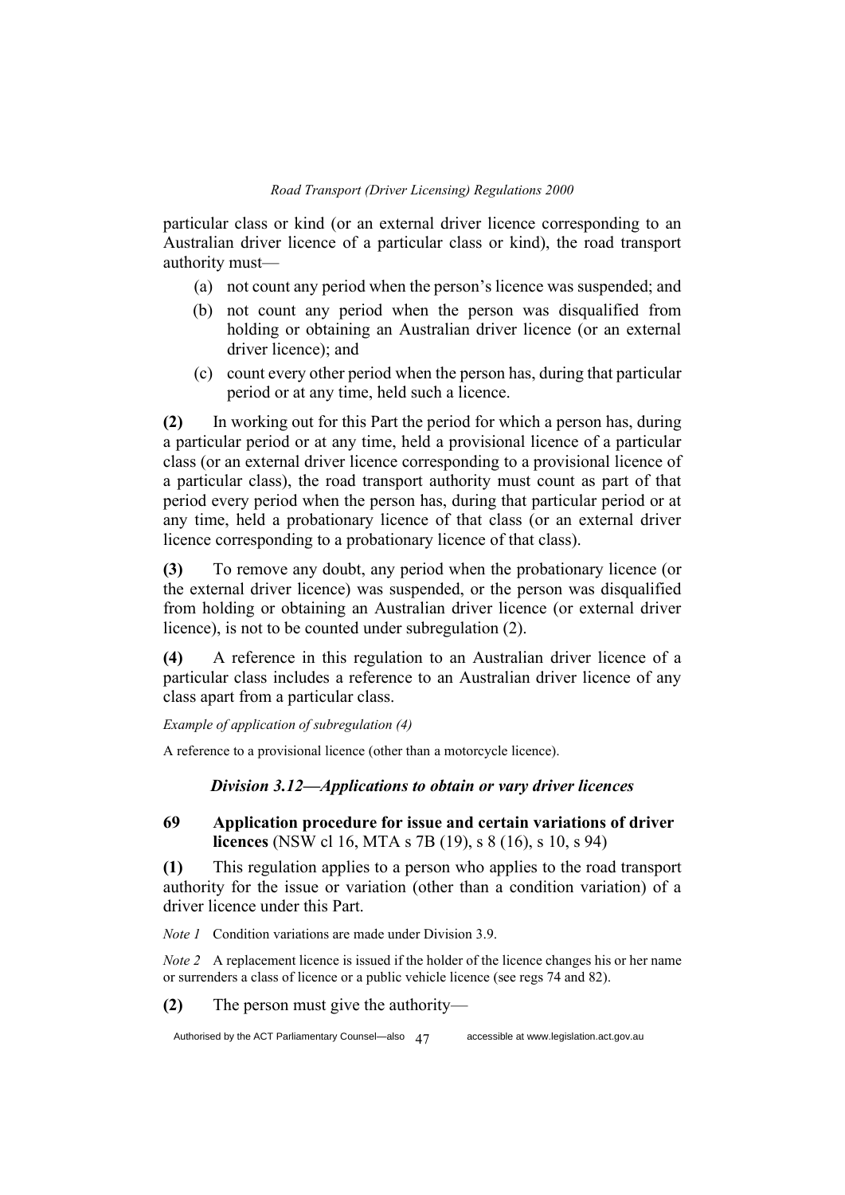particular class or kind (or an external driver licence corresponding to an Australian driver licence of a particular class or kind), the road transport authority must—

(a) not count any period when the person's licence was suspended; and

(b) not count any period when the person was disqualified from holding or obtaining an Australian driver licence (or an external driver licence); and

(c) count every other period when the person has, during that particular period or at any time, held such a licence.

**(2)** In working out for this Part the period for which a person has, during a particular period or at any time, held a provisional licence of a particular class (or an external driver licence corresponding to a provisional licence of a particular class), the road transport authority must count as part of that period every period when the person has, during that particular period or at any time, held a probationary licence of that class (or an external driver licence corresponding to a probationary licence of that class).

**(3)** To remove any doubt, any period when the probationary licence (or the external driver licence) was suspended, or the person was disqualified from holding or obtaining an Australian driver licence (or external driver licence), is not to be counted under subregulation (2).

**(4)** A reference in this regulation to an Australian driver licence of a particular class includes a reference to an Australian driver licence of any class apart from a particular class.

*Example of application of subregulation (4)*

A reference to a provisional licence (other than a motorcycle licence).

### *Division 3.12—Applications to obtain or vary driver licences*

**69 Application procedure for issue and certain variations of driver licences** (NSW cl 16, MTA s 7B (19), s 8 (16), s 10, s 94)

**(1)** This regulation applies to a person who applies to the road transport authority for the issue or variation (other than a condition variation) of a driver licence under this Part.

*Note 1* Condition variations are made under Division 3.9.

*Note 2* A replacement licence is issued if the holder of the licence changes his or her name or surrenders a class of licence or a public vehicle licence (see regs 74 and 82).

**(2)** The person must give the authority—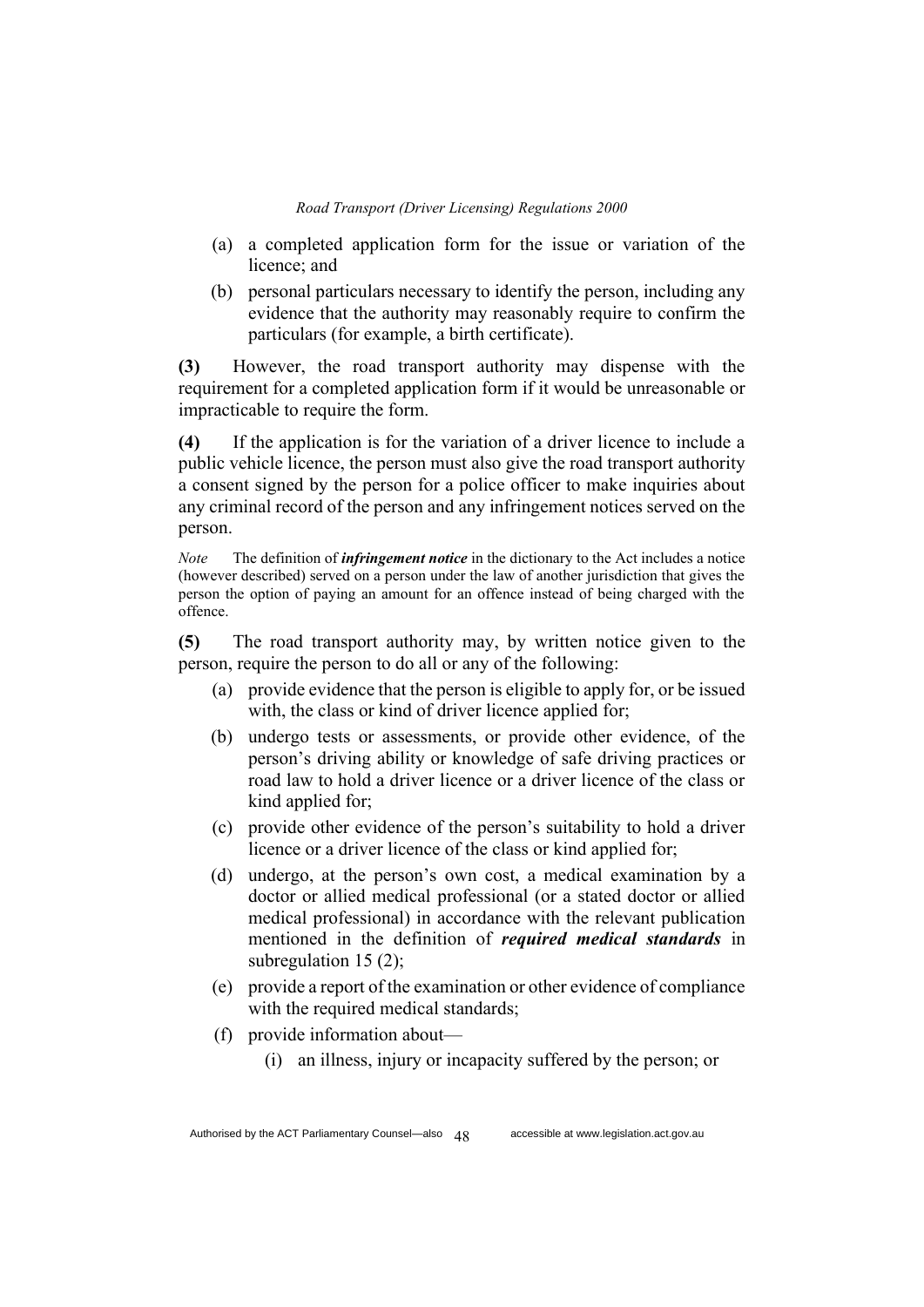(a) a completed application form for the issue or variation of the licence; and

(b) personal particulars necessary to identify the person, including any evidence that the authority may reasonably require to confirm the particulars (for example, a birth certificate).

**(3)** However, the road transport authority may dispense with the requirement for a completed application form if it would be unreasonable or impracticable to require the form.

**(4)** If the application is for the variation of a driver licence to include a public vehicle licence, the person must also give the road transport authority a consent signed by the person for a police officer to make inquiries about any criminal record of the person and any infringement notices served on the person.

*Note* The definition of ***infringement notice*** in the dictionary to the Act includes a notice (however described) served on a person under the law of another jurisdiction that gives the person the option of paying an amount for an offence instead of being charged with the offence.

**(5)** The road transport authority may, by written notice given to the person, require the person to do all or any of the following:

(a) provide evidence that the person is eligible to apply for, or be issued with, the class or kind of driver licence applied for;

(b) undergo tests or assessments, or provide other evidence, of the person's driving ability or knowledge of safe driving practices or road law to hold a driver licence or a driver licence of the class or kind applied for;

(c) provide other evidence of the person's suitability to hold a driver licence or a driver licence of the class or kind applied for;

(d) undergo, at the person's own cost, a medical examination by a doctor or allied medical professional (or a stated doctor or allied medical professional) in accordance with the relevant publication mentioned in the definition of ***required medical standards*** in subregulation 15 (2);

(e) provide a report of the examination or other evidence of compliance with the required medical standards;

(f) provide information about—

(i) an illness, injury or incapacity suffered by the person; or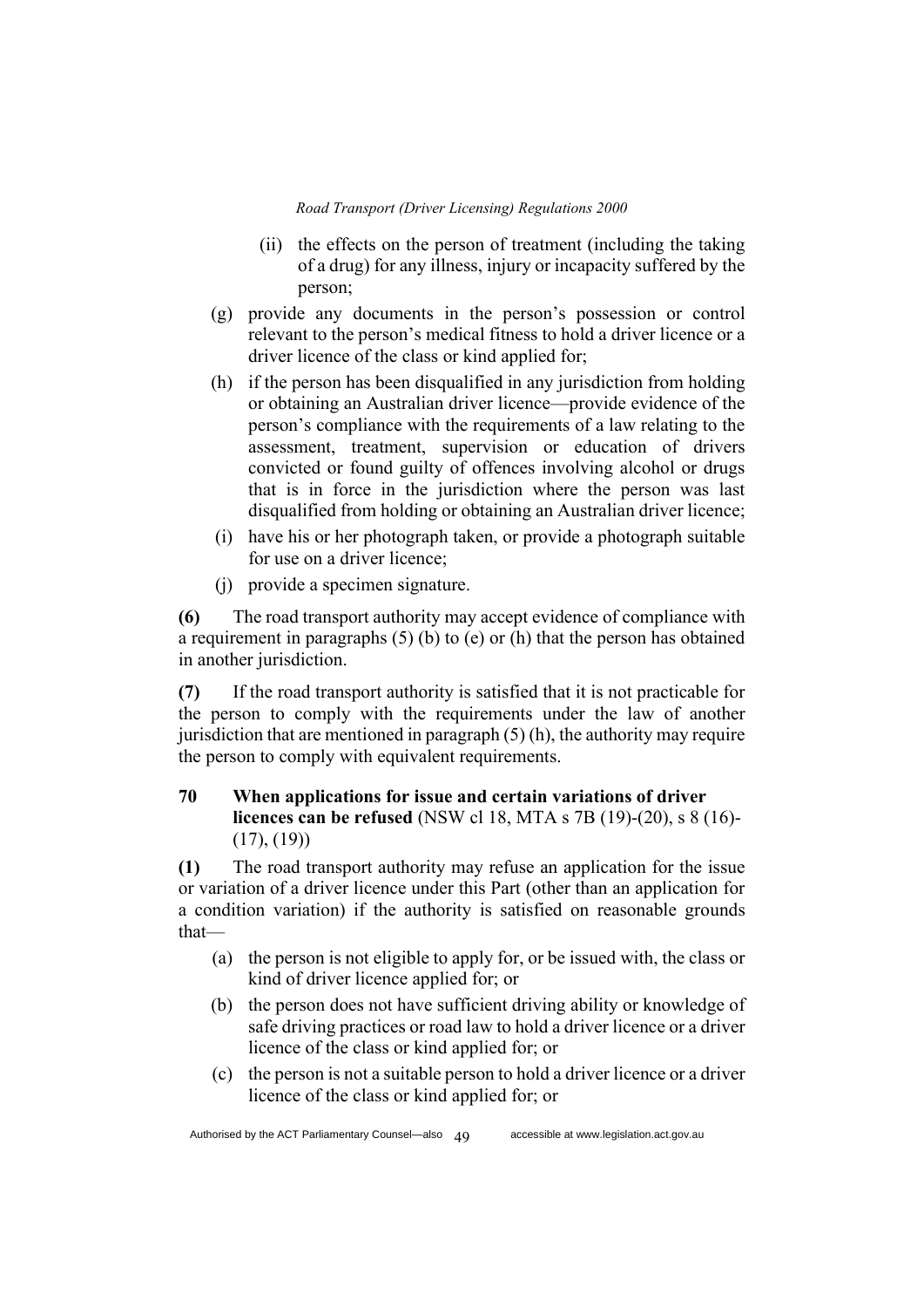- (ii) the effects on the person of treatment (including the taking of a drug) for any illness, injury or incapacity suffered by the person;
- (g) provide any documents in the person's possession or control relevant to the person's medical fitness to hold a driver licence or a driver licence of the class or kind applied for;
- (h) if the person has been disqualified in any jurisdiction from holding or obtaining an Australian driver licence—provide evidence of the person's compliance with the requirements of a law relating to the assessment, treatment, supervision or education of drivers convicted or found guilty of offences involving alcohol or drugs that is in force in the jurisdiction where the person was last disqualified from holding or obtaining an Australian driver licence;
- (i) have his or her photograph taken, or provide a photograph suitable for use on a driver licence;
- (j) provide a specimen signature.

**(6)** The road transport authority may accept evidence of compliance with a requirement in paragraphs (5) (b) to (e) or (h) that the person has obtained in another jurisdiction.

**(7)** If the road transport authority is satisfied that it is not practicable for the person to comply with the requirements under the law of another jurisdiction that are mentioned in paragraph (5) (h), the authority may require the person to comply with equivalent requirements.

### 70 When applications for issue and certain variations of driver licences can be refused (NSW cl 18, MTA s 7B (19)-(20), s 8 (16)-(17), (19))

**(1)** The road transport authority may refuse an application for the issue or variation of a driver licence under this Part (other than an application for a condition variation) if the authority is satisfied on reasonable grounds that—

- (a) the person is not eligible to apply for, or be issued with, the class or kind of driver licence applied for; or
- (b) the person does not have sufficient driving ability or knowledge of safe driving practices or road law to hold a driver licence or a driver licence of the class or kind applied for; or
- (c) the person is not a suitable person to hold a driver licence or a driver licence of the class or kind applied for; or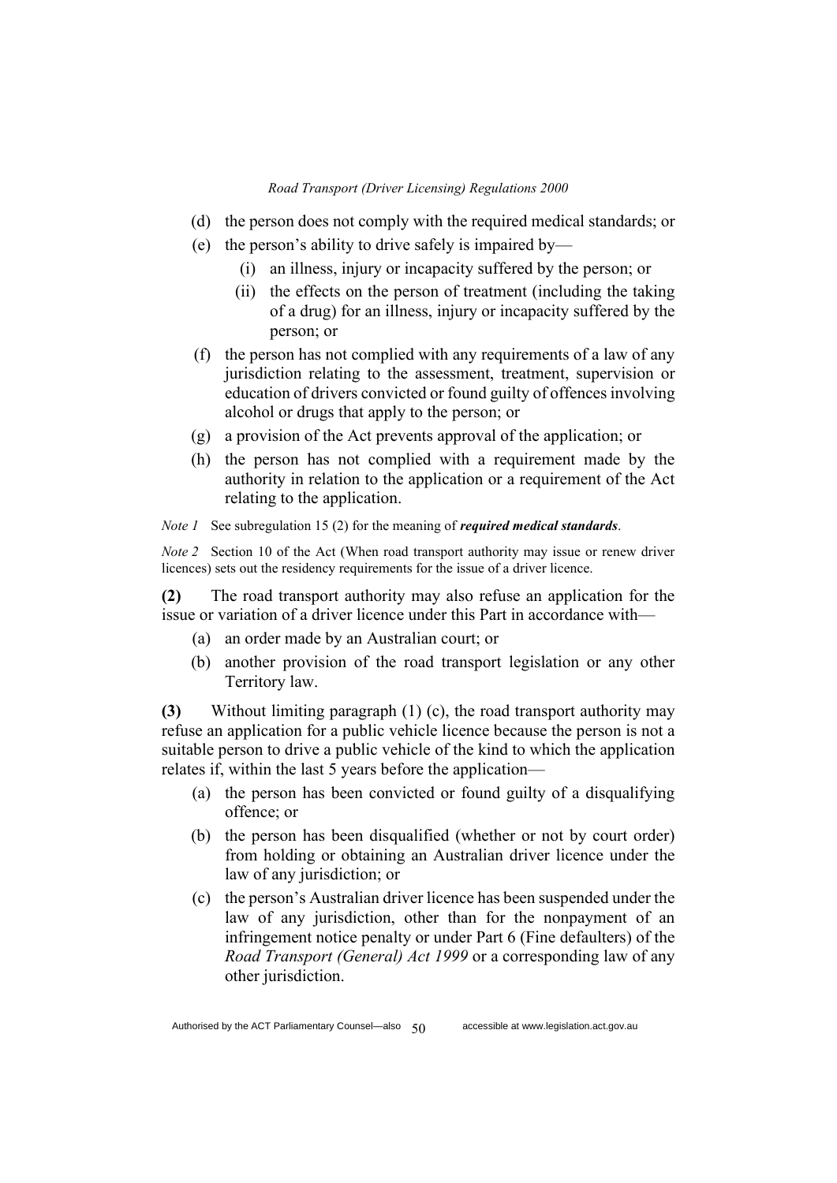- (d) the person does not comply with the required medical standards; or
- (e) the person's ability to drive safely is impaired by—
  - (i) an illness, injury or incapacity suffered by the person; or
  - (ii) the effects on the person of treatment (including the taking of a drug) for an illness, injury or incapacity suffered by the person; or
- (f) the person has not complied with any requirements of a law of any jurisdiction relating to the assessment, treatment, supervision or education of drivers convicted or found guilty of offences involving alcohol or drugs that apply to the person; or
- (g) a provision of the Act prevents approval of the application; or
- (h) the person has not complied with a requirement made by the authority in relation to the application or a requirement of the Act relating to the application.

*Note 1* See subregulation 15 (2) for the meaning of ***required medical standards***.

*Note 2* Section 10 of the Act (When road transport authority may issue or renew driver licences) sets out the residency requirements for the issue of a driver licence.

**(2)** The road transport authority may also refuse an application for the issue or variation of a driver licence under this Part in accordance with—

- (a) an order made by an Australian court; or
- (b) another provision of the road transport legislation or any other Territory law.

**(3)** Without limiting paragraph (1) (c), the road transport authority may refuse an application for a public vehicle licence because the person is not a suitable person to drive a public vehicle of the kind to which the application relates if, within the last 5 years before the application—

- (a) the person has been convicted or found guilty of a disqualifying offence; or
- (b) the person has been disqualified (whether or not by court order) from holding or obtaining an Australian driver licence under the law of any jurisdiction; or
- (c) the person's Australian driver licence has been suspended under the law of any jurisdiction, other than for the nonpayment of an infringement notice penalty or under Part 6 (Fine defaulters) of the *Road Transport (General) Act 1999* or a corresponding law of any other jurisdiction.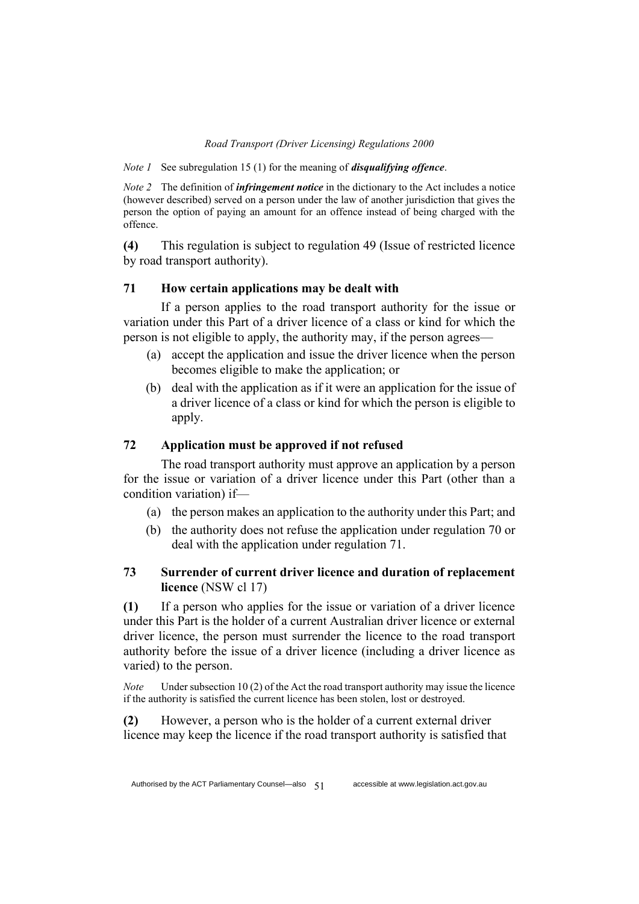*Note 1* See subregulation 15 (1) for the meaning of ***disqualifying offence***.

*Note 2* The definition of ***infringement notice*** in the dictionary to the Act includes a notice (however described) served on a person under the law of another jurisdiction that gives the person the option of paying an amount for an offence instead of being charged with the offence.

**(4)** This regulation is subject to regulation 49 (Issue of restricted licence by road transport authority).

### 71 How certain applications may be dealt with

If a person applies to the road transport authority for the issue or variation under this Part of a driver licence of a class or kind for which the person is not eligible to apply, the authority may, if the person agrees—

- (a) accept the application and issue the driver licence when the person becomes eligible to make the application; or
- (b) deal with the application as if it were an application for the issue of a driver licence of a class or kind for which the person is eligible to apply.

### 72 Application must be approved if not refused

The road transport authority must approve an application by a person for the issue or variation of a driver licence under this Part (other than a condition variation) if—

- (a) the person makes an application to the authority under this Part; and
- (b) the authority does not refuse the application under regulation 70 or deal with the application under regulation 71.

### 73 Surrender of current driver licence and duration of replacement licence (NSW cl 17)

**(1)** If a person who applies for the issue or variation of a driver licence under this Part is the holder of a current Australian driver licence or external driver licence, the person must surrender the licence to the road transport authority before the issue of a driver licence (including a driver licence as varied) to the person.

*Note* Under subsection 10 (2) of the Act the road transport authority may issue the licence if the authority is satisfied the current licence has been stolen, lost or destroyed.

**(2)** However, a person who is the holder of a current external driver licence may keep the licence if the road transport authority is satisfied that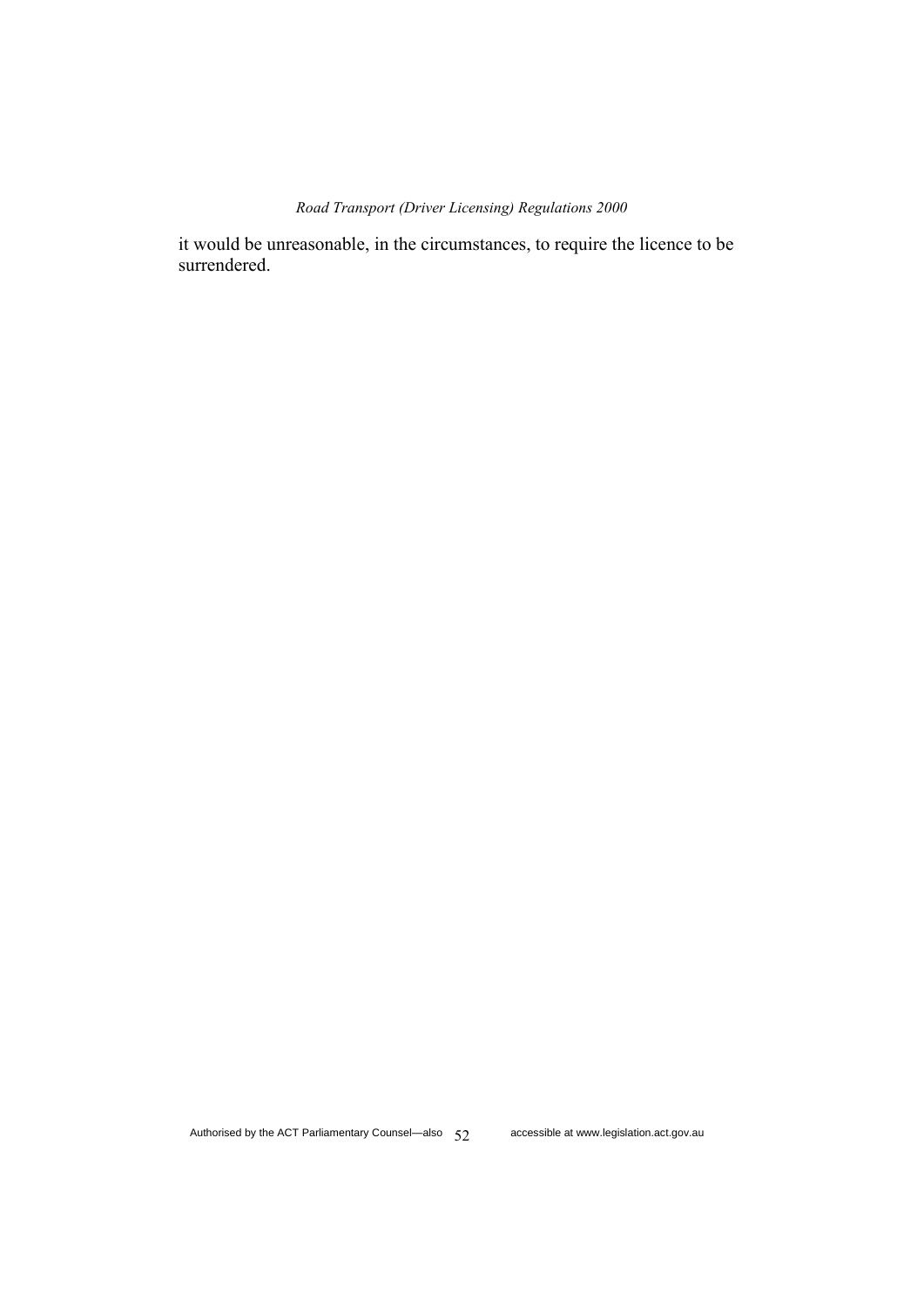it would be unreasonable, in the circumstances, to require the licence to be surrendered.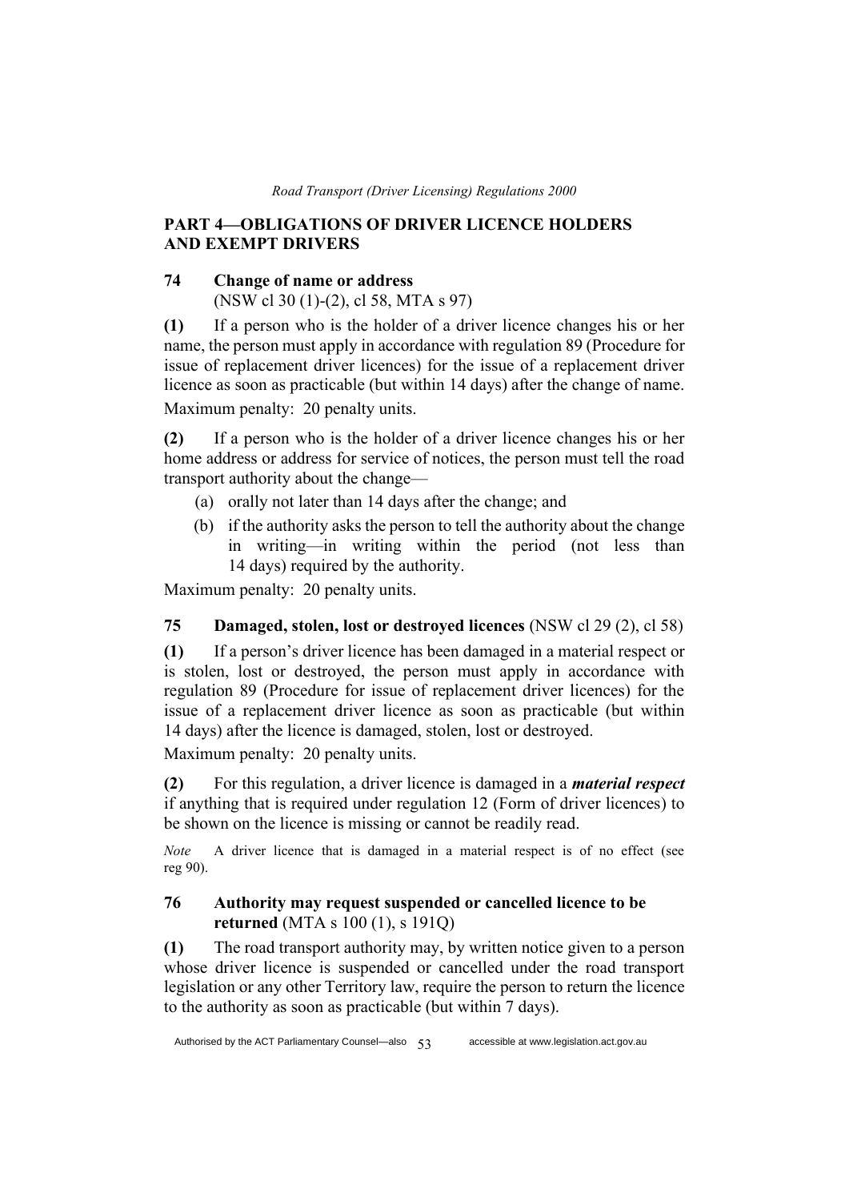## PART 4—OBLIGATIONS OF DRIVER LICENCE HOLDERS AND EXEMPT DRIVERS

### 74 Change of name or address

(NSW cl 30 (1)-(2), cl 58, MTA s 97)

**(1)** If a person who is the holder of a driver licence changes his or her name, the person must apply in accordance with regulation 89 (Procedure for issue of replacement driver licences) for the issue of a replacement driver licence as soon as practicable (but within 14 days) after the change of name.

Maximum penalty: 20 penalty units.

**(2)** If a person who is the holder of a driver licence changes his or her home address or address for service of notices, the person must tell the road transport authority about the change—

(a) orally not later than 14 days after the change; and

(b) if the authority asks the person to tell the authority about the change in writing—in writing within the period (not less than 14 days) required by the authority.

Maximum penalty: 20 penalty units.

### 75 Damaged, stolen, lost or destroyed licences (NSW cl 29 (2), cl 58)

**(1)** If a person's driver licence has been damaged in a material respect or is stolen, lost or destroyed, the person must apply in accordance with regulation 89 (Procedure for issue of replacement driver licences) for the issue of a replacement driver licence as soon as practicable (but within 14 days) after the licence is damaged, stolen, lost or destroyed.

Maximum penalty: 20 penalty units.

**(2)** For this regulation, a driver licence is damaged in a ***material respect*** if anything that is required under regulation 12 (Form of driver licences) to be shown on the licence is missing or cannot be readily read.

*Note* A driver licence that is damaged in a material respect is of no effect (see reg 90).

### 76 Authority may request suspended or cancelled licence to be returned (MTA s 100 (1), s 191Q)

**(1)** The road transport authority may, by written notice given to a person whose driver licence is suspended or cancelled under the road transport legislation or any other Territory law, require the person to return the licence to the authority as soon as practicable (but within 7 days).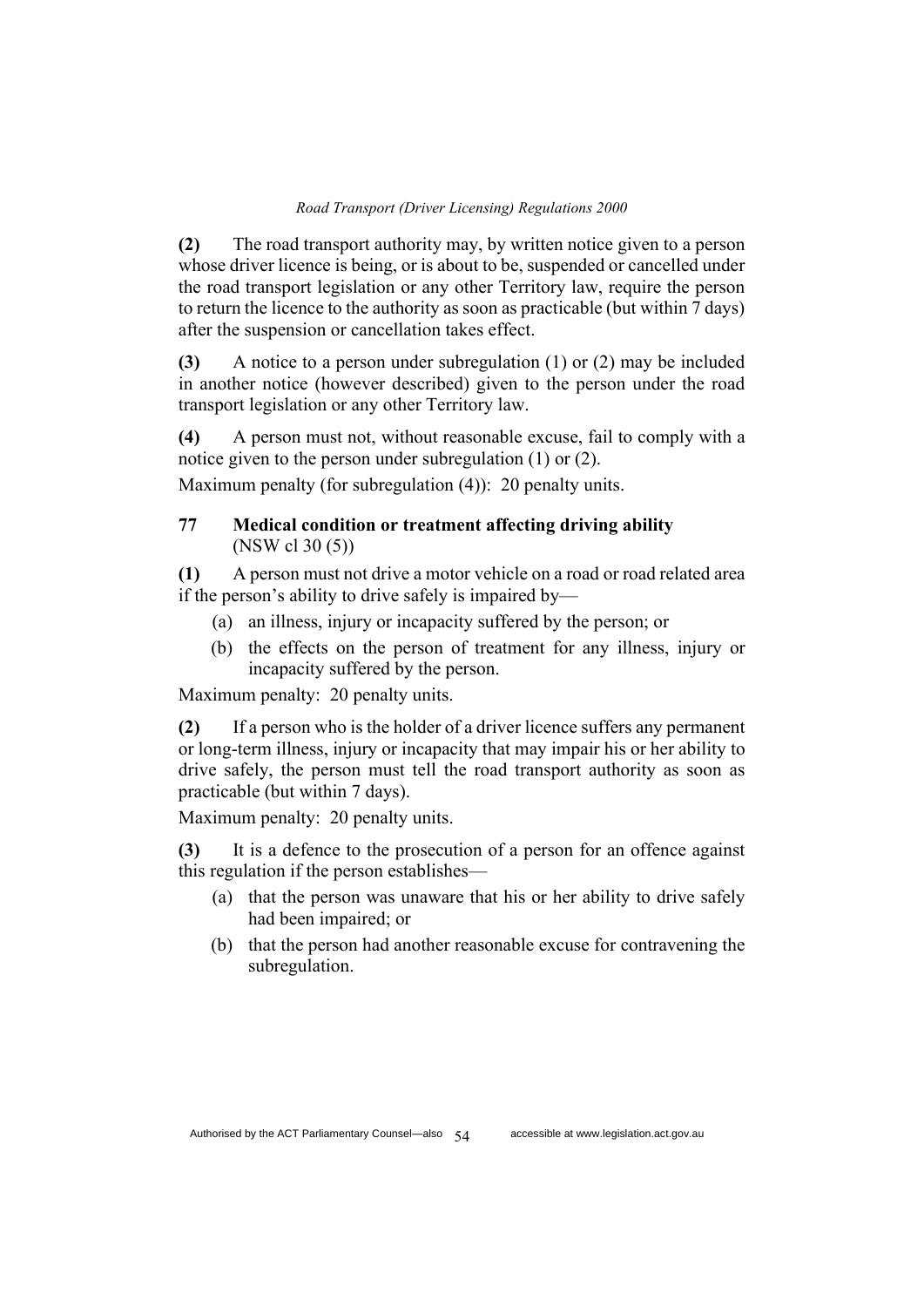**(2)** The road transport authority may, by written notice given to a person whose driver licence is being, or is about to be, suspended or cancelled under the road transport legislation or any other Territory law, require the person to return the licence to the authority as soon as practicable (but within 7 days) after the suspension or cancellation takes effect.

**(3)** A notice to a person under subregulation (1) or (2) may be included in another notice (however described) given to the person under the road transport legislation or any other Territory law.

**(4)** A person must not, without reasonable excuse, fail to comply with a notice given to the person under subregulation (1) or (2).

Maximum penalty (for subregulation (4)): 20 penalty units.

### 77 Medical condition or treatment affecting driving ability
(NSW cl 30 (5))

**(1)** A person must not drive a motor vehicle on a road or road related area if the person's ability to drive safely is impaired by—

(a) an illness, injury or incapacity suffered by the person; or

(b) the effects on the person of treatment for any illness, injury or incapacity suffered by the person.

Maximum penalty: 20 penalty units.

**(2)** If a person who is the holder of a driver licence suffers any permanent or long-term illness, injury or incapacity that may impair his or her ability to drive safely, the person must tell the road transport authority as soon as practicable (but within 7 days).

Maximum penalty: 20 penalty units.

**(3)** It is a defence to the prosecution of a person for an offence against this regulation if the person establishes—

(a) that the person was unaware that his or her ability to drive safely had been impaired; or

(b) that the person had another reasonable excuse for contravening the subregulation.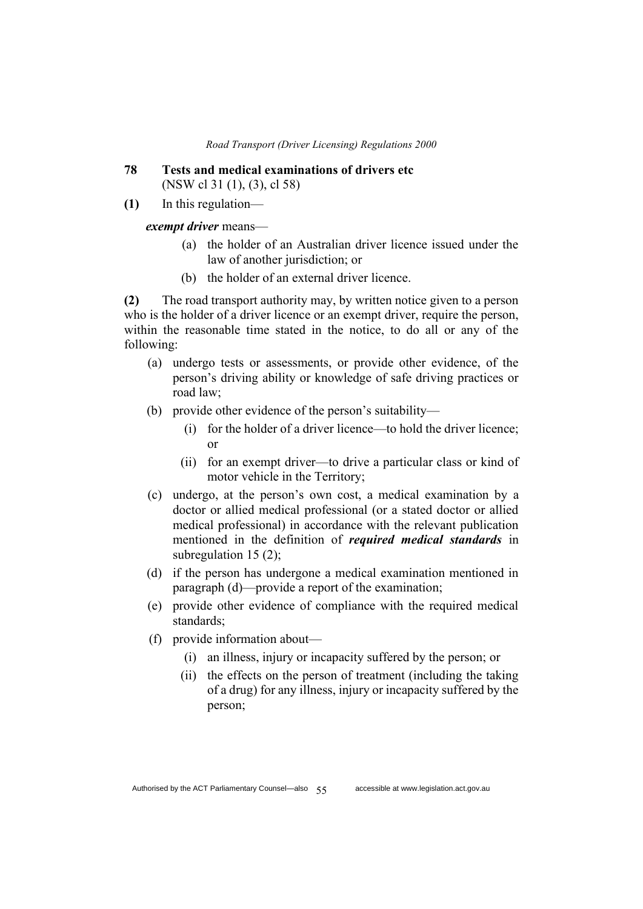## 78 Tests and medical examinations of drivers etc

(NSW cl 31 (1), (3), cl 58)

**(1)** In this regulation—

***exempt driver*** means—

(a) the holder of an Australian driver licence issued under the law of another jurisdiction; or

(b) the holder of an external driver licence.

**(2)** The road transport authority may, by written notice given to a person who is the holder of a driver licence or an exempt driver, require the person, within the reasonable time stated in the notice, to do all or any of the following:

(a) undergo tests or assessments, or provide other evidence, of the person's driving ability or knowledge of safe driving practices or road law;

(b) provide other evidence of the person's suitability—

(i) for the holder of a driver licence—to hold the driver licence; or

(ii) for an exempt driver—to drive a particular class or kind of motor vehicle in the Territory;

(c) undergo, at the person's own cost, a medical examination by a doctor or allied medical professional (or a stated doctor or allied medical professional) in accordance with the relevant publication mentioned in the definition of ***required medical standards*** in subregulation 15 (2);

(d) if the person has undergone a medical examination mentioned in paragraph (d)—provide a report of the examination;

(e) provide other evidence of compliance with the required medical standards;

(f) provide information about—

(i) an illness, injury or incapacity suffered by the person; or

(ii) the effects on the person of treatment (including the taking of a drug) for any illness, injury or incapacity suffered by the person;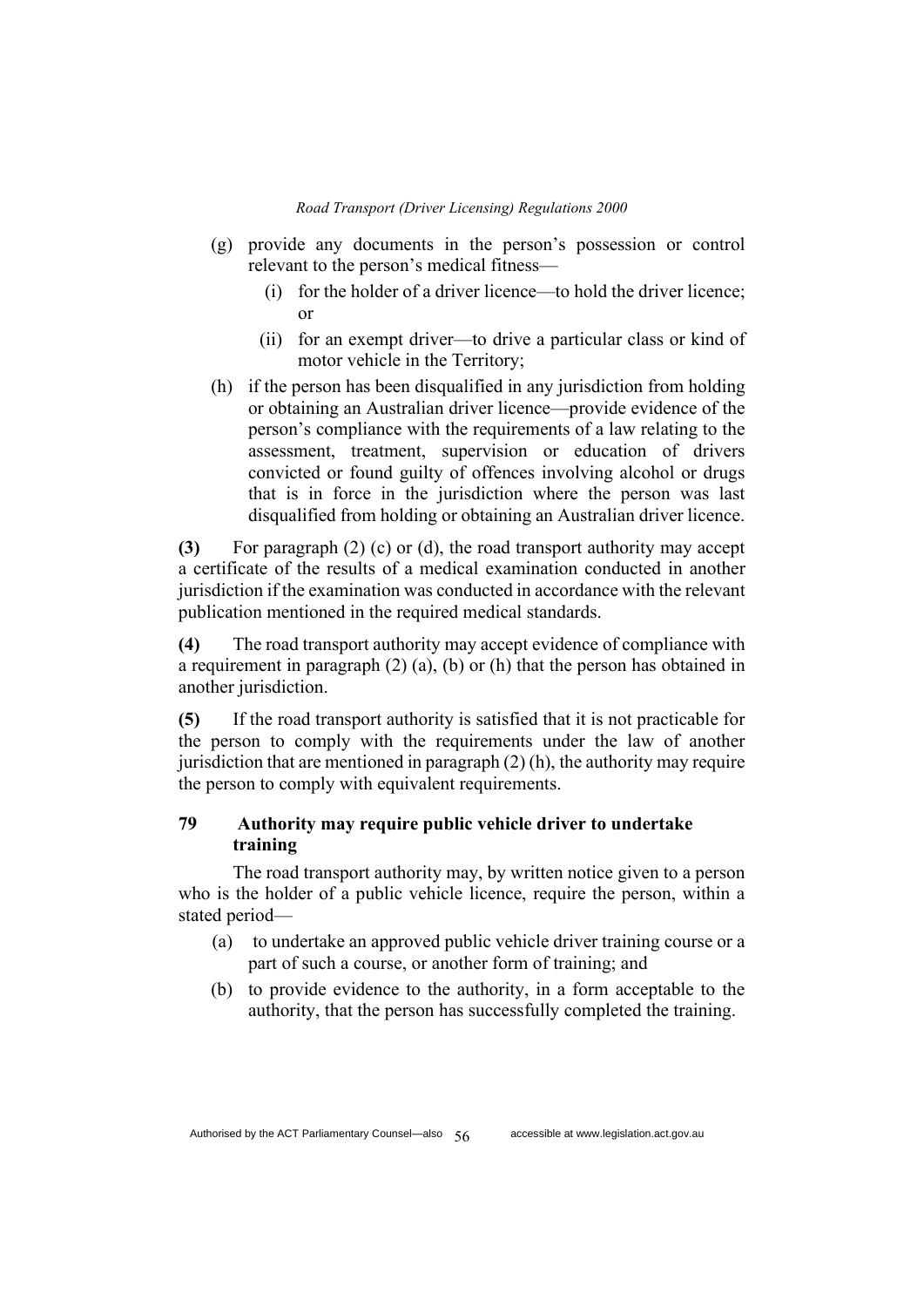(g) provide any documents in the person's possession or control relevant to the person's medical fitness—

  (i) for the holder of a driver licence—to hold the driver licence; or

  (ii) for an exempt driver—to drive a particular class or kind of motor vehicle in the Territory;

(h) if the person has been disqualified in any jurisdiction from holding or obtaining an Australian driver licence—provide evidence of the person's compliance with the requirements of a law relating to the assessment, treatment, supervision or education of drivers convicted or found guilty of offences involving alcohol or drugs that is in force in the jurisdiction where the person was last disqualified from holding or obtaining an Australian driver licence.

**(3)** For paragraph (2) (c) or (d), the road transport authority may accept a certificate of the results of a medical examination conducted in another jurisdiction if the examination was conducted in accordance with the relevant publication mentioned in the required medical standards.

**(4)** The road transport authority may accept evidence of compliance with a requirement in paragraph (2) (a), (b) or (h) that the person has obtained in another jurisdiction.

**(5)** If the road transport authority is satisfied that it is not practicable for the person to comply with the requirements under the law of another jurisdiction that are mentioned in paragraph (2) (h), the authority may require the person to comply with equivalent requirements.

### 79 Authority may require public vehicle driver to undertake training

The road transport authority may, by written notice given to a person who is the holder of a public vehicle licence, require the person, within a stated period—

(a) to undertake an approved public vehicle driver training course or a part of such a course, or another form of training; and

(b) to provide evidence to the authority, in a form acceptable to the authority, that the person has successfully completed the training.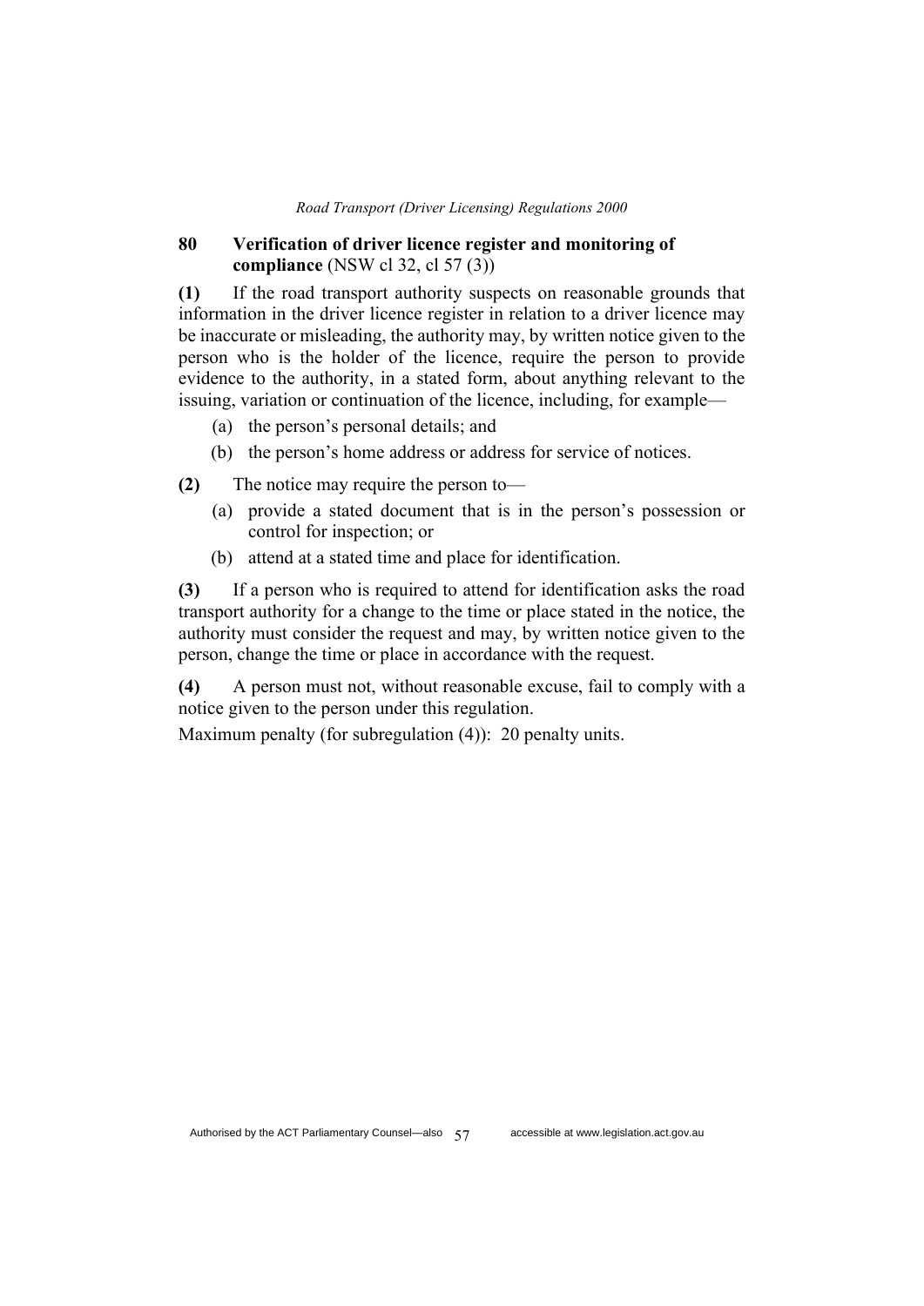## 80 Verification of driver licence register and monitoring of compliance (NSW cl 32, cl 57 (3))

**(1)** If the road transport authority suspects on reasonable grounds that information in the driver licence register in relation to a driver licence may be inaccurate or misleading, the authority may, by written notice given to the person who is the holder of the licence, require the person to provide evidence to the authority, in a stated form, about anything relevant to the issuing, variation or continuation of the licence, including, for example—

- (a) the person's personal details; and
- (b) the person's home address or address for service of notices.

**(2)** The notice may require the person to—

- (a) provide a stated document that is in the person's possession or control for inspection; or
- (b) attend at a stated time and place for identification.

**(3)** If a person who is required to attend for identification asks the road transport authority for a change to the time or place stated in the notice, the authority must consider the request and may, by written notice given to the person, change the time or place in accordance with the request.

**(4)** A person must not, without reasonable excuse, fail to comply with a notice given to the person under this regulation.

Maximum penalty (for subregulation (4)): 20 penalty units.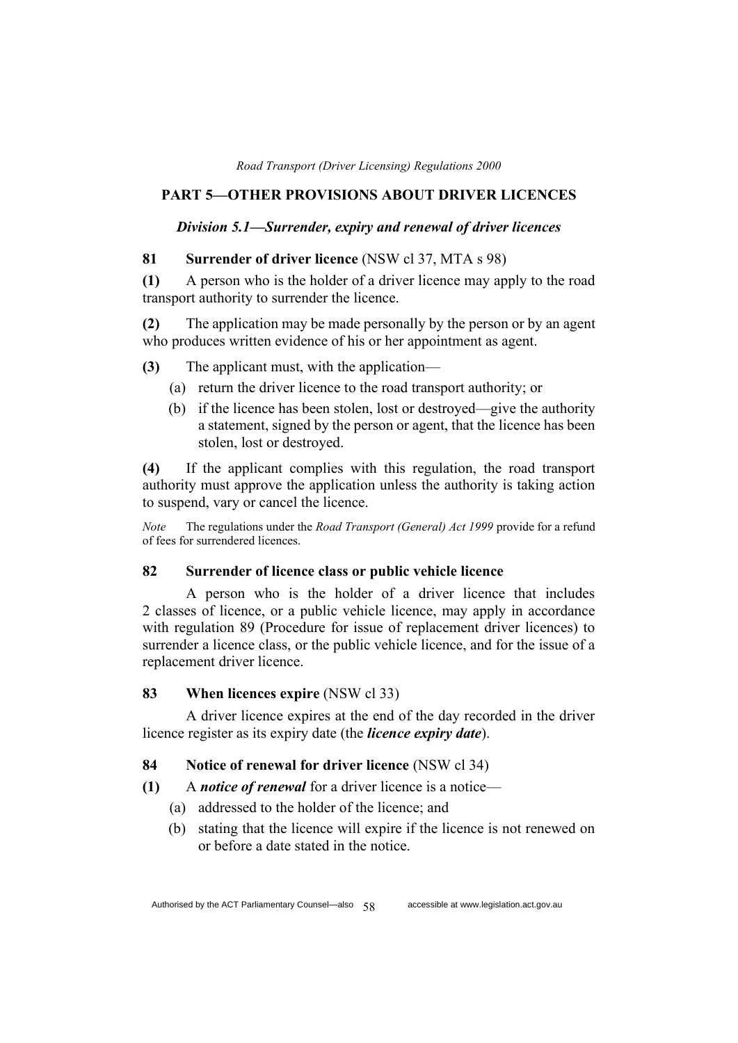## PART 5—OTHER PROVISIONS ABOUT DRIVER LICENCES

### *Division 5.1—Surrender, expiry and renewal of driver licences*

**81 Surrender of driver licence** (NSW cl 37, MTA s 98)

**(1)** A person who is the holder of a driver licence may apply to the road transport authority to surrender the licence.

**(2)** The application may be made personally by the person or by an agent who produces written evidence of his or her appointment as agent.

**(3)** The applicant must, with the application—

- (a) return the driver licence to the road transport authority; or
- (b) if the licence has been stolen, lost or destroyed—give the authority a statement, signed by the person or agent, that the licence has been stolen, lost or destroyed.

**(4)** If the applicant complies with this regulation, the road transport authority must approve the application unless the authority is taking action to suspend, vary or cancel the licence.

*Note* The regulations under the *Road Transport (General) Act 1999* provide for a refund of fees for surrendered licences.

**82 Surrender of licence class or public vehicle licence**

A person who is the holder of a driver licence that includes 2 classes of licence, or a public vehicle licence, may apply in accordance with regulation 89 (Procedure for issue of replacement driver licences) to surrender a licence class, or the public vehicle licence, and for the issue of a replacement driver licence.

**83 When licences expire** (NSW cl 33)

A driver licence expires at the end of the day recorded in the driver licence register as its expiry date (the ***licence expiry date***).

**84 Notice of renewal for driver licence** (NSW cl 34)

**(1)** A ***notice of renewal*** for a driver licence is a notice—

- (a) addressed to the holder of the licence; and
- (b) stating that the licence will expire if the licence is not renewed on or before a date stated in the notice.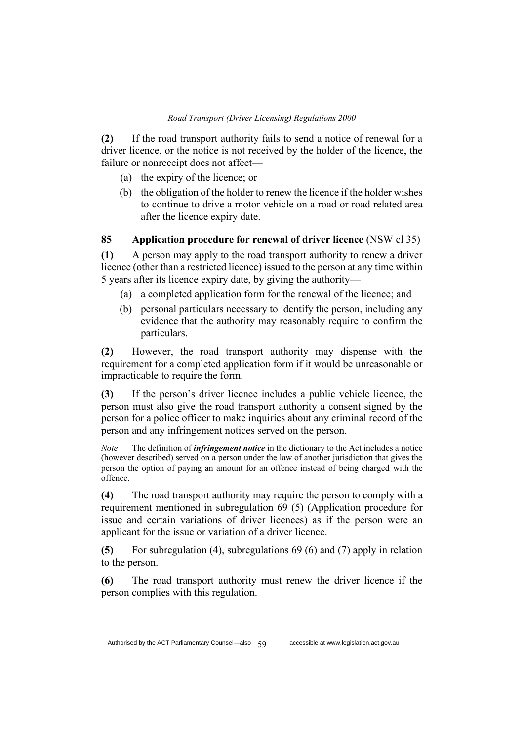**(2)** If the road transport authority fails to send a notice of renewal for a driver licence, or the notice is not received by the holder of the licence, the failure or nonreceipt does not affect—

(a) the expiry of the licence; or

(b) the obligation of the holder to renew the licence if the holder wishes to continue to drive a motor vehicle on a road or road related area after the licence expiry date.

### 85 Application procedure for renewal of driver licence (NSW cl 35)

**(1)** A person may apply to the road transport authority to renew a driver licence (other than a restricted licence) issued to the person at any time within 5 years after its licence expiry date, by giving the authority—

(a) a completed application form for the renewal of the licence; and

(b) personal particulars necessary to identify the person, including any evidence that the authority may reasonably require to confirm the particulars.

**(2)** However, the road transport authority may dispense with the requirement for a completed application form if it would be unreasonable or impracticable to require the form.

**(3)** If the person's driver licence includes a public vehicle licence, the person must also give the road transport authority a consent signed by the person for a police officer to make inquiries about any criminal record of the person and any infringement notices served on the person.

*Note* The definition of ***infringement notice*** in the dictionary to the Act includes a notice (however described) served on a person under the law of another jurisdiction that gives the person the option of paying an amount for an offence instead of being charged with the offence.

**(4)** The road transport authority may require the person to comply with a requirement mentioned in subregulation 69 (5) (Application procedure for issue and certain variations of driver licences) as if the person were an applicant for the issue or variation of a driver licence.

**(5)** For subregulation (4), subregulations 69 (6) and (7) apply in relation to the person.

**(6)** The road transport authority must renew the driver licence if the person complies with this regulation.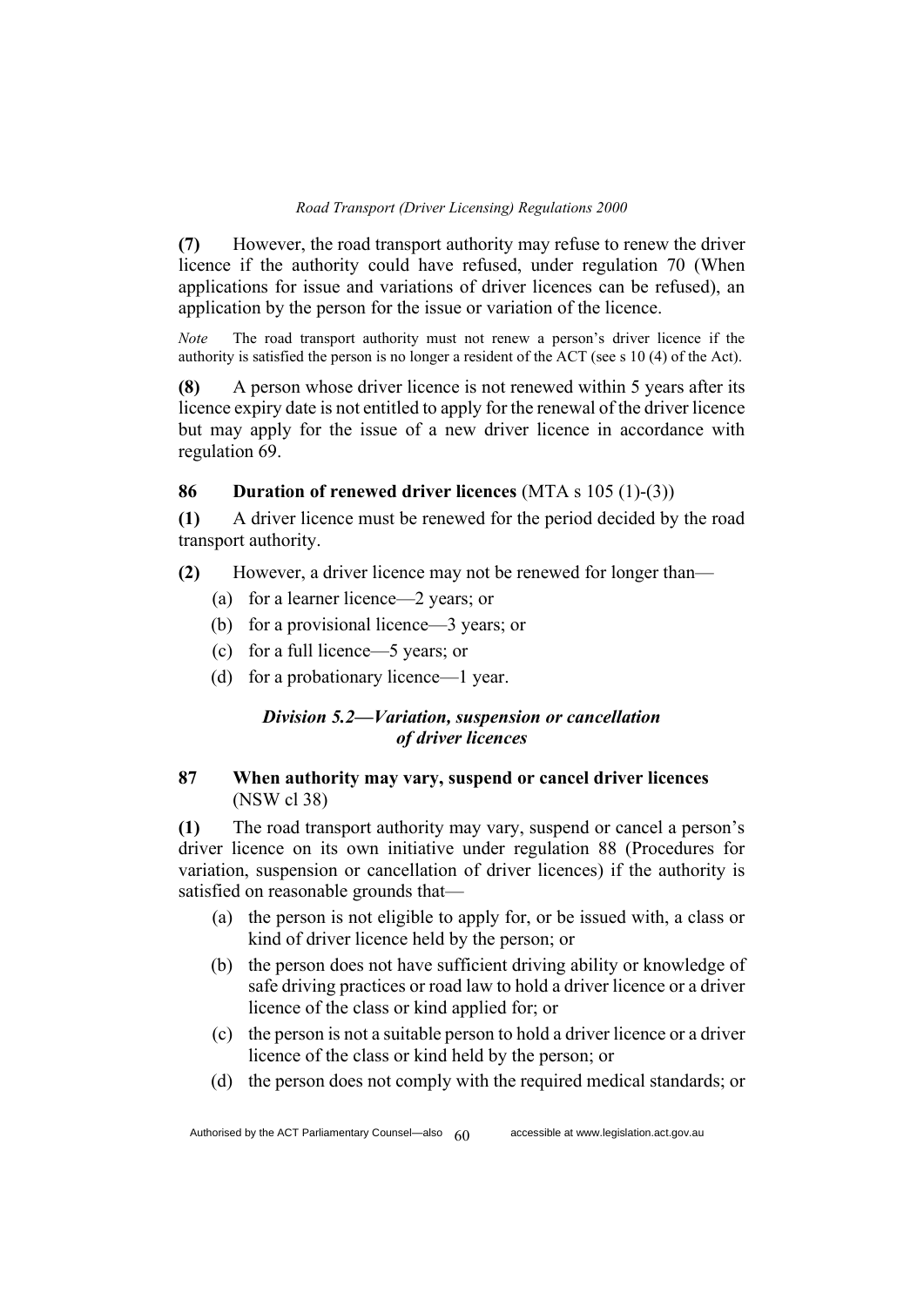**(7)** However, the road transport authority may refuse to renew the driver licence if the authority could have refused, under regulation 70 (When applications for issue and variations of driver licences can be refused), an application by the person for the issue or variation of the licence.

*Note* The road transport authority must not renew a person's driver licence if the authority is satisfied the person is no longer a resident of the ACT (see s 10 (4) of the Act).

**(8)** A person whose driver licence is not renewed within 5 years after its licence expiry date is not entitled to apply for the renewal of the driver licence but may apply for the issue of a new driver licence in accordance with regulation 69.

### 86 Duration of renewed driver licences (MTA s 105 (1)-(3))

**(1)** A driver licence must be renewed for the period decided by the road transport authority.

**(2)** However, a driver licence may not be renewed for longer than—

- (a) for a learner licence—2 years; or
- (b) for a provisional licence—3 years; or
- (c) for a full licence—5 years; or
- (d) for a probationary licence—1 year.

## *Division 5.2—Variation, suspension or cancellation of driver licences*

### 87 When authority may vary, suspend or cancel driver licences (NSW cl 38)

**(1)** The road transport authority may vary, suspend or cancel a person's driver licence on its own initiative under regulation 88 (Procedures for variation, suspension or cancellation of driver licences) if the authority is satisfied on reasonable grounds that—

- (a) the person is not eligible to apply for, or be issued with, a class or kind of driver licence held by the person; or
- (b) the person does not have sufficient driving ability or knowledge of safe driving practices or road law to hold a driver licence or a driver licence of the class or kind applied for; or
- (c) the person is not a suitable person to hold a driver licence or a driver licence of the class or kind held by the person; or
- (d) the person does not comply with the required medical standards; or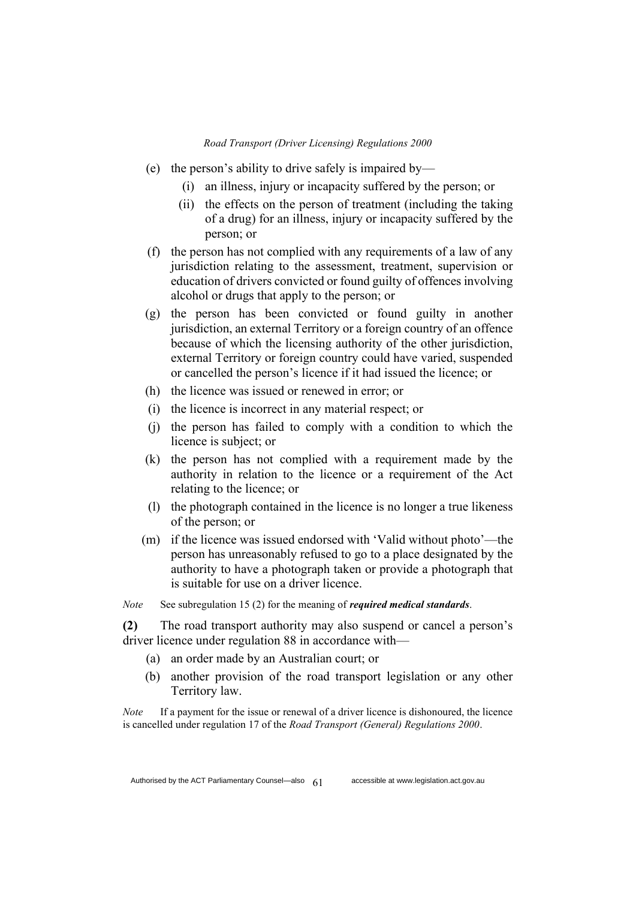(e) the person's ability to drive safely is impaired by—

  (i) an illness, injury or incapacity suffered by the person; or

  (ii) the effects on the person of treatment (including the taking of a drug) for an illness, injury or incapacity suffered by the person; or

(f) the person has not complied with any requirements of a law of any jurisdiction relating to the assessment, treatment, supervision or education of drivers convicted or found guilty of offences involving alcohol or drugs that apply to the person; or

(g) the person has been convicted or found guilty in another jurisdiction, an external Territory or a foreign country of an offence because of which the licensing authority of the other jurisdiction, external Territory or foreign country could have varied, suspended or cancelled the person's licence if it had issued the licence; or

(h) the licence was issued or renewed in error; or

(i) the licence is incorrect in any material respect; or

(j) the person has failed to comply with a condition to which the licence is subject; or

(k) the person has not complied with a requirement made by the authority in relation to the licence or a requirement of the Act relating to the licence; or

(l) the photograph contained in the licence is no longer a true likeness of the person; or

(m) if the licence was issued endorsed with 'Valid without photo'—the person has unreasonably refused to go to a place designated by the authority to have a photograph taken or provide a photograph that is suitable for use on a driver licence.

*Note* See subregulation 15 (2) for the meaning of ***required medical standards***.

**(2)** The road transport authority may also suspend or cancel a person's driver licence under regulation 88 in accordance with—

(a) an order made by an Australian court; or

(b) another provision of the road transport legislation or any other Territory law.

*Note* If a payment for the issue or renewal of a driver licence is dishonoured, the licence is cancelled under regulation 17 of the *Road Transport (General) Regulations 2000*.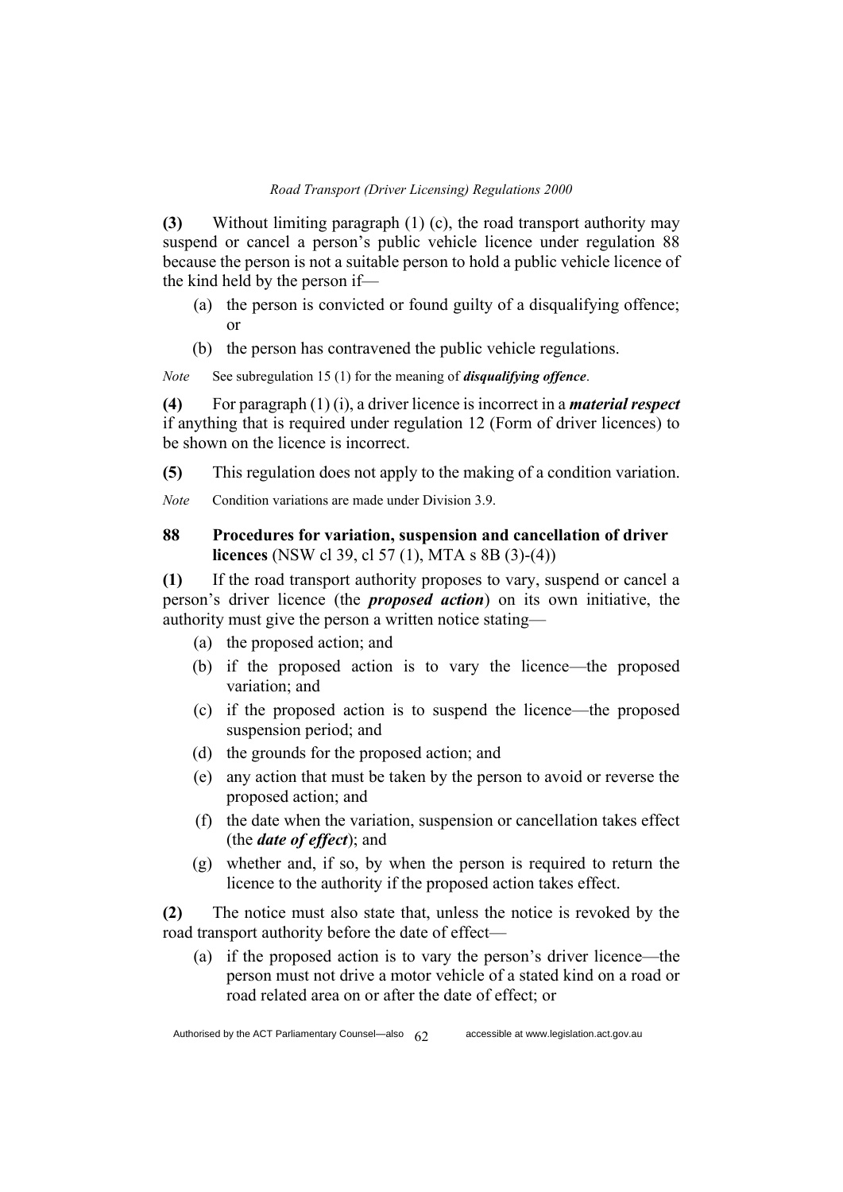**(3)** Without limiting paragraph (1) (c), the road transport authority may suspend or cancel a person's public vehicle licence under regulation 88 because the person is not a suitable person to hold a public vehicle licence of the kind held by the person if—

(a) the person is convicted or found guilty of a disqualifying offence; or

(b) the person has contravened the public vehicle regulations.

*Note* See subregulation 15 (1) for the meaning of ***disqualifying offence***.

**(4)** For paragraph (1) (i), a driver licence is incorrect in a ***material respect*** if anything that is required under regulation 12 (Form of driver licences) to be shown on the licence is incorrect.

**(5)** This regulation does not apply to the making of a condition variation.

*Note* Condition variations are made under Division 3.9.

### 88 Procedures for variation, suspension and cancellation of driver licences (NSW cl 39, cl 57 (1), MTA s 8B (3)-(4))

**(1)** If the road transport authority proposes to vary, suspend or cancel a person's driver licence (the ***proposed action***) on its own initiative, the authority must give the person a written notice stating—

(a) the proposed action; and

(b) if the proposed action is to vary the licence—the proposed variation; and

(c) if the proposed action is to suspend the licence—the proposed suspension period; and

(d) the grounds for the proposed action; and

(e) any action that must be taken by the person to avoid or reverse the proposed action; and

(f) the date when the variation, suspension or cancellation takes effect (the ***date of effect***); and

(g) whether and, if so, by when the person is required to return the licence to the authority if the proposed action takes effect.

**(2)** The notice must also state that, unless the notice is revoked by the road transport authority before the date of effect—

(a) if the proposed action is to vary the person's driver licence—the person must not drive a motor vehicle of a stated kind on a road or road related area on or after the date of effect; or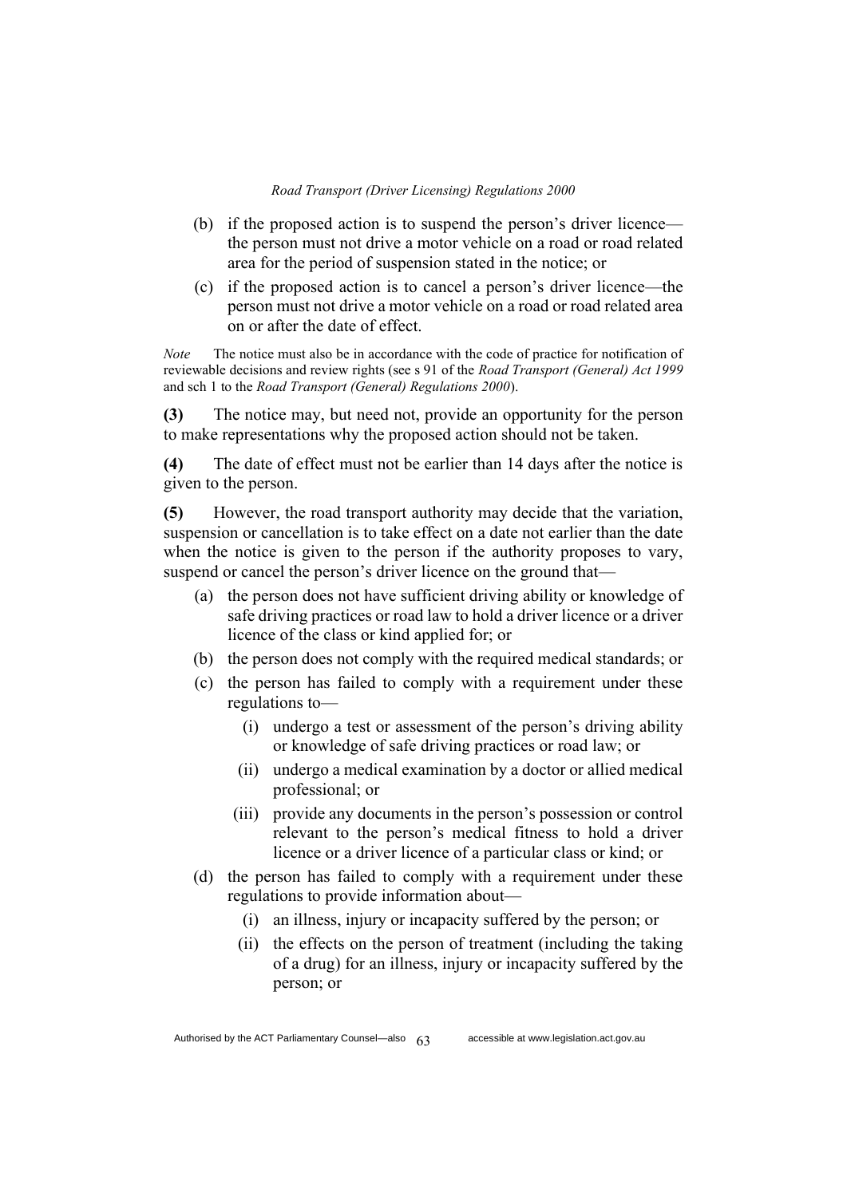(b) if the proposed action is to suspend the person's driver licence—the person must not drive a motor vehicle on a road or road related area for the period of suspension stated in the notice; or

(c) if the proposed action is to cancel a person's driver licence—the person must not drive a motor vehicle on a road or road related area on or after the date of effect.

*Note* The notice must also be in accordance with the code of practice for notification of reviewable decisions and review rights (see s 91 of the *Road Transport (General) Act 1999* and sch 1 to the *Road Transport (General) Regulations 2000*).

**(3)** The notice may, but need not, provide an opportunity for the person to make representations why the proposed action should not be taken.

**(4)** The date of effect must not be earlier than 14 days after the notice is given to the person.

**(5)** However, the road transport authority may decide that the variation, suspension or cancellation is to take effect on a date not earlier than the date when the notice is given to the person if the authority proposes to vary, suspend or cancel the person's driver licence on the ground that—

(a) the person does not have sufficient driving ability or knowledge of safe driving practices or road law to hold a driver licence or a driver licence of the class or kind applied for; or

(b) the person does not comply with the required medical standards; or

(c) the person has failed to comply with a requirement under these regulations to—

(i) undergo a test or assessment of the person's driving ability or knowledge of safe driving practices or road law; or

(ii) undergo a medical examination by a doctor or allied medical professional; or

(iii) provide any documents in the person's possession or control relevant to the person's medical fitness to hold a driver licence or a driver licence of a particular class or kind; or

(d) the person has failed to comply with a requirement under these regulations to provide information about—

(i) an illness, injury or incapacity suffered by the person; or

(ii) the effects on the person of treatment (including the taking of a drug) for an illness, injury or incapacity suffered by the person; or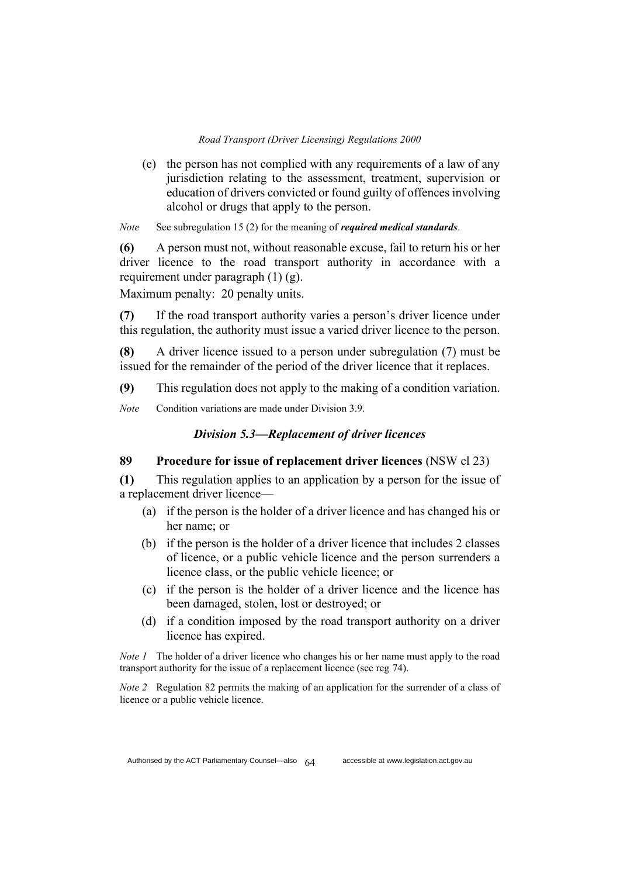(e) the person has not complied with any requirements of a law of any jurisdiction relating to the assessment, treatment, supervision or education of drivers convicted or found guilty of offences involving alcohol or drugs that apply to the person.

*Note* See subregulation 15 (2) for the meaning of ***required medical standards***.

**(6)** A person must not, without reasonable excuse, fail to return his or her driver licence to the road transport authority in accordance with a requirement under paragraph (1) (g).

Maximum penalty: 20 penalty units.

**(7)** If the road transport authority varies a person's driver licence under this regulation, the authority must issue a varied driver licence to the person.

**(8)** A driver licence issued to a person under subregulation (7) must be issued for the remainder of the period of the driver licence that it replaces.

**(9)** This regulation does not apply to the making of a condition variation.

*Note* Condition variations are made under Division 3.9.

### *Division 5.3—Replacement of driver licences*

#### 89 Procedure for issue of replacement driver licences (NSW cl 23)

**(1)** This regulation applies to an application by a person for the issue of a replacement driver licence—

(a) if the person is the holder of a driver licence and has changed his or her name; or

(b) if the person is the holder of a driver licence that includes 2 classes of licence, or a public vehicle licence and the person surrenders a licence class, or the public vehicle licence; or

(c) if the person is the holder of a driver licence and the licence has been damaged, stolen, lost or destroyed; or

(d) if a condition imposed by the road transport authority on a driver licence has expired.

*Note 1* The holder of a driver licence who changes his or her name must apply to the road transport authority for the issue of a replacement licence (see reg 74).

*Note 2* Regulation 82 permits the making of an application for the surrender of a class of licence or a public vehicle licence.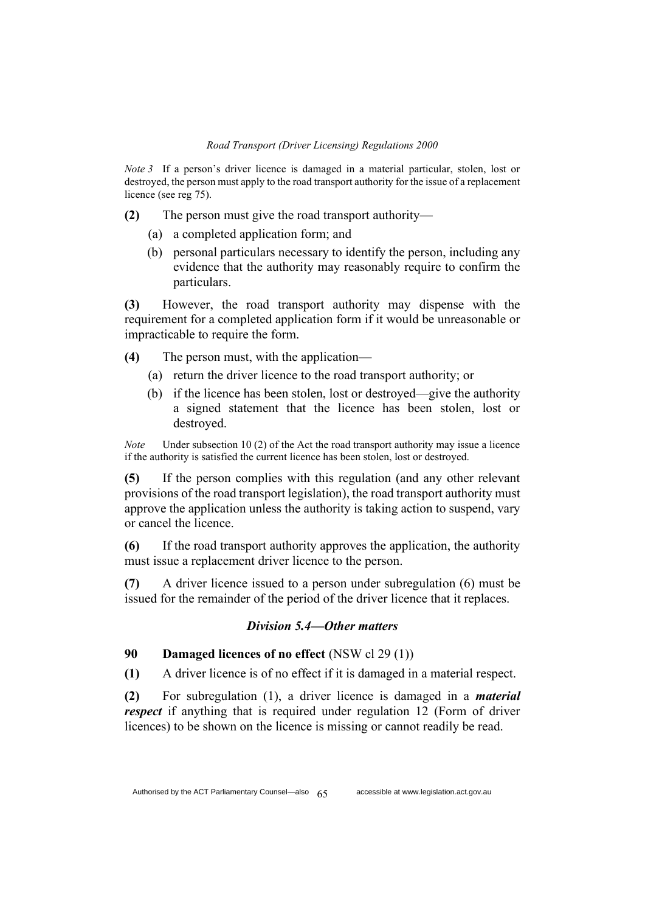*Note 3* If a person's driver licence is damaged in a material particular, stolen, lost or destroyed, the person must apply to the road transport authority for the issue of a replacement licence (see reg 75).

**(2)** The person must give the road transport authority—

(a) a completed application form; and

(b) personal particulars necessary to identify the person, including any evidence that the authority may reasonably require to confirm the particulars.

**(3)** However, the road transport authority may dispense with the requirement for a completed application form if it would be unreasonable or impracticable to require the form.

**(4)** The person must, with the application—

(a) return the driver licence to the road transport authority; or

(b) if the licence has been stolen, lost or destroyed—give the authority a signed statement that the licence has been stolen, lost or destroyed.

*Note* Under subsection 10 (2) of the Act the road transport authority may issue a licence if the authority is satisfied the current licence has been stolen, lost or destroyed.

**(5)** If the person complies with this regulation (and any other relevant provisions of the road transport legislation), the road transport authority must approve the application unless the authority is taking action to suspend, vary or cancel the licence.

**(6)** If the road transport authority approves the application, the authority must issue a replacement driver licence to the person.

**(7)** A driver licence issued to a person under subregulation (6) must be issued for the remainder of the period of the driver licence that it replaces.

### *Division 5.4—Other matters*

**90 Damaged licences of no effect** (NSW cl 29 (1))

**(1)** A driver licence is of no effect if it is damaged in a material respect.

**(2)** For subregulation (1), a driver licence is damaged in a ***material respect*** if anything that is required under regulation 12 (Form of driver licences) to be shown on the licence is missing or cannot readily be read.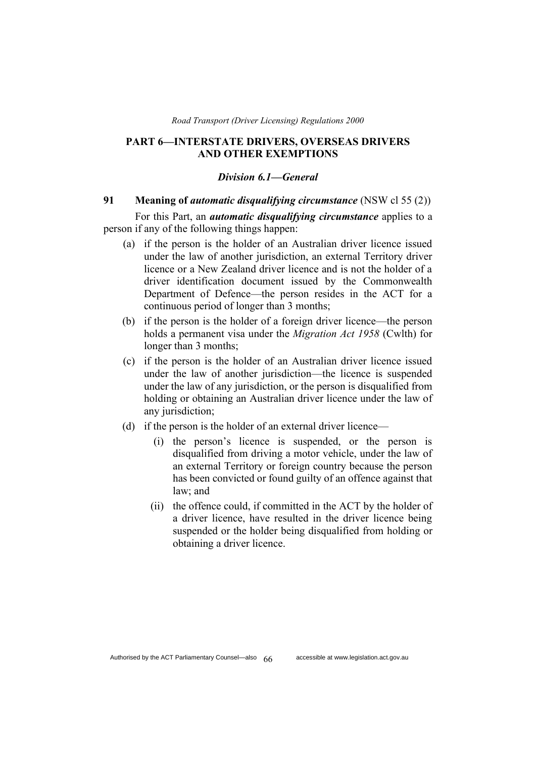## PART 6—INTERSTATE DRIVERS, OVERSEAS DRIVERS AND OTHER EXEMPTIONS

### *Division 6.1—General*

**91 Meaning of *automatic disqualifying circumstance* (NSW cl 55 (2))**

For this Part, an ***automatic disqualifying circumstance*** applies to a person if any of the following things happen:

(a) if the person is the holder of an Australian driver licence issued under the law of another jurisdiction, an external Territory driver licence or a New Zealand driver licence and is not the holder of a driver identification document issued by the Commonwealth Department of Defence—the person resides in the ACT for a continuous period of longer than 3 months;

(b) if the person is the holder of a foreign driver licence—the person holds a permanent visa under the *Migration Act 1958* (Cwlth) for longer than 3 months;

(c) if the person is the holder of an Australian driver licence issued under the law of another jurisdiction—the licence is suspended under the law of any jurisdiction, or the person is disqualified from holding or obtaining an Australian driver licence under the law of any jurisdiction;

(d) if the person is the holder of an external driver licence—

(i) the person's licence is suspended, or the person is disqualified from driving a motor vehicle, under the law of an external Territory or foreign country because the person has been convicted or found guilty of an offence against that law; and

(ii) the offence could, if committed in the ACT by the holder of a driver licence, have resulted in the driver licence being suspended or the holder being disqualified from holding or obtaining a driver licence.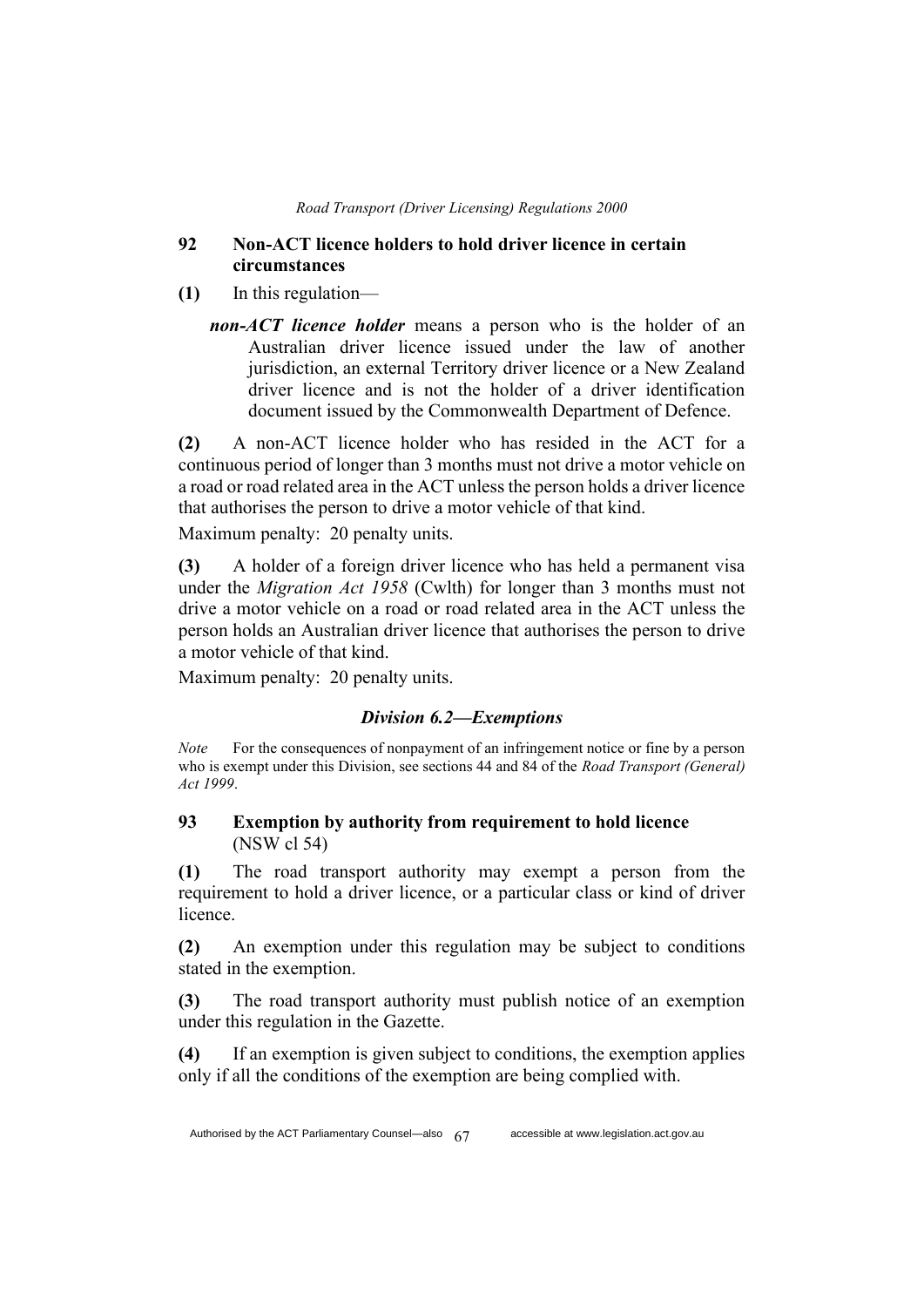### 92 Non-ACT licence holders to hold driver licence in certain circumstances

**(1)** In this regulation—

***non-ACT licence holder*** means a person who is the holder of an Australian driver licence issued under the law of another jurisdiction, an external Territory driver licence or a New Zealand driver licence and is not the holder of a driver identification document issued by the Commonwealth Department of Defence.

**(2)** A non-ACT licence holder who has resided in the ACT for a continuous period of longer than 3 months must not drive a motor vehicle on a road or road related area in the ACT unless the person holds a driver licence that authorises the person to drive a motor vehicle of that kind.

Maximum penalty: 20 penalty units.

**(3)** A holder of a foreign driver licence who has held a permanent visa under the *Migration Act 1958* (Cwlth) for longer than 3 months must not drive a motor vehicle on a road or road related area in the ACT unless the person holds an Australian driver licence that authorises the person to drive a motor vehicle of that kind.

Maximum penalty: 20 penalty units.

## *Division 6.2—Exemptions*

*Note* For the consequences of nonpayment of an infringement notice or fine by a person who is exempt under this Division, see sections 44 and 84 of the *Road Transport (General) Act 1999*.

### 93 Exemption by authority from requirement to hold licence (NSW cl 54)

**(1)** The road transport authority may exempt a person from the requirement to hold a driver licence, or a particular class or kind of driver licence.

**(2)** An exemption under this regulation may be subject to conditions stated in the exemption.

**(3)** The road transport authority must publish notice of an exemption under this regulation in the Gazette.

**(4)** If an exemption is given subject to conditions, the exemption applies only if all the conditions of the exemption are being complied with.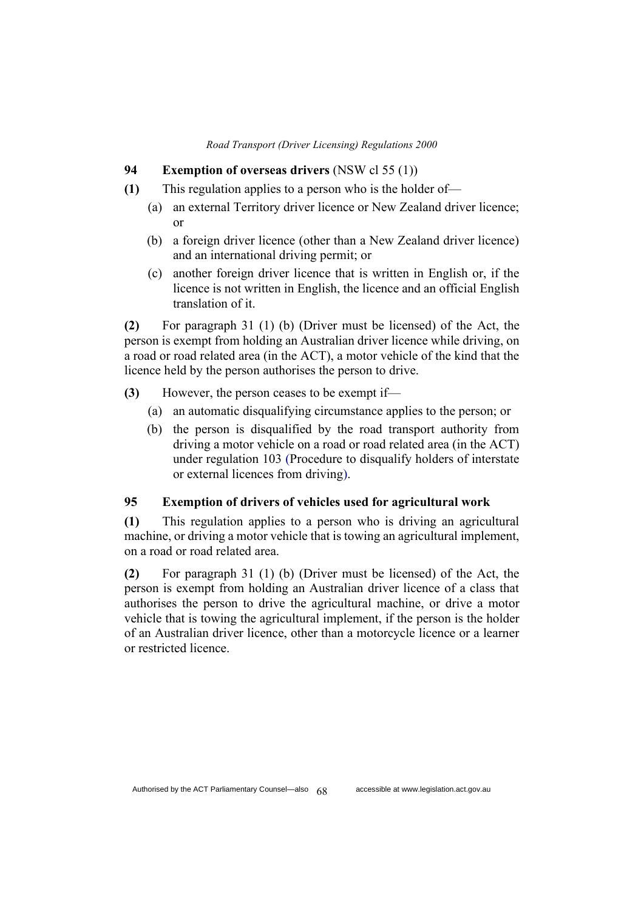## 94 Exemption of overseas drivers (NSW cl 55 (1))

**(1)** This regulation applies to a person who is the holder of—

(a) an external Territory driver licence or New Zealand driver licence; or

(b) a foreign driver licence (other than a New Zealand driver licence) and an international driving permit; or

(c) another foreign driver licence that is written in English or, if the licence is not written in English, the licence and an official English translation of it.

**(2)** For paragraph 31 (1) (b) (Driver must be licensed) of the Act, the person is exempt from holding an Australian driver licence while driving, on a road or road related area (in the ACT), a motor vehicle of the kind that the licence held by the person authorises the person to drive.

**(3)** However, the person ceases to be exempt if—

(a) an automatic disqualifying circumstance applies to the person; or

(b) the person is disqualified by the road transport authority from driving a motor vehicle on a road or road related area (in the ACT) under regulation 103 (Procedure to disqualify holders of interstate or external licences from driving).

## 95 Exemption of drivers of vehicles used for agricultural work

**(1)** This regulation applies to a person who is driving an agricultural machine, or driving a motor vehicle that is towing an agricultural implement, on a road or road related area.

**(2)** For paragraph 31 (1) (b) (Driver must be licensed) of the Act, the person is exempt from holding an Australian driver licence of a class that authorises the person to drive the agricultural machine, or drive a motor vehicle that is towing the agricultural implement, if the person is the holder of an Australian driver licence, other than a motorcycle licence or a learner or restricted licence.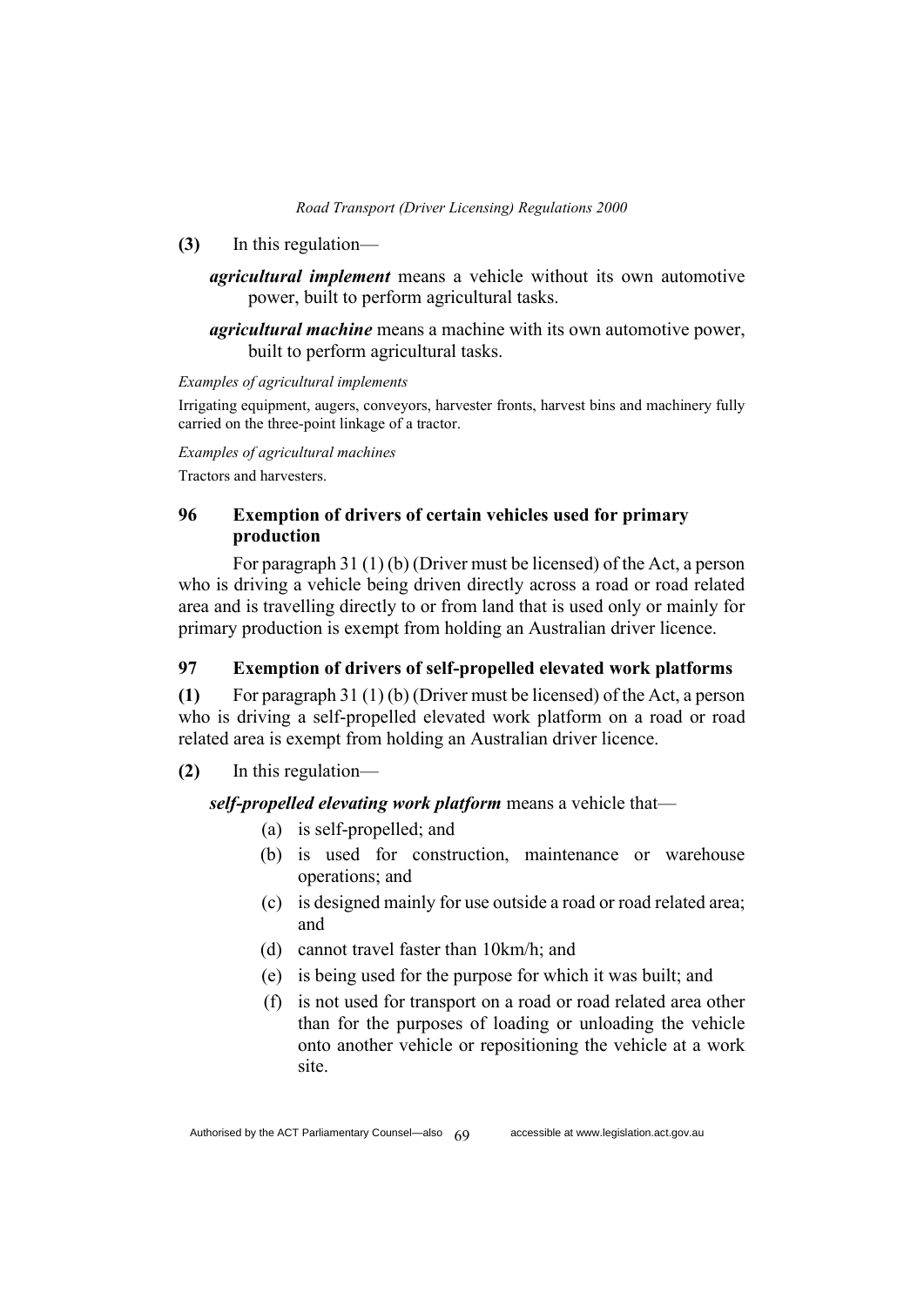**(3)** In this regulation—

***agricultural implement*** means a vehicle without its own automotive power, built to perform agricultural tasks.

***agricultural machine*** means a machine with its own automotive power, built to perform agricultural tasks.

*Examples of agricultural implements*

Irrigating equipment, augers, conveyors, harvester fronts, harvest bins and machinery fully carried on the three-point linkage of a tractor.

*Examples of agricultural machines*

Tractors and harvesters.

### 96 Exemption of drivers of certain vehicles used for primary production

For paragraph 31 (1) (b) (Driver must be licensed) of the Act, a person who is driving a vehicle being driven directly across a road or road related area and is travelling directly to or from land that is used only or mainly for primary production is exempt from holding an Australian driver licence.

### 97 Exemption of drivers of self-propelled elevated work platforms

**(1)** For paragraph 31 (1) (b) (Driver must be licensed) of the Act, a person who is driving a self-propelled elevated work platform on a road or road related area is exempt from holding an Australian driver licence.

**(2)** In this regulation—

***self-propelled elevating work platform*** means a vehicle that—

(a) is self-propelled; and

(b) is used for construction, maintenance or warehouse operations; and

(c) is designed mainly for use outside a road or road related area; and

(d) cannot travel faster than 10km/h; and

(e) is being used for the purpose for which it was built; and

(f) is not used for transport on a road or road related area other than for the purposes of loading or unloading the vehicle onto another vehicle or repositioning the vehicle at a work site.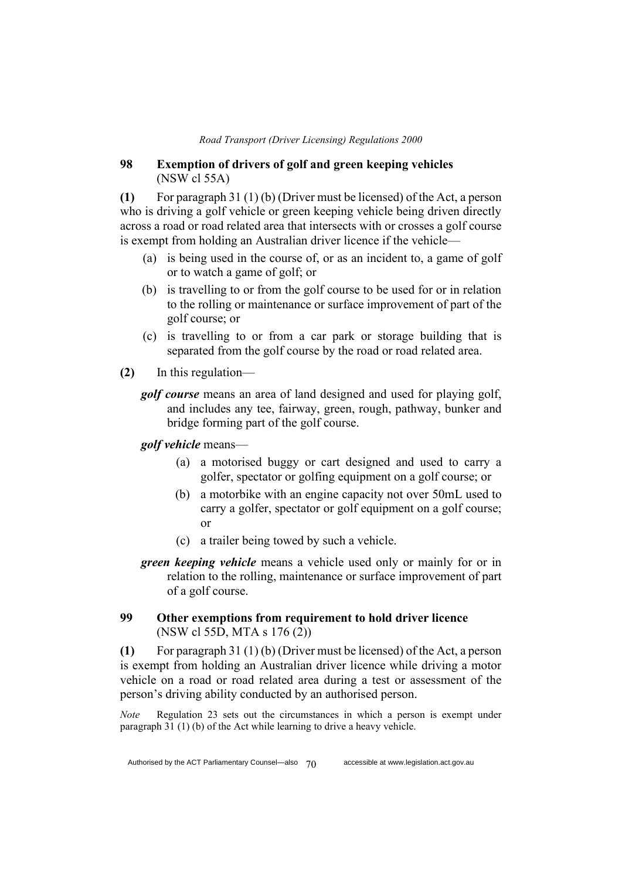## 98 Exemption of drivers of golf and green keeping vehicles (NSW cl 55A)

**(1)** For paragraph 31 (1) (b) (Driver must be licensed) of the Act, a person who is driving a golf vehicle or green keeping vehicle being driven directly across a road or road related area that intersects with or crosses a golf course is exempt from holding an Australian driver licence if the vehicle—

(a) is being used in the course of, or as an incident to, a game of golf or to watch a game of golf; or

(b) is travelling to or from the golf course to be used for or in relation to the rolling or maintenance or surface improvement of part of the golf course; or

(c) is travelling to or from a car park or storage building that is separated from the golf course by the road or road related area.

**(2)** In this regulation—

***golf course*** means an area of land designed and used for playing golf, and includes any tee, fairway, green, rough, pathway, bunker and bridge forming part of the golf course.

***golf vehicle*** means—

(a) a motorised buggy or cart designed and used to carry a golfer, spectator or golfing equipment on a golf course; or

(b) a motorbike with an engine capacity not over 50mL used to carry a golfer, spectator or golf equipment on a golf course; or

(c) a trailer being towed by such a vehicle.

***green keeping vehicle*** means a vehicle used only or mainly for or in relation to the rolling, maintenance or surface improvement of part of a golf course.

## 99 Other exemptions from requirement to hold driver licence (NSW cl 55D, MTA s 176 (2))

**(1)** For paragraph 31 (1) (b) (Driver must be licensed) of the Act, a person is exempt from holding an Australian driver licence while driving a motor vehicle on a road or road related area during a test or assessment of the person's driving ability conducted by an authorised person.

*Note* Regulation 23 sets out the circumstances in which a person is exempt under paragraph 31 (1) (b) of the Act while learning to drive a heavy vehicle.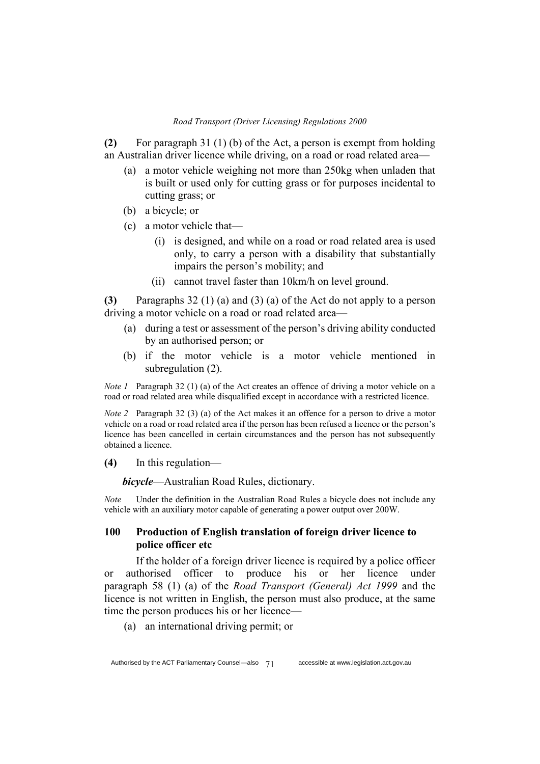**(2)** For paragraph 31 (1) (b) of the Act, a person is exempt from holding an Australian driver licence while driving, on a road or road related area—

- (a) a motor vehicle weighing not more than 250kg when unladen that is built or used only for cutting grass or for purposes incidental to cutting grass; or
- (b) a bicycle; or
- (c) a motor vehicle that—
  - (i) is designed, and while on a road or road related area is used only, to carry a person with a disability that substantially impairs the person's mobility; and
  - (ii) cannot travel faster than 10km/h on level ground.

**(3)** Paragraphs 32 (1) (a) and (3) (a) of the Act do not apply to a person driving a motor vehicle on a road or road related area—

- (a) during a test or assessment of the person's driving ability conducted by an authorised person; or
- (b) if the motor vehicle is a motor vehicle mentioned in subregulation (2).

*Note 1* Paragraph 32 (1) (a) of the Act creates an offence of driving a motor vehicle on a road or road related area while disqualified except in accordance with a restricted licence.

*Note 2* Paragraph 32 (3) (a) of the Act makes it an offence for a person to drive a motor vehicle on a road or road related area if the person has been refused a licence or the person's licence has been cancelled in certain circumstances and the person has not subsequently obtained a licence.

**(4)** In this regulation—

***bicycle***—Australian Road Rules, dictionary.

*Note* Under the definition in the Australian Road Rules a bicycle does not include any vehicle with an auxiliary motor capable of generating a power output over 200W.

### 100 Production of English translation of foreign driver licence to police officer etc

If the holder of a foreign driver licence is required by a police officer or authorised officer to produce his or her licence under paragraph 58 (1) (a) of the *Road Transport (General) Act 1999* and the licence is not written in English, the person must also produce, at the same time the person produces his or her licence—

- (a) an international driving permit; or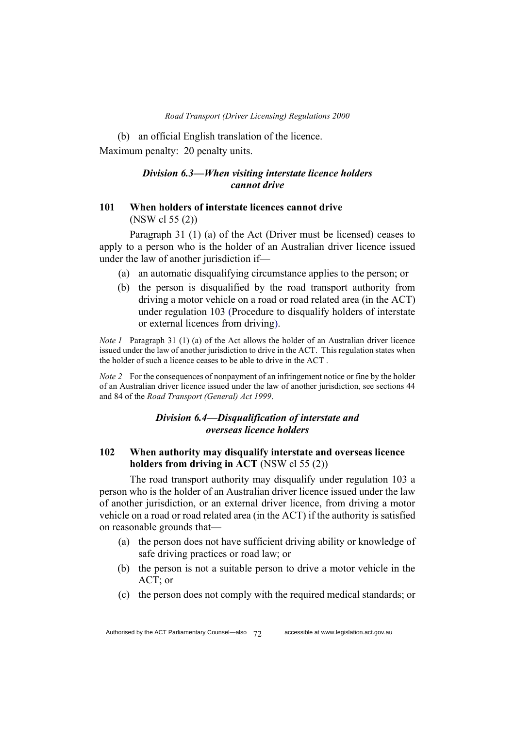(b) an official English translation of the licence.

Maximum penalty: 20 penalty units.

### *Division 6.3—When visiting interstate licence holders cannot drive*

#### 101 When holders of interstate licences cannot drive
(NSW cl 55 (2))

Paragraph 31 (1) (a) of the Act (Driver must be licensed) ceases to apply to a person who is the holder of an Australian driver licence issued under the law of another jurisdiction if—

- (a) an automatic disqualifying circumstance applies to the person; or
- (b) the person is disqualified by the road transport authority from driving a motor vehicle on a road or road related area (in the ACT) under regulation 103 (Procedure to disqualify holders of interstate or external licences from driving).

*Note 1* Paragraph 31 (1) (a) of the Act allows the holder of an Australian driver licence issued under the law of another jurisdiction to drive in the ACT. This regulation states when the holder of such a licence ceases to be able to drive in the ACT .

*Note 2* For the consequences of nonpayment of an infringement notice or fine by the holder of an Australian driver licence issued under the law of another jurisdiction, see sections 44 and 84 of the *Road Transport (General) Act 1999*.

### *Division 6.4—Disqualification of interstate and overseas licence holders*

#### 102 When authority may disqualify interstate and overseas licence holders from driving in ACT (NSW cl 55 (2))

The road transport authority may disqualify under regulation 103 a person who is the holder of an Australian driver licence issued under the law of another jurisdiction, or an external driver licence, from driving a motor vehicle on a road or road related area (in the ACT) if the authority is satisfied on reasonable grounds that—

- (a) the person does not have sufficient driving ability or knowledge of safe driving practices or road law; or
- (b) the person is not a suitable person to drive a motor vehicle in the ACT; or
- (c) the person does not comply with the required medical standards; or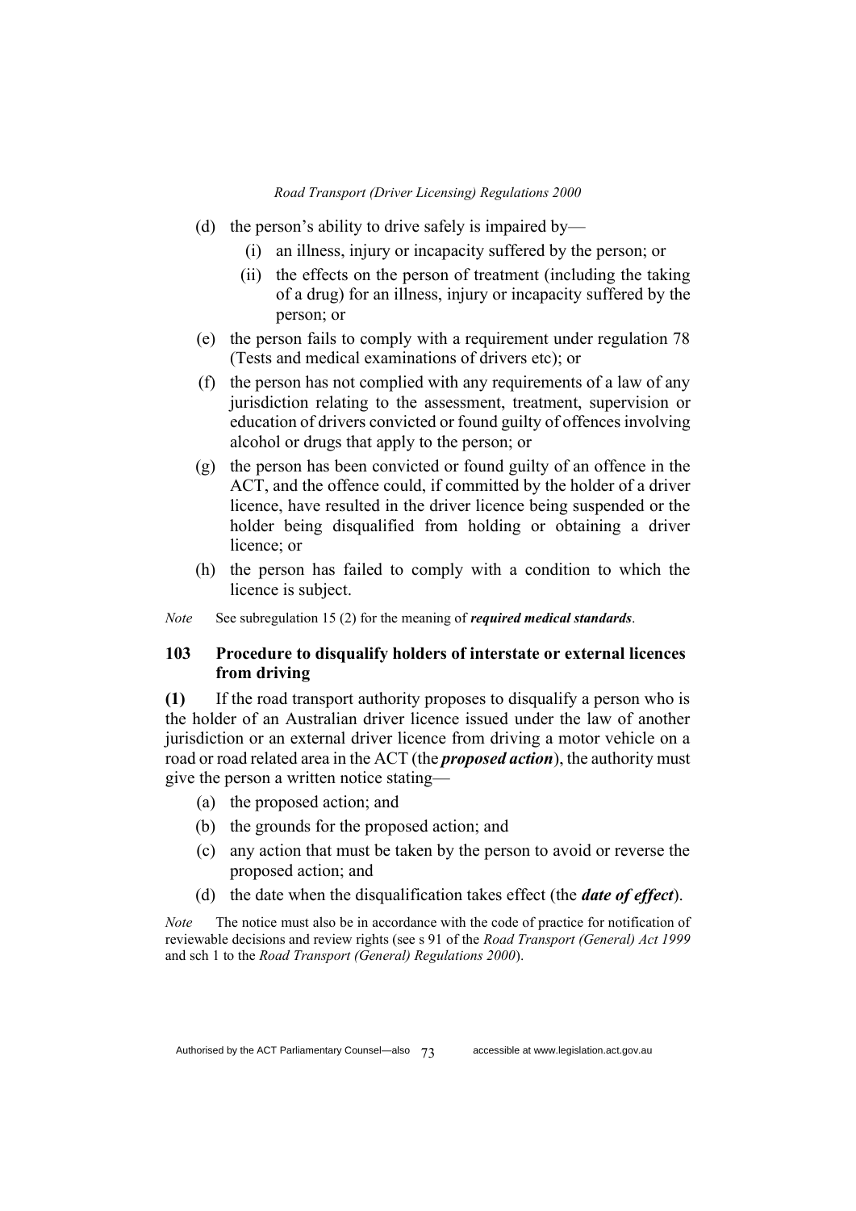(d) the person's ability to drive safely is impaired by—

  (i) an illness, injury or incapacity suffered by the person; or

  (ii) the effects on the person of treatment (including the taking of a drug) for an illness, injury or incapacity suffered by the person; or

(e) the person fails to comply with a requirement under regulation 78 (Tests and medical examinations of drivers etc); or

(f) the person has not complied with any requirements of a law of any jurisdiction relating to the assessment, treatment, supervision or education of drivers convicted or found guilty of offences involving alcohol or drugs that apply to the person; or

(g) the person has been convicted or found guilty of an offence in the ACT, and the offence could, if committed by the holder of a driver licence, have resulted in the driver licence being suspended or the holder being disqualified from holding or obtaining a driver licence; or

(h) the person has failed to comply with a condition to which the licence is subject.

*Note* See subregulation 15 (2) for the meaning of ***required medical standards***.

### 103 Procedure to disqualify holders of interstate or external licences from driving

**(1)** If the road transport authority proposes to disqualify a person who is the holder of an Australian driver licence issued under the law of another jurisdiction or an external driver licence from driving a motor vehicle on a road or road related area in the ACT (the ***proposed action***), the authority must give the person a written notice stating—

(a) the proposed action; and

(b) the grounds for the proposed action; and

(c) any action that must be taken by the person to avoid or reverse the proposed action; and

(d) the date when the disqualification takes effect (the ***date of effect***).

*Note* The notice must also be in accordance with the code of practice for notification of reviewable decisions and review rights (see s 91 of the *Road Transport (General) Act 1999* and sch 1 to the *Road Transport (General) Regulations 2000*).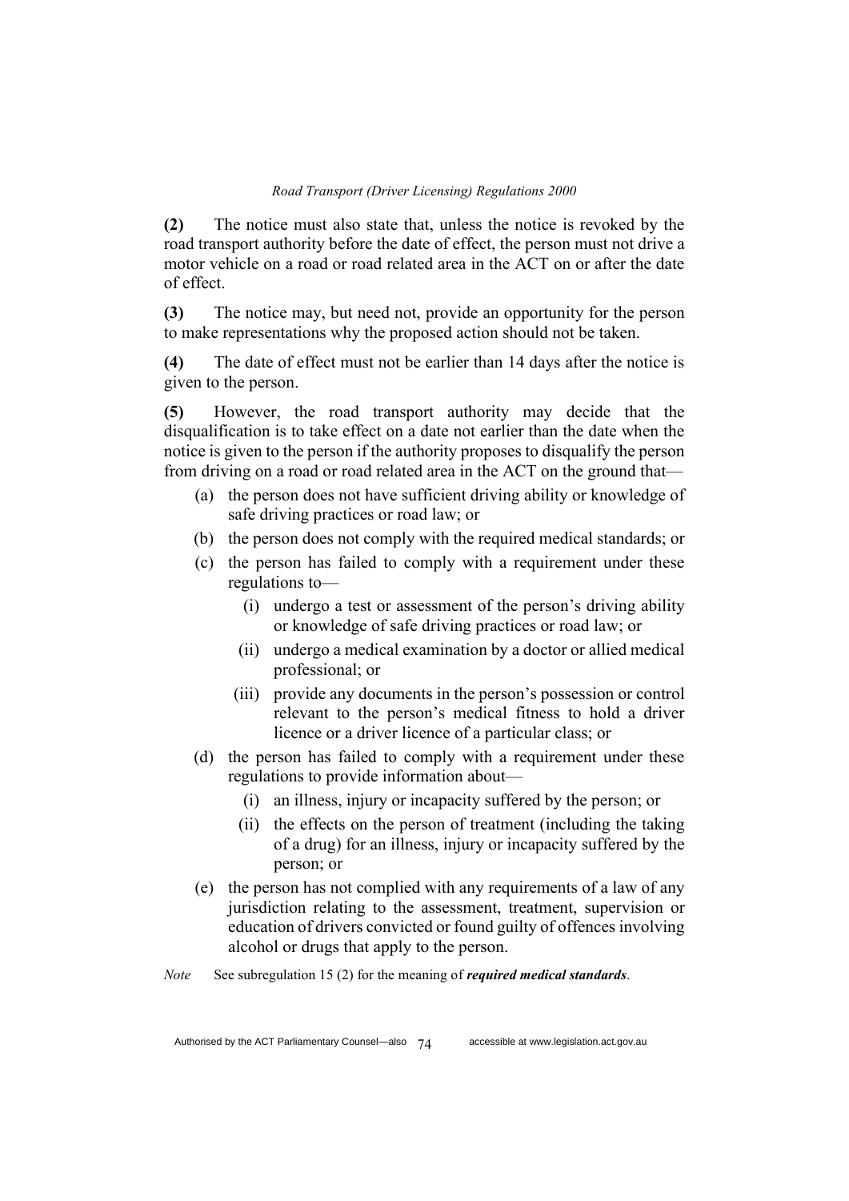**(2)** The notice must also state that, unless the notice is revoked by the road transport authority before the date of effect, the person must not drive a motor vehicle on a road or road related area in the ACT on or after the date of effect.

**(3)** The notice may, but need not, provide an opportunity for the person to make representations why the proposed action should not be taken.

**(4)** The date of effect must not be earlier than 14 days after the notice is given to the person.

**(5)** However, the road transport authority may decide that the disqualification is to take effect on a date not earlier than the date when the notice is given to the person if the authority proposes to disqualify the person from driving on a road or road related area in the ACT on the ground that—

- (a) the person does not have sufficient driving ability or knowledge of safe driving practices or road law; or
- (b) the person does not comply with the required medical standards; or
- (c) the person has failed to comply with a requirement under these regulations to—
  - (i) undergo a test or assessment of the person's driving ability or knowledge of safe driving practices or road law; or
  - (ii) undergo a medical examination by a doctor or allied medical professional; or
  - (iii) provide any documents in the person's possession or control relevant to the person's medical fitness to hold a driver licence or a driver licence of a particular class; or
- (d) the person has failed to comply with a requirement under these regulations to provide information about—
  - (i) an illness, injury or incapacity suffered by the person; or
  - (ii) the effects on the person of treatment (including the taking of a drug) for an illness, injury or incapacity suffered by the person; or
- (e) the person has not complied with any requirements of a law of any jurisdiction relating to the assessment, treatment, supervision or education of drivers convicted or found guilty of offences involving alcohol or drugs that apply to the person.

*Note* See subregulation 15 (2) for the meaning of ***required medical standards***.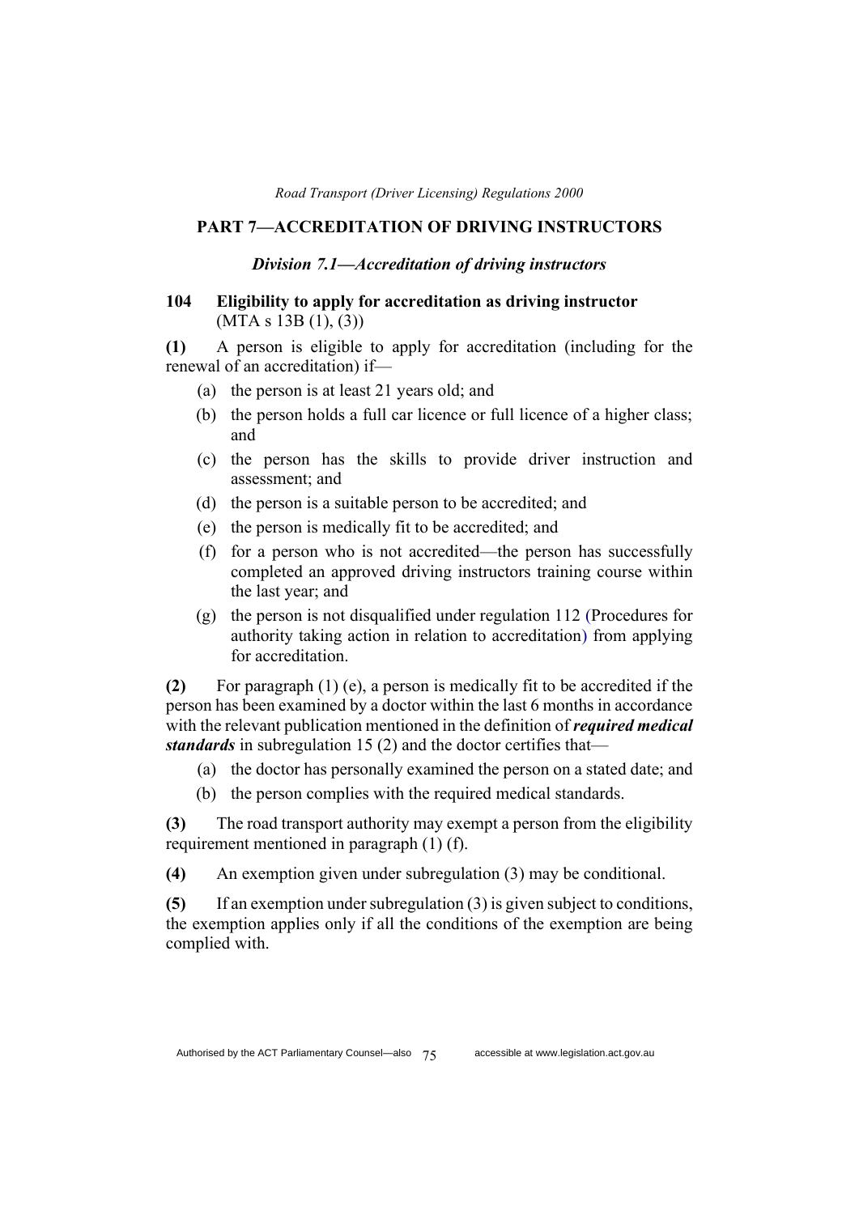## PART 7—ACCREDITATION OF DRIVING INSTRUCTORS

### *Division 7.1—Accreditation of driving instructors*

### 104 Eligibility to apply for accreditation as driving instructor
(MTA s 13B (1), (3))

**(1)** A person is eligible to apply for accreditation (including for the renewal of an accreditation) if—

(a) the person is at least 21 years old; and

(b) the person holds a full car licence or full licence of a higher class; and

(c) the person has the skills to provide driver instruction and assessment; and

(d) the person is a suitable person to be accredited; and

(e) the person is medically fit to be accredited; and

(f) for a person who is not accredited—the person has successfully completed an approved driving instructors training course within the last year; and

(g) the person is not disqualified under regulation 112 (Procedures for authority taking action in relation to accreditation) from applying for accreditation.

**(2)** For paragraph (1) (e), a person is medically fit to be accredited if the person has been examined by a doctor within the last 6 months in accordance with the relevant publication mentioned in the definition of ***required medical standards*** in subregulation 15 (2) and the doctor certifies that—

(a) the doctor has personally examined the person on a stated date; and

(b) the person complies with the required medical standards.

**(3)** The road transport authority may exempt a person from the eligibility requirement mentioned in paragraph (1) (f).

**(4)** An exemption given under subregulation (3) may be conditional.

**(5)** If an exemption under subregulation (3) is given subject to conditions, the exemption applies only if all the conditions of the exemption are being complied with.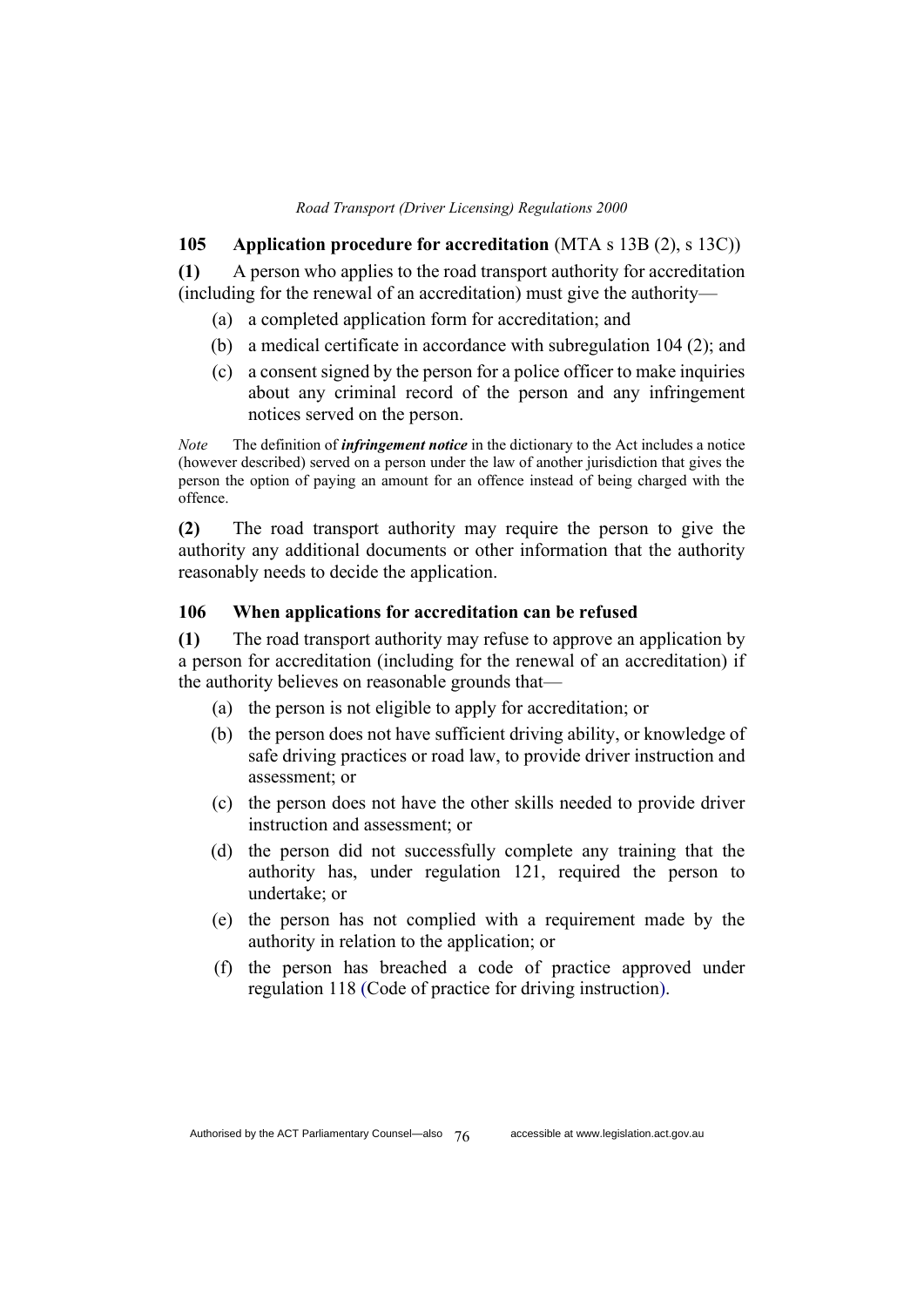## 105 Application procedure for accreditation (MTA s 13B (2), s 13C))

**(1)** A person who applies to the road transport authority for accreditation (including for the renewal of an accreditation) must give the authority—

(a) a completed application form for accreditation; and

(b) a medical certificate in accordance with subregulation 104 (2); and

(c) a consent signed by the person for a police officer to make inquiries about any criminal record of the person and any infringement notices served on the person.

*Note* The definition of ***infringement notice*** in the dictionary to the Act includes a notice (however described) served on a person under the law of another jurisdiction that gives the person the option of paying an amount for an offence instead of being charged with the offence.

**(2)** The road transport authority may require the person to give the authority any additional documents or other information that the authority reasonably needs to decide the application.

## 106 When applications for accreditation can be refused

**(1)** The road transport authority may refuse to approve an application by a person for accreditation (including for the renewal of an accreditation) if the authority believes on reasonable grounds that—

(a) the person is not eligible to apply for accreditation; or

(b) the person does not have sufficient driving ability, or knowledge of safe driving practices or road law, to provide driver instruction and assessment; or

(c) the person does not have the other skills needed to provide driver instruction and assessment; or

(d) the person did not successfully complete any training that the authority has, under regulation 121, required the person to undertake; or

(e) the person has not complied with a requirement made by the authority in relation to the application; or

(f) the person has breached a code of practice approved under regulation 118 (Code of practice for driving instruction).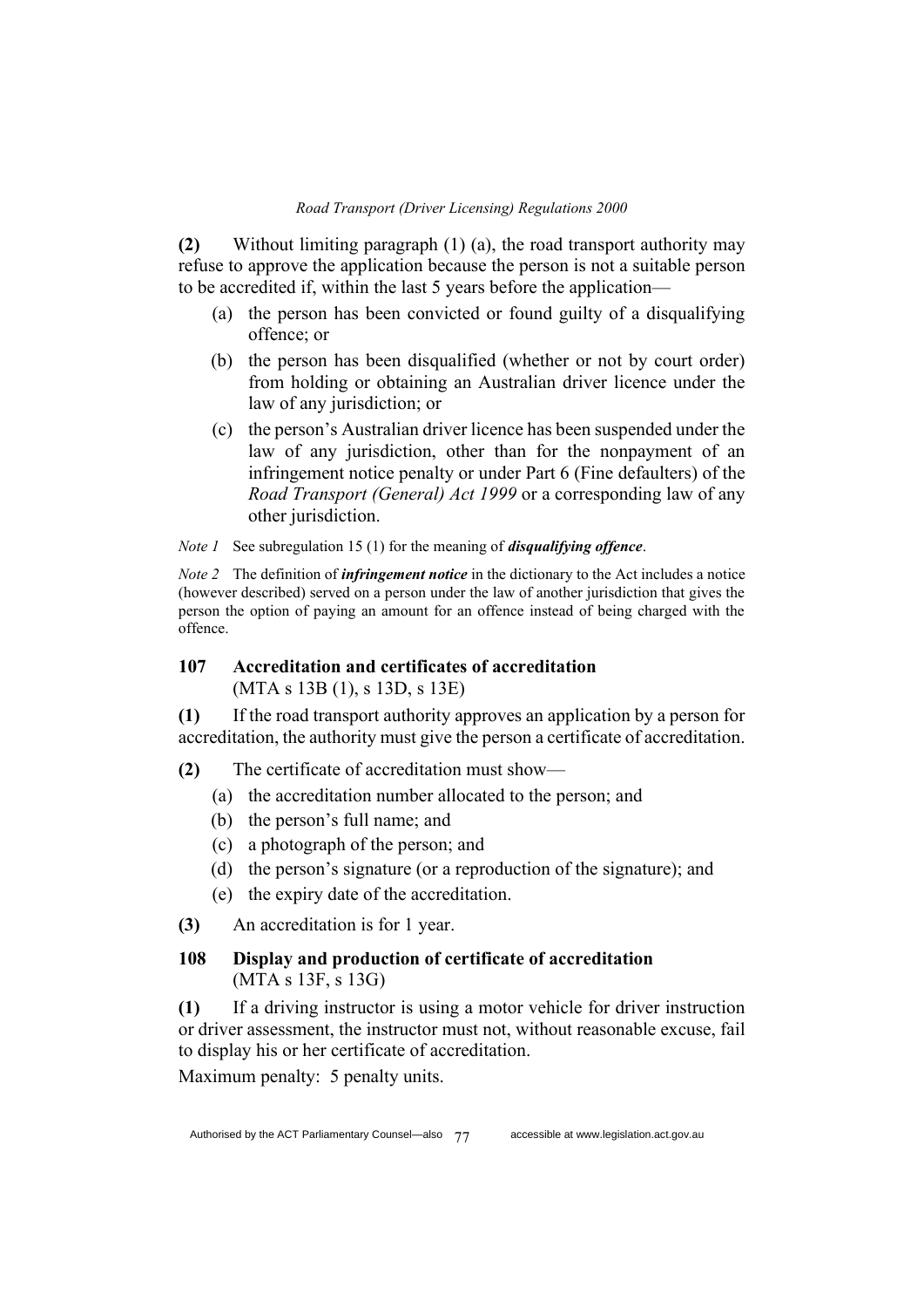**(2)** Without limiting paragraph (1) (a), the road transport authority may refuse to approve the application because the person is not a suitable person to be accredited if, within the last 5 years before the application—

- (a) the person has been convicted or found guilty of a disqualifying offence; or
- (b) the person has been disqualified (whether or not by court order) from holding or obtaining an Australian driver licence under the law of any jurisdiction; or
- (c) the person's Australian driver licence has been suspended under the law of any jurisdiction, other than for the nonpayment of an infringement notice penalty or under Part 6 (Fine defaulters) of the *Road Transport (General) Act 1999* or a corresponding law of any other jurisdiction.

*Note 1* See subregulation 15 (1) for the meaning of ***disqualifying offence***.

*Note 2* The definition of ***infringement notice*** in the dictionary to the Act includes a notice (however described) served on a person under the law of another jurisdiction that gives the person the option of paying an amount for an offence instead of being charged with the offence.

### 107 Accreditation and certificates of accreditation
(MTA s 13B (1), s 13D, s 13E)

**(1)** If the road transport authority approves an application by a person for accreditation, the authority must give the person a certificate of accreditation.

**(2)** The certificate of accreditation must show—

- (a) the accreditation number allocated to the person; and
- (b) the person's full name; and
- (c) a photograph of the person; and
- (d) the person's signature (or a reproduction of the signature); and
- (e) the expiry date of the accreditation.

**(3)** An accreditation is for 1 year.

### 108 Display and production of certificate of accreditation
(MTA s 13F, s 13G)

**(1)** If a driving instructor is using a motor vehicle for driver instruction or driver assessment, the instructor must not, without reasonable excuse, fail to display his or her certificate of accreditation.

Maximum penalty: 5 penalty units.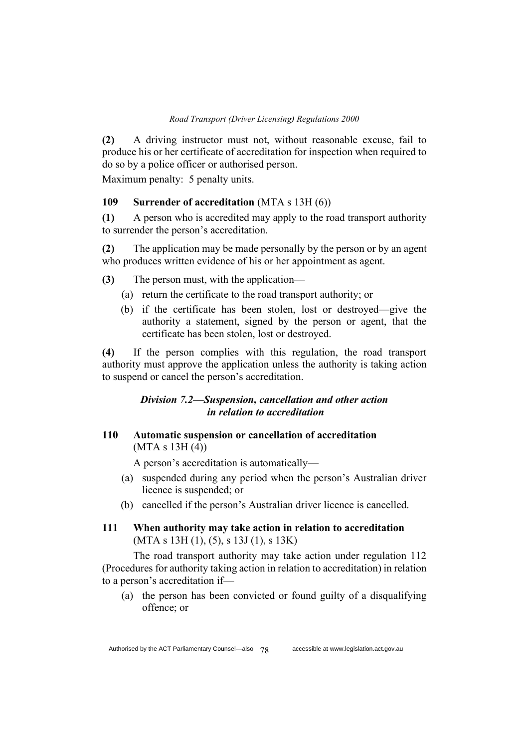**(2)** A driving instructor must not, without reasonable excuse, fail to produce his or her certificate of accreditation for inspection when required to do so by a police officer or authorised person.

Maximum penalty: 5 penalty units.

### 109 Surrender of accreditation (MTA s 13H (6))

**(1)** A person who is accredited may apply to the road transport authority to surrender the person's accreditation.

**(2)** The application may be made personally by the person or by an agent who produces written evidence of his or her appointment as agent.

**(3)** The person must, with the application—

(a) return the certificate to the road transport authority; or

(b) if the certificate has been stolen, lost or destroyed—give the authority a statement, signed by the person or agent, that the certificate has been stolen, lost or destroyed.

**(4)** If the person complies with this regulation, the road transport authority must approve the application unless the authority is taking action to suspend or cancel the person's accreditation.

## *Division 7.2—Suspension, cancellation and other action in relation to accreditation*

### 110 Automatic suspension or cancellation of accreditation (MTA s 13H (4))

A person's accreditation is automatically—

(a) suspended during any period when the person's Australian driver licence is suspended; or

(b) cancelled if the person's Australian driver licence is cancelled.

### 111 When authority may take action in relation to accreditation (MTA s 13H (1), (5), s 13J (1), s 13K)

The road transport authority may take action under regulation 112 (Procedures for authority taking action in relation to accreditation) in relation to a person's accreditation if—

(a) the person has been convicted or found guilty of a disqualifying offence; or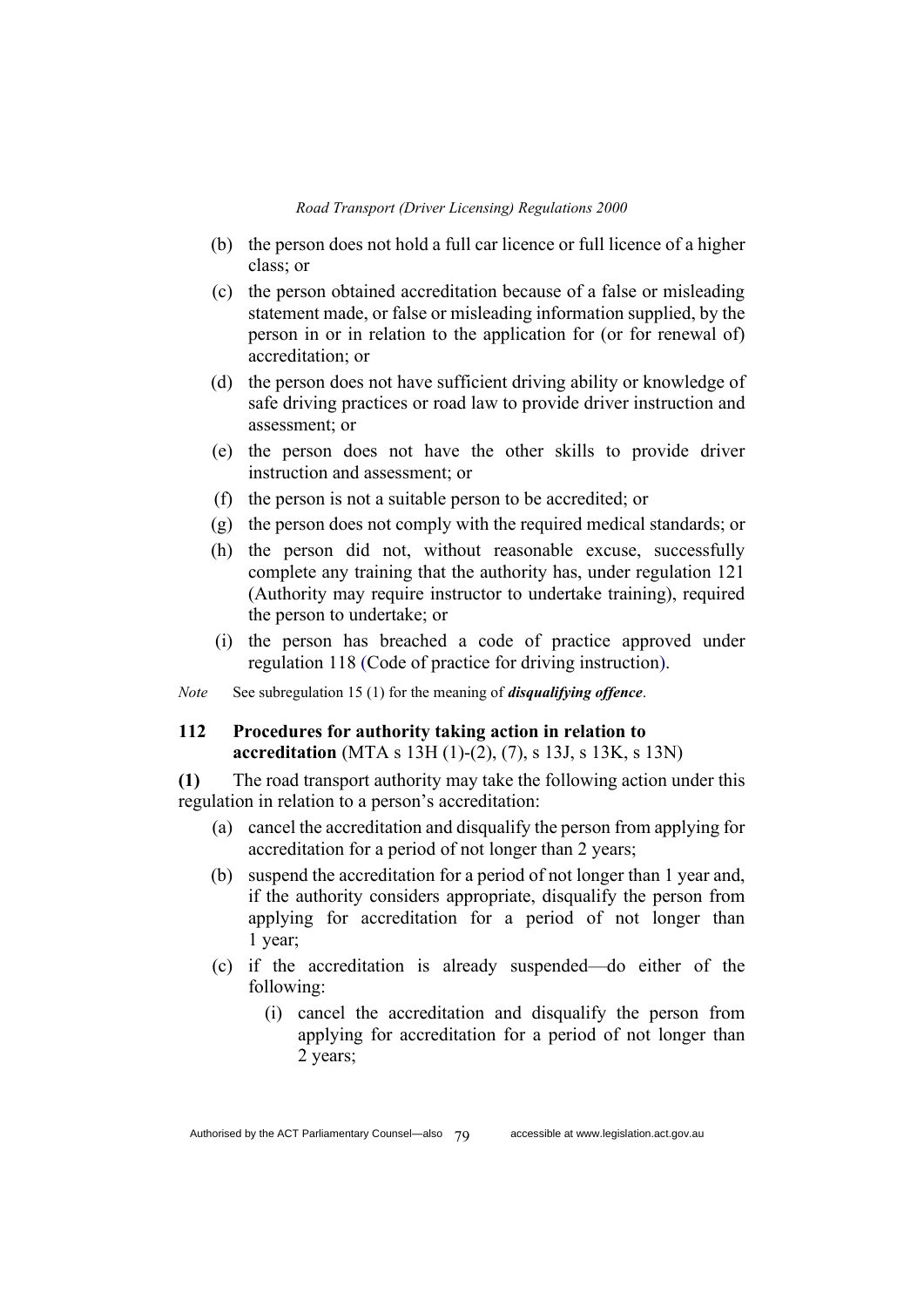(b) the person does not hold a full car licence or full licence of a higher class; or

(c) the person obtained accreditation because of a false or misleading statement made, or false or misleading information supplied, by the person in or in relation to the application for (or for renewal of) accreditation; or

(d) the person does not have sufficient driving ability or knowledge of safe driving practices or road law to provide driver instruction and assessment; or

(e) the person does not have the other skills to provide driver instruction and assessment; or

(f) the person is not a suitable person to be accredited; or

(g) the person does not comply with the required medical standards; or

(h) the person did not, without reasonable excuse, successfully complete any training that the authority has, under regulation 121 (Authority may require instructor to undertake training), required the person to undertake; or

(i) the person has breached a code of practice approved under regulation 118 (Code of practice for driving instruction).

*Note* See subregulation 15 (1) for the meaning of ***disqualifying offence***.

### 112 Procedures for authority taking action in relation to accreditation (MTA s 13H (1)-(2), (7), s 13J, s 13K, s 13N)

**(1)** The road transport authority may take the following action under this regulation in relation to a person's accreditation:

(a) cancel the accreditation and disqualify the person from applying for accreditation for a period of not longer than 2 years;

(b) suspend the accreditation for a period of not longer than 1 year and, if the authority considers appropriate, disqualify the person from applying for accreditation for a period of not longer than 1 year;

(c) if the accreditation is already suspended—do either of the following:

(i) cancel the accreditation and disqualify the person from applying for accreditation for a period of not longer than 2 years;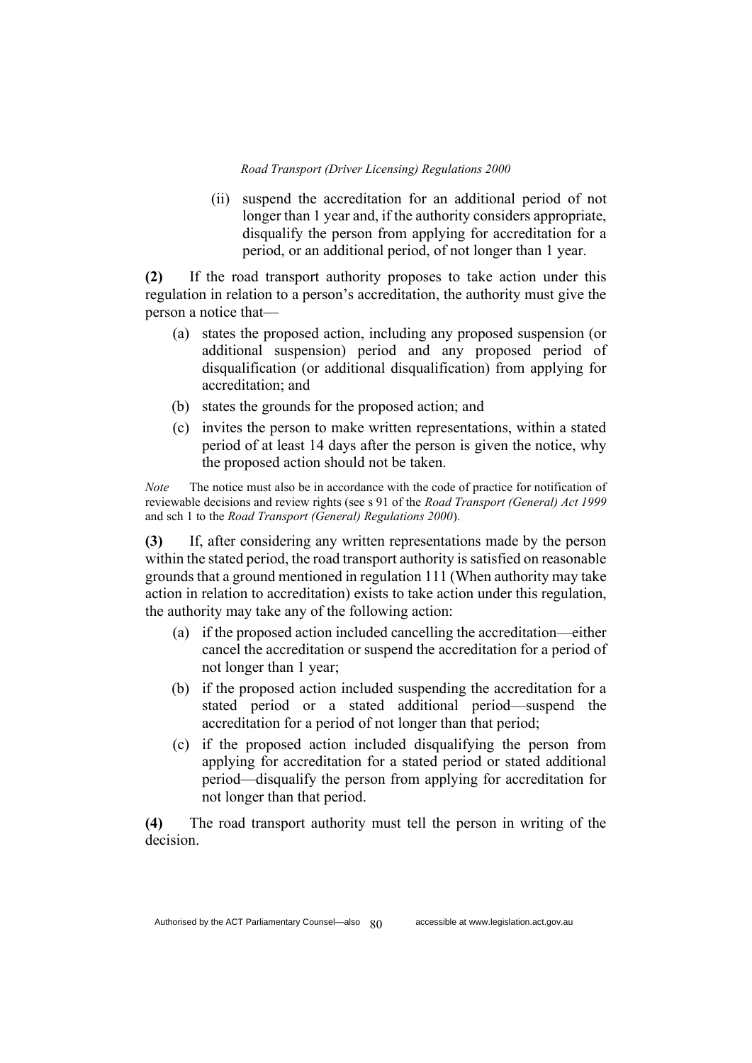(ii) suspend the accreditation for an additional period of not longer than 1 year and, if the authority considers appropriate, disqualify the person from applying for accreditation for a period, or an additional period, of not longer than 1 year.

**(2)** If the road transport authority proposes to take action under this regulation in relation to a person's accreditation, the authority must give the person a notice that—

(a) states the proposed action, including any proposed suspension (or additional suspension) period and any proposed period of disqualification (or additional disqualification) from applying for accreditation; and

(b) states the grounds for the proposed action; and

(c) invites the person to make written representations, within a stated period of at least 14 days after the person is given the notice, why the proposed action should not be taken.

*Note* The notice must also be in accordance with the code of practice for notification of reviewable decisions and review rights (see s 91 of the *Road Transport (General) Act 1999* and sch 1 to the *Road Transport (General) Regulations 2000*).

**(3)** If, after considering any written representations made by the person within the stated period, the road transport authority is satisfied on reasonable grounds that a ground mentioned in regulation 111 (When authority may take action in relation to accreditation) exists to take action under this regulation, the authority may take any of the following action:

(a) if the proposed action included cancelling the accreditation—either cancel the accreditation or suspend the accreditation for a period of not longer than 1 year;

(b) if the proposed action included suspending the accreditation for a stated period or a stated additional period—suspend the accreditation for a period of not longer than that period;

(c) if the proposed action included disqualifying the person from applying for accreditation for a stated period or stated additional period—disqualify the person from applying for accreditation for not longer than that period.

**(4)** The road transport authority must tell the person in writing of the decision.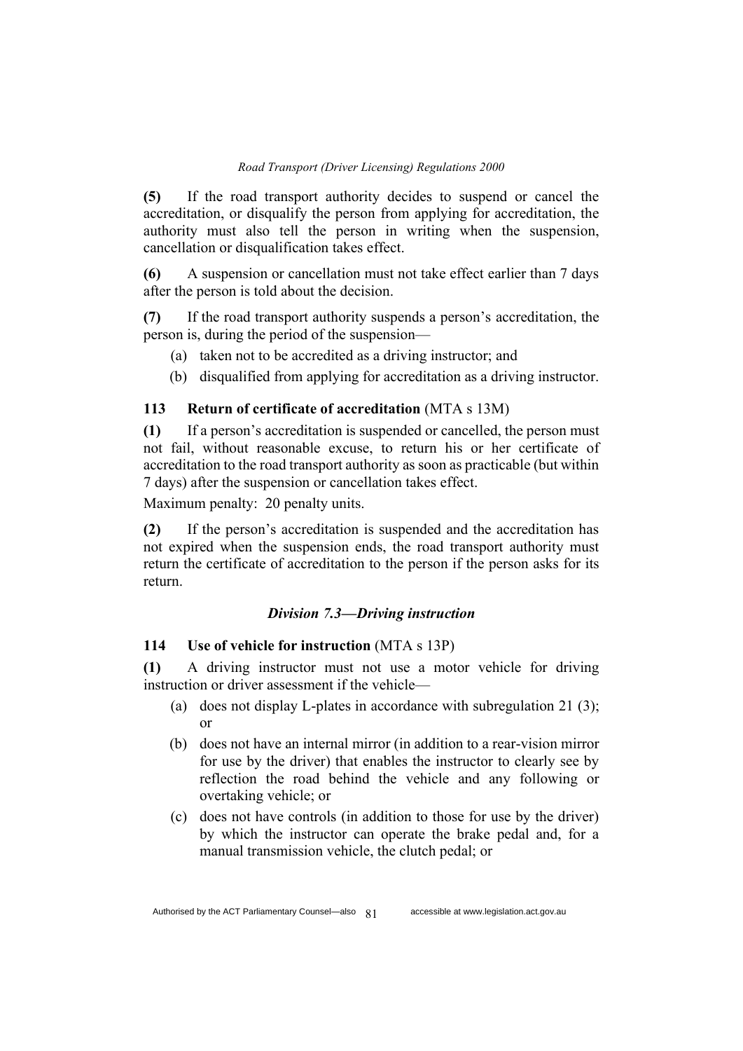**(5)** If the road transport authority decides to suspend or cancel the accreditation, or disqualify the person from applying for accreditation, the authority must also tell the person in writing when the suspension, cancellation or disqualification takes effect.

**(6)** A suspension or cancellation must not take effect earlier than 7 days after the person is told about the decision.

**(7)** If the road transport authority suspends a person's accreditation, the person is, during the period of the suspension—

(a) taken not to be accredited as a driving instructor; and

(b) disqualified from applying for accreditation as a driving instructor.

### 113 Return of certificate of accreditation (MTA s 13M)

**(1)** If a person's accreditation is suspended or cancelled, the person must not fail, without reasonable excuse, to return his or her certificate of accreditation to the road transport authority as soon as practicable (but within 7 days) after the suspension or cancellation takes effect.

Maximum penalty: 20 penalty units.

**(2)** If the person's accreditation is suspended and the accreditation has not expired when the suspension ends, the road transport authority must return the certificate of accreditation to the person if the person asks for its return.

## *Division 7.3—Driving instruction*

### 114 Use of vehicle for instruction (MTA s 13P)

**(1)** A driving instructor must not use a motor vehicle for driving instruction or driver assessment if the vehicle—

(a) does not display L-plates in accordance with subregulation 21 (3); or

(b) does not have an internal mirror (in addition to a rear-vision mirror for use by the driver) that enables the instructor to clearly see by reflection the road behind the vehicle and any following or overtaking vehicle; or

(c) does not have controls (in addition to those for use by the driver) by which the instructor can operate the brake pedal and, for a manual transmission vehicle, the clutch pedal; or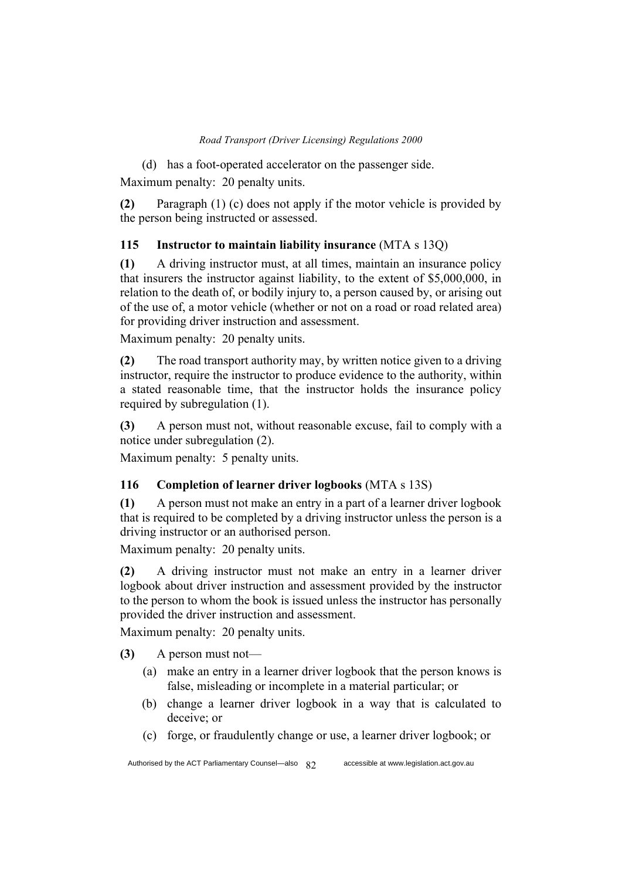(d) has a foot-operated accelerator on the passenger side.

Maximum penalty: 20 penalty units.

**(2)** Paragraph (1) (c) does not apply if the motor vehicle is provided by the person being instructed or assessed.

### 115 Instructor to maintain liability insurance (MTA s 13Q)

**(1)** A driving instructor must, at all times, maintain an insurance policy that insurers the instructor against liability, to the extent of $5,000,000, in relation to the death of, or bodily injury to, a person caused by, or arising out of the use of, a motor vehicle (whether or not on a road or road related area) for providing driver instruction and assessment.

Maximum penalty: 20 penalty units.

**(2)** The road transport authority may, by written notice given to a driving instructor, require the instructor to produce evidence to the authority, within a stated reasonable time, that the instructor holds the insurance policy required by subregulation (1).

**(3)** A person must not, without reasonable excuse, fail to comply with a notice under subregulation (2).

Maximum penalty: 5 penalty units.

### 116 Completion of learner driver logbooks (MTA s 13S)

**(1)** A person must not make an entry in a part of a learner driver logbook that is required to be completed by a driving instructor unless the person is a driving instructor or an authorised person.

Maximum penalty: 20 penalty units.

**(2)** A driving instructor must not make an entry in a learner driver logbook about driver instruction and assessment provided by the instructor to the person to whom the book is issued unless the instructor has personally provided the driver instruction and assessment.

Maximum penalty: 20 penalty units.

**(3)** A person must not—

(a) make an entry in a learner driver logbook that the person knows is false, misleading or incomplete in a material particular; or

(b) change a learner driver logbook in a way that is calculated to deceive; or

(c) forge, or fraudulently change or use, a learner driver logbook; or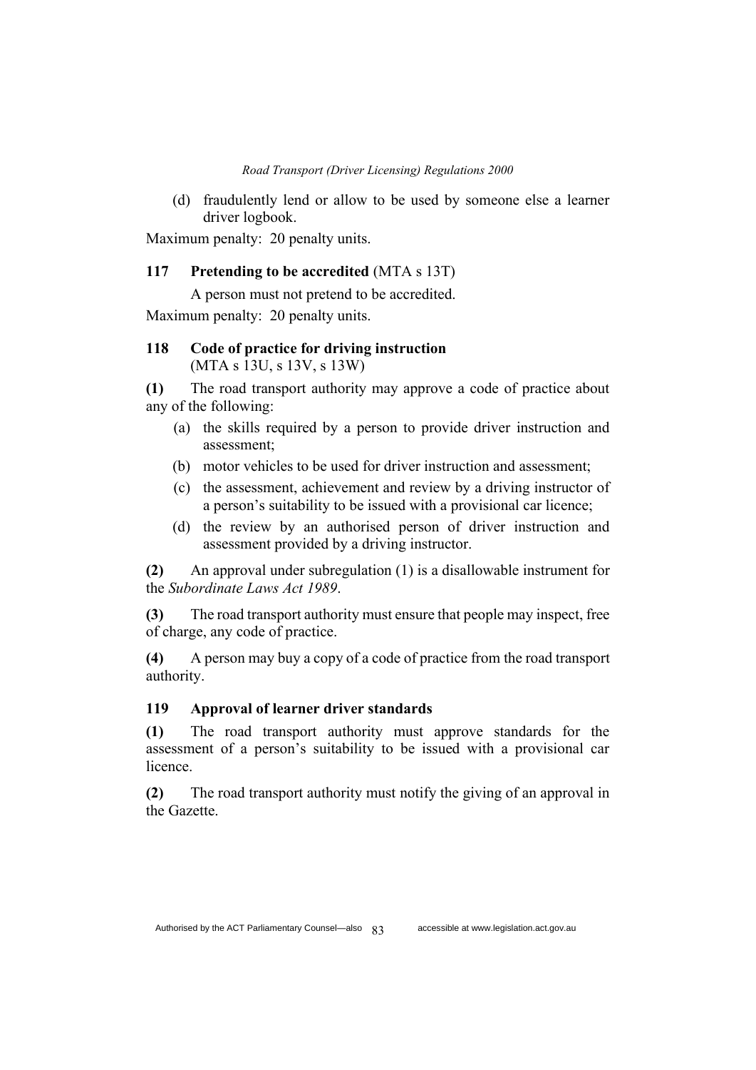(d) fraudulently lend or allow to be used by someone else a learner driver logbook.

Maximum penalty: 20 penalty units.

### 117 Pretending to be accredited (MTA s 13T)

A person must not pretend to be accredited.

Maximum penalty: 20 penalty units.

### 118 Code of practice for driving instruction (MTA s 13U, s 13V, s 13W)

**(1)** The road transport authority may approve a code of practice about any of the following:

(a) the skills required by a person to provide driver instruction and assessment;

(b) motor vehicles to be used for driver instruction and assessment;

(c) the assessment, achievement and review by a driving instructor of a person's suitability to be issued with a provisional car licence;

(d) the review by an authorised person of driver instruction and assessment provided by a driving instructor.

**(2)** An approval under subregulation (1) is a disallowable instrument for the *Subordinate Laws Act 1989*.

**(3)** The road transport authority must ensure that people may inspect, free of charge, any code of practice.

**(4)** A person may buy a copy of a code of practice from the road transport authority.

### 119 Approval of learner driver standards

**(1)** The road transport authority must approve standards for the assessment of a person's suitability to be issued with a provisional car licence.

**(2)** The road transport authority must notify the giving of an approval in the Gazette.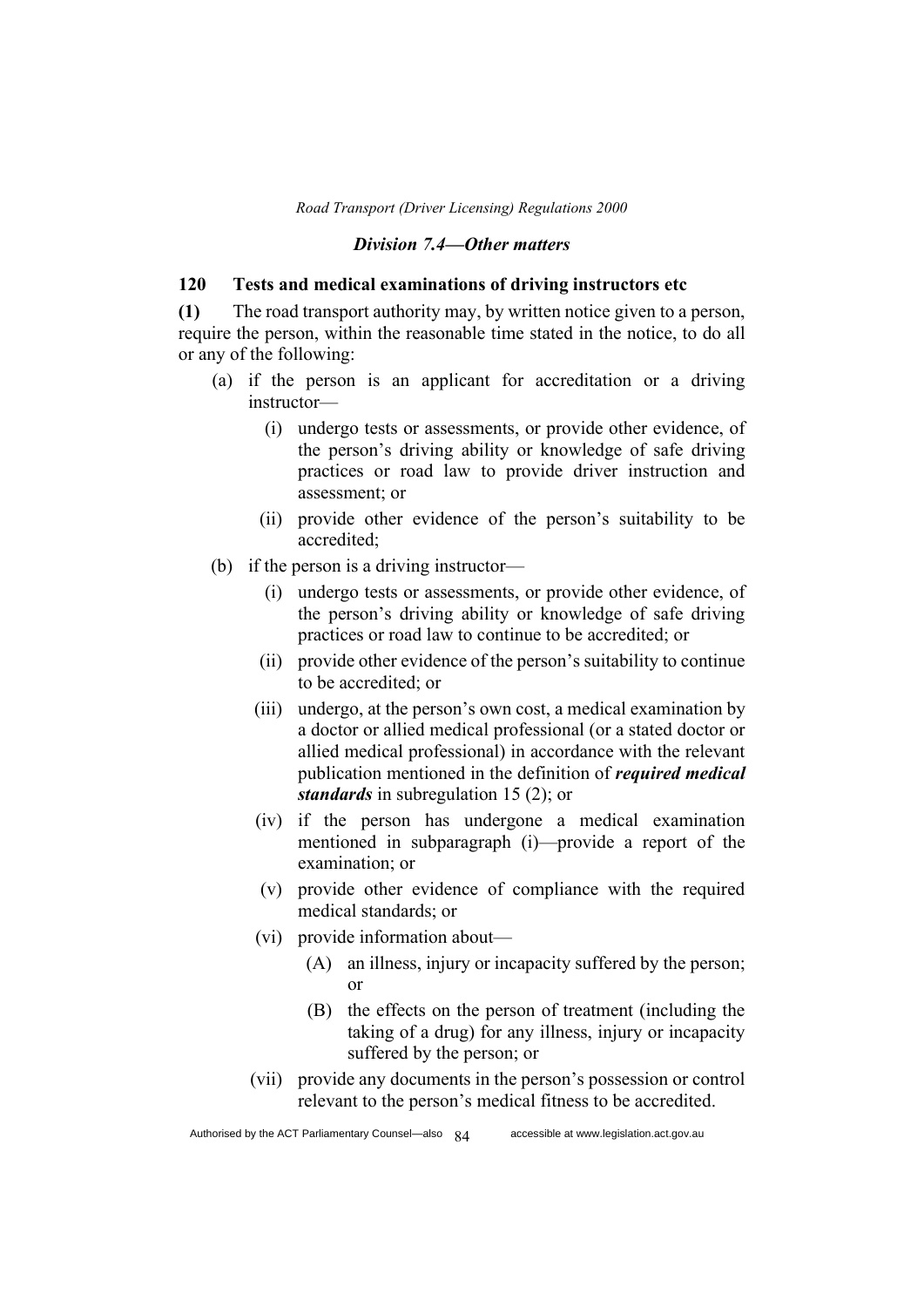### *Division 7.4—Other matters*

#### 120 Tests and medical examinations of driving instructors etc

**(1)** The road transport authority may, by written notice given to a person, require the person, within the reasonable time stated in the notice, to do all or any of the following:

- (a) if the person is an applicant for accreditation or a driving instructor—
  - (i) undergo tests or assessments, or provide other evidence, of the person's driving ability or knowledge of safe driving practices or road law to provide driver instruction and assessment; or
  - (ii) provide other evidence of the person's suitability to be accredited;
- (b) if the person is a driving instructor—
  - (i) undergo tests or assessments, or provide other evidence, of the person's driving ability or knowledge of safe driving practices or road law to continue to be accredited; or
  - (ii) provide other evidence of the person's suitability to continue to be accredited; or
  - (iii) undergo, at the person's own cost, a medical examination by a doctor or allied medical professional (or a stated doctor or allied medical professional) in accordance with the relevant publication mentioned in the definition of ***required medical standards*** in subregulation 15 (2); or
  - (iv) if the person has undergone a medical examination mentioned in subparagraph (i)—provide a report of the examination; or
  - (v) provide other evidence of compliance with the required medical standards; or
  - (vi) provide information about—
    - (A) an illness, injury or incapacity suffered by the person; or
    - (B) the effects on the person of treatment (including the taking of a drug) for any illness, injury or incapacity suffered by the person; or
  - (vii) provide any documents in the person's possession or control relevant to the person's medical fitness to be accredited.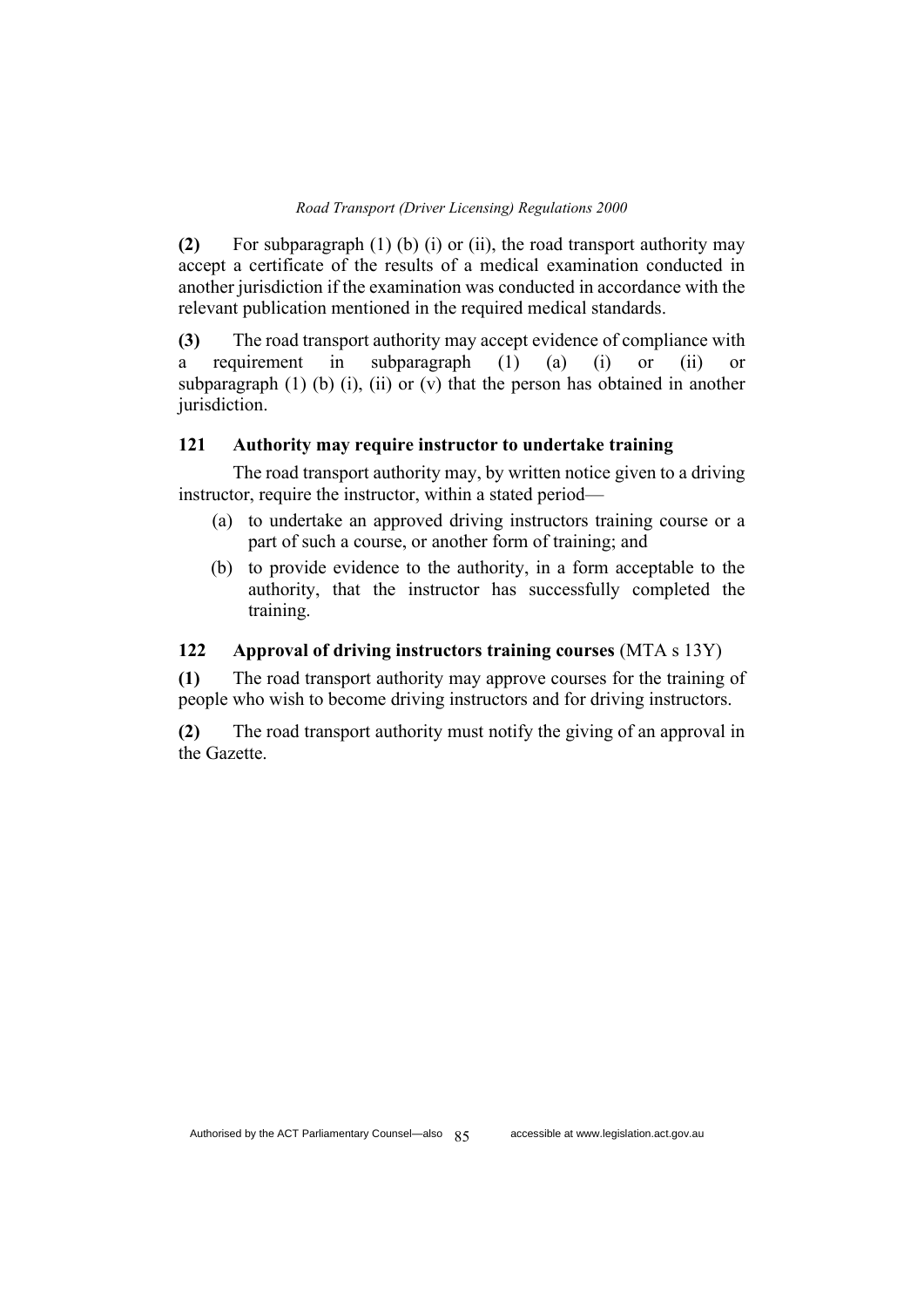**(2)** For subparagraph (1) (b) (i) or (ii), the road transport authority may accept a certificate of the results of a medical examination conducted in another jurisdiction if the examination was conducted in accordance with the relevant publication mentioned in the required medical standards.

**(3)** The road transport authority may accept evidence of compliance with a requirement in subparagraph (1) (a) (i) or (ii) or subparagraph (1) (b) (i), (ii) or (v) that the person has obtained in another jurisdiction.

### 121 Authority may require instructor to undertake training

The road transport authority may, by written notice given to a driving instructor, require the instructor, within a stated period—

(a) to undertake an approved driving instructors training course or a part of such a course, or another form of training; and

(b) to provide evidence to the authority, in a form acceptable to the authority, that the instructor has successfully completed the training.

### 122 Approval of driving instructors training courses (MTA s 13Y)

**(1)** The road transport authority may approve courses for the training of people who wish to become driving instructors and for driving instructors.

**(2)** The road transport authority must notify the giving of an approval in the Gazette.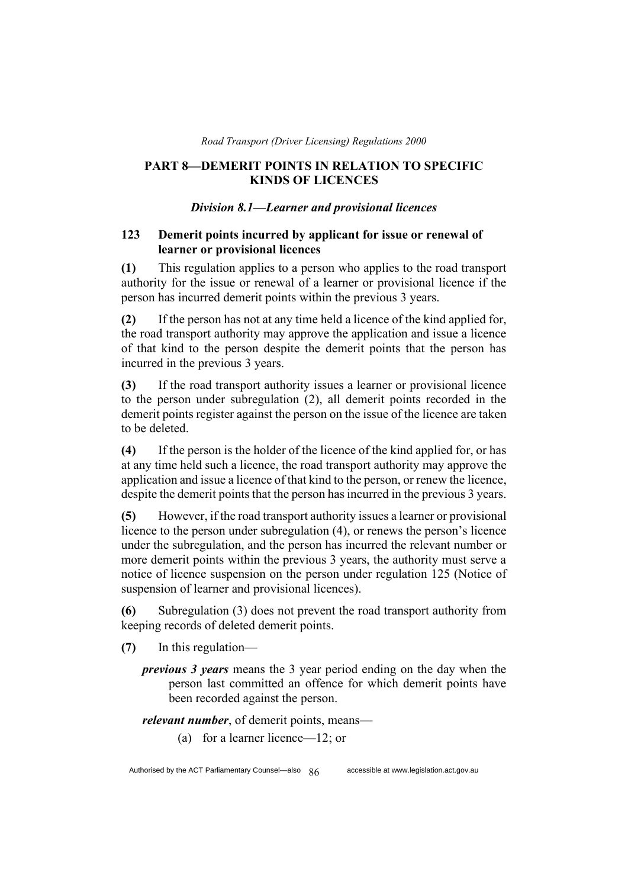## PART 8—DEMERIT POINTS IN RELATION TO SPECIFIC KINDS OF LICENCES

### *Division 8.1—Learner and provisional licences*

#### 123 Demerit points incurred by applicant for issue or renewal of learner or provisional licences

**(1)** This regulation applies to a person who applies to the road transport authority for the issue or renewal of a learner or provisional licence if the person has incurred demerit points within the previous 3 years.

**(2)** If the person has not at any time held a licence of the kind applied for, the road transport authority may approve the application and issue a licence of that kind to the person despite the demerit points that the person has incurred in the previous 3 years.

**(3)** If the road transport authority issues a learner or provisional licence to the person under subregulation (2), all demerit points recorded in the demerit points register against the person on the issue of the licence are taken to be deleted.

**(4)** If the person is the holder of the licence of the kind applied for, or has at any time held such a licence, the road transport authority may approve the application and issue a licence of that kind to the person, or renew the licence, despite the demerit points that the person has incurred in the previous 3 years.

**(5)** However, if the road transport authority issues a learner or provisional licence to the person under subregulation (4), or renews the person's licence under the subregulation, and the person has incurred the relevant number or more demerit points within the previous 3 years, the authority must serve a notice of licence suspension on the person under regulation 125 (Notice of suspension of learner and provisional licences).

**(6)** Subregulation (3) does not prevent the road transport authority from keeping records of deleted demerit points.

**(7)** In this regulation—

***previous 3 years*** means the 3 year period ending on the day when the person last committed an offence for which demerit points have been recorded against the person.

***relevant number***, of demerit points, means—

(a) for a learner licence—12; or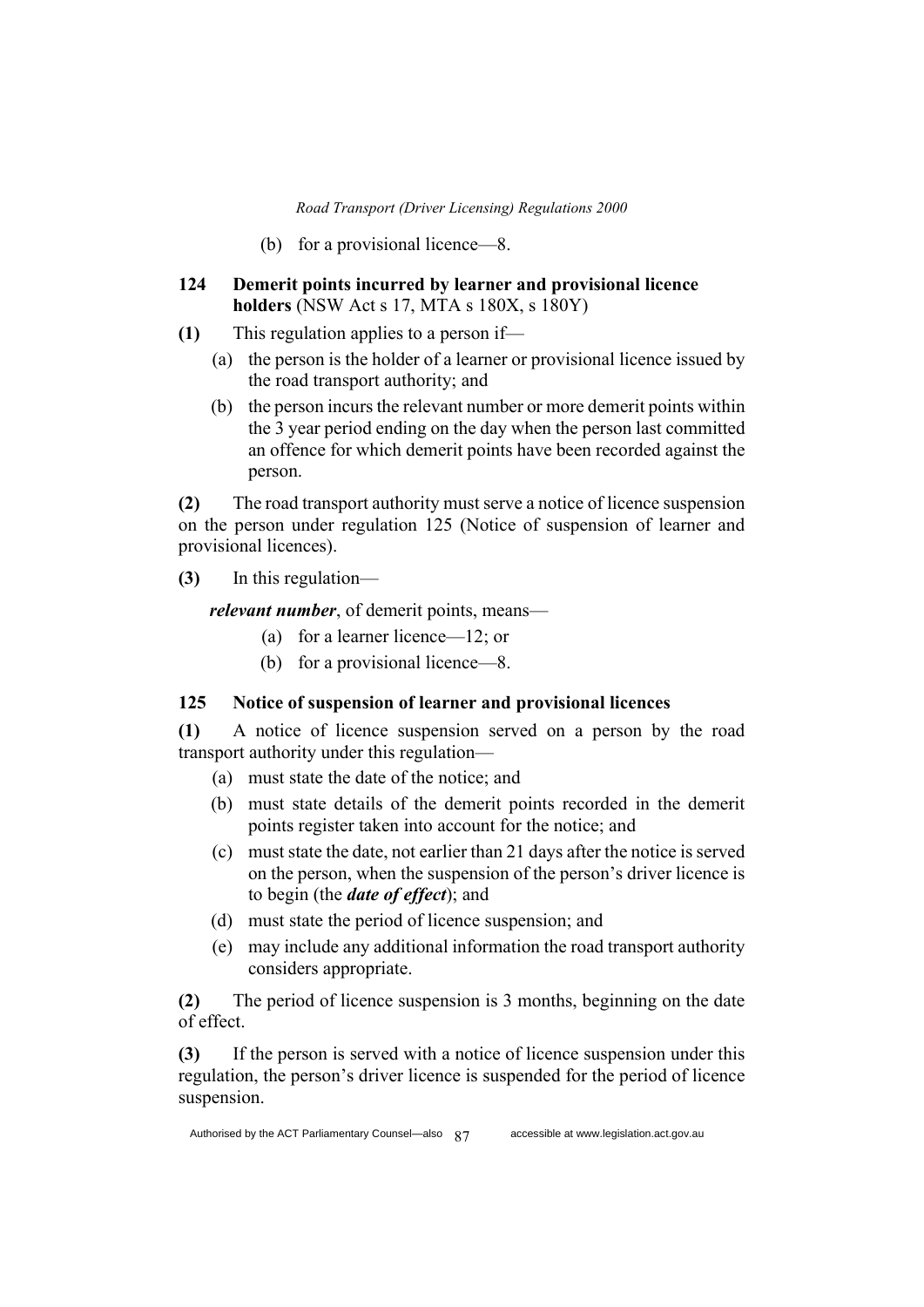(b) for a provisional licence—8.

### 124 Demerit points incurred by learner and provisional licence holders (NSW Act s 17, MTA s 180X, s 180Y)

**(1)** This regulation applies to a person if—

(a) the person is the holder of a learner or provisional licence issued by the road transport authority; and

(b) the person incurs the relevant number or more demerit points within the 3 year period ending on the day when the person last committed an offence for which demerit points have been recorded against the person.

**(2)** The road transport authority must serve a notice of licence suspension on the person under regulation 125 (Notice of suspension of learner and provisional licences).

**(3)** In this regulation—

***relevant number***, of demerit points, means—

(a) for a learner licence—12; or

(b) for a provisional licence—8.

### 125 Notice of suspension of learner and provisional licences

**(1)** A notice of licence suspension served on a person by the road transport authority under this regulation—

(a) must state the date of the notice; and

(b) must state details of the demerit points recorded in the demerit points register taken into account for the notice; and

(c) must state the date, not earlier than 21 days after the notice is served on the person, when the suspension of the person's driver licence is to begin (the ***date of effect***); and

(d) must state the period of licence suspension; and

(e) may include any additional information the road transport authority considers appropriate.

**(2)** The period of licence suspension is 3 months, beginning on the date of effect.

**(3)** If the person is served with a notice of licence suspension under this regulation, the person's driver licence is suspended for the period of licence suspension.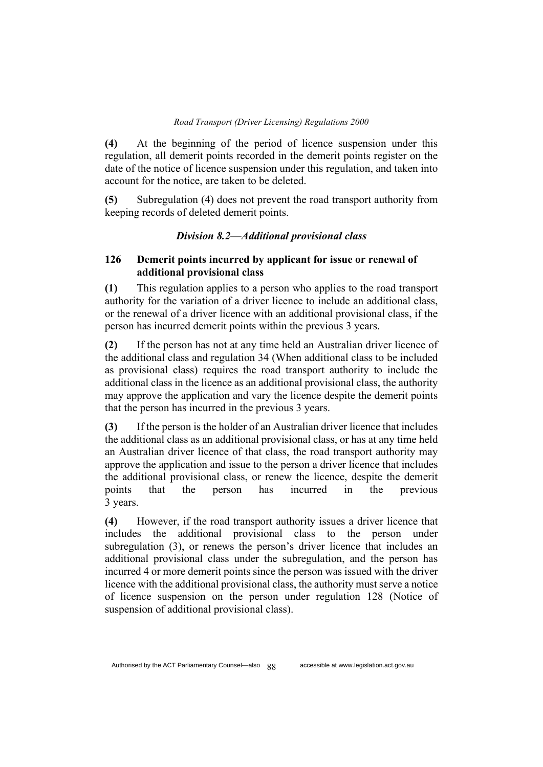**(4)** At the beginning of the period of licence suspension under this regulation, all demerit points recorded in the demerit points register on the date of the notice of licence suspension under this regulation, and taken into account for the notice, are taken to be deleted.

**(5)** Subregulation (4) does not prevent the road transport authority from keeping records of deleted demerit points.

### *Division 8.2—Additional provisional class*

### 126 Demerit points incurred by applicant for issue or renewal of additional provisional class

**(1)** This regulation applies to a person who applies to the road transport authority for the variation of a driver licence to include an additional class, or the renewal of a driver licence with an additional provisional class, if the person has incurred demerit points within the previous 3 years.

**(2)** If the person has not at any time held an Australian driver licence of the additional class and regulation 34 (When additional class to be included as provisional class) requires the road transport authority to include the additional class in the licence as an additional provisional class, the authority may approve the application and vary the licence despite the demerit points that the person has incurred in the previous 3 years.

**(3)** If the person is the holder of an Australian driver licence that includes the additional class as an additional provisional class, or has at any time held an Australian driver licence of that class, the road transport authority may approve the application and issue to the person a driver licence that includes the additional provisional class, or renew the licence, despite the demerit points that the person has incurred in the previous 3 years.

**(4)** However, if the road transport authority issues a driver licence that includes the additional provisional class to the person under subregulation (3), or renews the person's driver licence that includes an additional provisional class under the subregulation, and the person has incurred 4 or more demerit points since the person was issued with the driver licence with the additional provisional class, the authority must serve a notice of licence suspension on the person under regulation 128 (Notice of suspension of additional provisional class).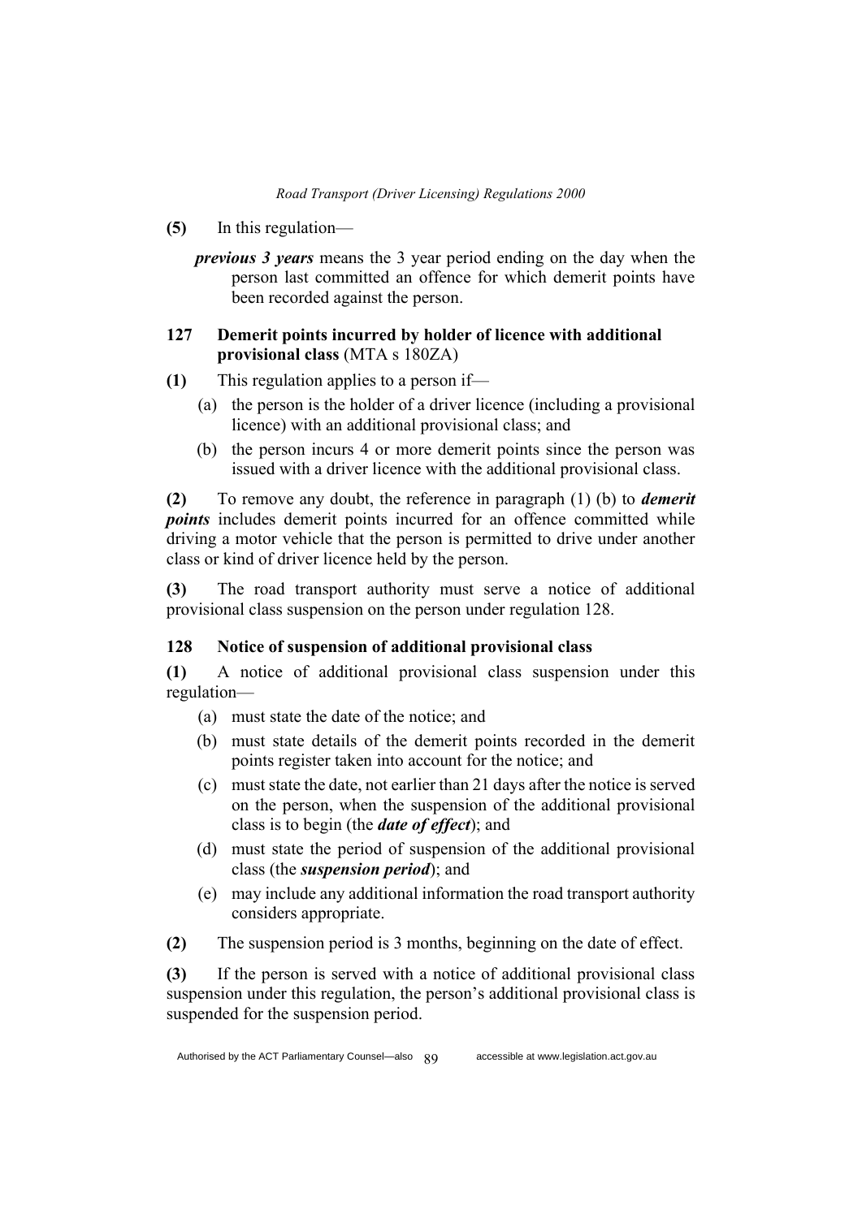**(5)** In this regulation—

***previous 3 years*** means the 3 year period ending on the day when the person last committed an offence for which demerit points have been recorded against the person.

### 127 Demerit points incurred by holder of licence with additional provisional class (MTA s 180ZA)

**(1)** This regulation applies to a person if—

(a) the person is the holder of a driver licence (including a provisional licence) with an additional provisional class; and

(b) the person incurs 4 or more demerit points since the person was issued with a driver licence with the additional provisional class.

**(2)** To remove any doubt, the reference in paragraph (1) (b) to ***demerit points*** includes demerit points incurred for an offence committed while driving a motor vehicle that the person is permitted to drive under another class or kind of driver licence held by the person.

**(3)** The road transport authority must serve a notice of additional provisional class suspension on the person under regulation 128.

### 128 Notice of suspension of additional provisional class

**(1)** A notice of additional provisional class suspension under this regulation—

(a) must state the date of the notice; and

(b) must state details of the demerit points recorded in the demerit points register taken into account for the notice; and

(c) must state the date, not earlier than 21 days after the notice is served on the person, when the suspension of the additional provisional class is to begin (the ***date of effect***); and

(d) must state the period of suspension of the additional provisional class (the ***suspension period***); and

(e) may include any additional information the road transport authority considers appropriate.

**(2)** The suspension period is 3 months, beginning on the date of effect.

**(3)** If the person is served with a notice of additional provisional class suspension under this regulation, the person's additional provisional class is suspended for the suspension period.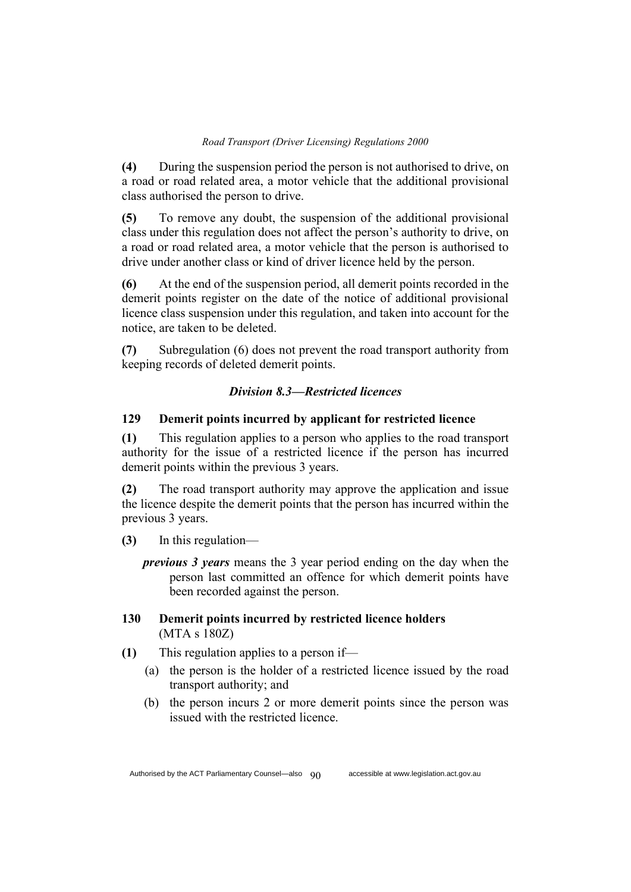**(4)** During the suspension period the person is not authorised to drive, on a road or road related area, a motor vehicle that the additional provisional class authorised the person to drive.

**(5)** To remove any doubt, the suspension of the additional provisional class under this regulation does not affect the person's authority to drive, on a road or road related area, a motor vehicle that the person is authorised to drive under another class or kind of driver licence held by the person.

**(6)** At the end of the suspension period, all demerit points recorded in the demerit points register on the date of the notice of additional provisional licence class suspension under this regulation, and taken into account for the notice, are taken to be deleted.

**(7)** Subregulation (6) does not prevent the road transport authority from keeping records of deleted demerit points.

### *Division 8.3—Restricted licences*

#### 129 Demerit points incurred by applicant for restricted licence

**(1)** This regulation applies to a person who applies to the road transport authority for the issue of a restricted licence if the person has incurred demerit points within the previous 3 years.

**(2)** The road transport authority may approve the application and issue the licence despite the demerit points that the person has incurred within the previous 3 years.

**(3)** In this regulation—

***previous 3 years*** means the 3 year period ending on the day when the person last committed an offence for which demerit points have been recorded against the person.

#### 130 Demerit points incurred by restricted licence holders
(MTA s 180Z)

**(1)** This regulation applies to a person if—

(a) the person is the holder of a restricted licence issued by the road transport authority; and

(b) the person incurs 2 or more demerit points since the person was issued with the restricted licence.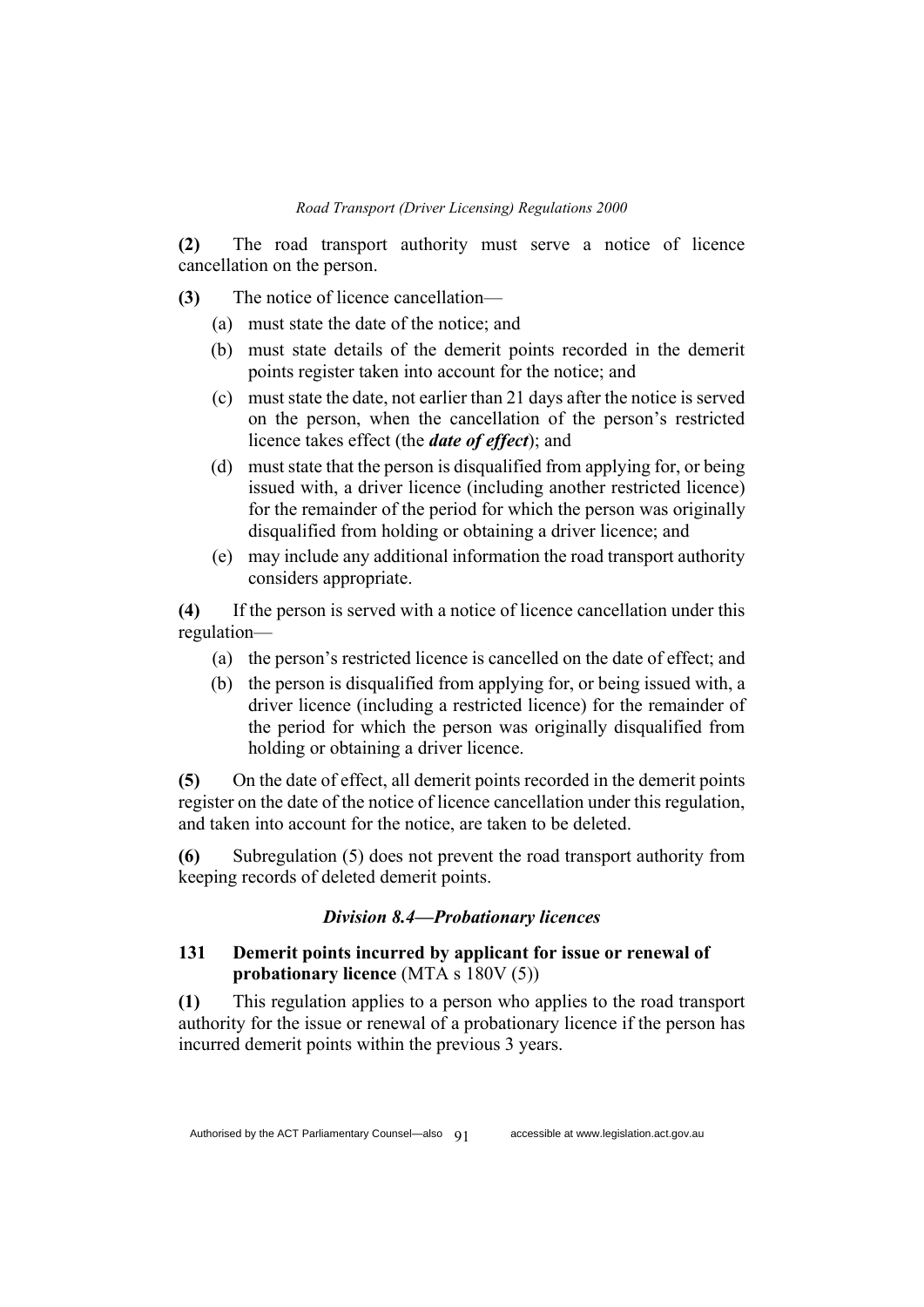**(2)** The road transport authority must serve a notice of licence cancellation on the person.

**(3)** The notice of licence cancellation—

(a) must state the date of the notice; and

(b) must state details of the demerit points recorded in the demerit points register taken into account for the notice; and

(c) must state the date, not earlier than 21 days after the notice is served on the person, when the cancellation of the person's restricted licence takes effect (the ***date of effect***); and

(d) must state that the person is disqualified from applying for, or being issued with, a driver licence (including another restricted licence) for the remainder of the period for which the person was originally disqualified from holding or obtaining a driver licence; and

(e) may include any additional information the road transport authority considers appropriate.

**(4)** If the person is served with a notice of licence cancellation under this regulation—

(a) the person's restricted licence is cancelled on the date of effect; and

(b) the person is disqualified from applying for, or being issued with, a driver licence (including a restricted licence) for the remainder of the period for which the person was originally disqualified from holding or obtaining a driver licence.

**(5)** On the date of effect, all demerit points recorded in the demerit points register on the date of the notice of licence cancellation under this regulation, and taken into account for the notice, are taken to be deleted.

**(6)** Subregulation (5) does not prevent the road transport authority from keeping records of deleted demerit points.

### *Division 8.4—Probationary licences*

#### 131 Demerit points incurred by applicant for issue or renewal of probationary licence (MTA s 180V (5))

**(1)** This regulation applies to a person who applies to the road transport authority for the issue or renewal of a probationary licence if the person has incurred demerit points within the previous 3 years.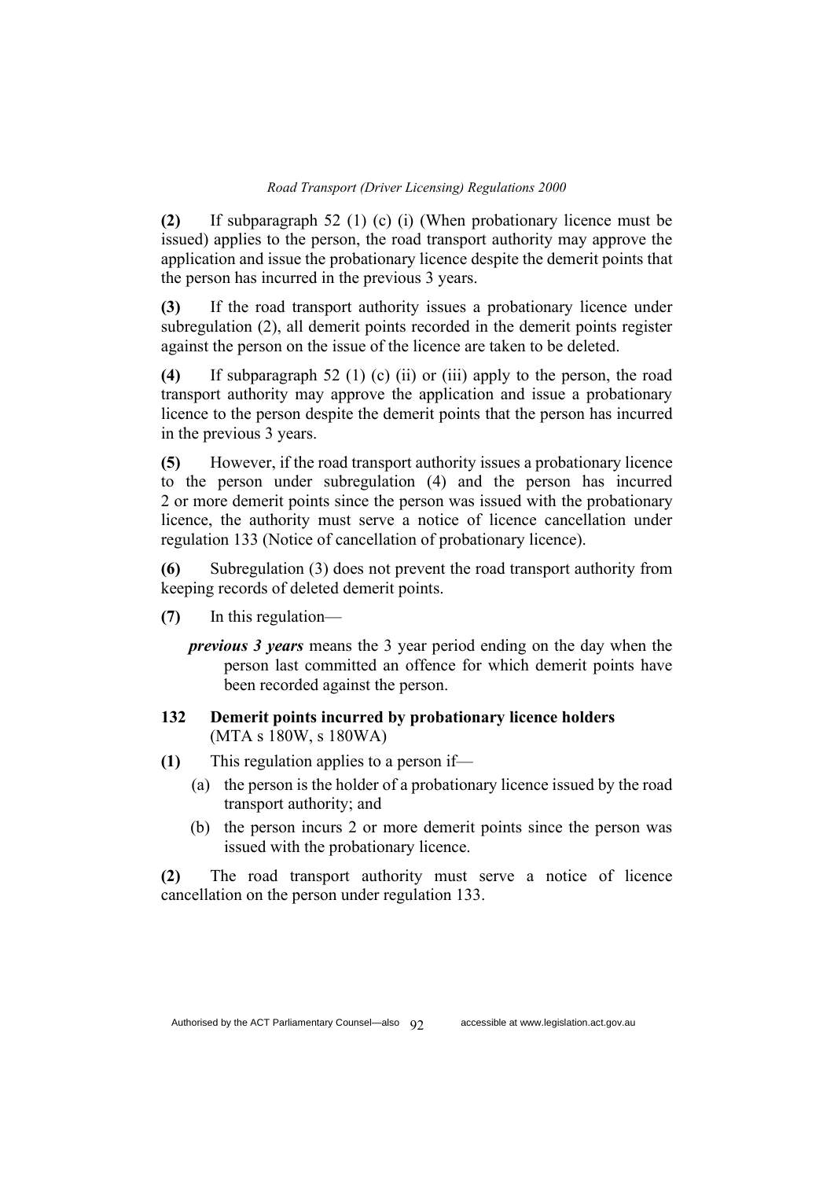**(2)** If subparagraph 52 (1) (c) (i) (When probationary licence must be issued) applies to the person, the road transport authority may approve the application and issue the probationary licence despite the demerit points that the person has incurred in the previous 3 years.

**(3)** If the road transport authority issues a probationary licence under subregulation (2), all demerit points recorded in the demerit points register against the person on the issue of the licence are taken to be deleted.

**(4)** If subparagraph 52 (1) (c) (ii) or (iii) apply to the person, the road transport authority may approve the application and issue a probationary licence to the person despite the demerit points that the person has incurred in the previous 3 years.

**(5)** However, if the road transport authority issues a probationary licence to the person under subregulation (4) and the person has incurred 2 or more demerit points since the person was issued with the probationary licence, the authority must serve a notice of licence cancellation under regulation 133 (Notice of cancellation of probationary licence).

**(6)** Subregulation (3) does not prevent the road transport authority from keeping records of deleted demerit points.

**(7)** In this regulation—

***previous 3 years*** means the 3 year period ending on the day when the person last committed an offence for which demerit points have been recorded against the person.

### 132 Demerit points incurred by probationary licence holders
(MTA s 180W, s 180WA)

**(1)** This regulation applies to a person if—

(a) the person is the holder of a probationary licence issued by the road transport authority; and

(b) the person incurs 2 or more demerit points since the person was issued with the probationary licence.

**(2)** The road transport authority must serve a notice of licence cancellation on the person under regulation 133.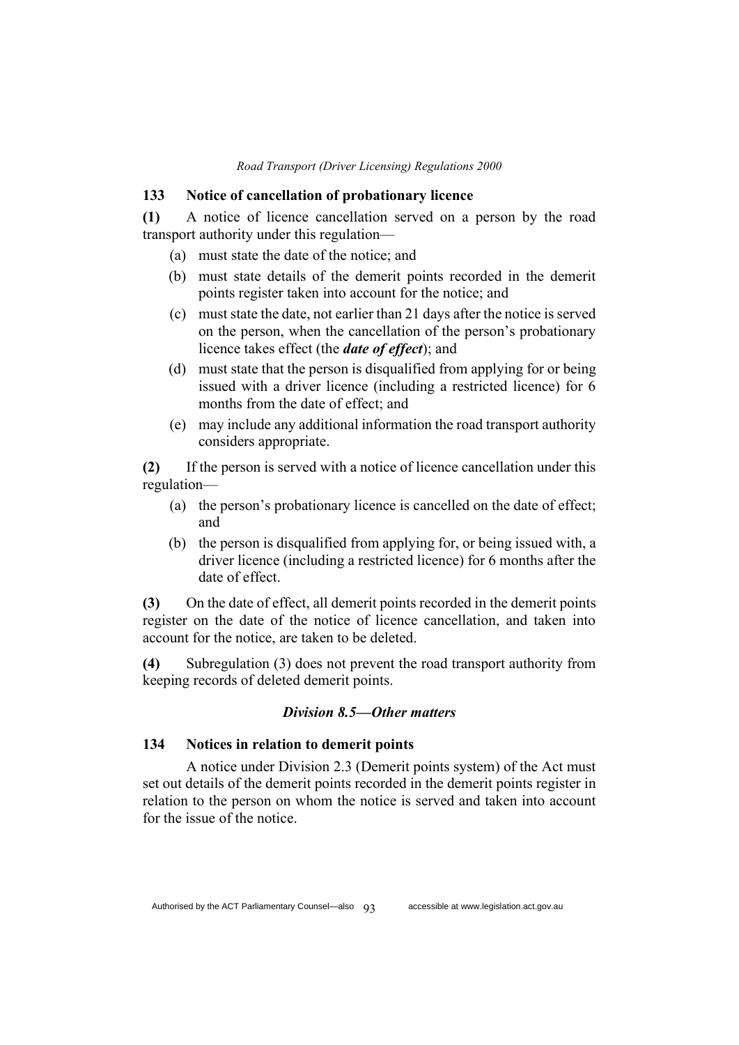## 133 Notice of cancellation of probationary licence

**(1)** A notice of licence cancellation served on a person by the road transport authority under this regulation—

(a) must state the date of the notice; and

(b) must state details of the demerit points recorded in the demerit points register taken into account for the notice; and

(c) must state the date, not earlier than 21 days after the notice is served on the person, when the cancellation of the person's probationary licence takes effect (the ***date of effect***); and

(d) must state that the person is disqualified from applying for or being issued with a driver licence (including a restricted licence) for 6 months from the date of effect; and

(e) may include any additional information the road transport authority considers appropriate.

**(2)** If the person is served with a notice of licence cancellation under this regulation—

(a) the person's probationary licence is cancelled on the date of effect; and

(b) the person is disqualified from applying for, or being issued with, a driver licence (including a restricted licence) for 6 months after the date of effect.

**(3)** On the date of effect, all demerit points recorded in the demerit points register on the date of the notice of licence cancellation, and taken into account for the notice, are taken to be deleted.

**(4)** Subregulation (3) does not prevent the road transport authority from keeping records of deleted demerit points.

### *Division 8.5—Other matters*

## 134 Notices in relation to demerit points

A notice under Division 2.3 (Demerit points system) of the Act must set out details of the demerit points recorded in the demerit points register in relation to the person on whom the notice is served and taken into account for the issue of the notice.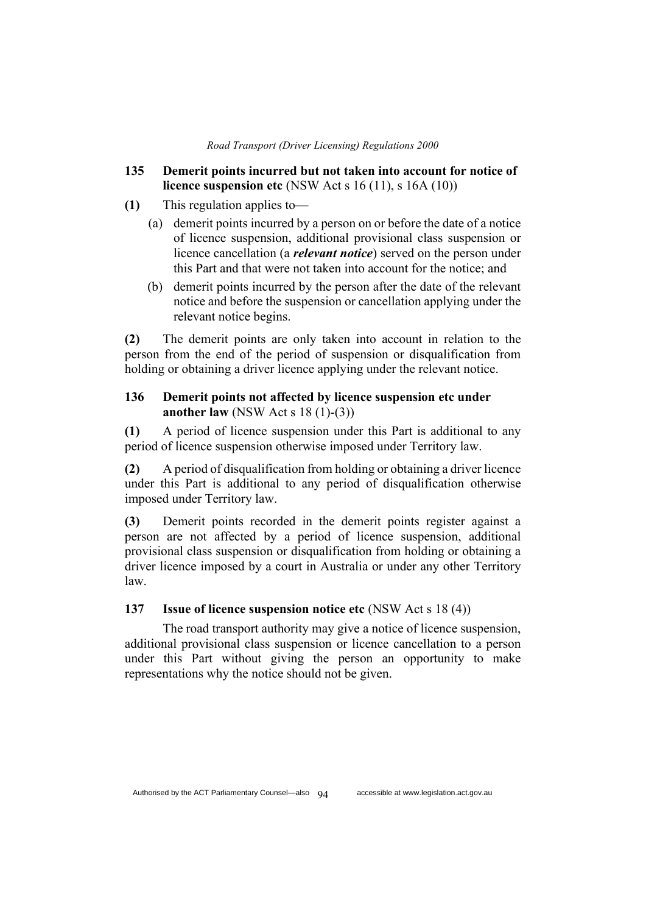### 135 Demerit points incurred but not taken into account for notice of licence suspension etc (NSW Act s 16 (11), s 16A (10))

**(1)** This regulation applies to—

(a) demerit points incurred by a person on or before the date of a notice of licence suspension, additional provisional class suspension or licence cancellation (a ***relevant notice***) served on the person under this Part and that were not taken into account for the notice; and

(b) demerit points incurred by the person after the date of the relevant notice and before the suspension or cancellation applying under the relevant notice begins.

**(2)** The demerit points are only taken into account in relation to the person from the end of the period of suspension or disqualification from holding or obtaining a driver licence applying under the relevant notice.

### 136 Demerit points not affected by licence suspension etc under another law (NSW Act s 18 (1)-(3))

**(1)** A period of licence suspension under this Part is additional to any period of licence suspension otherwise imposed under Territory law.

**(2)** A period of disqualification from holding or obtaining a driver licence under this Part is additional to any period of disqualification otherwise imposed under Territory law.

**(3)** Demerit points recorded in the demerit points register against a person are not affected by a period of licence suspension, additional provisional class suspension or disqualification from holding or obtaining a driver licence imposed by a court in Australia or under any other Territory law.

### 137 Issue of licence suspension notice etc (NSW Act s 18 (4))

The road transport authority may give a notice of licence suspension, additional provisional class suspension or licence cancellation to a person under this Part without giving the person an opportunity to make representations why the notice should not be given.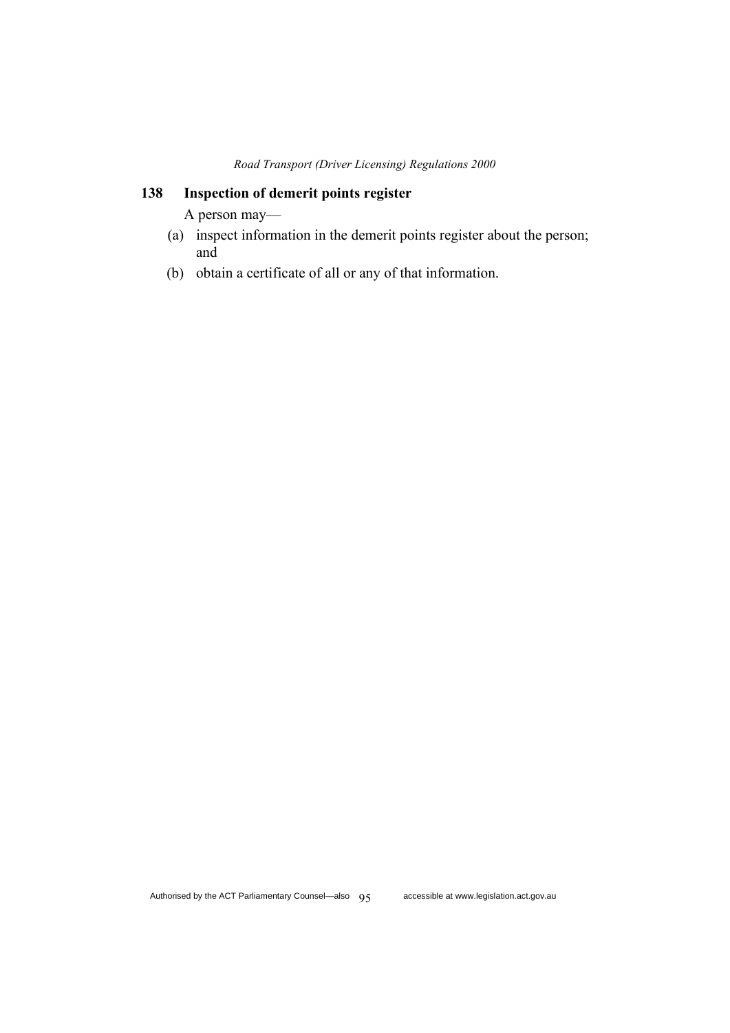## 138 Inspection of demerit points register

A person may—

(a) inspect information in the demerit points register about the person; and

(b) obtain a certificate of all or any of that information.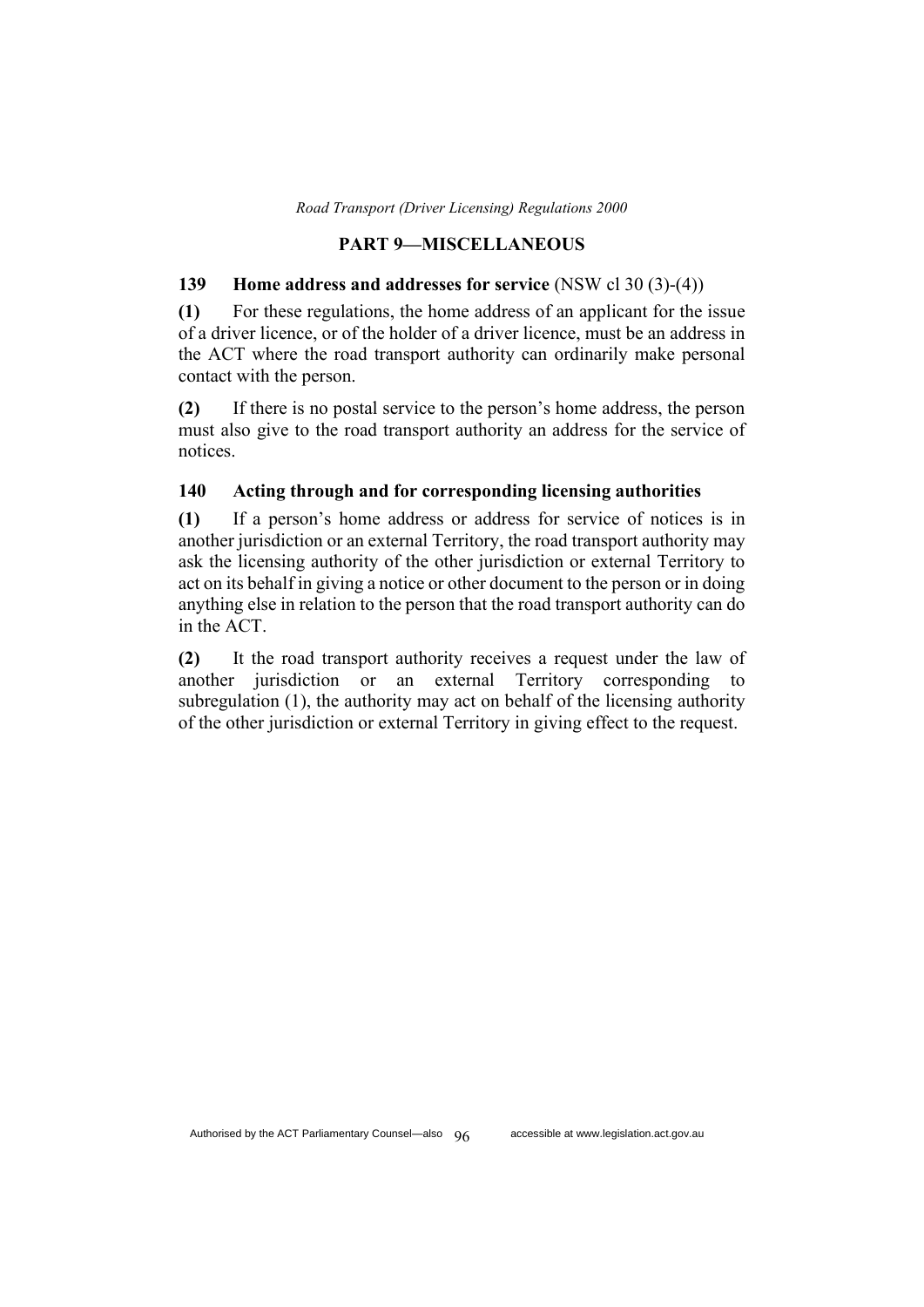## PART 9—MISCELLANEOUS

### 139 Home address and addresses for service (NSW cl 30 (3)-(4))

**(1)** For these regulations, the home address of an applicant for the issue of a driver licence, or of the holder of a driver licence, must be an address in the ACT where the road transport authority can ordinarily make personal contact with the person.

**(2)** If there is no postal service to the person's home address, the person must also give to the road transport authority an address for the service of notices.

### 140 Acting through and for corresponding licensing authorities

**(1)** If a person's home address or address for service of notices is in another jurisdiction or an external Territory, the road transport authority may ask the licensing authority of the other jurisdiction or external Territory to act on its behalf in giving a notice or other document to the person or in doing anything else in relation to the person that the road transport authority can do in the ACT.

**(2)** It the road transport authority receives a request under the law of another jurisdiction or an external Territory corresponding to subregulation (1), the authority may act on behalf of the licensing authority of the other jurisdiction or external Territory in giving effect to the request.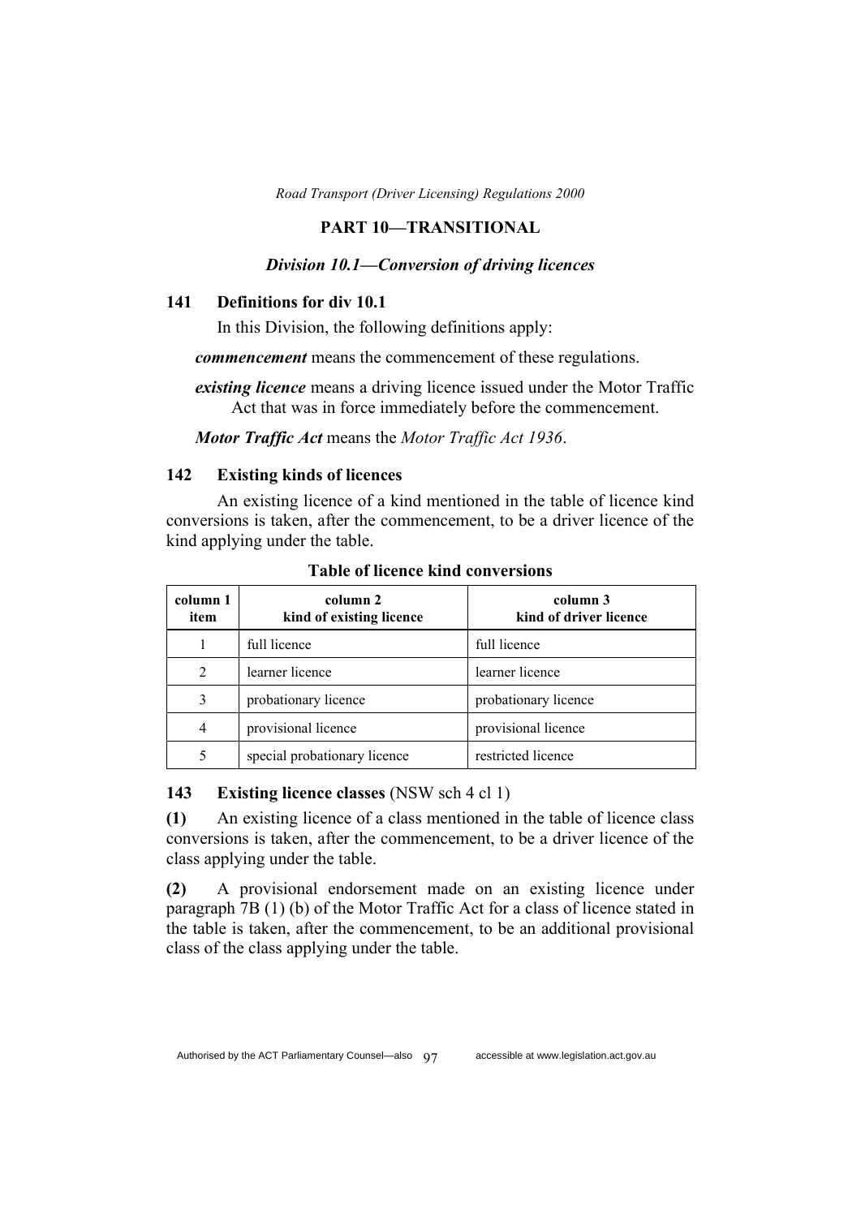## PART 10—TRANSITIONAL

### *Division 10.1—Conversion of driving licences*

#### 141 Definitions for div 10.1

In this Division, the following definitions apply:

***commencement*** means the commencement of these regulations.

***existing licence*** means a driving licence issued under the Motor Traffic Act that was in force immediately before the commencement.

***Motor Traffic Act*** means the *Motor Traffic Act 1936*.

#### 142 Existing kinds of licences

An existing licence of a kind mentioned in the table of licence kind conversions is taken, after the commencement, to be a driver licence of the kind applying under the table.

**Table of licence kind conversions**

| column 1 item | column 2 kind of existing licence | column 3 kind of driver licence |
|---|---|---|
| 1 | full licence | full licence |
| 2 | learner licence | learner licence |
| 3 | probationary licence | probationary licence |
| 4 | provisional licence | provisional licence |
| 5 | special probationary licence | restricted licence |

#### 143 Existing licence classes (NSW sch 4 cl 1)

**(1)** An existing licence of a class mentioned in the table of licence class conversions is taken, after the commencement, to be a driver licence of the class applying under the table.

**(2)** A provisional endorsement made on an existing licence under paragraph 7B (1) (b) of the Motor Traffic Act for a class of licence stated in the table is taken, after the commencement, to be an additional provisional class of the class applying under the table.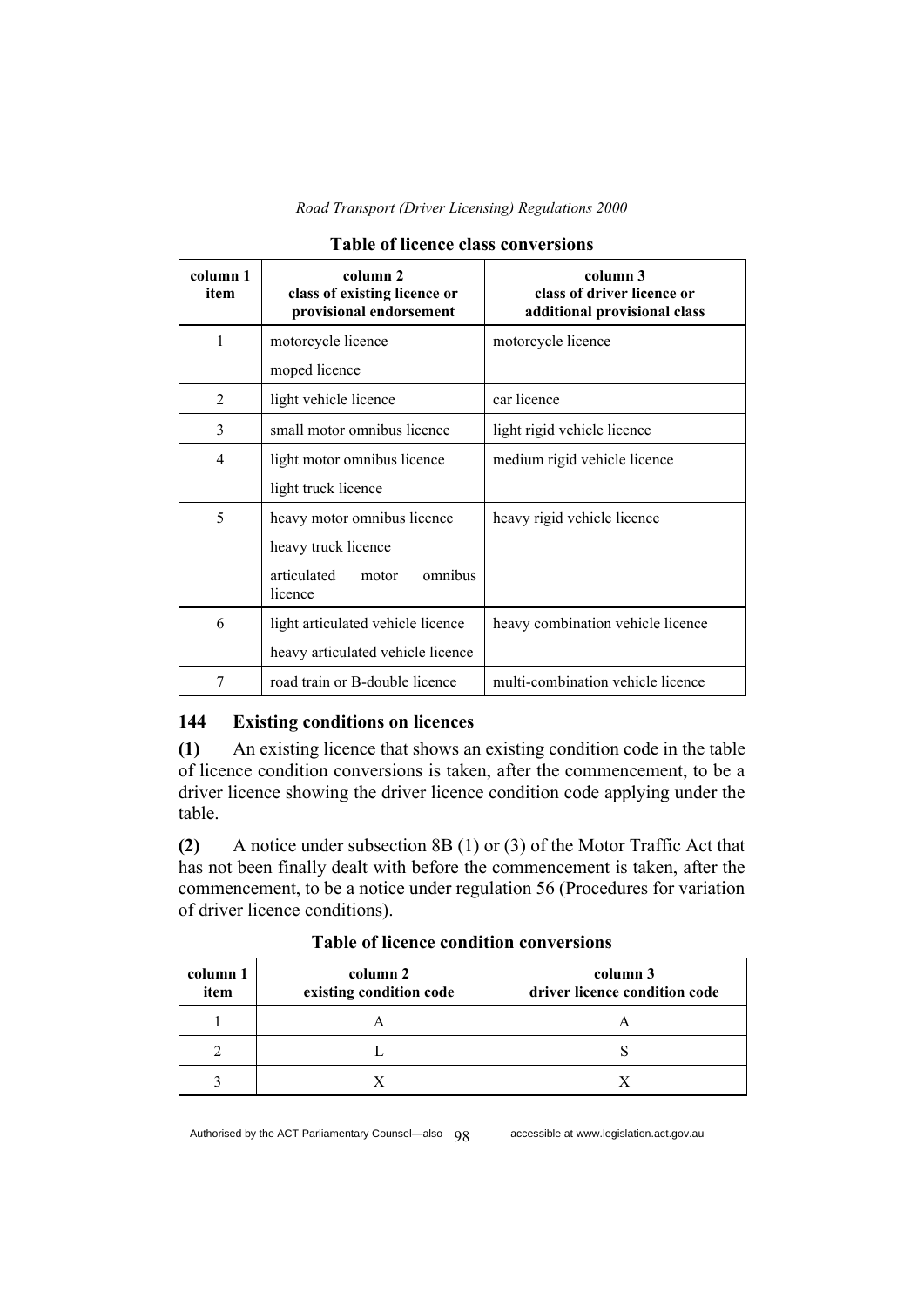**Table of licence class conversions**

| column 1 item | column 2 class of existing licence or provisional endorsement | column 3 class of driver licence or additional provisional class |
|---|---|---|
| 1 | motorcycle licence<br>moped licence | motorcycle licence |
| 2 | light vehicle licence | car licence |
| 3 | small motor omnibus licence | light rigid vehicle licence |
| 4 | light motor omnibus licence<br>light truck licence | medium rigid vehicle licence |
| 5 | heavy motor omnibus licence<br>heavy truck licence<br>articulated motor omnibus licence | heavy rigid vehicle licence |
| 6 | light articulated vehicle licence<br>heavy articulated vehicle licence | heavy combination vehicle licence |
| 7 | road train or B-double licence | multi-combination vehicle licence |

### 144 Existing conditions on licences

**(1)** An existing licence that shows an existing condition code in the table of licence condition conversions is taken, after the commencement, to be a driver licence showing the driver licence condition code applying under the table.

**(2)** A notice under subsection 8B (1) or (3) of the Motor Traffic Act that has not been finally dealt with before the commencement is taken, after the commencement, to be a notice under regulation 56 (Procedures for variation of driver licence conditions).

**Table of licence condition conversions**

| column 1 item | column 2 existing condition code | column 3 driver licence condition code |
|---|---|---|
| 1 | A | A |
| 2 | L | S |
| 3 | X | X |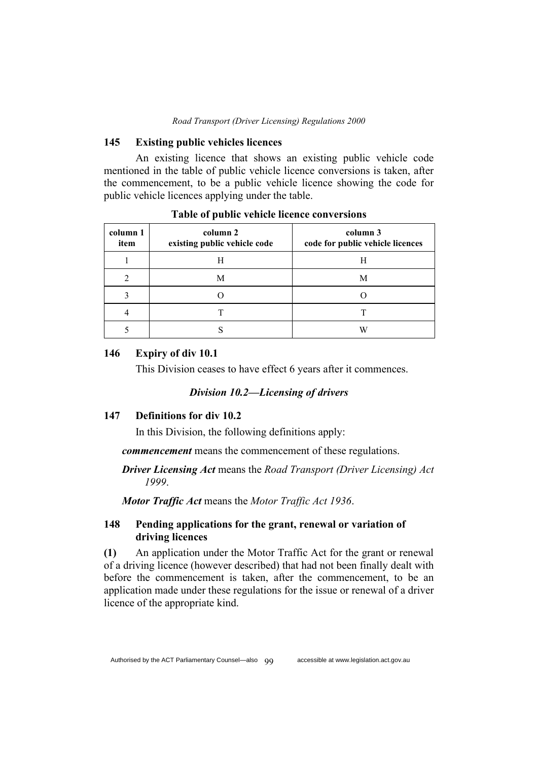### 145 Existing public vehicles licences

An existing licence that shows an existing public vehicle code mentioned in the table of public vehicle licence conversions is taken, after the commencement, to be a public vehicle licence showing the code for public vehicle licences applying under the table.

**Table of public vehicle licence conversions**

| column 1 item | column 2 existing public vehicle code | column 3 code for public vehicle licences |
|---|---|---|
| 1 | H | H |
| 2 | M | M |
| 3 | O | O |
| 4 | T | T |
| 5 | S | W |

### 146 Expiry of div 10.1

This Division ceases to have effect 6 years after it commences.

## *Division 10.2—Licensing of drivers*

### 147 Definitions for div 10.2

In this Division, the following definitions apply:

***commencement*** means the commencement of these regulations.

***Driver Licensing Act*** means the *Road Transport (Driver Licensing) Act 1999*.

***Motor Traffic Act*** means the *Motor Traffic Act 1936*.

### 148 Pending applications for the grant, renewal or variation of driving licences

**(1)** An application under the Motor Traffic Act for the grant or renewal of a driving licence (however described) that had not been finally dealt with before the commencement is taken, after the commencement, to be an application made under these regulations for the issue or renewal of a driver licence of the appropriate kind.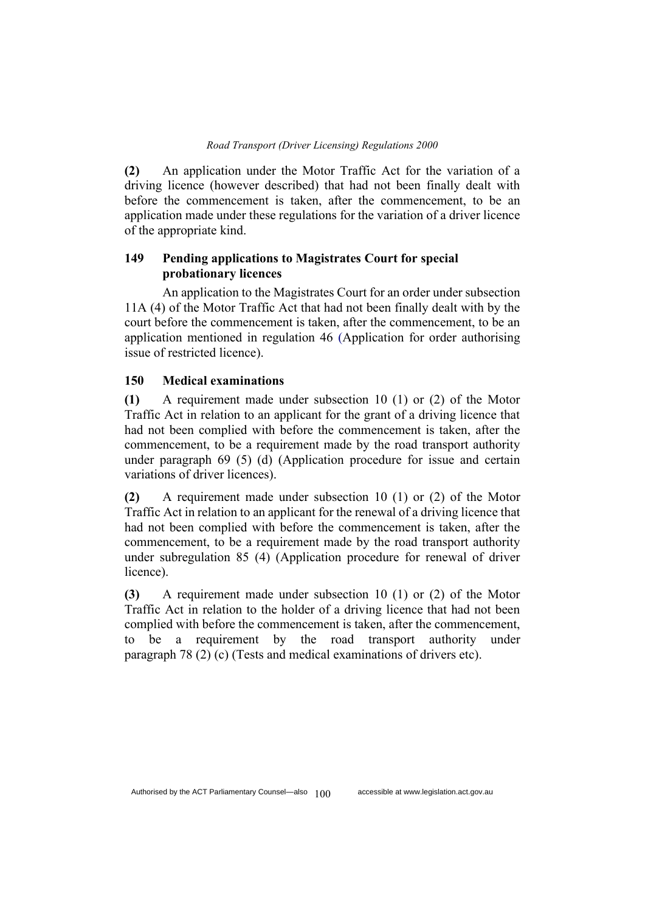**(2)** An application under the Motor Traffic Act for the variation of a driving licence (however described) that had not been finally dealt with before the commencement is taken, after the commencement, to be an application made under these regulations for the variation of a driver licence of the appropriate kind.

### 149 Pending applications to Magistrates Court for special probationary licences

An application to the Magistrates Court for an order under subsection 11A (4) of the Motor Traffic Act that had not been finally dealt with by the court before the commencement is taken, after the commencement, to be an application mentioned in regulation 46 (Application for order authorising issue of restricted licence).

### 150 Medical examinations

**(1)** A requirement made under subsection 10 (1) or (2) of the Motor Traffic Act in relation to an applicant for the grant of a driving licence that had not been complied with before the commencement is taken, after the commencement, to be a requirement made by the road transport authority under paragraph 69 (5) (d) (Application procedure for issue and certain variations of driver licences).

**(2)** A requirement made under subsection 10 (1) or (2) of the Motor Traffic Act in relation to an applicant for the renewal of a driving licence that had not been complied with before the commencement is taken, after the commencement, to be a requirement made by the road transport authority under subregulation 85 (4) (Application procedure for renewal of driver licence).

**(3)** A requirement made under subsection 10 (1) or (2) of the Motor Traffic Act in relation to the holder of a driving licence that had not been complied with before the commencement is taken, after the commencement, to be a requirement by the road transport authority under paragraph 78 (2) (c) (Tests and medical examinations of drivers etc).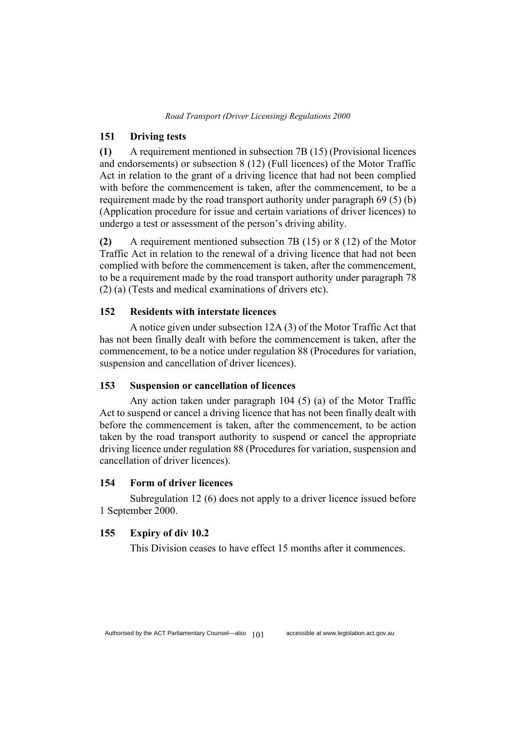### 151 Driving tests

**(1)** A requirement mentioned in subsection 7B (15) (Provisional licences and endorsements) or subsection 8 (12) (Full licences) of the Motor Traffic Act in relation to the grant of a driving licence that had not been complied with before the commencement is taken, after the commencement, to be a requirement made by the road transport authority under paragraph 69 (5) (b) (Application procedure for issue and certain variations of driver licences) to undergo a test or assessment of the person's driving ability.

**(2)** A requirement mentioned subsection 7B (15) or 8 (12) of the Motor Traffic Act in relation to the renewal of a driving licence that had not been complied with before the commencement is taken, after the commencement, to be a requirement made by the road transport authority under paragraph 78 (2) (a) (Tests and medical examinations of drivers etc).

### 152 Residents with interstate licences

A notice given under subsection 12A (3) of the Motor Traffic Act that has not been finally dealt with before the commencement is taken, after the commencement, to be a notice under regulation 88 (Procedures for variation, suspension and cancellation of driver licences).

### 153 Suspension or cancellation of licences

Any action taken under paragraph 104 (5) (a) of the Motor Traffic Act to suspend or cancel a driving licence that has not been finally dealt with before the commencement is taken, after the commencement, to be action taken by the road transport authority to suspend or cancel the appropriate driving licence under regulation 88 (Procedures for variation, suspension and cancellation of driver licences).

### 154 Form of driver licences

Subregulation 12 (6) does not apply to a driver licence issued before 1 September 2000.

### 155 Expiry of div 10.2

This Division ceases to have effect 15 months after it commences.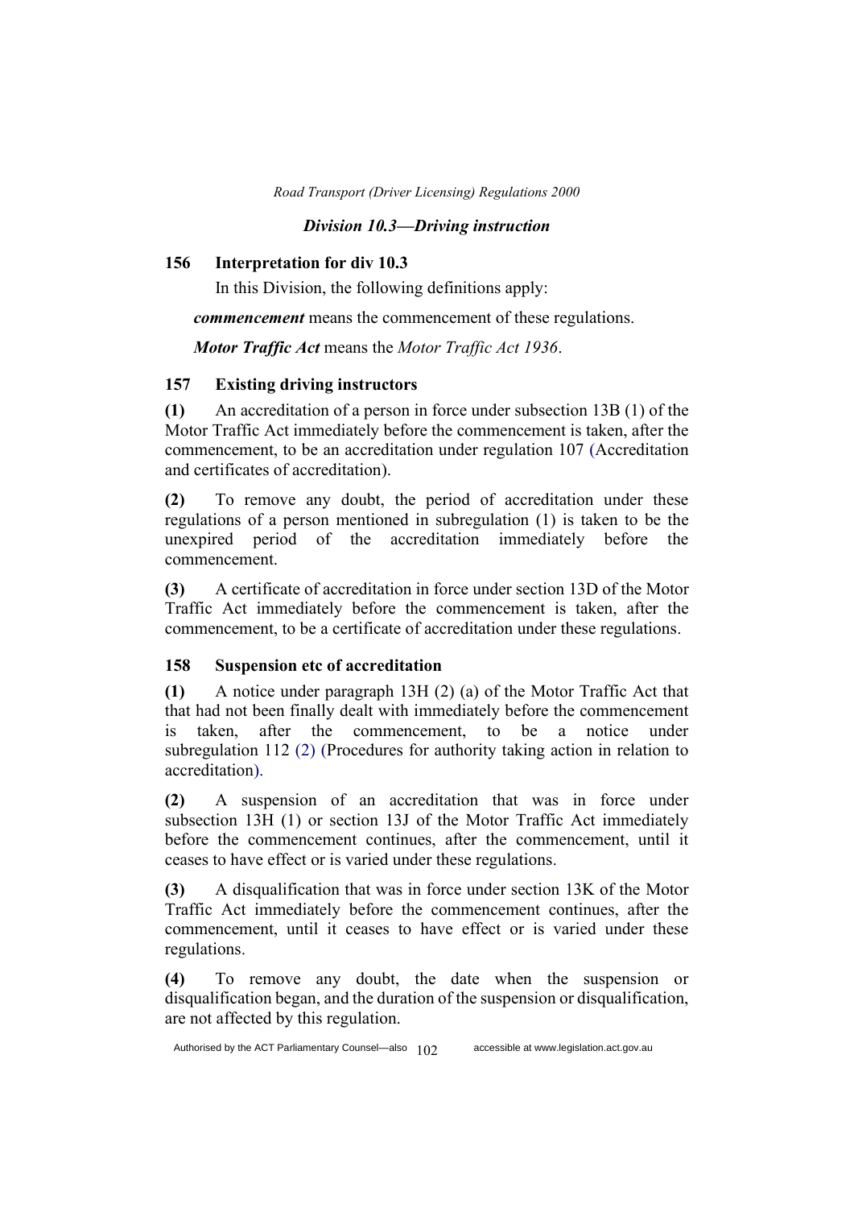### *Division 10.3—Driving instruction*

### 156 Interpretation for div 10.3

In this Division, the following definitions apply:

***commencement*** means the commencement of these regulations.

***Motor Traffic Act*** means the *Motor Traffic Act 1936*.

### 157 Existing driving instructors

**(1)** An accreditation of a person in force under subsection 13B (1) of the Motor Traffic Act immediately before the commencement is taken, after the commencement, to be an accreditation under regulation 107 (Accreditation and certificates of accreditation).

**(2)** To remove any doubt, the period of accreditation under these regulations of a person mentioned in subregulation (1) is taken to be the unexpired period of the accreditation immediately before the commencement.

**(3)** A certificate of accreditation in force under section 13D of the Motor Traffic Act immediately before the commencement is taken, after the commencement, to be a certificate of accreditation under these regulations.

### 158 Suspension etc of accreditation

**(1)** A notice under paragraph 13H (2) (a) of the Motor Traffic Act that that had not been finally dealt with immediately before the commencement is taken, after the commencement, to be a notice under subregulation 112 (2) (Procedures for authority taking action in relation to accreditation).

**(2)** A suspension of an accreditation that was in force under subsection 13H (1) or section 13J of the Motor Traffic Act immediately before the commencement continues, after the commencement, until it ceases to have effect or is varied under these regulations.

**(3)** A disqualification that was in force under section 13K of the Motor Traffic Act immediately before the commencement continues, after the commencement, until it ceases to have effect or is varied under these regulations.

**(4)** To remove any doubt, the date when the suspension or disqualification began, and the duration of the suspension or disqualification, are not affected by this regulation.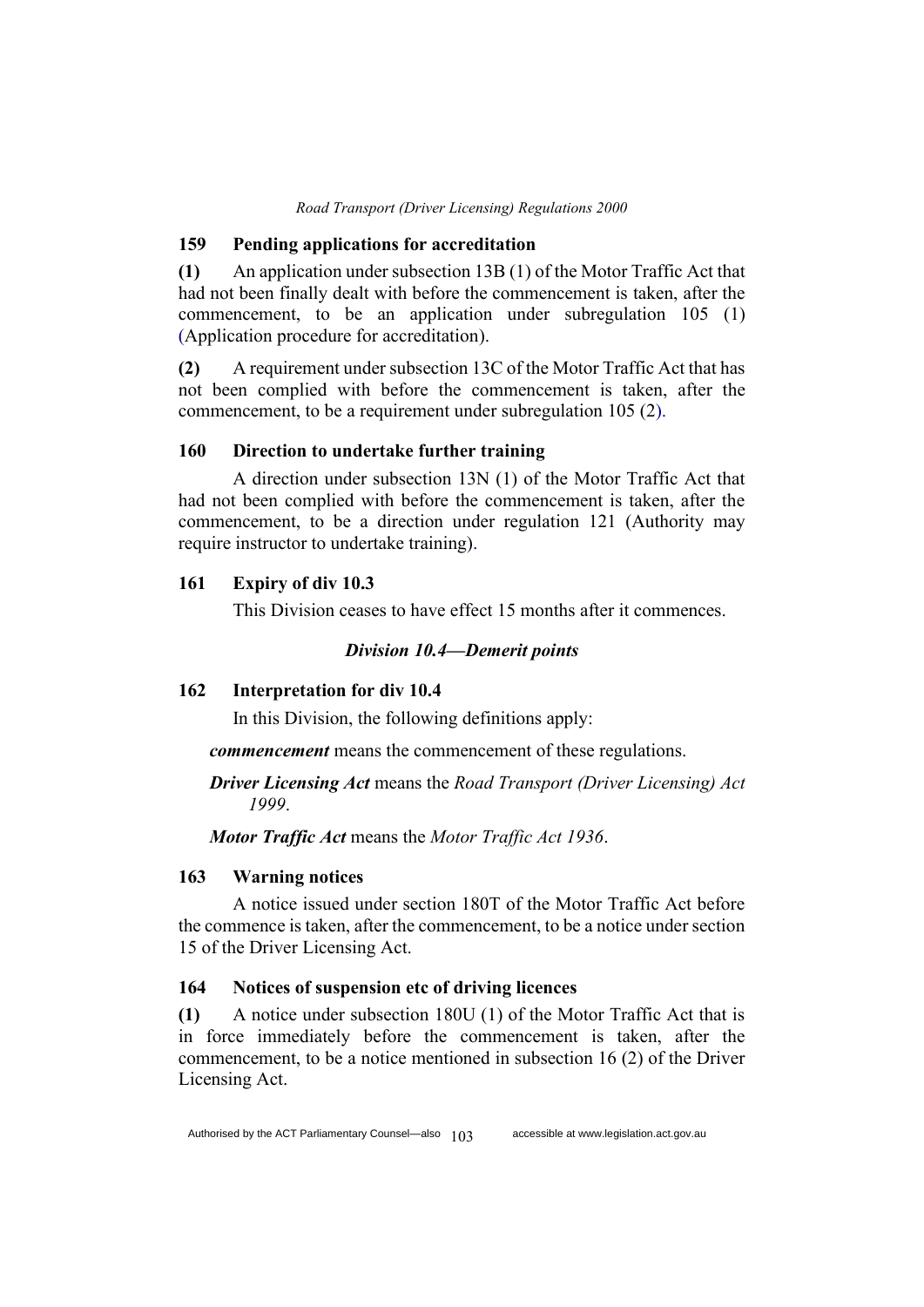### 159 Pending applications for accreditation

**(1)** An application under subsection 13B (1) of the Motor Traffic Act that had not been finally dealt with before the commencement is taken, after the commencement, to be an application under subregulation 105 (1) (Application procedure for accreditation).

**(2)** A requirement under subsection 13C of the Motor Traffic Act that has not been complied with before the commencement is taken, after the commencement, to be a requirement under subregulation 105 (2).

### 160 Direction to undertake further training

A direction under subsection 13N (1) of the Motor Traffic Act that had not been complied with before the commencement is taken, after the commencement, to be a direction under regulation 121 (Authority may require instructor to undertake training).

### 161 Expiry of div 10.3

This Division ceases to have effect 15 months after it commences.

## *Division 10.4—Demerit points*

### 162 Interpretation for div 10.4

In this Division, the following definitions apply:

***commencement*** means the commencement of these regulations.

***Driver Licensing Act*** means the *Road Transport (Driver Licensing) Act 1999*.

***Motor Traffic Act*** means the *Motor Traffic Act 1936*.

### 163 Warning notices

A notice issued under section 180T of the Motor Traffic Act before the commence is taken, after the commencement, to be a notice under section 15 of the Driver Licensing Act.

### 164 Notices of suspension etc of driving licences

**(1)** A notice under subsection 180U (1) of the Motor Traffic Act that is in force immediately before the commencement is taken, after the commencement, to be a notice mentioned in subsection 16 (2) of the Driver Licensing Act.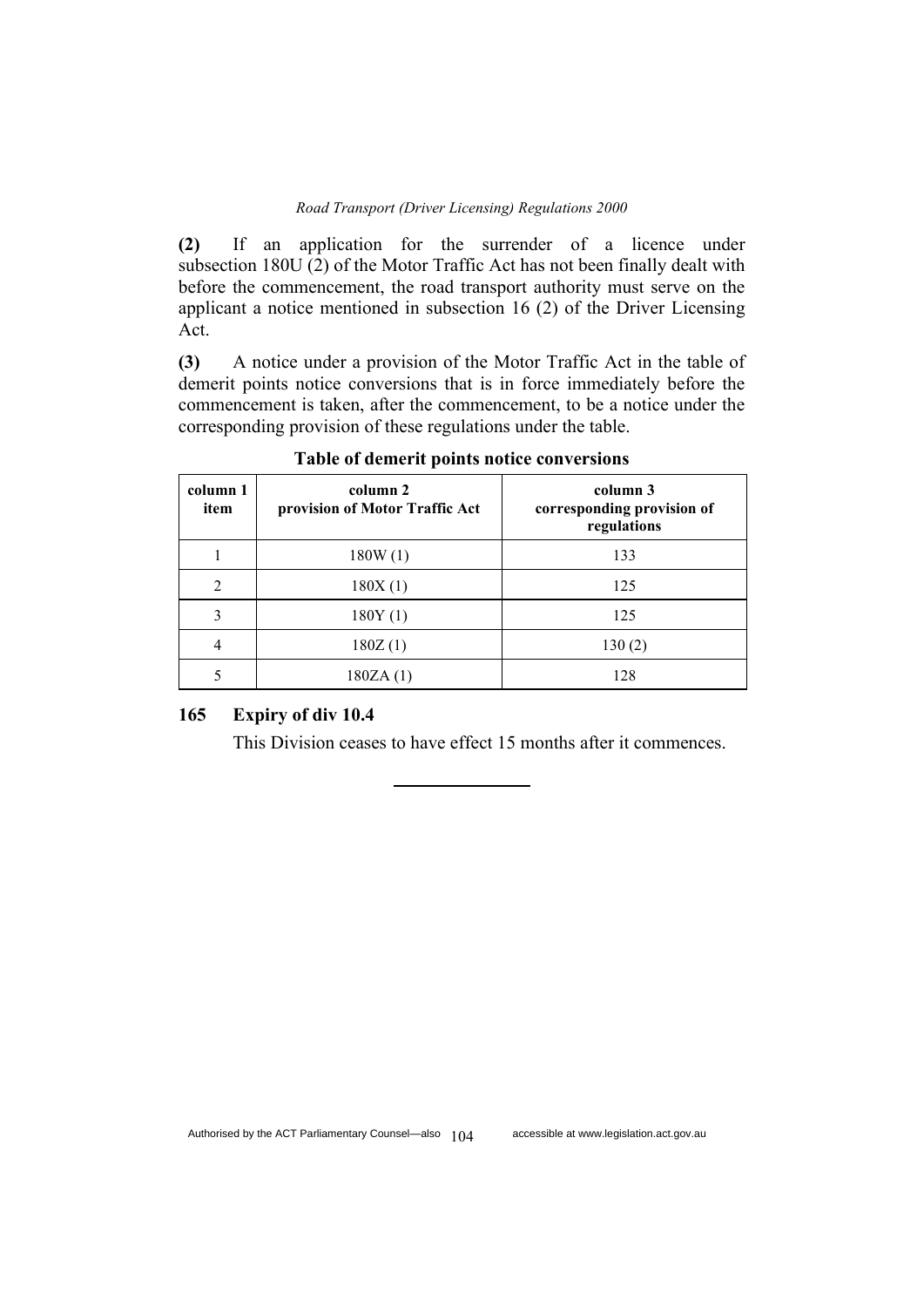**(2)** If an application for the surrender of a licence under subsection 180U (2) of the Motor Traffic Act has not been finally dealt with before the commencement, the road transport authority must serve on the applicant a notice mentioned in subsection 16 (2) of the Driver Licensing Act.

**(3)** A notice under a provision of the Motor Traffic Act in the table of demerit points notice conversions that is in force immediately before the commencement is taken, after the commencement, to be a notice under the corresponding provision of these regulations under the table.

**Table of demerit points notice conversions**

| column 1 item | column 2 provision of Motor Traffic Act | column 3 corresponding provision of regulations |
|---|---|---|
| 1 | 180W (1) | 133 |
| 2 | 180X (1) | 125 |
| 3 | 180Y (1) | 125 |
| 4 | 180Z (1) | 130 (2) |
| 5 | 180ZA (1) | 128 |

### 165 Expiry of div 10.4

This Division ceases to have effect 15 months after it commences.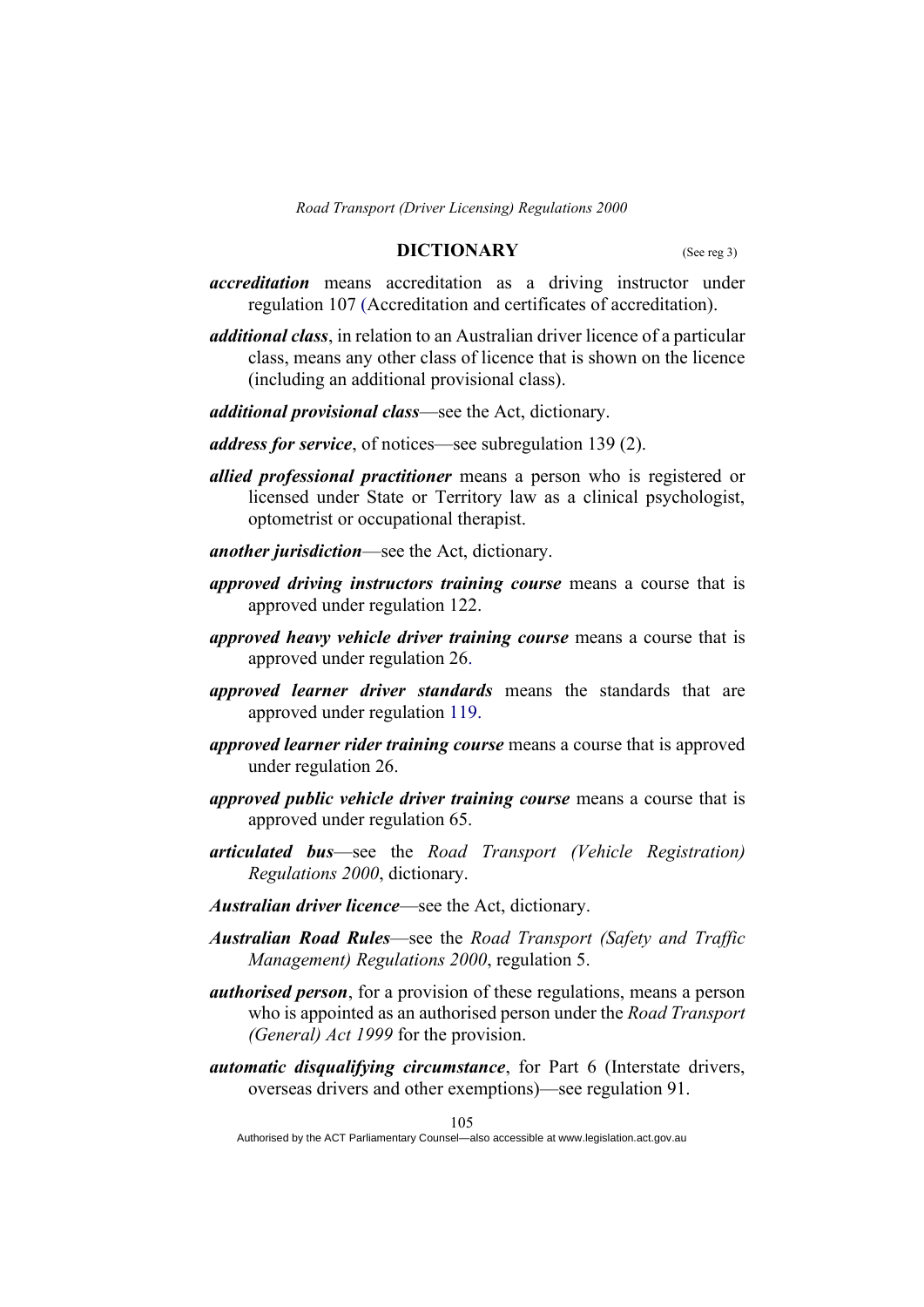## DICTIONARY

(See reg 3)

***accreditation*** means accreditation as a driving instructor under regulation 107 (Accreditation and certificates of accreditation).

***additional class***, in relation to an Australian driver licence of a particular class, means any other class of licence that is shown on the licence (including an additional provisional class).

***additional provisional class***—see the Act, dictionary.

***address for service***, of notices—see subregulation 139 (2).

***allied professional practitioner*** means a person who is registered or licensed under State or Territory law as a clinical psychologist, optometrist or occupational therapist.

***another jurisdiction***—see the Act, dictionary.

***approved driving instructors training course*** means a course that is approved under regulation 122.

***approved heavy vehicle driver training course*** means a course that is approved under regulation 26.

***approved learner driver standards*** means the standards that are approved under regulation 119.

***approved learner rider training course*** means a course that is approved under regulation 26.

***approved public vehicle driver training course*** means a course that is approved under regulation 65.

***articulated bus***—see the *Road Transport (Vehicle Registration) Regulations 2000*, dictionary.

***Australian driver licence***—see the Act, dictionary.

***Australian Road Rules***—see the *Road Transport (Safety and Traffic Management) Regulations 2000*, regulation 5.

***authorised person***, for a provision of these regulations, means a person who is appointed as an authorised person under the *Road Transport (General) Act 1999* for the provision.

***automatic disqualifying circumstance***, for Part 6 (Interstate drivers, overseas drivers and other exemptions)—see regulation 91.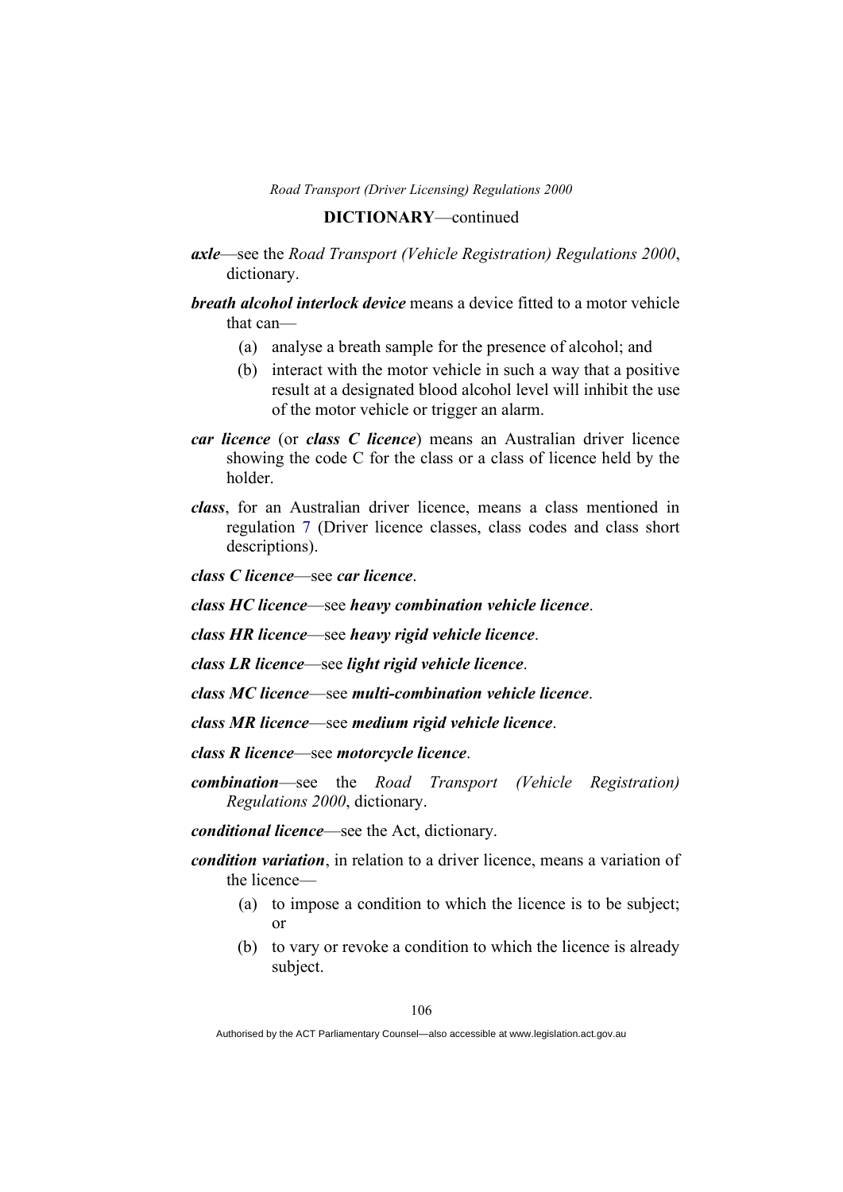**DICTIONARY**—continued

***axle***—see the *Road Transport (Vehicle Registration) Regulations 2000*, dictionary.

***breath alcohol interlock device*** means a device fitted to a motor vehicle that can—

(a) analyse a breath sample for the presence of alcohol; and

(b) interact with the motor vehicle in such a way that a positive result at a designated blood alcohol level will inhibit the use of the motor vehicle or trigger an alarm.

***car licence*** (or ***class C licence***) means an Australian driver licence showing the code C for the class or a class of licence held by the holder.

***class***, for an Australian driver licence, means a class mentioned in regulation 7 (Driver licence classes, class codes and class short descriptions).

***class C licence***—see ***car licence***.

***class HC licence***—see ***heavy combination vehicle licence***.

***class HR licence***—see ***heavy rigid vehicle licence***.

***class LR licence***—see ***light rigid vehicle licence***.

***class MC licence***—see ***multi-combination vehicle licence***.

***class MR licence***—see ***medium rigid vehicle licence***.

***class R licence***—see ***motorcycle licence***.

***combination***—see the *Road Transport (Vehicle Registration) Regulations 2000*, dictionary.

***conditional licence***—see the Act, dictionary.

***condition variation***, in relation to a driver licence, means a variation of the licence—

(a) to impose a condition to which the licence is to be subject; or

(b) to vary or revoke a condition to which the licence is already subject.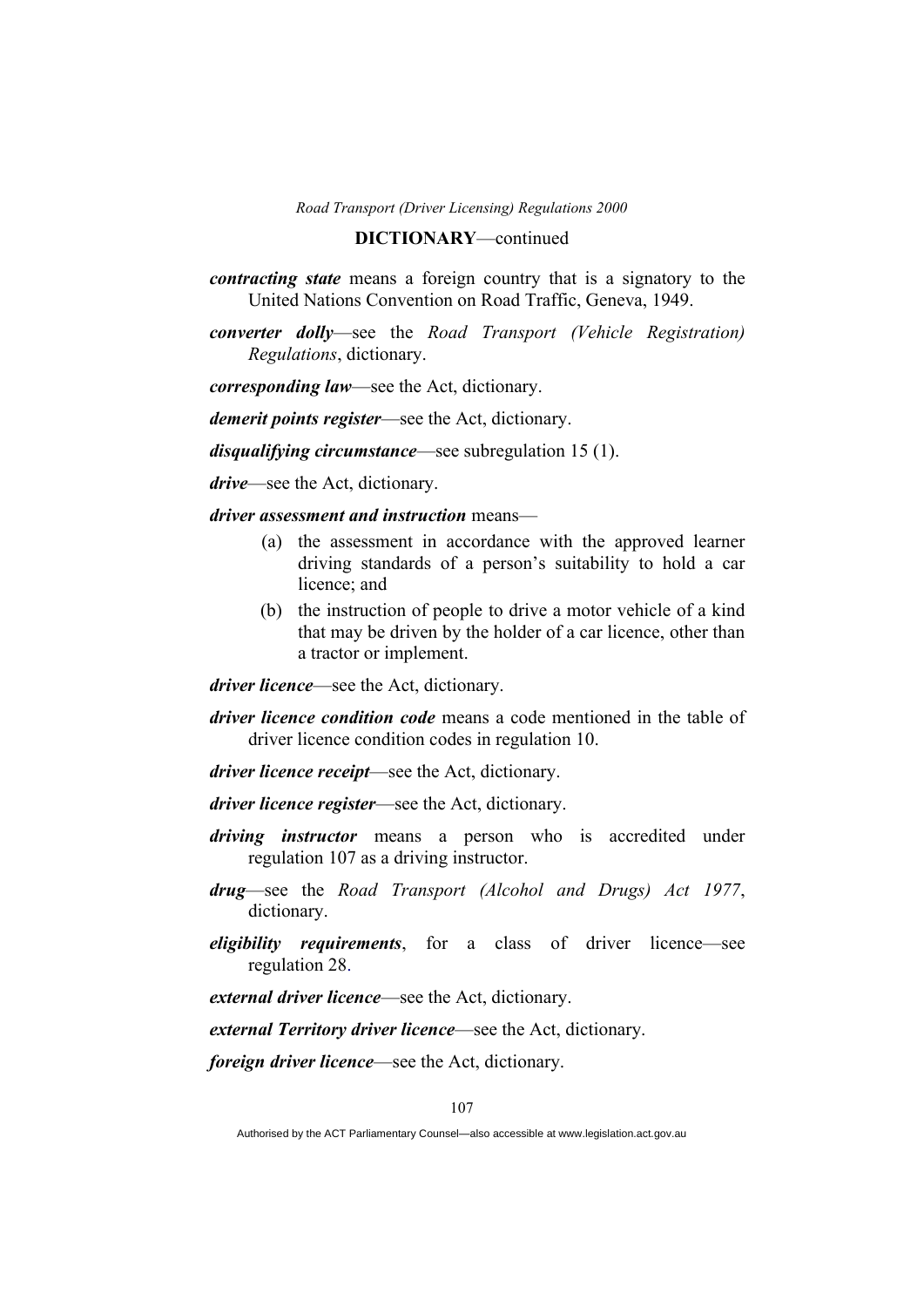**DICTIONARY**—continued

***contracting state*** means a foreign country that is a signatory to the United Nations Convention on Road Traffic, Geneva, 1949.

***converter dolly***—see the *Road Transport (Vehicle Registration) Regulations*, dictionary.

***corresponding law***—see the Act, dictionary.

***demerit points register***—see the Act, dictionary.

***disqualifying circumstance***—see subregulation 15 (1).

***drive***—see the Act, dictionary.

***driver assessment and instruction*** means—

(a) the assessment in accordance with the approved learner driving standards of a person's suitability to hold a car licence; and

(b) the instruction of people to drive a motor vehicle of a kind that may be driven by the holder of a car licence, other than a tractor or implement.

***driver licence***—see the Act, dictionary.

***driver licence condition code*** means a code mentioned in the table of driver licence condition codes in regulation 10.

***driver licence receipt***—see the Act, dictionary.

***driver licence register***—see the Act, dictionary.

***driving instructor*** means a person who is accredited under regulation 107 as a driving instructor.

***drug***—see the *Road Transport (Alcohol and Drugs) Act 1977*, dictionary.

***eligibility requirements***, for a class of driver licence—see regulation 28.

***external driver licence***—see the Act, dictionary.

***external Territory driver licence***—see the Act, dictionary.

***foreign driver licence***—see the Act, dictionary.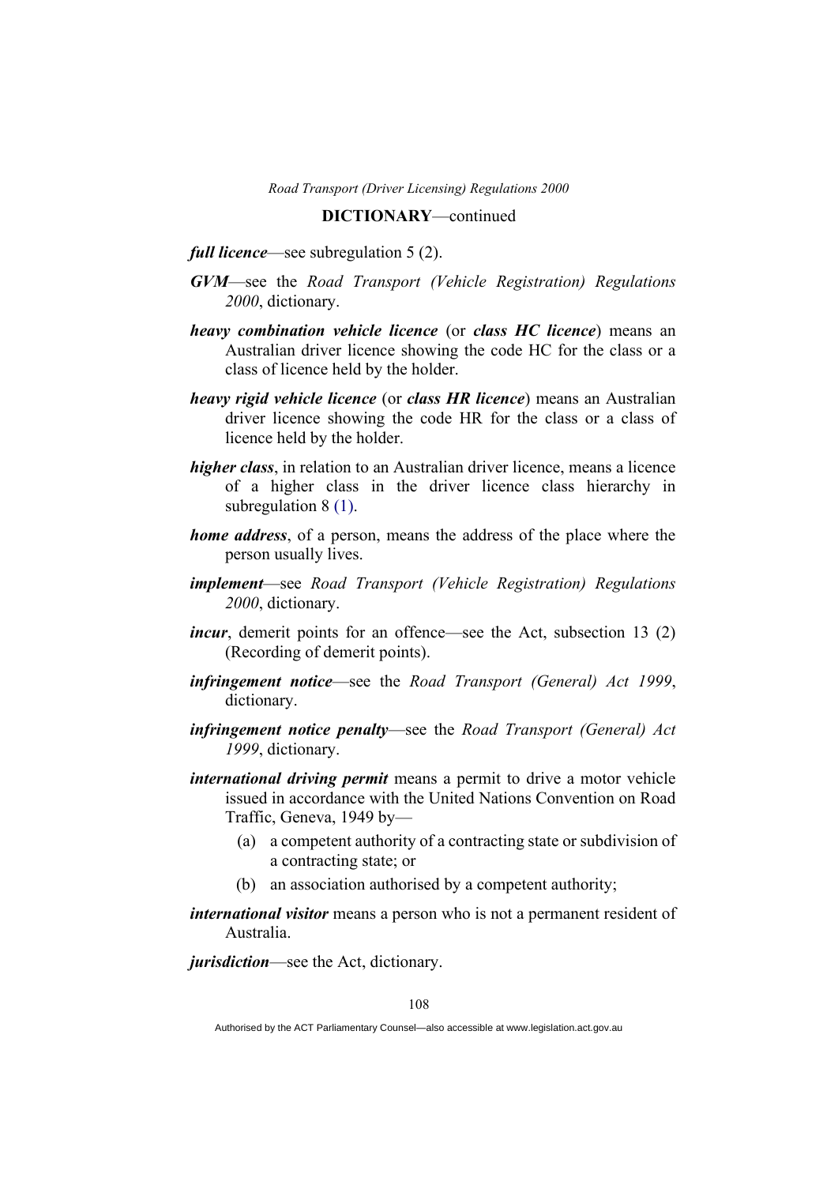**DICTIONARY**—continued

***full licence***—see subregulation 5 (2).

***GVM***—see the *Road Transport (Vehicle Registration) Regulations 2000*, dictionary.

***heavy combination vehicle licence*** (or ***class HC licence***) means an Australian driver licence showing the code HC for the class or a class of licence held by the holder.

***heavy rigid vehicle licence*** (or ***class HR licence***) means an Australian driver licence showing the code HR for the class or a class of licence held by the holder.

***higher class***, in relation to an Australian driver licence, means a licence of a higher class in the driver licence class hierarchy in subregulation 8 (1).

***home address***, of a person, means the address of the place where the person usually lives.

***implement***—see *Road Transport (Vehicle Registration) Regulations 2000*, dictionary.

***incur***, demerit points for an offence—see the Act, subsection 13 (2) (Recording of demerit points).

***infringement notice***—see the *Road Transport (General) Act 1999*, dictionary.

***infringement notice penalty***—see the *Road Transport (General) Act 1999*, dictionary.

***international driving permit*** means a permit to drive a motor vehicle issued in accordance with the United Nations Convention on Road Traffic, Geneva, 1949 by—

(a) a competent authority of a contracting state or subdivision of a contracting state; or

(b) an association authorised by a competent authority;

***international visitor*** means a person who is not a permanent resident of Australia.

***jurisdiction***—see the Act, dictionary.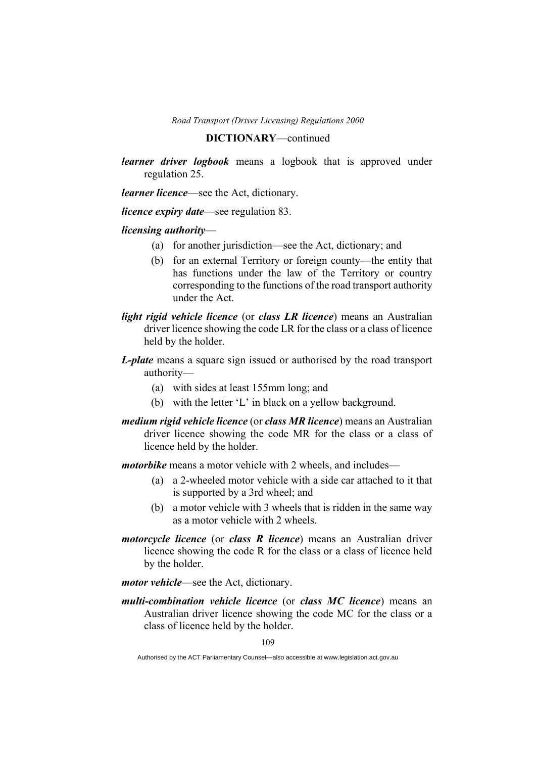**DICTIONARY**—continued

***learner driver logbook*** means a logbook that is approved under regulation 25.

***learner licence***—see the Act, dictionary.

***licence expiry date***—see regulation 83.

***licensing authority***—

(a) for another jurisdiction—see the Act, dictionary; and

(b) for an external Territory or foreign county—the entity that has functions under the law of the Territory or country corresponding to the functions of the road transport authority under the Act.

***light rigid vehicle licence*** (or ***class LR licence***) means an Australian driver licence showing the code LR for the class or a class of licence held by the holder.

***L-plate*** means a square sign issued or authorised by the road transport authority—

(a) with sides at least 155mm long; and

(b) with the letter 'L' in black on a yellow background.

***medium rigid vehicle licence*** (or ***class MR licence***) means an Australian driver licence showing the code MR for the class or a class of licence held by the holder.

***motorbike*** means a motor vehicle with 2 wheels, and includes—

(a) a 2-wheeled motor vehicle with a side car attached to it that is supported by a 3rd wheel; and

(b) a motor vehicle with 3 wheels that is ridden in the same way as a motor vehicle with 2 wheels.

***motorcycle licence*** (or ***class R licence***) means an Australian driver licence showing the code R for the class or a class of licence held by the holder.

***motor vehicle***—see the Act, dictionary.

***multi-combination vehicle licence*** (or ***class MC licence***) means an Australian driver licence showing the code MC for the class or a class of licence held by the holder.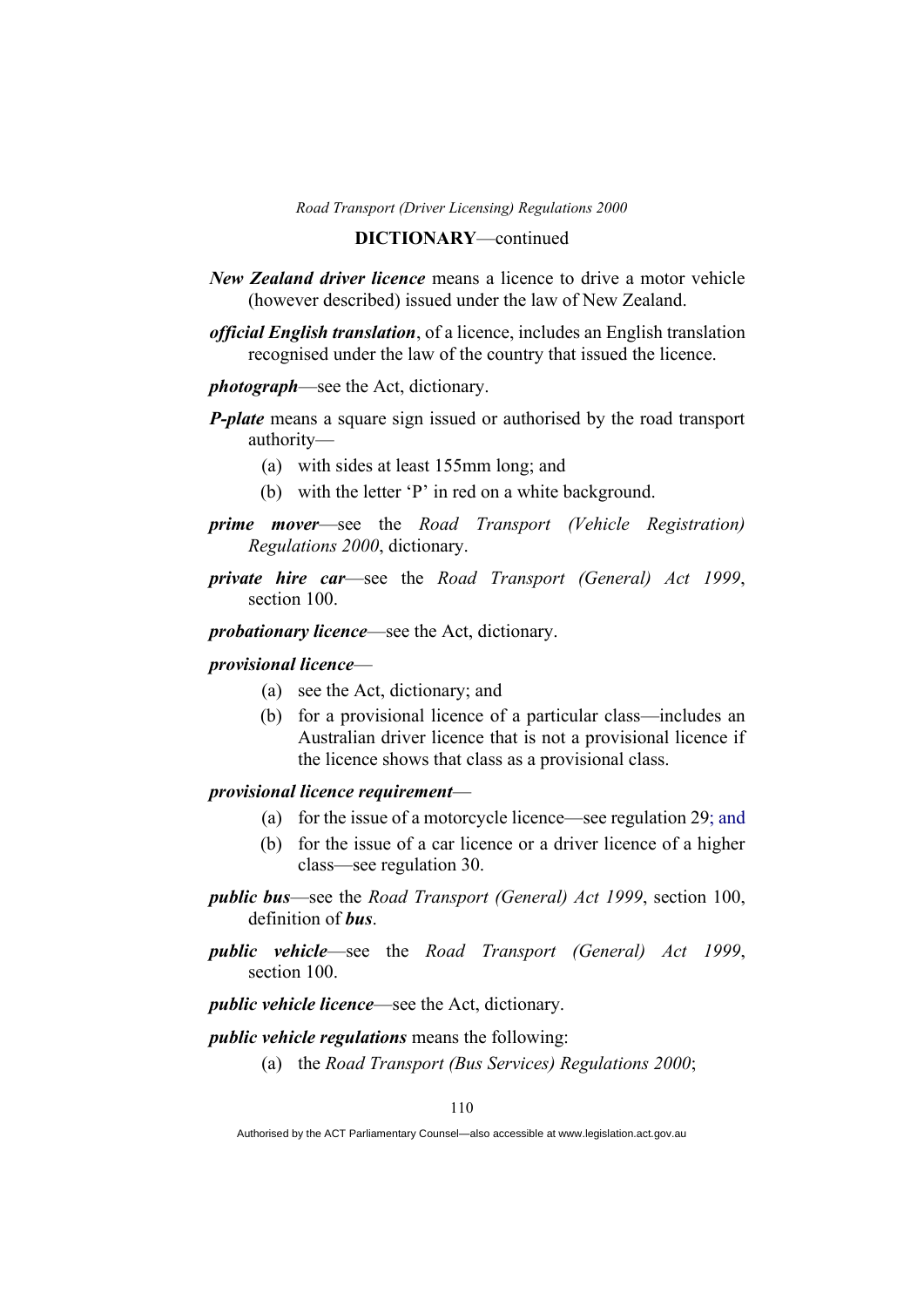**DICTIONARY**—continued

***New Zealand driver licence*** means a licence to drive a motor vehicle (however described) issued under the law of New Zealand.

***official English translation***, of a licence, includes an English translation recognised under the law of the country that issued the licence.

***photograph***—see the Act, dictionary.

***P-plate*** means a square sign issued or authorised by the road transport authority—

(a) with sides at least 155mm long; and

(b) with the letter 'P' in red on a white background.

***prime mover***—see the *Road Transport (Vehicle Registration) Regulations 2000*, dictionary.

***private hire car***—see the *Road Transport (General) Act 1999*, section 100.

***probationary licence***—see the Act, dictionary.

***provisional licence***—

(a) see the Act, dictionary; and

(b) for a provisional licence of a particular class—includes an Australian driver licence that is not a provisional licence if the licence shows that class as a provisional class.

***provisional licence requirement***—

(a) for the issue of a motorcycle licence—see regulation 29; and

(b) for the issue of a car licence or a driver licence of a higher class—see regulation 30.

***public bus***—see the *Road Transport (General) Act 1999*, section 100, definition of ***bus***.

***public vehicle***—see the *Road Transport (General) Act 1999*, section 100.

***public vehicle licence***—see the Act, dictionary.

***public vehicle regulations*** means the following:

(a) the *Road Transport (Bus Services) Regulations 2000*;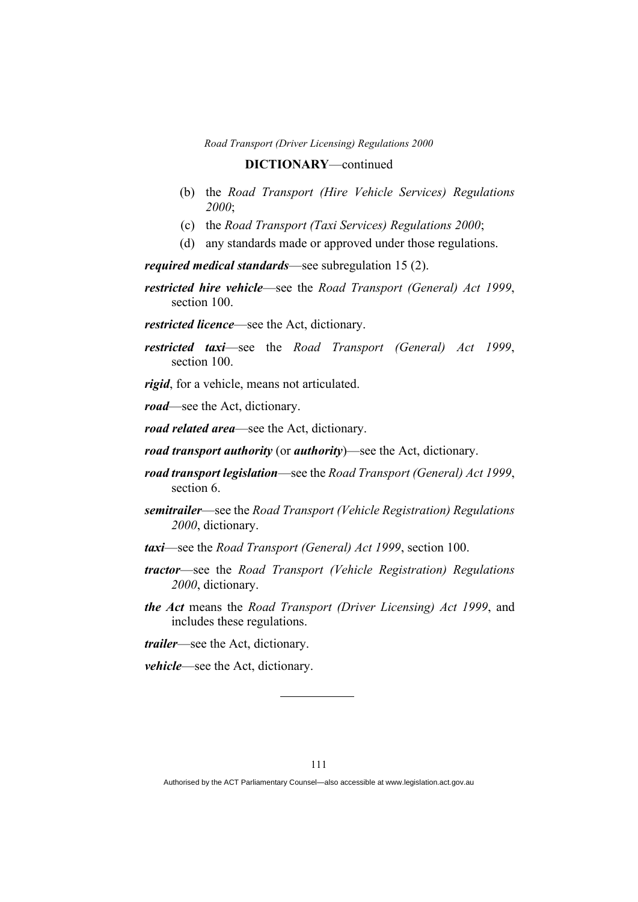**DICTIONARY**—continued

(b) the *Road Transport (Hire Vehicle Services) Regulations 2000*;

(c) the *Road Transport (Taxi Services) Regulations 2000*;

(d) any standards made or approved under those regulations.

***required medical standards***—see subregulation 15 (2).

***restricted hire vehicle***—see the *Road Transport (General) Act 1999*, section 100.

***restricted licence***—see the Act, dictionary.

***restricted taxi***—see the *Road Transport (General) Act 1999*, section 100.

***rigid***, for a vehicle, means not articulated.

***road***—see the Act, dictionary.

***road related area***—see the Act, dictionary.

***road transport authority*** (or ***authority***)—see the Act, dictionary.

***road transport legislation***—see the *Road Transport (General) Act 1999*, section 6.

***semitrailer***—see the *Road Transport (Vehicle Registration) Regulations 2000*, dictionary.

***taxi***—see the *Road Transport (General) Act 1999*, section 100.

***tractor***—see the *Road Transport (Vehicle Registration) Regulations 2000*, dictionary.

***the Act*** means the *Road Transport (Driver Licensing) Act 1999*, and includes these regulations.

***trailer***—see the Act, dictionary.

***vehicle***—see the Act, dictionary.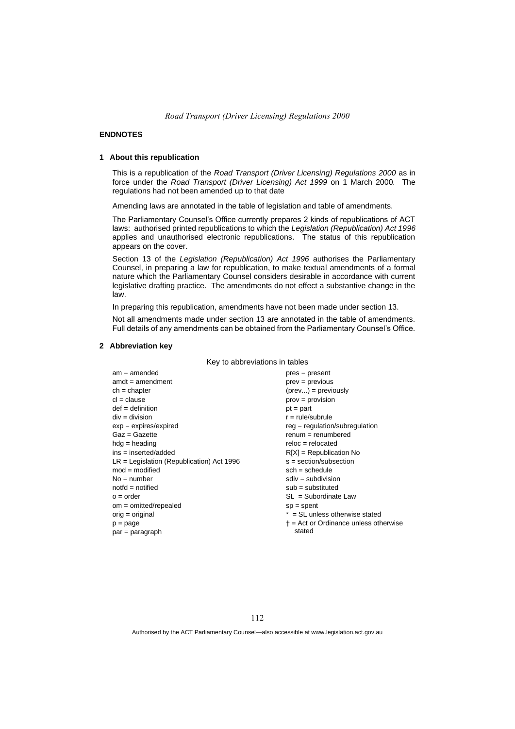## ENDNOTES

### 1 About this republication

This is a republication of the *Road Transport (Driver Licensing) Regulations 2000* as in force under the *Road Transport (Driver Licensing) Act 1999* on 1 March 2000*.* The regulations had not been amended up to that date

Amending laws are annotated in the table of legislation and table of amendments.

The Parliamentary Counsel's Office currently prepares 2 kinds of republications of ACT laws: authorised printed republications to which the *Legislation (Republication) Act 1996* applies and unauthorised electronic republications. The status of this republication appears on the cover.

Section 13 of the *Legislation (Republication) Act 1996* authorises the Parliamentary Counsel, in preparing a law for republication, to make textual amendments of a formal nature which the Parliamentary Counsel considers desirable in accordance with current legislative drafting practice. The amendments do not effect a substantive change in the law.

In preparing this republication, amendments have not been made under section 13.

Not all amendments made under section 13 are annotated in the table of amendments. Full details of any amendments can be obtained from the Parliamentary Counsel's Office.

### 2 Abbreviation key

Key to abbreviations in tables

am = amended
amdt = amendment
ch = chapter
cl = clause
def = definition
div = division
exp = expires/expired
Gaz = Gazette
hdg = heading
ins = inserted/added
LR = Legislation (Republication) Act 1996
mod = modified
No = number
notfd = notified
o = order
om = omitted/repealed
orig = original
p = page
par = paragraph
pres = present
prev = previous
(prev...) = previously
prov = provision
pt = part
r = rule/subrule
reg = regulation/subregulation
renum = renumbered
reloc = relocated
R[X] = Republication No
s = section/subsection
sch = schedule
sdiv = subdivision
sub = substituted
SL = Subordinate Law
sp = spent
* = SL unless otherwise stated
† = Act or Ordinance unless otherwise stated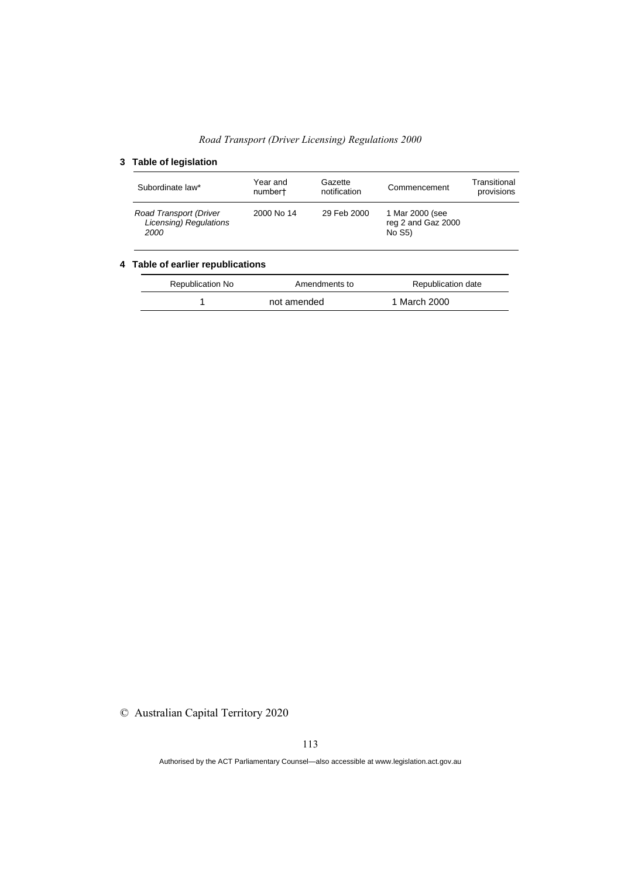## 3 Table of legislation

| Subordinate law* | Year and number† | Gazette notification | Commencement | Transitional provisions |
|---|---|---|---|---|
| *Road Transport (Driver Licensing) Regulations 2000* | 2000 No 14 | 29 Feb 2000 | 1 Mar 2000 (see reg 2 and Gaz 2000 No S5) | |

## 4 Table of earlier republications

| Republication No | Amendments to | Republication date |
|---|---|---|
| 1 | not amended | 1 March 2000 |

© Australian Capital Territory 2020